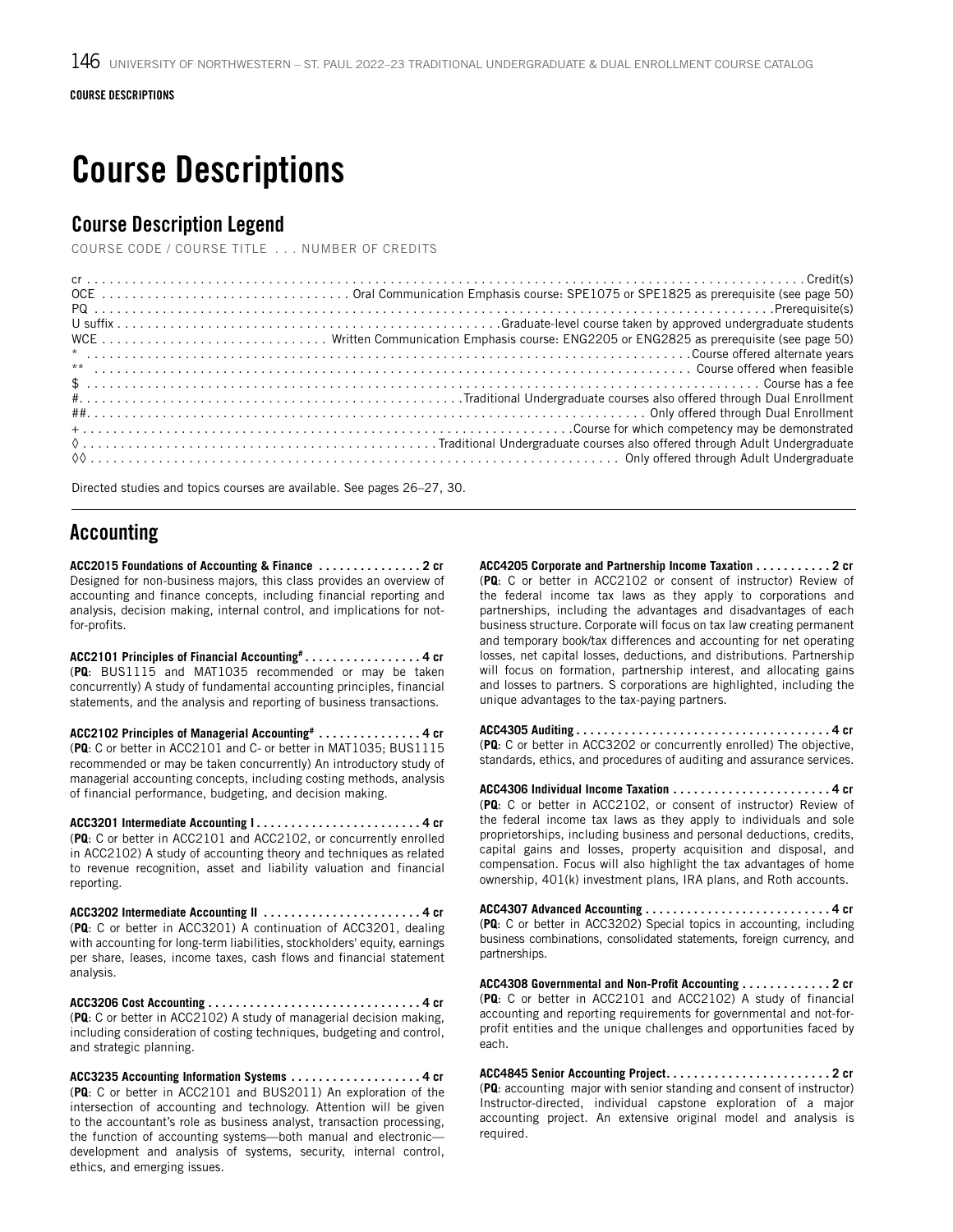COURSE DESCRIPTIONS

# Course Descriptions

## Course Description Legend

COURSE CODE / COURSE TITLE . . . NUMBER OF CREDITS

| | |
|---|---|
| cr | Credit(s) |
| OCE | Oral Communication Emphasis course: SPE1075 or SPE1825 as prerequisite (see page 50) |
| PQ | Prerequisite(s) |
| U suffix | Graduate-level course taken by approved undergraduate students |
| WCE | Written Communication Emphasis course: ENG2205 or ENG2825 as prerequisite (see page 50) |
| * | Course offered alternate years |
| ** | Course offered when feasible |
| $ | Course has a fee |
| # | Traditional Undergraduate courses also offered through Dual Enrollment |
| ## | Only offered through Dual Enrollment |
| + | Course for which competency may be demonstrated |
| ◊ | Traditional Undergraduate courses also offered through Adult Undergraduate |
| ◊◊ | Only offered through Adult Undergraduate |

Directed studies and topics courses are available. See pages 26–27, 30.

## Accounting

**ACC2015 Foundations of Accounting & Finance . . . . . . . . . . . . . . . 2 cr**
Designed for non-business majors, this class provides an overview of accounting and finance concepts, including financial reporting and analysis, decision making, internal control, and implications for not-for-profits.

**ACC2101 Principles of Financial Accounting# . . . . . . . . . . . . . . . . 4 cr**
(**PQ**: BUS1115 and MAT1035 recommended or may be taken concurrently) A study of fundamental accounting principles, financial statements, and the analysis and reporting of business transactions.

**ACC2102 Principles of Managerial Accounting# . . . . . . . . . . . . . . . 4 cr**
(**PQ**: C or better in ACC2101 and C- or better in MAT1035; BUS1115 recommended or may be taken concurrently) An introductory study of managerial accounting concepts, including costing methods, analysis of financial performance, budgeting, and decision making.

**ACC3201 Intermediate Accounting I . . . . . . . . . . . . . . . . . . . . . . . . 4 cr**
(**PQ**: C or better in ACC2101 and ACC2102, or concurrently enrolled in ACC2102) A study of accounting theory and techniques as related to revenue recognition, asset and liability valuation and financial reporting.

**ACC3202 Intermediate Accounting II . . . . . . . . . . . . . . . . . . . . . . . 4 cr**
(**PQ**: C or better in ACC3201) A continuation of ACC3201, dealing with accounting for long-term liabilities, stockholders' equity, earnings per share, leases, income taxes, cash flows and financial statement analysis.

**ACC3206 Cost Accounting . . . . . . . . . . . . . . . . . . . . . . . . . . . . . . . 4 cr**
(**PQ**: C or better in ACC2102) A study of managerial decision making, including consideration of costing techniques, budgeting and control, and strategic planning.

**ACC3235 Accounting Information Systems . . . . . . . . . . . . . . . . . . . 4 cr**
(**PQ**: C or better in ACC2101 and BUS2011) An exploration of the intersection of accounting and technology. Attention will be given to the accountant's role as business analyst, transaction processing, the function of accounting systems—both manual and electronic—development and analysis of systems, security, internal control, ethics, and emerging issues.

**ACC4205 Corporate and Partnership Income Taxation . . . . . . . . . . . 2 cr**
(**PQ**: C or better in ACC2102 or consent of instructor) Review of the federal income tax laws as they apply to corporations and partnerships, including the advantages and disadvantages of each business structure. Corporate will focus on tax law creating permanent and temporary book/tax differences and accounting for net operating losses, net capital losses, deductions, and distributions. Partnership will focus on formation, partnership interest, and allocating gains and losses to partners. S corporations are highlighted, including the unique advantages to the tax-paying partners.

**ACC4305 Auditing . . . . . . . . . . . . . . . . . . . . . . . . . . . . . . . . . . . . 4 cr**
(**PQ**: C or better in ACC3202 or concurrently enrolled) The objective, standards, ethics, and procedures of auditing and assurance services.

**ACC4306 Individual Income Taxation . . . . . . . . . . . . . . . . . . . . . . . 4 cr**
(**PQ**: C or better in ACC2102, or consent of instructor) Review of the federal income tax laws as they apply to individuals and sole proprietorships, including business and personal deductions, credits, capital gains and losses, property acquisition and disposal, and compensation. Focus will also highlight the tax advantages of home ownership, 401(k) investment plans, IRA plans, and Roth accounts.

**ACC4307 Advanced Accounting . . . . . . . . . . . . . . . . . . . . . . . . . . . 4 cr**
(**PQ**: C or better in ACC3202) Special topics in accounting, including business combinations, consolidated statements, foreign currency, and partnerships.

**ACC4308 Governmental and Non-Profit Accounting . . . . . . . . . . . . . 2 cr**
(**PQ**: C or better in ACC2101 and ACC2102) A study of financial accounting and reporting requirements for governmental and not-for-profit entities and the unique challenges and opportunities faced by each.

**ACC4845 Senior Accounting Project. . . . . . . . . . . . . . . . . . . . . . . . 2 cr**
(**PQ**: accounting major with senior standing and consent of instructor) Instructor-directed, individual capstone exploration of a major accounting project. An extensive original model and analysis is required.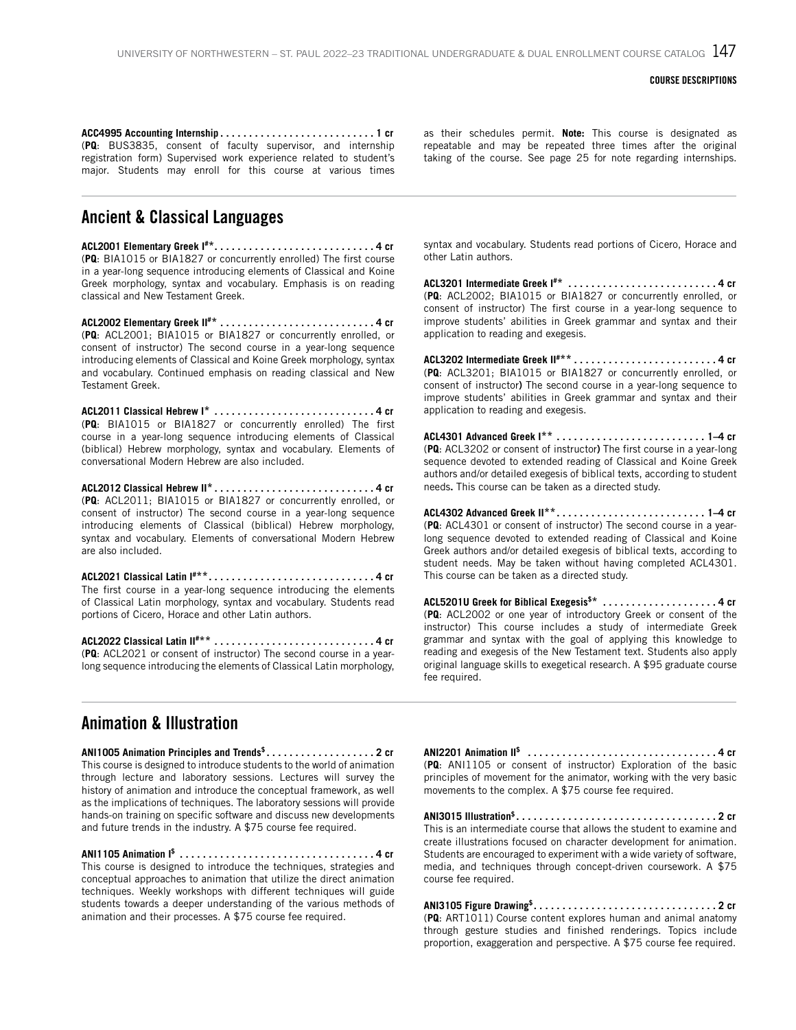**ACC4995 Accounting Internship . . . . . . . . . . . . . . . . . . . . . . . . . . . 1 cr**
(**PQ**: BUS3835, consent of faculty supervisor, and internship registration form) Supervised work experience related to student's major. Students may enroll for this course at various times as their schedules permit. **Note:** This course is designated as repeatable and may be repeated three times after the original taking of the course. See page 25 for note regarding internships.

## Ancient & Classical Languages

**ACL2001 Elementary Greek I#\*. . . . . . . . . . . . . . . . . . . . . . . . . . . . 4 cr**
(**PQ**: BIA1015 or BIA1827 or concurrently enrolled) The first course in a year-long sequence introducing elements of Classical and Koine Greek morphology, syntax and vocabulary. Emphasis is on reading classical and New Testament Greek.

**ACL2002 Elementary Greek II#\* . . . . . . . . . . . . . . . . . . . . . . . . . . . 4 cr**
(**PQ**: ACL2001; BIA1015 or BIA1827 or concurrently enrolled, or consent of instructor) The second course in a year-long sequence introducing elements of Classical and Koine Greek morphology, syntax and vocabulary. Continued emphasis on reading classical and New Testament Greek.

**ACL2011 Classical Hebrew I\* . . . . . . . . . . . . . . . . . . . . . . . . . . . . 4 cr**
(**PQ**: BIA1015 or BIA1827 or concurrently enrolled) The first course in a year-long sequence introducing elements of Classical (biblical) Hebrew morphology, syntax and vocabulary. Elements of conversational Modern Hebrew are also included.

**ACL2012 Classical Hebrew II\*. . . . . . . . . . . . . . . . . . . . . . . . . . . . 4 cr**
(**PQ**: ACL2011; BIA1015 or BIA1827 or concurrently enrolled, or consent of instructor) The second course in a year-long sequence introducing elements of Classical (biblical) Hebrew morphology, syntax and vocabulary. Elements of conversational Modern Hebrew are also included.

**ACL2021 Classical Latin I#\*\*. . . . . . . . . . . . . . . . . . . . . . . . . . . . . 4 cr**
The first course in a year-long sequence introducing the elements of Classical Latin morphology, syntax and vocabulary. Students read portions of Cicero, Horace and other Latin authors.

**ACL2022 Classical Latin II#\*\* . . . . . . . . . . . . . . . . . . . . . . . . . . . 4 cr**
(**PQ**: ACL2021 or consent of instructor) The second course in a year-long sequence introducing the elements of Classical Latin morphology, syntax and vocabulary. Students read portions of Cicero, Horace and other Latin authors.

**ACL3201 Intermediate Greek I#\* . . . . . . . . . . . . . . . . . . . . . . . . . . 4 cr**
(**PQ**: ACL2002; BIA1015 or BIA1827 or concurrently enrolled, or consent of instructor) The first course in a year-long sequence to improve students' abilities in Greek grammar and syntax and their application to reading and exegesis.

**ACL3202 Intermediate Greek II#\*\* . . . . . . . . . . . . . . . . . . . . . . . . . 4 cr**
(**PQ**: ACL3201; BIA1827 or concurrently enrolled, or consent of instructor) The second course in a year-long sequence to improve students' abilities in Greek grammar and syntax and their application to reading and exegesis.

**ACL4301 Advanced Greek I\*\* . . . . . . . . . . . . . . . . . . . . . . . . . . 1–4 cr**
(**PQ**: ACL3202 or consent of instructor) The first course in a year-long sequence devoted to extended reading of Classical and Koine Greek authors and/or detailed exegesis of biblical texts, according to student needs. This course can be taken as a directed study.

**ACL4302 Advanced Greek II\*\*. . . . . . . . . . . . . . . . . . . . . . . . . . 1–4 cr**
(**PQ**: ACL4301 or consent of instructor) The second course in a year-long sequence devoted to extended reading of Classical and Koine Greek authors and/or detailed exegesis of biblical texts, according to student needs. May be taken without having completed ACL4301. This course can be taken as a directed study.

**ACL5201U Greek for Biblical Exegesis$\* . . . . . . . . . . . . . . . . . . . . 4 cr**
(**PQ**: ACL2002 or one year of introductory Greek or consent of the instructor) This course includes a study of intermediate Greek grammar and syntax with the goal of applying this knowledge to reading and exegesis of the New Testament text. Students also apply original language skills to exegetical research. A $95 graduate course fee required.

## Animation & Illustration

**ANI1005 Animation Principles and Trends$. . . . . . . . . . . . . . . . . . . 2 cr**
This course is designed to introduce students to the world of animation through lecture and laboratory sessions. Lectures will survey the history of animation and introduce the conceptual framework, as well as the implications of techniques. The laboratory sessions will provide hands-on training on specific software and discuss new developments and future trends in the industry. A $75 course fee required.

**ANI1105 Animation I$ . . . . . . . . . . . . . . . . . . . . . . . . . . . . . . . . . . 4 cr**
This course is designed to introduce the techniques, strategies and conceptual approaches to animation that utilize the direct animation techniques. Weekly workshops with different techniques will guide students towards a deeper understanding of the various methods of animation and their processes. A $75 course fee required.

**ANI2201 Animation II$ . . . . . . . . . . . . . . . . . . . . . . . . . . . . . . . . . 4 cr**
(**PQ**: ANI1105 or consent of instructor) Exploration of the basic principles of movement for the animator, working with the very basic movements to the complex. A $75 course fee required.

**ANI3015 Illustration$. . . . . . . . . . . . . . . . . . . . . . . . . . . . . . . . . . . 2 cr**
This is an intermediate course that allows the student to examine and create illustrations focused on character development for animation. Students are encouraged to experiment with a wide variety of software, media, and techniques through concept-driven coursework. A $75 course fee required.

**ANI3105 Figure Drawing$. . . . . . . . . . . . . . . . . . . . . . . . . . . . . . . . 2 cr**
(**PQ**: ART1011) Course content explores human and animal anatomy through gesture studies and finished renderings. Topics include proportion, exaggeration and perspective. A $75 course fee required.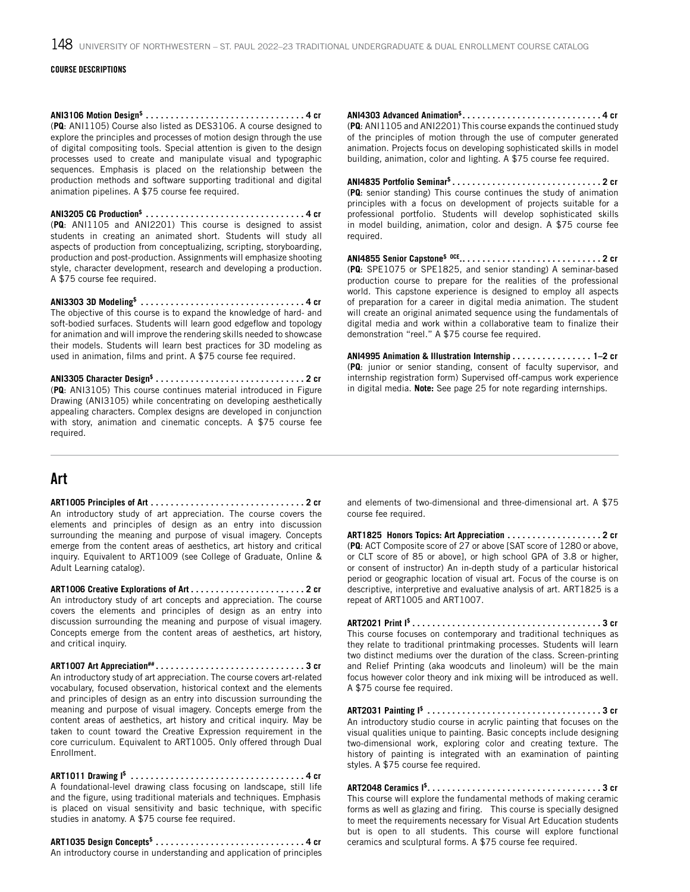COURSE DESCRIPTIONS

**ANI3106 Motion Design$ . . . . . . . . . . . . . . . . . . . . . . . . . . . . . . . . 4 cr**
(**PQ**: ANI1105) Course also listed as DES3106. A course designed to explore the principles and processes of motion design through the use of digital compositing tools. Special attention is given to the design processes used to create and manipulate visual and typographic sequences. Emphasis is placed on the relationship between the production methods and software supporting traditional and digital animation pipelines. A $75 course fee required.

**ANI3205 CG Production$ . . . . . . . . . . . . . . . . . . . . . . . . . . . . . . . . 4 cr**
(**PQ**: ANI1105 and ANI2201) This course is designed to assist students in creating an animated short. Students will study all aspects of production from conceptualizing, scripting, storyboarding, production and post-production. Assignments will emphasize shooting style, character development, research and developing a production. A $75 course fee required.

**ANI3303 3D Modeling$ . . . . . . . . . . . . . . . . . . . . . . . . . . . . . . . . 4 cr**
The objective of this course is to expand the knowledge of hard- and soft-bodied surfaces. Students will learn good edgeflow and topology for animation and will improve the rendering skills needed to showcase their models. Students will learn best practices for 3D modeling as used in animation, films and print. A $75 course fee required.

**ANI3305 Character Design$ . . . . . . . . . . . . . . . . . . . . . . . . . . . . . . 2 cr**
(**PQ**: ANI3105) This course continues material introduced in Figure Drawing (ANI3105) while concentrating on developing aesthetically appealing characters. Complex designs are developed in conjunction with story, animation and cinematic concepts. A $75 course fee required.

**ANI4303 Advanced Animation$ . . . . . . . . . . . . . . . . . . . . . . . . . . . . 4 cr**
(**PQ**: ANI1105 and ANI2201) This course expands the continued study of the principles of motion through the use of computer generated animation. Projects focus on developing sophisticated skills in model building, animation, color and lighting. A $75 course fee required.

**ANI4835 Portfolio Seminar$ . . . . . . . . . . . . . . . . . . . . . . . . . . . . . . 2 cr**
(**PQ**: senior standing) This course continues the study of animation principles with a focus on development of projects suitable for a professional portfolio. Students will develop sophisticated skills in model building, animation, color and design. A $75 course fee required.

**ANI4855 Senior Capstone$ OCE. . . . . . . . . . . . . . . . . . . . . . . . . . . . . 2 cr**
(**PQ**: SPE1075 or SPE1825, and senior standing) A seminar-based production course to prepare for the realities of the professional world. This capstone experience is designed to employ all aspects of preparation for a career in digital media animation. The student will create an original animated sequence using the fundamentals of digital media and work within a collaborative team to finalize their demonstration "reel." A $75 course fee required.

**ANI4995 Animation & Illustration Internship . . . . . . . . . . . . . . . . 1–2 cr**
(**PQ**: junior or senior standing, consent of faculty supervisor, and internship registration form) Supervised off-campus work experience in digital media. **Note:** See page 25 for note regarding internships.

## Art

**ART1005 Principles of Art . . . . . . . . . . . . . . . . . . . . . . . . . . . . . . . 2 cr**
An introductory study of art appreciation. The course covers the elements and principles of design as an entry into discussion surrounding the meaning and purpose of visual imagery. Concepts emerge from the content areas of aesthetics, art history and critical inquiry. Equivalent to ART1009 (see College of Graduate, Online & Adult Learning catalog).

**ART1006 Creative Explorations of Art . . . . . . . . . . . . . . . . . . . . . . . 2 cr**
An introductory study of art concepts and appreciation. The course covers the elements and principles of design as an entry into discussion surrounding the meaning and purpose of visual imagery. Concepts emerge from the content areas of aesthetics, art history, and critical inquiry.

**ART1007 Art Appreciation## . . . . . . . . . . . . . . . . . . . . . . . . . . . . . . 3 cr**
An introductory study of art appreciation. The course covers art-related vocabulary, focused observation, historical context and the elements and principles of design as an entry into discussion surrounding the meaning and purpose of visual imagery. Concepts emerge from the content areas of aesthetics, art history and critical inquiry. May be taken to count toward the Creative Expression requirement in the core curriculum. Equivalent to ART1005. Only offered through Dual Enrollment.

**ART1011 Drawing I$ . . . . . . . . . . . . . . . . . . . . . . . . . . . . . . . . . . . 4 cr**
A foundational-level drawing class focusing on landscape, still life and the figure, using traditional materials and techniques. Emphasis is placed on visual sensitivity and basic technique, with specific studies in anatomy. A $75 course fee required.

**ART1035 Design Concepts$ . . . . . . . . . . . . . . . . . . . . . . . . . . . . . . 4 cr**
An introductory course in understanding and application of principles and elements of two-dimensional and three-dimensional art. A $75 course fee required.

**ART1825 Honors Topics: Art Appreciation . . . . . . . . . . . . . . . . . . . 2 cr**
(**PQ**: ACT Composite score of 27 or above [SAT score of 1280 or above, or CLT score of 85 or above], or high school GPA of 3.8 or higher, or consent of instructor) An in-depth study of a particular historical period or geographic location of visual art. Focus of the course is on descriptive, interpretive and evaluative analysis of art. ART1825 is a repeat of ART1005 and ART1007.

**ART2021 Print I$ . . . . . . . . . . . . . . . . . . . . . . . . . . . . . . . . . . . . . 3 cr**
This course focuses on contemporary and traditional techniques as they relate to traditional printmaking processes. Students will learn two distinct mediums over the duration of the class. Screen-printing and Relief Printing (aka woodcuts and linoleum) will be the main focus however color theory and ink mixing will be introduced as well. A $75 course fee required.

**ART2031 Painting I$ . . . . . . . . . . . . . . . . . . . . . . . . . . . . . . . . . . . 3 cr**
An introductory studio course in acrylic painting that focuses on the visual qualities unique to painting. Basic concepts include designing two-dimensional work, exploring color and creating texture. The history of painting is integrated with an examination of painting styles. A $75 course fee required.

**ART2048 Ceramics I$. . . . . . . . . . . . . . . . . . . . . . . . . . . . . . . . . . . 3 cr**
This course will explore the fundamental methods of making ceramic forms as well as glazing and firing. This course is specially designed to meet the requirements necessary for Visual Art Education students but is open to all students. This course will explore functional ceramics and sculptural forms. A $75 course fee required.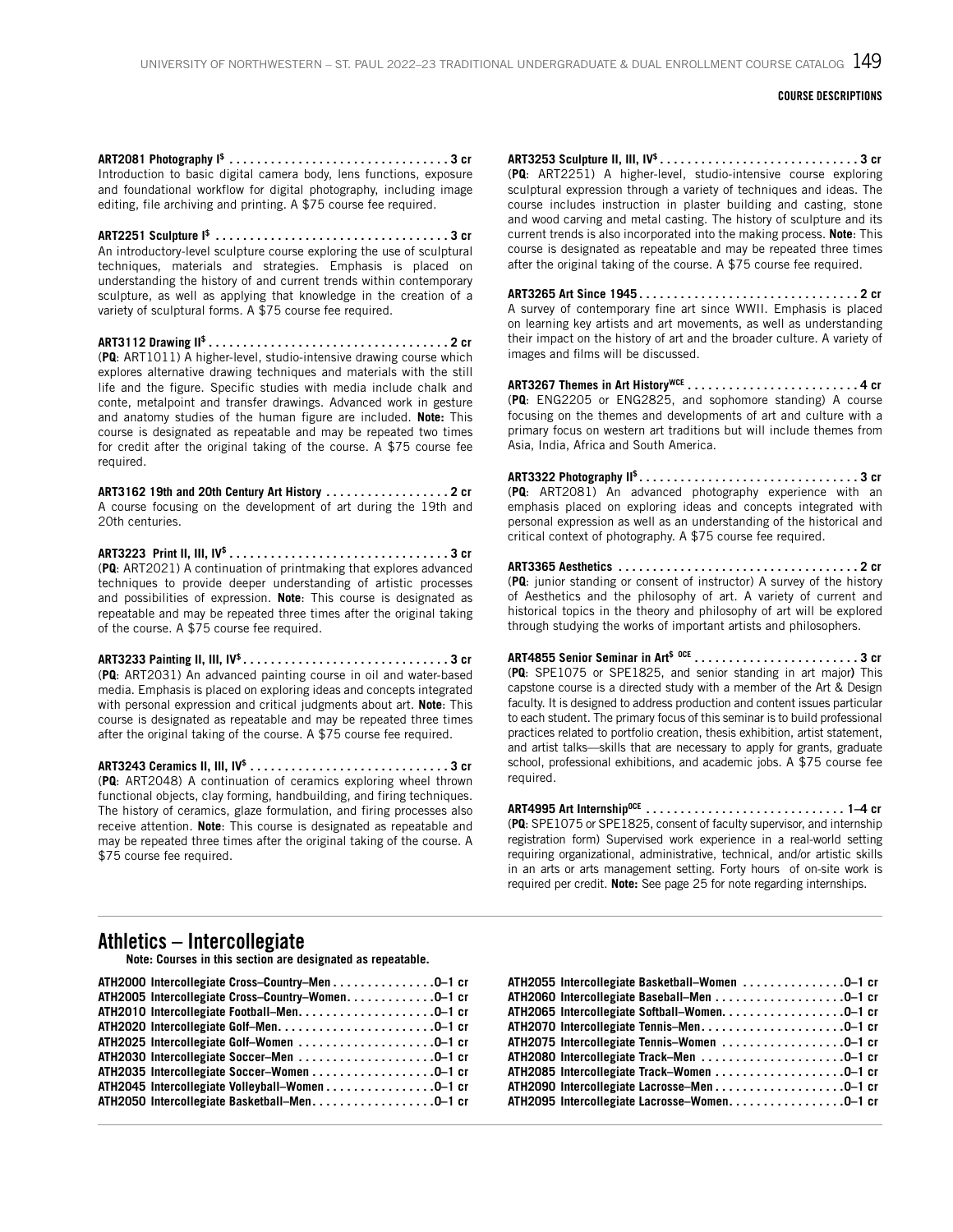**ART2081 Photography I[$] . . . . . . . . . . . . . . . . . . . . . . . . . . . . . . . . 3 cr**
Introduction to basic digital camera body, lens functions, exposure and foundational workflow for digital photography, including image editing, file archiving and printing. A $75 course fee required.

**ART2251 Sculpture I[$] . . . . . . . . . . . . . . . . . . . . . . . . . . . . . . . . . . 3 cr**
An introductory-level sculpture course exploring the use of sculptural techniques, materials and strategies. Emphasis is placed on understanding the history of and current trends within contemporary sculpture, as well as applying that knowledge in the creation of a variety of sculptural forms. A $75 course fee required.

**ART3112 Drawing II[$] . . . . . . . . . . . . . . . . . . . . . . . . . . . . . . . . . . . 2 cr**
(**PQ**: ART1011) A higher-level, studio-intensive drawing course which explores alternative drawing techniques and materials with the still life and the figure. Specific studies with media include chalk and conte, metalpoint and transfer drawings. Advanced work in gesture and anatomy studies of the human figure are included. **Note:** This course is designated as repeatable and may be repeated two times for credit after the original taking of the course. A $75 course fee required.

**ART3162 19th and 20th Century Art History . . . . . . . . . . . . . . . . . . 2 cr**
A course focusing on the development of art during the 19th and 20th centuries.

**ART3223 Print II, III, IV[$] . . . . . . . . . . . . . . . . . . . . . . . . . . . . . . . . 3 cr**
(**PQ**: ART2021) A continuation of printmaking that explores advanced techniques to provide deeper understanding of artistic processes and possibilities of expression. **Note**: This course is designated as repeatable and may be repeated three times after the original taking of the course. A $75 course fee required.

**ART3233 Painting II, III, IV[$] . . . . . . . . . . . . . . . . . . . . . . . . . . . . . . 3 cr**
(**PQ**: ART2031) An advanced painting course in oil and water-based media. Emphasis is placed on exploring ideas and concepts integrated with personal expression and critical judgments about art. **Note**: This course is designated as repeatable and may be repeated three times after the original taking of the course. A $75 course fee required.

**ART3243 Ceramics II, III, IV[$] . . . . . . . . . . . . . . . . . . . . . . . . . . . . . 3 cr**
(**PQ**: ART2048) A continuation of ceramics exploring wheel thrown functional objects, clay forming, handbuilding, and firing techniques. The history of ceramics, glaze formulation, and firing processes also receive attention. **Note**: This course is designated as repeatable and may be repeated three times after the original taking of the course. A $75 course fee required.

**ART3253 Sculpture II, III, IV[$] . . . . . . . . . . . . . . . . . . . . . . . . . . . . . 3 cr**
(**PQ**: ART2251) A higher-level, studio-intensive course exploring sculptural expression through a variety of techniques and ideas. The course includes instruction in plaster building and casting, stone and wood carving and metal casting. The history of sculpture and its current trends is also incorporated into the making process. **Note**: This course is designated as repeatable and may be repeated three times after the original taking of the course. A $75 course fee required.

**ART3265 Art Since 1945 . . . . . . . . . . . . . . . . . . . . . . . . . . . . . . . . 2 cr**
A survey of contemporary fine art since WWII. Emphasis is placed on learning key artists and art movements, as well as understanding their impact on the history of art and the broader culture. A variety of images and films will be discussed.

**ART3267 Themes in Art History[WCE] . . . . . . . . . . . . . . . . . . . . . . . . . 4 cr**
(**PQ**: ENG2205 or ENG2825, and sophomore standing) A course focusing on the themes and developments of art and culture with a primary focus on western art traditions but will include themes from Asia, India, Africa and South America.

**ART3322 Photography II[$] . . . . . . . . . . . . . . . . . . . . . . . . . . . . . . . . 3 cr**
(**PQ**: ART2081) An advanced photography experience with an emphasis placed on exploring ideas and concepts integrated with personal expression as well as an understanding of the historical and critical context of photography. A $75 course fee required.

**ART3365 Aesthetics . . . . . . . . . . . . . . . . . . . . . . . . . . . . . . . . . . . 2 cr**
(**PQ**: junior standing or consent of instructor) A survey of the history of Aesthetics and the philosophy of art. A variety of current and historical topics in the theory and philosophy of art will be explored through studying the works of important artists and philosophers.

**ART4855 Senior Seminar in Art[$ OCE] . . . . . . . . . . . . . . . . . . . . . . . . 3 cr**
(**PQ**: SPE1075 or SPE1825, and senior standing in art major**)** This capstone course is a directed study with a member of the Art & Design faculty. It is designed to address production and content issues particular to each student. The primary focus of this seminar is to build professional practices related to portfolio creation, thesis exhibition, artist statement, and artist talks—skills that are necessary to apply for grants, graduate school, professional exhibitions, and academic jobs. A $75 course fee required.

**ART4995 Art Internship[OCE] . . . . . . . . . . . . . . . . . . . . . . . . . . . . . 1–4 cr**
(**PQ**: SPE1075 or SPE1825, consent of faculty supervisor, and internship registration form) Supervised work experience in a real-world setting requiring organizational, administrative, technical, and/or artistic skills in an arts or arts management setting. Forty hours of on-site work is required per credit. **Note:** See page 25 for note regarding internships.

## Athletics – Intercollegiate

**Note: Courses in this section are designated as repeatable.**

**ATH2000 Intercollegiate Cross–Country–Men . . . . . . . . . . . . . . 0–1 cr**
**ATH2005 Intercollegiate Cross–Country–Women. . . . . . . . . . . . 0–1 cr**
**ATH2010 Intercollegiate Football–Men. . . . . . . . . . . . . . . . . . . 0–1 cr**
**ATH2020 Intercollegiate Golf–Men. . . . . . . . . . . . . . . . . . . . . . 0–1 cr**
**ATH2025 Intercollegiate Golf–Women . . . . . . . . . . . . . . . . . . . 0–1 cr**
**ATH2030 Intercollegiate Soccer–Men . . . . . . . . . . . . . . . . . . . 0–1 cr**
**ATH2035 Intercollegiate Soccer–Women . . . . . . . . . . . . . . . . . 0–1 cr**
**ATH2045 Intercollegiate Volleyball–Women . . . . . . . . . . . . . . . 0–1 cr**
**ATH2050 Intercollegiate Basketball–Men. . . . . . . . . . . . . . . . . 0–1 cr**
**ATH2055 Intercollegiate Basketball–Women . . . . . . . . . . . . . . 0–1 cr**
**ATH2060 Intercollegiate Baseball–Men . . . . . . . . . . . . . . . . . . 0–1 cr**
**ATH2065 Intercollegiate Softball–Women. . . . . . . . . . . . . . . . . 0–1 cr**
**ATH2070 Intercollegiate Tennis–Men. . . . . . . . . . . . . . . . . . . . 0–1 cr**
**ATH2075 Intercollegiate Tennis–Women . . . . . . . . . . . . . . . . . 0–1 cr**
**ATH2080 Intercollegiate Track–Men . . . . . . . . . . . . . . . . . . . . 0–1 cr**
**ATH2085 Intercollegiate Track–Women . . . . . . . . . . . . . . . . . . 0–1 cr**
**ATH2090 Intercollegiate Lacrosse–Men . . . . . . . . . . . . . . . . . . 0–1 cr**
**ATH2095 Intercollegiate Lacrosse–Women. . . . . . . . . . . . . . . . 0–1 cr**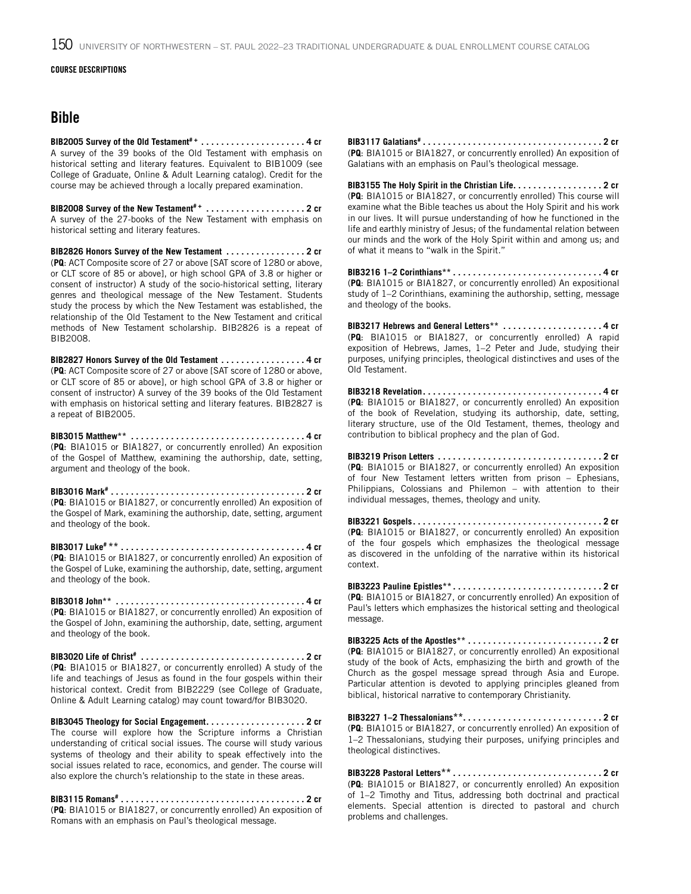COURSE DESCRIPTIONS

## Bible

**BIB2005 Survey of the Old Testament# + . . . . . . . . . . . . . . . . . . . . . 4 cr**
A survey of the 39 books of the Old Testament with emphasis on historical setting and literary features. Equivalent to BIB1009 (see College of Graduate, Online & Adult Learning catalog). Credit for the course may be achieved through a locally prepared examination.

**BIB2008 Survey of the New Testament# + . . . . . . . . . . . . . . . . . . . . 2 cr**
A survey of the 27-books of the New Testament with emphasis on historical setting and literary features.

**BIB2826 Honors Survey of the New Testament . . . . . . . . . . . . . . . . 2 cr**
(**PQ**: ACT Composite score of 27 or above [SAT score of 1280 or above, or CLT score of 85 or above], or high school GPA of 3.8 or higher or consent of instructor) A study of the socio-historical setting, literary genres and theological message of the New Testament. Students study the process by which the New Testament was established, the relationship of the Old Testament to the New Testament and critical methods of New Testament scholarship. BIB2826 is a repeat of BIB2008.

**BIB2827 Honors Survey of the Old Testament . . . . . . . . . . . . . . . . . 4 cr**
(**PQ**: ACT Composite score of 27 or above [SAT score of 1280 or above, or CLT score of 85 or above], or high school GPA of 3.8 or higher or consent of instructor) A survey of the 39 books of the Old Testament with emphasis on historical setting and literary features. BIB2827 is a repeat of BIB2005.

**BIB3015 Matthew** . . . . . . . . . . . . . . . . . . . . . . . . . . . . . . . . . . . 4 cr**
(**PQ**: BIA1015 or BIA1827, or concurrently enrolled) An exposition of the Gospel of Matthew, examining the authorship, date, setting, argument and theology of the book.

**BIB3016 Mark# . . . . . . . . . . . . . . . . . . . . . . . . . . . . . . . . . . . . . . . 2 cr**
(**PQ**: BIA1015 or BIA1827, or concurrently enrolled) An exposition of the Gospel of Mark, examining the authorship, date, setting, argument and theology of the book.

**BIB3017 Luke# ** . . . . . . . . . . . . . . . . . . . . . . . . . . . . . . . . . . . . . 4 cr**
(**PQ**: BIA1015 or BIA1827, or concurrently enrolled) An exposition of the Gospel of Luke, examining the authorship, date, setting, argument and theology of the book.

**BIB3018 John** . . . . . . . . . . . . . . . . . . . . . . . . . . . . . . . . . . . . . . 4 cr**
(**PQ**: BIA1015 or BIA1827, or concurrently enrolled) An exposition of the Gospel of John, examining the authorship, date, setting, argument and theology of the book.

**BIB3020 Life of Christ# . . . . . . . . . . . . . . . . . . . . . . . . . . . . . . . . . 2 cr**
(**PQ**: BIA1015 or BIA1827, or concurrently enrolled) A study of the life and teachings of Jesus as found in the four gospels within their historical context. Credit from BIB2229 (see College of Graduate, Online & Adult Learning catalog) may count toward/for BIB3020.

**BIB3045 Theology for Social Engagement. . . . . . . . . . . . . . . . . . . . 2 cr**
The course will explore how the Scripture informs a Christian understanding of critical social issues. The course will study various systems of theology and their ability to speak effectively into the social issues related to race, economics, and gender. The course will also explore the church's relationship to the state in these areas.

**BIB3115 Romans# . . . . . . . . . . . . . . . . . . . . . . . . . . . . . . . . . . . . . 2 cr**
(**PQ**: BIA1015 or BIA1827, or concurrently enrolled) An exposition of Romans with an emphasis on Paul's theological message.

**BIB3117 Galatians# . . . . . . . . . . . . . . . . . . . . . . . . . . . . . . . . . . . . 2 cr**
(**PQ**: BIA1015 or BIA1827, or concurrently enrolled) An exposition of Galatians with an emphasis on Paul's theological message.

**BIB3155 The Holy Spirit in the Christian Life. . . . . . . . . . . . . . . . . . 2 cr**
(**PQ**: BIA1015 or BIA1827, or concurrently enrolled) This course will examine what the Bible teaches us about the Holy Spirit and his work in our lives. It will pursue understanding of how he functioned in the life and earthly ministry of Jesus; of the fundamental relation between our minds and the work of the Holy Spirit within and among us; and of what it means to "walk in the Spirit."

**BIB3216 1–2 Corinthians** . . . . . . . . . . . . . . . . . . . . . . . . . . . . . . 4 cr**
(**PQ**: BIA1015 or BIA1827, or concurrently enrolled) An expositional study of 1–2 Corinthians, examining the authorship, setting, message and theology of the books.

**BIB3217 Hebrews and General Letters** . . . . . . . . . . . . . . . . . . . . 4 cr**
(**PQ**: BIA1015 or BIA1827, or concurrently enrolled) A rapid exposition of Hebrews, James, 1–2 Peter and Jude, studying their purposes, unifying principles, theological distinctives and uses of the Old Testament.

**BIB3218 Revelation. . . . . . . . . . . . . . . . . . . . . . . . . . . . . . . . . . . . 4 cr**
(**PQ**: BIA1015 or BIA1827, or concurrently enrolled) An exposition of the book of Revelation, studying its authorship, date, setting, literary structure, use of the Old Testament, themes, theology and contribution to biblical prophecy and the plan of God.

**BIB3219 Prison Letters . . . . . . . . . . . . . . . . . . . . . . . . . . . . . . . . . 2 cr**
(**PQ**: BIA1015 or BIA1827, or concurrently enrolled) An exposition of four New Testament letters written from prison – Ephesians, Philippians, Colossians and Philemon – with attention to their individual messages, themes, theology and unity.

**BIB3221 Gospels. . . . . . . . . . . . . . . . . . . . . . . . . . . . . . . . . . . . . . 2 cr**
(**PQ**: BIA1015 or BIA1827, or concurrently enrolled) An exposition of the four gospels which emphasizes the theological message as discovered in the unfolding of the narrative within its historical context.

**BIB3223 Pauline Epistles** . . . . . . . . . . . . . . . . . . . . . . . . . . . . . . 2 cr**
(**PQ**: BIA1015 or BIA1827, or concurrently enrolled) An exposition of Paul's letters which emphasizes the historical setting and theological message.

**BIB3225 Acts of the Apostles** . . . . . . . . . . . . . . . . . . . . . . . . . . . 2 cr**
(**PQ**: BIA1015 or BIA1827, or concurrently enrolled) An expositional study of the book of Acts, emphasizing the birth and growth of the Church as the gospel message spread through Asia and Europe. Particular attention is devoted to applying principles gleaned from biblical, historical narrative to contemporary Christianity.

**BIB3227 1–2 Thessalonians**. . . . . . . . . . . . . . . . . . . . . . . . . . . . 2 cr**
(**PQ**: BIA1015 or BIA1827, or concurrently enrolled) An exposition of 1–2 Thessalonians, studying their purposes, unifying principles and theological distinctives.

**BIB3228 Pastoral Letters** . . . . . . . . . . . . . . . . . . . . . . . . . . . . . . 2 cr**
(**PQ**: BIA1015 or BIA1827, or concurrently enrolled) An exposition of 1–2 Timothy and Titus, addressing both doctrinal and practical elements. Special attention is directed to pastoral and church problems and challenges.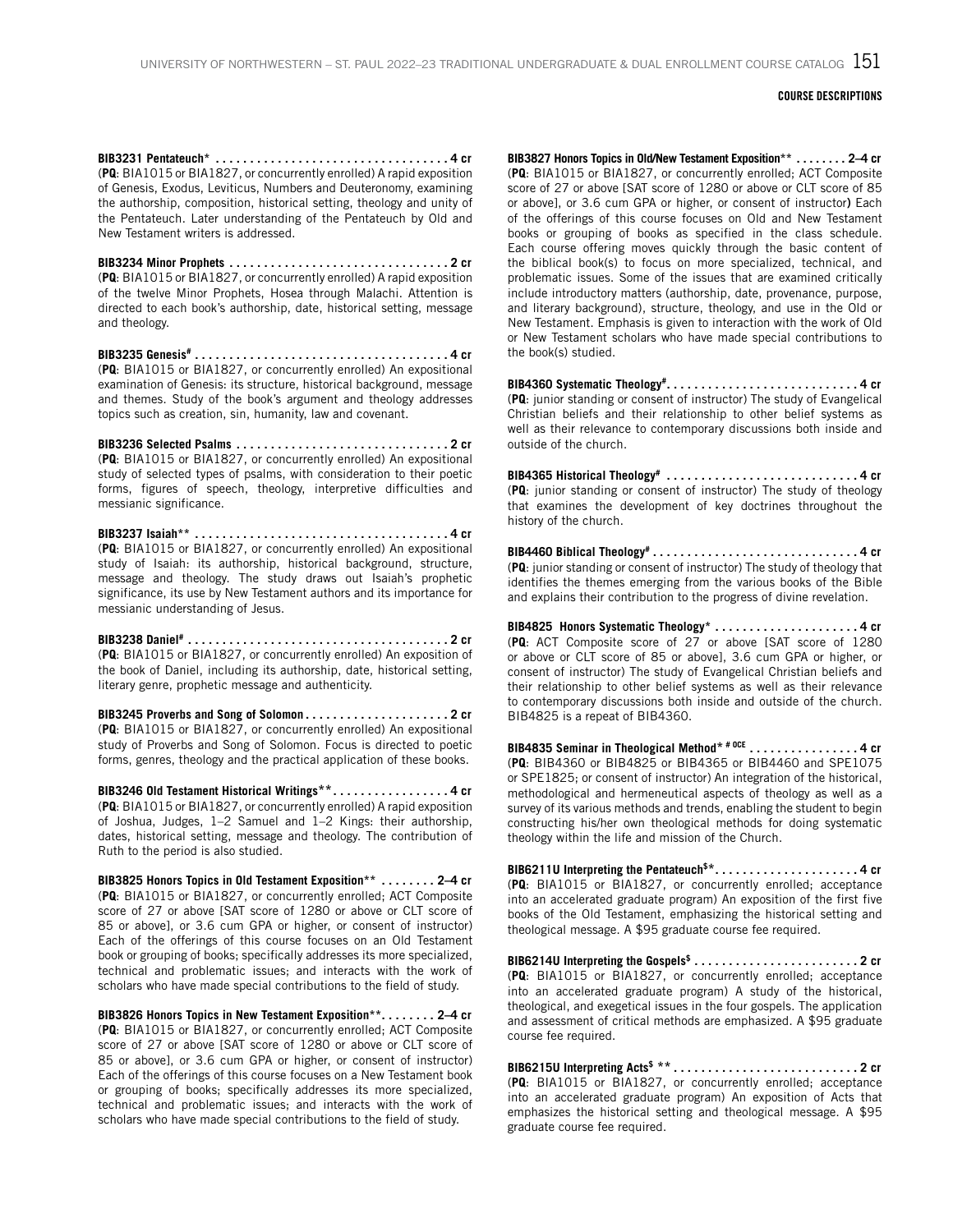**BIB3231 Pentateuch* . . . . . . . . . . . . . . . . . . . . . . . . . . . . . . . . . . 4 cr**
(**PQ**: BIA1015 or BIA1827, or concurrently enrolled) A rapid exposition of Genesis, Exodus, Leviticus, Numbers and Deuteronomy, examining the authorship, composition, historical setting, theology and unity of the Pentateuch. Later understanding of the Pentateuch by Old and New Testament writers is addressed.

**BIB3234 Minor Prophets . . . . . . . . . . . . . . . . . . . . . . . . . . . . . . . . 2 cr**
(**PQ**: BIA1015 or BIA1827, or concurrently enrolled) A rapid exposition of the twelve Minor Prophets, Hosea through Malachi. Attention is directed to each book's authorship, date, historical setting, message and theology.

**BIB3235 Genesis# . . . . . . . . . . . . . . . . . . . . . . . . . . . . . . . . . . . . 4 cr**
(**PQ**: BIA1015 or BIA1827, or concurrently enrolled) An expositional examination of Genesis: its structure, historical background, message and themes. Study of the book's argument and theology addresses topics such as creation, sin, humanity, law and covenant.

**BIB3236 Selected Psalms . . . . . . . . . . . . . . . . . . . . . . . . . . . . . . . 2 cr**
(**PQ**: BIA1015 or BIA1827, or concurrently enrolled) An expositional study of selected types of psalms, with consideration to their poetic forms, figures of speech, theology, interpretive difficulties and messianic significance.

**BIB3237 Isaiah** . . . . . . . . . . . . . . . . . . . . . . . . . . . . . . . . . . . . 4 cr**
(**PQ**: BIA1015 or BIA1827, or concurrently enrolled) An expositional study of Isaiah: its authorship, historical background, structure, message and theology. The study draws out Isaiah's prophetic significance, its use by New Testament authors and its importance for messianic understanding of Jesus.

**BIB3238 Daniel# . . . . . . . . . . . . . . . . . . . . . . . . . . . . . . . . . . . . . 2 cr**
(**PQ**: BIA1015 or BIA1827, or concurrently enrolled) An exposition of the book of Daniel, including its authorship, date, historical setting, literary genre, prophetic message and authenticity.

**BIB3245 Proverbs and Song of Solomon . . . . . . . . . . . . . . . . . . . . 2 cr**
(**PQ**: BIA1015 or BIA1827, or concurrently enrolled) An expositional study of Proverbs and Song of Solomon. Focus is directed to poetic forms, genres, theology and the practical application of these books.

**BIB3246 Old Testament Historical Writings** . . . . . . . . . . . . . . . . . 4 cr**
(**PQ**: BIA1015 or BIA1827, or concurrently enrolled) A rapid exposition of Joshua, Judges, 1–2 Samuel and 1–2 Kings: their authorship, dates, historical setting, message and theology. The contribution of Ruth to the period is also studied.

**BIB3825 Honors Topics in Old Testament Exposition** . . . . . . . . 2–4 cr**
(**PQ**: BIA1015 or BIA1827, or concurrently enrolled; ACT Composite score of 27 or above [SAT score of 1280 or above or CLT score of 85 or above], or 3.6 cum GPA or higher, or consent of instructor) Each of the offerings of this course focuses on an Old Testament book or grouping of books; specifically addresses its more specialized, technical and problematic issues; and interacts with the work of scholars who have made special contributions to the field of study.

**BIB3826 Honors Topics in New Testament Exposition**. . . . . . . . 2–4 cr**
(**PQ**: BIA1015 or BIA1827, or concurrently enrolled; ACT Composite score of 27 or above [SAT score of 1280 or above or CLT score of 85 or above], or 3.6 cum GPA or higher, or consent of instructor) Each of the offerings of this course focuses on a New Testament book or grouping of books; specifically addresses its more specialized, technical and problematic issues; and interacts with the work of scholars who have made special contributions to the field of study.

**BIB3827 Honors Topics in Old/New Testament Exposition** . . . . . . . . 2–4 cr**
(**PQ**: BIA1015 or BIA1827, or concurrently enrolled; ACT Composite score of 27 or above [SAT score of 1280 or above or CLT score of 85 or above], or 3.6 cum GPA or higher, or consent of instructor) Each of the offerings of this course focuses on Old and New Testament books or grouping of books as specified in the class schedule. Each course offering moves quickly through the basic content of the biblical book(s) to focus on more specialized, technical, and problematic issues. Some of the issues that are examined critically include introductory matters (authorship, date, provenance, purpose, and literary background), structure, theology, and use in the Old or New Testament. Emphasis is given to interaction with the work of Old or New Testament scholars who have made special contributions to the book(s) studied.

**BIB4360 Systematic Theology#. . . . . . . . . . . . . . . . . . . . . . . . . . . . 4 cr**
(**PQ**: junior standing or consent of instructor) The study of Evangelical Christian beliefs and their relationship to other belief systems as well as their relevance to contemporary discussions both inside and outside of the church.

**BIB4365 Historical Theology# . . . . . . . . . . . . . . . . . . . . . . . . . . . 4 cr**
(**PQ**: junior standing or consent of instructor) The study of theology that examines the development of key doctrines throughout the history of the church.

**BIB4460 Biblical Theology# . . . . . . . . . . . . . . . . . . . . . . . . . . . . . 4 cr**
(**PQ**: junior standing or consent of instructor) The study of theology that identifies the themes emerging from the various books of the Bible and explains their contribution to the progress of divine revelation.

**BIB4825 Honors Systematic Theology* . . . . . . . . . . . . . . . . . . . . 4 cr**
(**PQ**: ACT Composite score of 27 or above [SAT score of 1280 or above or CLT score of 85 or above], 3.6 cum GPA or higher, or consent of instructor) The study of Evangelical Christian beliefs and their relationship to other belief systems as well as their relevance to contemporary discussions both inside and outside of the church. BIB4825 is a repeat of BIB4360.

**BIB4835 Seminar in Theological Method* # OCE . . . . . . . . . . . . . . . . 4 cr**
(**PQ**: BIB4360 or BIB4825 or BIB4365 or BIB4460 and SPE1075 or SPE1825; or consent of instructor) An integration of the historical, methodological and hermeneutical aspects of theology as well as a survey of its various methods and trends, enabling the student to begin constructing his/her own theological methods for doing systematic theology within the life and mission of the Church.

**BIB6211U Interpreting the Pentateuch$*. . . . . . . . . . . . . . . . . . . . 4 cr**
(**PQ**: BIA1015 or BIA1827, or concurrently enrolled; acceptance into an accelerated graduate program) An exposition of the first five books of the Old Testament, emphasizing the historical setting and theological message. A $95 graduate course fee required.

**BIB6214U Interpreting the Gospels$ . . . . . . . . . . . . . . . . . . . . . . . 2 cr**
(**PQ**: BIA1015 or BIA1827, or concurrently enrolled; acceptance into an accelerated graduate program) A study of the historical, theological, and exegetical issues in the four gospels. The application and assessment of critical methods are emphasized. A $95 graduate course fee required.

**BIB6215U Interpreting Acts$ ** . . . . . . . . . . . . . . . . . . . . . . . . . . 2 cr**
(**PQ**: BIA1015 or BIA1827, or concurrently enrolled; acceptance into an accelerated graduate program) An exposition of Acts that emphasizes the historical setting and theological message. A $95 graduate course fee required.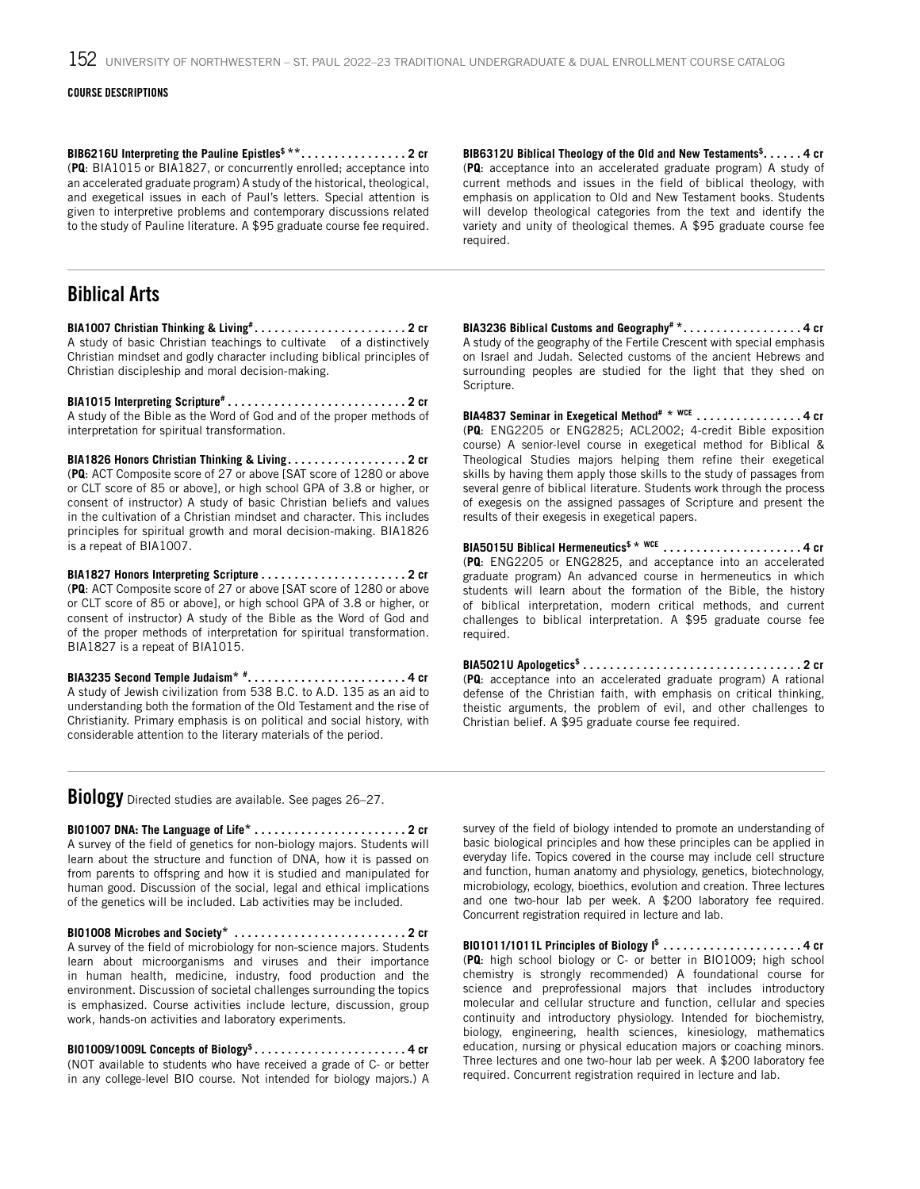COURSE DESCRIPTIONS

**BIB6216U Interpreting the Pauline Epistles$ \*\*. . . . . . . . . . . . . . . . 2 cr**
(**PQ**: BIA1015 or BIA1827, or concurrently enrolled; acceptance into an accelerated graduate program) A study of the historical, theological, and exegetical issues in each of Paul's letters. Special attention is given to interpretive problems and contemporary discussions related to the study of Pauline literature. A $95 graduate course fee required.

**BIB6312U Biblical Theology of the Old and New Testaments$. . . . . . 4 cr**
(**PQ**: acceptance into an accelerated graduate program) A study of current methods and issues in the field of biblical theology, with emphasis on application to Old and New Testament books. Students will develop theological categories from the text and identify the variety and unity of theological themes. A $95 graduate course fee required.

## Biblical Arts

**BIA1007 Christian Thinking & Living#. . . . . . . . . . . . . . . . . . . . . . . 2 cr**
A study of basic Christian teachings to cultivate of a distinctively Christian mindset and godly character including biblical principles of Christian discipleship and moral decision-making.

**BIA1015 Interpreting Scripture#. . . . . . . . . . . . . . . . . . . . . . . . . . . 2 cr**
A study of the Bible as the Word of God and of the proper methods of interpretation for spiritual transformation.

**BIA1826 Honors Christian Thinking & Living. . . . . . . . . . . . . . . . . . 2 cr**
(**PQ**: ACT Composite score of 27 or above [SAT score of 1280 or above or CLT score of 85 or above], or high school GPA of 3.8 or higher, or consent of instructor) A study of basic Christian beliefs and values in the cultivation of a Christian mindset and character. This includes principles for spiritual growth and moral decision-making. BIA1826 is a repeat of BIA1007.

**BIA1827 Honors Interpreting Scripture . . . . . . . . . . . . . . . . . . . . . . 2 cr**
(**PQ**: ACT Composite score of 27 or above [SAT score of 1280 or above or CLT score of 85 or above], or high school GPA of 3.8 or higher, or consent of instructor) A study of the Bible as the Word of God and of the proper methods of interpretation for spiritual transformation. BIA1827 is a repeat of BIA1015.

**BIA3235 Second Temple Judaism\* #. . . . . . . . . . . . . . . . . . . . . . . . 4 cr**
A study of Jewish civilization from 538 B.C. to A.D. 135 as an aid to understanding both the formation of the Old Testament and the rise of Christianity. Primary emphasis is on political and social history, with considerable attention to the literary materials of the period.

**BIA3236 Biblical Customs and Geography# \*. . . . . . . . . . . . . . . . . . 4 cr**
A study of the geography of the Fertile Crescent with special emphasis on Israel and Judah. Selected customs of the ancient Hebrews and surrounding peoples are studied for the light that they shed on Scripture.

**BIA4837 Seminar in Exegetical Method# \* WCE . . . . . . . . . . . . . . . . 4 cr**
(**PQ**: ENG2205 or ENG2825; ACL2002; 4-credit Bible exposition course) A senior-level course in exegetical method for Biblical & Theological Studies majors helping them refine their exegetical skills by having them apply those skills to the study of passages from several genre of biblical literature. Students work through the process of exegesis on the assigned passages of Scripture and present the results of their exegesis in exegetical papers.

**BIA5015U Biblical Hermeneutics$ \* WCE . . . . . . . . . . . . . . . . . . . . . 4 cr**
(**PQ**: ENG2205 or ENG2825, and acceptance into an accelerated graduate program) An advanced course in hermeneutics in which students will learn about the formation of the Bible, the history of biblical interpretation, modern critical methods, and current challenges to biblical interpretation. A $95 graduate course fee required.

**BIA5021U Apologetics$ . . . . . . . . . . . . . . . . . . . . . . . . . . . . . . . . . 2 cr**
(**PQ**: acceptance into an accelerated graduate program) A rational defense of the Christian faith, with emphasis on critical thinking, theistic arguments, the problem of evil, and other challenges to Christian belief. A $95 graduate course fee required.

## Biology

Directed studies are available. See pages 26–27.

**BIO1007 DNA: The Language of Life\* . . . . . . . . . . . . . . . . . . . . . . . 2 cr**
A survey of the field of genetics for non-biology majors. Students will learn about the structure and function of DNA, how it is passed on from parents to offspring and how it is studied and manipulated for human good. Discussion of the social, legal and ethical implications of the genetics will be included. Lab activities may be included.

**BIO1008 Microbes and Society\* . . . . . . . . . . . . . . . . . . . . . . . . . . 2 cr**
A survey of the field of microbiology for non-science majors. Students learn about microorganisms and viruses and their importance in human health, medicine, industry, food production and the environment. Discussion of societal challenges surrounding the topics is emphasized. Course activities include lecture, discussion, group work, hands-on activities and laboratory experiments.

**BIO1009/1009L Concepts of Biology$. . . . . . . . . . . . . . . . . . . . . . . 4 cr**
(NOT available to students who have received a grade of C- or better in any college-level BIO course. Not intended for biology majors.) A survey of the field of biology intended to promote an understanding of basic biological principles and how these principles can be applied in everyday life. Topics covered in the course may include cell structure and function, human anatomy and physiology, genetics, biotechnology, microbiology, ecology, bioethics, evolution and creation. Three lectures and one two-hour lab per week. A $200 laboratory fee required. Concurrent registration required in lecture and lab.

**BIO1011/1011L Principles of Biology I$ . . . . . . . . . . . . . . . . . . . . 4 cr**
(**PQ**: high school biology or C- or better in BIO1009; high school chemistry is strongly recommended) A foundational course for science and preprofessional majors that includes introductory molecular and cellular structure and function, cellular and species continuity and introductory physiology. Intended for biochemistry, biology, engineering, health sciences, kinesiology, mathematics education, nursing or physical education majors or coaching minors. Three lectures and one two-hour lab per week. A $200 laboratory fee required. Concurrent registration required in lecture and lab.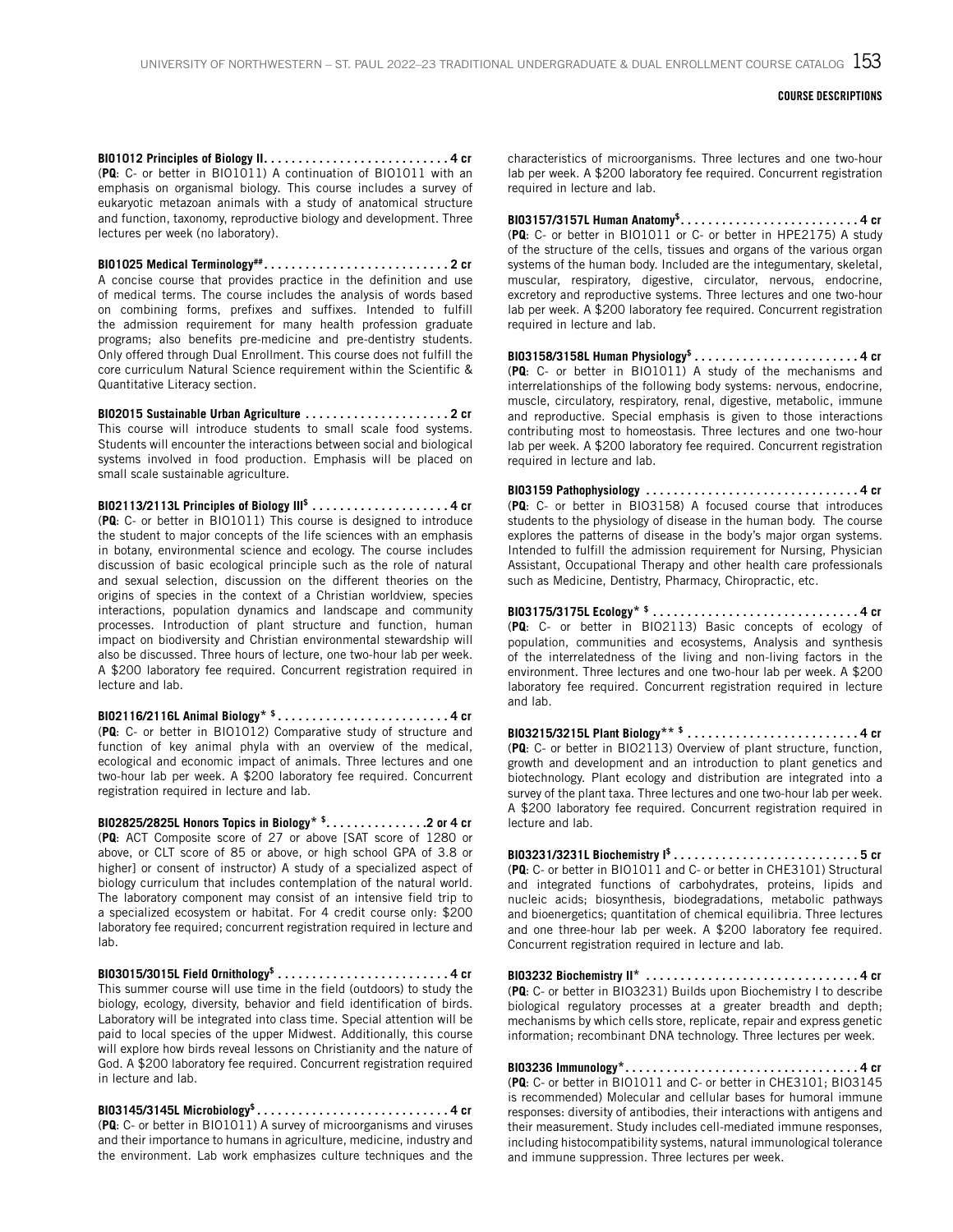**COURSE DESCRIPTIONS**

**BIO1012 Principles of Biology II. . . . . . . . . . . . . . . . . . . . . . . . . . . 4 cr**
(**PQ**: C- or better in BIO1011) A continuation of BIO1011 with an emphasis on organismal biology. This course includes a survey of eukaryotic metazoan animals with a study of anatomical structure and function, taxonomy, reproductive biology and development. Three lectures per week (no laboratory).

**BIO1025 Medical Terminology[##] . . . . . . . . . . . . . . . . . . . . . . . . . . 2 cr**
A concise course that provides practice in the definition and use of medical terms. The course includes the analysis of words based on combining forms, prefixes and suffixes. Intended to fulfill the admission requirement for many health profession graduate programs; also benefits pre-medicine and pre-dentistry students. Only offered through Dual Enrollment. This course does not fulfill the core curriculum Natural Science requirement within the Scientific & Quantitative Literacy section.

**BIO2015 Sustainable Urban Agriculture . . . . . . . . . . . . . . . . . . . . . 2 cr**
This course will introduce students to small scale food systems. Students will encounter the interactions between social and biological systems involved in food production. Emphasis will be placed on small scale sustainable agriculture.

**BIO2113/2113L Principles of Biology III[$] . . . . . . . . . . . . . . . . . . . . 4 cr**
(**PQ**: C- or better in BIO1011) This course is designed to introduce the student to major concepts of the life sciences with an emphasis in botany, environmental science and ecology. The course includes discussion of basic ecological principle such as the role of natural and sexual selection, discussion on the different theories on the origins of species in the context of a Christian worldview, species interactions, population dynamics and landscape and community processes. Introduction of plant structure and function, human impact on biodiversity and Christian environmental stewardship will also be discussed. Three hours of lecture, one two-hour lab per week. A $200 laboratory fee required. Concurrent registration required in lecture and lab.

**BIO2116/2116L Animal Biology* [$] . . . . . . . . . . . . . . . . . . . . . . . . . 4 cr**
(**PQ**: C- or better in BIO1012) Comparative study of structure and function of key animal phyla with an overview of the medical, ecological and economic impact of animals. Three lectures and one two-hour lab per week. A $200 laboratory fee required. Concurrent registration required in lecture and lab.

**BIO2825/2825L Honors Topics in Biology* [$]. . . . . . . . . . . . . . .2 or 4 cr**
(**PQ**: ACT Composite score of 27 or above [SAT score of 1280 or above, or CLT score of 85 or above, or high school GPA of 3.8 or higher] or consent of instructor) A study of a specialized aspect of biology curriculum that includes contemplation of the natural world. The laboratory component may consist of an intensive field trip to a specialized ecosystem or habitat. For 4 credit course only: $200 laboratory fee required; concurrent registration required in lecture and lab.

**BIO3015/3015L Field Ornithology[$] . . . . . . . . . . . . . . . . . . . . . . . . . 4 cr**
This summer course will use time in the field (outdoors) to study the biology, ecology, diversity, behavior and field identification of birds. Laboratory will be integrated into class time. Special attention will be paid to local species of the upper Midwest. Additionally, this course will explore how birds reveal lessons on Christianity and the nature of God. A $200 laboratory fee required. Concurrent registration required in lecture and lab.

**BIO3145/3145L Microbiology[$] . . . . . . . . . . . . . . . . . . . . . . . . . . . . 4 cr**
(**PQ**: C- or better in BIO1011) A survey of microorganisms and viruses and their importance to humans in agriculture, medicine, industry and the environment. Lab work emphasizes culture techniques and the characteristics of microorganisms. Three lectures and one two-hour lab per week. A $200 laboratory fee required. Concurrent registration required in lecture and lab.

**BIO3157/3157L Human Anatomy[$] . . . . . . . . . . . . . . . . . . . . . . . . . . 4 cr**
(**PQ**: C- or better in BIO1011 or C- or better in HPE2175) A study of the structure of the cells, tissues and organs of the various organ systems of the human body. Included are the integumentary, skeletal, muscular, respiratory, digestive, circulator, nervous, endocrine, excretory and reproductive systems. Three lectures and one two-hour lab per week. A $200 laboratory fee required. Concurrent registration required in lecture and lab.

**BIO3158/3158L Human Physiology[$] . . . . . . . . . . . . . . . . . . . . . . . . 4 cr**
(**PQ**: C- or better in BIO1011) A study of the mechanisms and interrelationships of the following body systems: nervous, endocrine, muscle, circulatory, respiratory, renal, digestive, metabolic, immune and reproductive. Special emphasis is given to those interactions contributing most to homeostasis. Three lectures and one two-hour lab per week. A $200 laboratory fee required. Concurrent registration required in lecture and lab.

**BIO3159 Pathophysiology . . . . . . . . . . . . . . . . . . . . . . . . . . . . . . . 4 cr**
(**PQ**: C- or better in BIO3158) A focused course that introduces students to the physiology of disease in the human body. The course explores the patterns of disease in the body's major organ systems. Intended to fulfill the admission requirement for Nursing, Physician Assistant, Occupational Therapy and other health care professionals such as Medicine, Dentistry, Pharmacy, Chiropractic, etc.

**BIO3175/3175L Ecology* [$] . . . . . . . . . . . . . . . . . . . . . . . . . . . . . . 4 cr**
(**PQ**: C- or better in BIO2113) Basic concepts of ecology of population, communities and ecosystems, Analysis and synthesis of the interrelatedness of the living and non-living factors in the environment. Three lectures and one two-hour lab per week. A $200 laboratory fee required. Concurrent registration required in lecture and lab.

**BIO3215/3215L Plant Biology** [$] . . . . . . . . . . . . . . . . . . . . . . . . . 4 cr**
(**PQ**: C- or better in BIO2113) Overview of plant structure, function, growth and development and an introduction to plant genetics and biotechnology. Plant ecology and distribution are integrated into a survey of the plant taxa. Three lectures and one two-hour lab per week. A $200 laboratory fee required. Concurrent registration required in lecture and lab.

**BIO3231/3231L Biochemistry I[$] . . . . . . . . . . . . . . . . . . . . . . . . . . . 5 cr**
(**PQ**: C- or better in BIO1011 and C- or better in CHE3101) Structural and integrated functions of carbohydrates, proteins, lipids and nucleic acids; biosynthesis, biodegradations, metabolic pathways and bioenergetics; quantitation of chemical equilibria. Three lectures and one three-hour lab per week. A $200 laboratory fee required. Concurrent registration required in lecture and lab.

**BIO3232 Biochemistry II* . . . . . . . . . . . . . . . . . . . . . . . . . . . . . . . 4 cr**
(**PQ**: C- or better in BIO3231) Builds upon Biochemistry I to describe biological regulatory processes at a greater breadth and depth; mechanisms by which cells store, replicate, repair and express genetic information; recombinant DNA technology. Three lectures per week.

**BIO3236 Immunology*. . . . . . . . . . . . . . . . . . . . . . . . . . . . . . . . . . 4 cr**
(**PQ**: C- or better in BIO1011 and C- or better in CHE3101; BIO3145 is recommended) Molecular and cellular bases for humoral immune responses: diversity of antibodies, their interactions with antigens and their measurement. Study includes cell-mediated immune responses, including histocompatibility systems, natural immunological tolerance and immune suppression. Three lectures per week.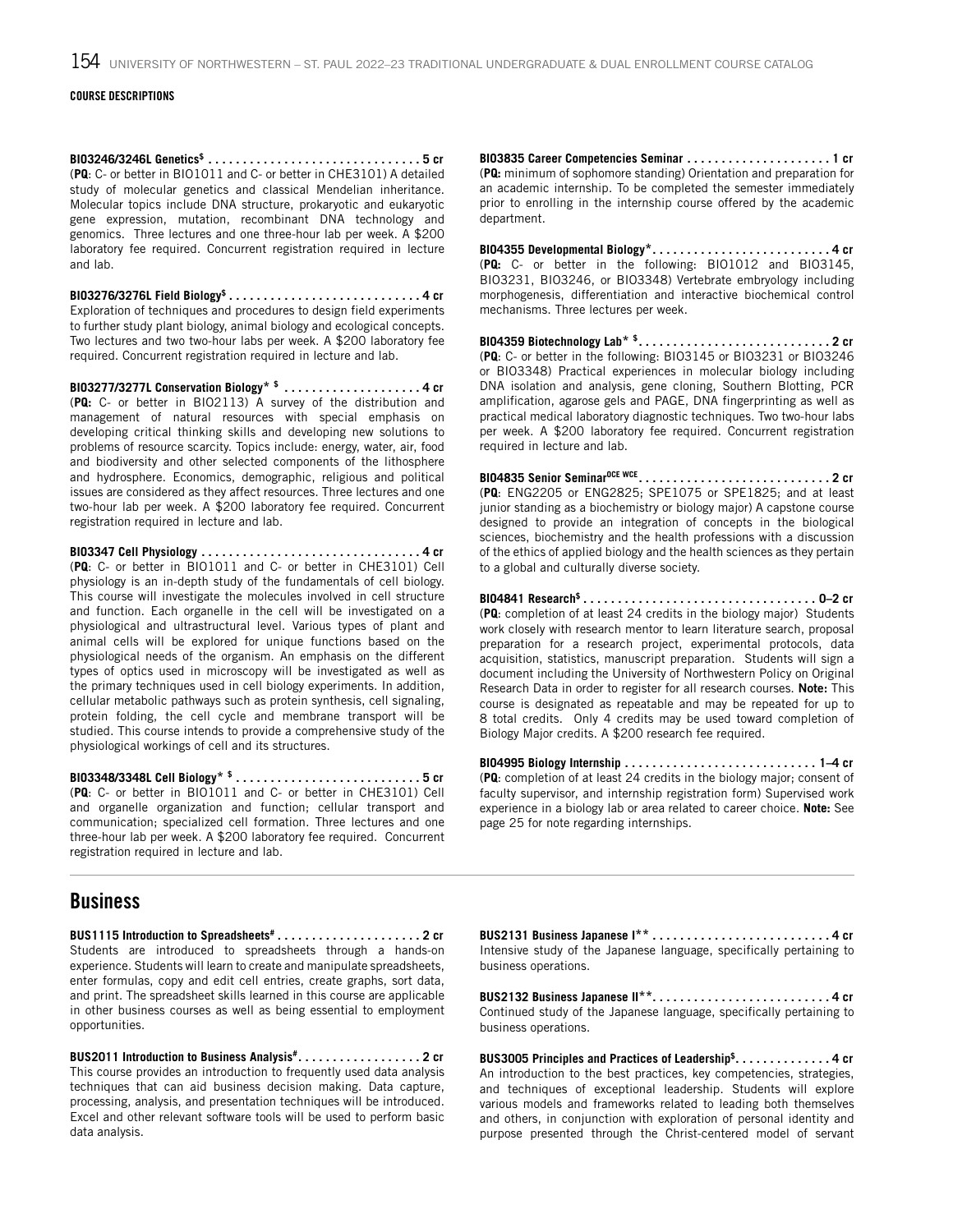## COURSE DESCRIPTIONS

**BIO3246/3246L Genetics$ . . . . . . . . . . . . . . . . . . . . . . . . . . . . . . . 5 cr**
(**PQ**: C- or better in BIO1011 and C- or better in CHE3101) A detailed study of molecular genetics and classical Mendelian inheritance. Molecular topics include DNA structure, prokaryotic and eukaryotic gene expression, mutation, recombinant DNA technology and genomics. Three lectures and one three-hour lab per week. A $200 laboratory fee required. Concurrent registration required in lecture and lab.

**BIO3276/3276L Field Biology$ . . . . . . . . . . . . . . . . . . . . . . . . . . . . 4 cr**
Exploration of techniques and procedures to design field experiments to further study plant biology, animal biology and ecological concepts. Two lectures and two two-hour labs per week. A $200 laboratory fee required. Concurrent registration required in lecture and lab.

**BIO3277/3277L Conservation Biology* $ . . . . . . . . . . . . . . . . . . . . 4 cr**
(**PQ:** C- or better in BIO2113) A survey of the distribution and management of natural resources with special emphasis on developing critical thinking skills and developing new solutions to problems of resource scarcity. Topics include: energy, water, air, food and biodiversity and other selected components of the lithosphere and hydrosphere. Economics, demographic, religious and political issues are considered as they affect resources. Three lectures and one two-hour lab per week. A $200 laboratory fee required. Concurrent registration required in lecture and lab.

**BIO3347 Cell Physiology . . . . . . . . . . . . . . . . . . . . . . . . . . . . . . . . 4 cr**
(**PQ**: C- or better in BIO1011 and C- or better in CHE3101) Cell physiology is an in-depth study of the fundamentals of cell biology. This course will investigate the molecules involved in cell structure and function. Each organelle in the cell will be investigated on a physiological and ultrastructural level. Various types of plant and animal cells will be explored for unique functions based on the physiological needs of the organism. An emphasis on the different types of optics used in microscopy will be investigated as well as the primary techniques used in cell biology experiments. In addition, cellular metabolic pathways such as protein synthesis, cell signaling, protein folding, the cell cycle and membrane transport will be studied. This course intends to provide a comprehensive study of the physiological workings of cell and its structures.

**BIO3348/3348L Cell Biology* $ . . . . . . . . . . . . . . . . . . . . . . . . . . . 5 cr**
(**PQ**: C- or better in BIO1011 and C- or better in CHE3101) Cell and organelle organization and function; cellular transport and communication; specialized cell formation. Three lectures and one three-hour lab per week. A $200 laboratory fee required. Concurrent registration required in lecture and lab.

**BIO3835 Career Competencies Seminar . . . . . . . . . . . . . . . . . . . . . 1 cr**
(**PQ:** minimum of sophomore standing) Orientation and preparation for an academic internship. To be completed the semester immediately prior to enrolling in the internship course offered by the academic department.

**BIO4355 Developmental Biology*. . . . . . . . . . . . . . . . . . . . . . . . . . 4 cr**
(**PQ:** C- or better in the following: BIO1012 and BIO3145, BIO3231, BIO3246, or BIO3348) Vertebrate embryology including morphogenesis, differentiation and interactive biochemical control mechanisms. Three lectures per week.

**BIO4359 Biotechnology Lab* $. . . . . . . . . . . . . . . . . . . . . . . . . . . . 2 cr**
(**PQ**: C- or better in the following: BIO3145 or BIO3231 or BIO3246 or BIO3348) Practical experiences in molecular biology including DNA isolation and analysis, gene cloning, Southern Blotting, PCR amplification, agarose gels and PAGE, DNA fingerprinting as well as practical medical laboratory diagnostic techniques. Two two-hour labs per week. A $200 laboratory fee required. Concurrent registration required in lecture and lab.

**BIO4835 Senior Seminar[OCE WCE]. . . . . . . . . . . . . . . . . . . . . . . . . . . 2 cr**
(**PQ**: ENG2205 or ENG2825; SPE1075 or SPE1825; and at least junior standing as a biochemistry or biology major) A capstone course designed to provide an integration of concepts in the biological sciences, biochemistry and the health professions with a discussion of the ethics of applied biology and the health sciences as they pertain to a global and culturally diverse society.

**BIO4841 Research$ . . . . . . . . . . . . . . . . . . . . . . . . . . . . . . . . . . 0–2 cr**
(**PQ**: completion of at least 24 credits in the biology major) Students work closely with a research mentor to learn literature search, proposal preparation for a research project, experimental protocols, data acquisition, statistics, manuscript preparation. Students will sign a document including the University of Northwestern Policy on Original Research Data in order to register for all research courses. **Note:** This course is designated as repeatable and may be repeated for up to 8 total credits. Only 4 credits may be used toward completion of Biology Major credits. A $200 research fee required.

**BIO4995 Biology Internship . . . . . . . . . . . . . . . . . . . . . . . . . . . . 1–4 cr**
(**PQ**: completion of at least 24 credits in the biology major; consent of faculty supervisor, and internship registration form) Supervised work experience in a biology lab or area related to career choice. **Note:** See page 25 for note regarding internships.

## Business

**BUS1115 Introduction to Spreadsheets# . . . . . . . . . . . . . . . . . . . . . 2 cr**
Students are introduced to spreadsheets through a hands-on experience. Students will learn to create and manipulate spreadsheets, enter formulas, copy and edit cell entries, create graphs, sort data, and print. The spreadsheet skills learned in this course are applicable in other business courses as well as being essential to employment opportunities.

**BUS2011 Introduction to Business Analysis#. . . . . . . . . . . . . . . . . . 2 cr**
This course provides an introduction to frequently used data analysis techniques that can aid business decision making. Data capture, processing, analysis, and presentation techniques will be introduced. Excel and other relevant software tools will be used to perform basic data analysis.

**BUS2131 Business Japanese I** . . . . . . . . . . . . . . . . . . . . . . . . . . 4 cr**
Intensive study of the Japanese language, specifically pertaining to business operations.

**BUS2132 Business Japanese II**. . . . . . . . . . . . . . . . . . . . . . . . . . 4 cr**
Continued study of the Japanese language, specifically pertaining to business operations.

**BUS3005 Principles and Practices of Leadership$. . . . . . . . . . . . . 4 cr**
An introduction to the best practices, key competencies, strategies, and techniques of exceptional leadership. Students will explore various models and frameworks related to leading both themselves and others, in conjunction with exploration of personal identity and purpose presented through the Christ-centered model of servant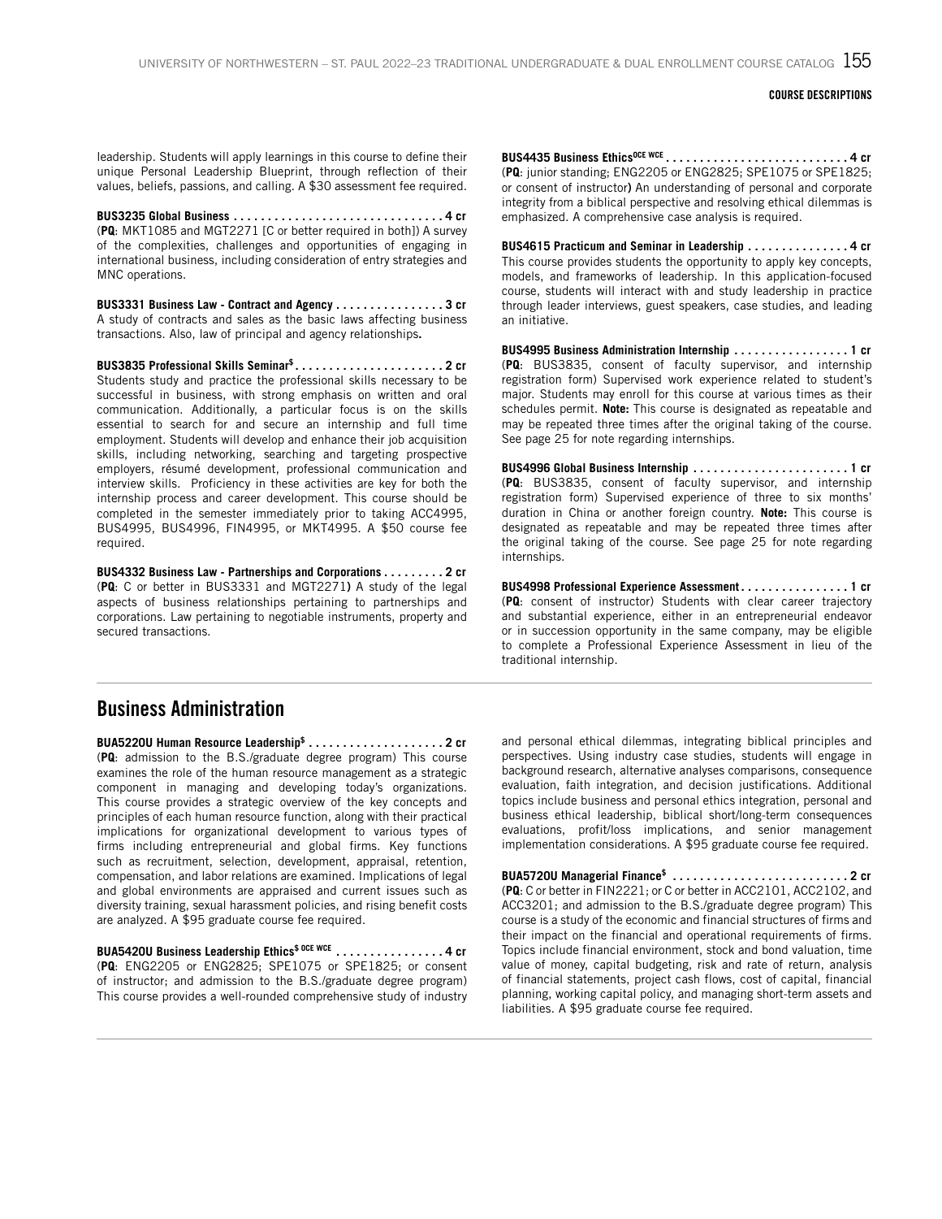leadership. Students will apply learnings in this course to define their unique Personal Leadership Blueprint, through reflection of their values, beliefs, passions, and calling. A $30 assessment fee required.

**BUS3235 Global Business . . . . . . . . . . . . . . . . . . . . . . . . . . . . . . 4 cr**
(**PQ**: MKT1085 and MGT2271 [C or better required in both]) A survey of the complexities, challenges and opportunities of engaging in international business, including consideration of entry strategies and MNC operations.

**BUS3331 Business Law - Contract and Agency . . . . . . . . . . . . . . . . 3 cr**
A study of contracts and sales as the basic laws affecting business transactions. Also, law of principal and agency relationships**.**

**BUS3835 Professional Skills Seminar$ . . . . . . . . . . . . . . . . . . . . . . 2 cr**
Students study and practice the professional skills necessary to be successful in business, with strong emphasis on written and oral communication. Additionally, a particular focus is on the skills essential to search for and secure an internship and full time employment. Students will develop and enhance their job acquisition skills, including networking, searching and targeting prospective employers, résumé development, professional communication and interview skills. Proficiency in these activities are key for both the internship process and career development. This course should be completed in the semester immediately prior to taking ACC4995, BUS4995, BUS4996, FIN4995, or MKT4995. A $50 course fee required.

**BUS4332 Business Law - Partnerships and Corporations . . . . . . . . . 2 cr**
(**PQ**: C or better in BUS3331 and MGT2271) A study of the legal aspects of business relationships pertaining to partnerships and corporations. Law pertaining to negotiable instruments, property and secured transactions.

**BUS4435 Business Ethics[OCE WCE] . . . . . . . . . . . . . . . . . . . . . . . . . . . 4 cr**
(**PQ**: junior standing; ENG2205 or ENG2825; SPE1075 or SPE1825; or consent of instructor**)** An understanding of personal and corporate integrity from a biblical perspective and resolving ethical dilemmas is emphasized. A comprehensive case analysis is required.

**BUS4615 Practicum and Seminar in Leadership . . . . . . . . . . . . . . . 4 cr**
This course provides students the opportunity to apply key concepts, models, and frameworks of leadership. In this application-focused course, students will interact with and study leadership in practice through leader interviews, guest speakers, case studies, and leading an initiative.

**BUS4995 Business Administration Internship . . . . . . . . . . . . . . . . . 1 cr**
(**PQ**: BUS3835, consent of faculty supervisor, and internship registration form) Supervised work experience related to student's major. Students may enroll for this course at various times as their schedules permit. **Note:** This course is designated as repeatable and may be repeated three times after the original taking of the course. See page 25 for note regarding internships.

**BUS4996 Global Business Internship . . . . . . . . . . . . . . . . . . . . . . . 1 cr**
(**PQ**: BUS3835, consent of faculty supervisor, and internship registration form) Supervised experience of three to six months' duration in China or another foreign country. **Note:** This course is designated as repeatable and may be repeated three times after the original taking of the course. See page 25 for note regarding internships.

**BUS4998 Professional Experience Assessment . . . . . . . . . . . . . . . . 1 cr**
(**PQ**: consent of instructor) Students with clear career trajectory and substantial experience, either in an entrepreneurial endeavor or in succession opportunity in the same company, may be eligible to complete a Professional Experience Assessment in lieu of the traditional internship.

## Business Administration

**BUA5220U Human Resource Leadership$ . . . . . . . . . . . . . . . . . . . . 2 cr**
(**PQ**: admission to the B.S./graduate degree program) This course examines the role of the human resource management as a strategic component in managing and developing today's organizations. This course provides a strategic overview of the key concepts and principles of each human resource function, along with their practical implications for organizational development to various types of firms including entrepreneurial and global firms. Key functions such as recruitment, selection, development, appraisal, retention, compensation, and labor relations are examined. Implications of legal and global environments are appraised and current issues such as diversity training, sexual harassment policies, and rising benefit costs are analyzed. A $95 graduate course fee required.

**BUA5420U Business Leadership Ethics$ OCE WCE . . . . . . . . . . . . . . . . 4 cr**
(**PQ**: ENG2205 or ENG2825; SPE1075 or SPE1825; or consent of instructor; and admission to the B.S./graduate degree program) This course provides a well-rounded comprehensive study of industry and personal ethical dilemmas, integrating biblical principles and perspectives. Using industry case studies, students will engage in background research, alternative analyses comparisons, consequence evaluation, faith integration, and decision justifications. Additional topics include business and personal ethics integration, personal and business ethical leadership, biblical short/long-term consequences evaluations, profit/loss implications, and senior management implementation considerations. A $95 graduate course fee required.

**BUA5720U Managerial Finance$ . . . . . . . . . . . . . . . . . . . . . . . . . . 2 cr**
(**PQ**: C or better in FIN2221; or C or better in ACC2101, ACC2102, and ACC3201; and admission to the B.S./graduate degree program) This course is a study of the economic and financial structures of firms and their impact on the financial and operational requirements of firms. Topics include financial environment, stock and bond valuation, time value of money, capital budgeting, risk and rate of return, analysis of financial statements, project cash flows, cost of capital, financial planning, working capital policy, and managing short-term assets and liabilities. A $95 graduate course fee required.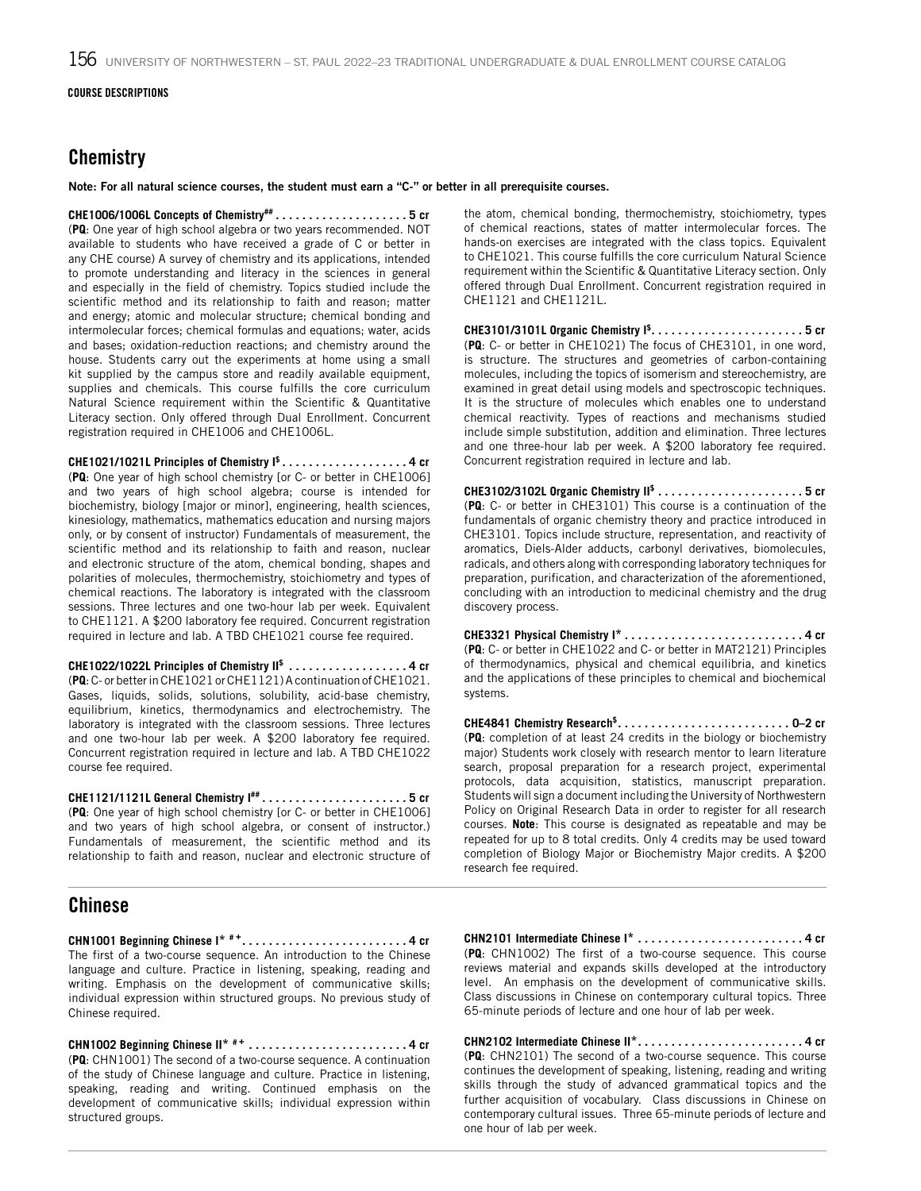**COURSE DESCRIPTIONS**

## Chemistry

**Note: For all natural science courses, the student must earn a "C-" or better in all prerequisite courses.**

**CHE1006/1006L Concepts of Chemistry[##] . . . . . . . . . . . . . . . . . . . . 5 cr**
(**PQ**: One year of high school algebra or two years recommended. NOT available to students who have received a grade of C or better in any CHE course) A survey of chemistry and its applications, intended to promote understanding and literacy in the sciences in general and especially in the field of chemistry. Topics studied include the scientific method and its relationship to faith and reason; matter and energy; atomic and molecular structure; chemical bonding and intermolecular forces; chemical formulas and equations; water, acids and bases; oxidation-reduction reactions; and chemistry around the house. Students carry out the experiments at home using a small kit supplied by the campus store and readily available equipment, supplies and chemicals. This course fulfills the core curriculum Natural Science requirement within the Scientific & Quantitative Literacy section. Only offered through Dual Enrollment. Concurrent registration required in CHE1006 and CHE1006L.

**CHE1021/1021L Principles of Chemistry I[$] . . . . . . . . . . . . . . . . . . 4 cr**
(**PQ**: One year of high school chemistry [or C- or better in CHE1006] and two years of high school algebra; course is intended for biochemistry, biology [major or minor], engineering, health sciences, kinesiology, mathematics, mathematics education and nursing majors only, or by consent of instructor) Fundamentals of measurement, the scientific method and its relationship to faith and reason, nuclear and electronic structure of the atom, chemical bonding, shapes and polarities of molecules, thermochemistry, stoichiometry and types of chemical reactions. The laboratory is integrated with the classroom sessions. Three lectures and one two-hour lab per week. Equivalent to CHE1121. A $200 laboratory fee required. Concurrent registration required in lecture and lab. A TBD CHE1021 course fee required.

**CHE1022/1022L Principles of Chemistry II[$] . . . . . . . . . . . . . . . . . . 4 cr**
(**PQ**: C- or better in CHE1021 or CHE1121) A continuation of CHE1021. Gases, liquids, solids, solutions, solubility, acid-base chemistry, equilibrium, kinetics, thermodynamics and electrochemistry. The laboratory is integrated with the classroom sessions. Three lectures and one two-hour lab per week. A $200 laboratory fee required. Concurrent registration required in lecture and lab. A TBD CHE1022 course fee required.

**CHE1121/1121L General Chemistry I[##] . . . . . . . . . . . . . . . . . . . . . . 5 cr**
(**PQ**: One year of high school chemistry [or C- or better in CHE1006] and two years of high school algebra, or consent of instructor.) Fundamentals of measurement, the scientific method and its relationship to faith and reason, nuclear and electronic structure of the atom, chemical bonding, thermochemistry, stoichiometry, types of chemical reactions, states of matter intermolecular forces. The hands-on exercises are integrated with the class topics. Equivalent to CHE1021. This course fulfills the core curriculum Natural Science requirement within the Scientific & Quantitative Literacy section. Only offered through Dual Enrollment. Concurrent registration required in CHE1121 and CHE1121L.

**CHE3101/3101L Organic Chemistry I[$] . . . . . . . . . . . . . . . . . . . . . . 5 cr**
(**PQ**: C- or better in CHE1021) The focus of CHE3101, in one word, is structure. The structures and geometries of carbon-containing molecules, including the topics of isomerism and stereochemistry, are examined in great detail using models and spectroscopic techniques. It is the structure of molecules which enables one to understand chemical reactivity. Types of reactions and mechanisms studied include simple substitution, addition and elimination. Three lectures and one three-hour lab per week. A $200 laboratory fee required. Concurrent registration required in lecture and lab.

**CHE3102/3102L Organic Chemistry II[$] . . . . . . . . . . . . . . . . . . . . . 5 cr**
(**PQ**: C- or better in CHE3101) This course is a continuation of the fundamentals of organic chemistry theory and practice introduced in CHE3101. Topics include structure, representation, and reactivity of aromatics, Diels-Alder adducts, carbonyl derivatives, biomolecules, radicals, and others along with corresponding laboratory techniques for preparation, purification, and characterization of the aforementioned, concluding with an introduction to medicinal chemistry and the drug discovery process.

**CHE3321 Physical Chemistry I* . . . . . . . . . . . . . . . . . . . . . . . . . . 4 cr**
(**PQ**: C- or better in CHE1022 and C- or better in MAT2121) Principles of thermodynamics, physical and chemical equilibria, and kinetics and the applications of these principles to chemical and biochemical systems.

**CHE4841 Chemistry Research[$] . . . . . . . . . . . . . . . . . . . . . . . . . . 0–2 cr**
(**PQ**: completion of at least 24 credits in the biology or biochemistry major) Students work closely with research mentor to learn literature search, proposal preparation for a research project, experimental protocols, data acquisition, statistics, manuscript preparation. Students will sign a document including the University of Northwestern Policy on Original Research Data in order to register for all research courses. **Note**: This course is designated as repeatable and may be repeated for up to 8 total credits. Only 4 credits may be used toward completion of Biology Major or Biochemistry Major credits. A $200 research fee required.

## Chinese

**CHN1001 Beginning Chinese I* [#+] . . . . . . . . . . . . . . . . . . . . . . . . . 4 cr**
The first of a two-course sequence. An introduction to the Chinese language and culture. Practice in listening, speaking, reading and writing. Emphasis on the development of communicative skills; individual expression within structured groups. No previous study of Chinese required.

**CHN1002 Beginning Chinese II* [#+] . . . . . . . . . . . . . . . . . . . . . . . . 4 cr**
(**PQ**: CHN1001) The second of a two-course sequence. A continuation of the study of Chinese language and culture. Practice in listening, speaking, reading and writing. Continued emphasis on the development of communicative skills; individual expression within structured groups.

**CHN2101 Intermediate Chinese I* . . . . . . . . . . . . . . . . . . . . . . . . . 4 cr**
(**PQ**: CHN1002) The first of a two-course sequence. This course reviews material and expands skills developed at the introductory level. An emphasis on the development of communicative skills. Class discussions in Chinese on contemporary cultural topics. Three 65-minute periods of lecture and one hour of lab per week.

**CHN2102 Intermediate Chinese II*. . . . . . . . . . . . . . . . . . . . . . . . . 4 cr**
(**PQ**: CHN2101) The second of a two-course sequence. This course continues the development of speaking, listening, reading and writing skills through the study of advanced grammatical topics and the further acquisition of vocabulary. Class discussions in Chinese on contemporary cultural issues. Three 65-minute periods of lecture and one hour of lab per week.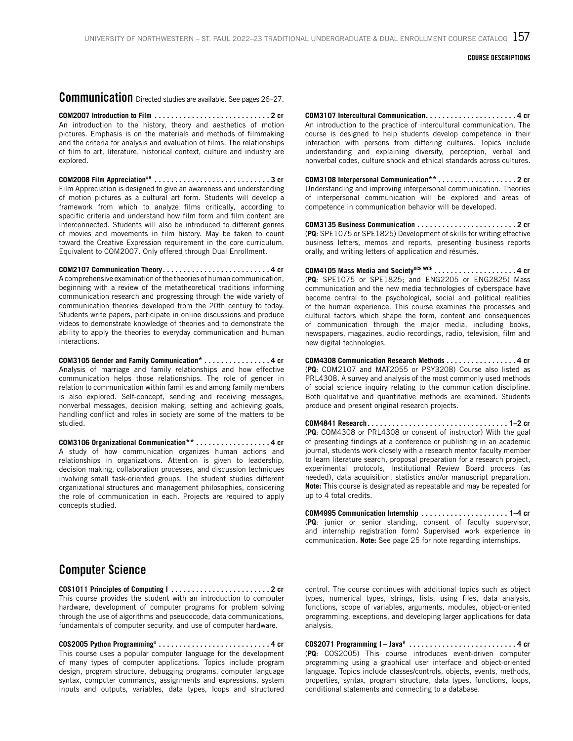## Communication

Directed studies are available. See pages 26–27.

**COM2007 Introduction to Film . . . . . . . . . . . . . . . . . . . . . . . . . . . . 2 cr**
An introduction to the history, theory and aesthetics of motion pictures. Emphasis is on the materials and methods of filmmaking and the criteria for analysis and evaluation of films. The relationships of film to art, literature, historical context, culture and industry are explored.

**COM2008 Film Appreciation## . . . . . . . . . . . . . . . . . . . . . . . . . . . . 3 cr**
Film Appreciation is designed to give an awareness and understanding of motion pictures as a cultural art form. Students will develop a framework from which to analyze films critically, according to specific criteria and understand how film form and film content are interconnected. Students will also be introduced to different genres of movies and movements in film history. May be taken to count toward the Creative Expression requirement in the core curriculum. Equivalent to COM2007. Only offered through Dual Enrollment.

**COM2107 Communication Theory . . . . . . . . . . . . . . . . . . . . . . . . . . 4 cr**
A comprehensive examination of the theories of human communication, beginning with a review of the metatheoretical traditions informing communication research and progressing through the wide variety of communication theories developed from the 20th century to today. Students write papers, participate in online discussions and produce videos to demonstrate knowledge of theories and to demonstrate the ability to apply the theories to everyday communication and human interactions.

**COM3105 Gender and Family Communication* . . . . . . . . . . . . . . . . 4 cr**
Analysis of marriage and family relationships and how effective communication helps those relationships. The role of gender in relation to communication within families and among family members is also explored. Self-concept, sending and receiving messages, nonverbal messages, decision making, setting and achieving goals, handling conflict and roles in society are some of the matters to be studied.

**COM3106 Organizational Communication** . . . . . . . . . . . . . . . . . . 4 cr**
A study of how communication organizes human actions and relationships in organizations. Attention is given to leadership, decision making, collaboration processes, and discussion techniques involving small task-oriented groups. The student studies different organizational structures and management philosophies, considering the role of communication in each. Projects are required to apply concepts studied.

**COM3107 Intercultural Communication . . . . . . . . . . . . . . . . . . . . . . 4 cr**
An introduction to the practice of intercultural communication. The course is designed to help students develop competence in their interaction with persons from differing cultures. Topics include understanding and explaining diversity, perception, verbal and nonverbal codes, culture shock and ethical standards across cultures.

**COM3108 Interpersonal Communication** . . . . . . . . . . . . . . . . . . . 2 cr**
Understanding and improving interpersonal communication. Theories of interpersonal communication will be explored and areas of competence in communication behavior will be developed.

**COM3135 Business Communication . . . . . . . . . . . . . . . . . . . . . . . . 2 cr**
(**PQ**: SPE1075 or SPE1825) Development of skills for writing effective business letters, memos and reports, presenting business reports orally, and writing letters of application and résumés.

**COM4105 Mass Media and Society[DCE WCE] . . . . . . . . . . . . . . . . . . . . 4 cr**
(**PQ**: SPE1075 or SPE1825; and ENG2205 or ENG2825) Mass communication and the new media technologies of cyberspace have become central to the psychological, social and political realities of the human experience. This course examines the processes and cultural factors which shape the form, content and consequences of communication through the major media, including books, newspapers, magazines, audio recordings, radio, television, film and new digital technologies.

**COM4308 Communication Research Methods . . . . . . . . . . . . . . . . . 4 cr**
(**PQ**: COM2107 and MAT2055 or PSY3208) Course also listed as PRL4308. A survey and analysis of the most commonly used methods of social science inquiry relating to the communication discipline. Both qualitative and quantitative methods are examined. Students produce and present original research projects.

**COM4841 Research . . . . . . . . . . . . . . . . . . . . . . . . . . . . . . . . . . 1–2 cr**
(**PQ**: COM4308 or PRL4308 or consent of instructor) With the goal of presenting findings at a conference or publishing in an academic journal, students work closely with a research mentor faculty member to learn literature search, proposal preparation for a research project, experimental protocols, Institutional Review Board process (as needed), data acquisition, statistics and/or manuscript preparation. **Note:** This course is designated as repeatable and may be repeated for up to 4 total credits.

**COM4995 Communication Internship . . . . . . . . . . . . . . . . . . . . . 1–4 cr**
(**PQ**: junior or senior standing, consent of faculty supervisor, and internship registration form) Supervised work experience in communication. **Note:** See page 25 for note regarding internships.

## Computer Science

**COS1011 Principles of Computing I . . . . . . . . . . . . . . . . . . . . . . . . 2 cr**
This course provides the student with an introduction to computer hardware, development of computer programs for problem solving through the use of algorithms and pseudocode, data communications, fundamentals of computer security, and use of computer hardware.

**COS2005 Python Programming# . . . . . . . . . . . . . . . . . . . . . . . . . . . 4 cr**
This course uses a popular computer language for the development of many types of computer applications. Topics include program design, program structure, debugging programs, computer language syntax, computer commands, assignments and expressions, system inputs and outputs, variables, data types, loops and structured control. The course continues with additional topics such as object types, numerical types, strings, lists, using files, data analysis, functions, scope of variables, arguments, modules, object-oriented programming, exceptions, and developing larger applications for data analysis.

**COS2071 Programming I – Java# . . . . . . . . . . . . . . . . . . . . . . . . . . 4 cr**
(**PQ**: COS2005) This course introduces event-driven computer programming using a graphical user interface and object-oriented language. Topics include classes/controls, objects, events, methods, properties, syntax, program structure, data types, functions, loops, conditional statements and connecting to a database.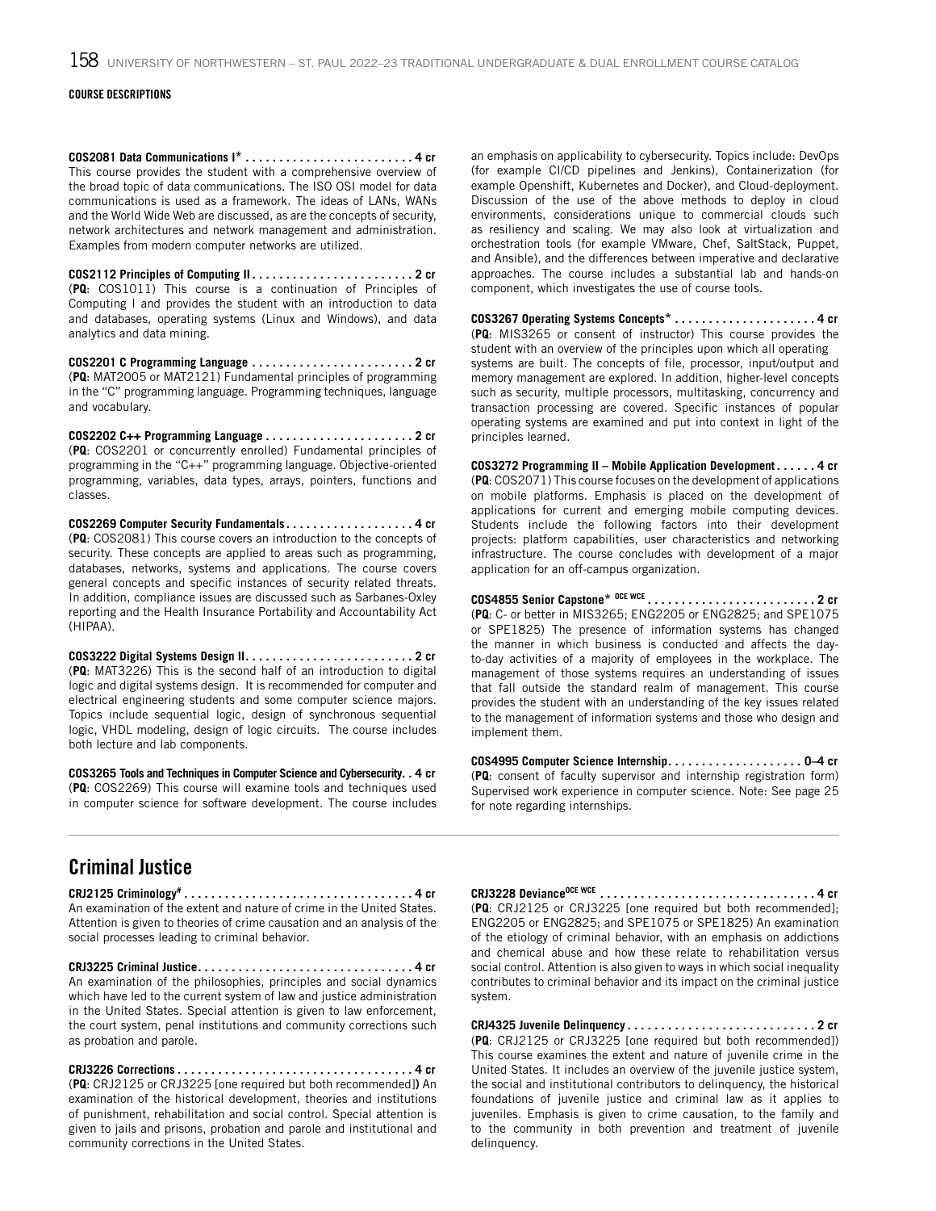COURSE DESCRIPTIONS

**COS2081 Data Communications I* . . . . . . . . . . . . . . . . . . . . . . . . . 4 cr**
This course provides the student with a comprehensive overview of the broad topic of data communications. The ISO OSI model for data communications is used as a framework. The ideas of LANs, WANs and the World Wide Web are discussed, as are the concepts of security, network architectures and network management and administration. Examples from modern computer networks are utilized.

**COS2112 Principles of Computing II . . . . . . . . . . . . . . . . . . . . . . . . 2 cr**
(**PQ**: COS1011) This course is a continuation of Principles of Computing I and provides the student with an introduction to data and databases, operating systems (Linux and Windows), and data analytics and data mining.

**COS2201 C Programming Language . . . . . . . . . . . . . . . . . . . . . . . . 2 cr**
(**PQ**: MAT2005 or MAT2121) Fundamental principles of programming in the "C" programming language. Programming techniques, language and vocabulary.

**COS2202 C++ Programming Language . . . . . . . . . . . . . . . . . . . . . . 2 cr**
(**PQ**: COS2201 or concurrently enrolled) Fundamental principles of programming in the "C++" programming language. Objective-oriented programming, variables, data types, arrays, pointers, functions and classes.

**COS2269 Computer Security Fundamentals . . . . . . . . . . . . . . . . . . . 4 cr**
(**PQ**: COS2081) This course covers an introduction to the concepts of security. These concepts are applied to areas such as programming, databases, networks, systems and applications. The course covers general concepts and specific instances of security related threats. In addition, compliance issues are discussed such as Sarbanes-Oxley reporting and the Health Insurance Portability and Accountability Act (HIPAA).

**COS3222 Digital Systems Design II . . . . . . . . . . . . . . . . . . . . . . . . . 2 cr**
(**PQ**: MAT3226) This is the second half of an introduction to digital logic and digital systems design. It is recommended for computer and electrical engineering students and some computer science majors. Topics include sequential logic, design of synchronous sequential logic, VHDL modeling, design of logic circuits. The course includes both lecture and lab components.

**COS3265 Tools and Techniques in Computer Science and Cybersecurity. . 4 cr**
(**PQ**: COS2269) This course will examine tools and techniques used in computer science for software development. The course includes an emphasis on applicability to cybersecurity. Topics include: DevOps (for example CI/CD pipelines and Jenkins), Containerization (for example Openshift, Kubernetes and Docker), and Cloud-deployment. Discussion of the use of the above methods to deploy in cloud environments, considerations unique to commercial clouds such as resiliency and scaling. We may also look at virtualization and orchestration tools (for example VMware, Chef, SaltStack, Puppet, and Ansible), and the differences between imperative and declarative approaches. The course includes a substantial lab and hands-on component, which investigates the use of course tools.

**COS3267 Operating Systems Concepts* . . . . . . . . . . . . . . . . . . . . . 4 cr**
(**PQ**: MIS3265 or consent of instructor) This course provides the student with an overview of the principles upon which all operating systems are built. The concepts of file, processor, input/output and memory management are explored. In addition, higher-level concepts such as security, multiple processors, multitasking, concurrency and transaction processing are covered. Specific instances of popular operating systems are examined and put into context in light of the principles learned.

**COS3272 Programming II – Mobile Application Development . . . . . . 4 cr**
(**PQ**: COS2071) This course focuses on the development of applications on mobile platforms. Emphasis is placed on the development of applications for current and emerging mobile computing devices. Students include the following factors into their development projects: platform capabilities, user characteristics and networking infrastructure. The course concludes with development of a major application for an off-campus organization.

**COS4855 Senior Capstone* OCE WCE . . . . . . . . . . . . . . . . . . . . . . . . . 2 cr**
(**PQ**: C- or better in MIS3265; ENG2205 or ENG2825; and SPE1075 or SPE1825) The presence of information systems has changed the manner in which business is conducted and affects the day-to-day activities of a majority of employees in the workplace. The management of those systems requires an understanding of issues that fall outside the standard realm of management. This course provides the student with an understanding of the key issues related to the management of information systems and those who design and implement them.

**COS4995 Computer Science Internship. . . . . . . . . . . . . . . . . . . . 0–4 cr**
(**PQ**: consent of faculty supervisor and internship registration form) Supervised work experience in computer science. Note: See page 25 for note regarding internships.

## Criminal Justice

**CRJ2125 Criminology# . . . . . . . . . . . . . . . . . . . . . . . . . . . . . . . . . . 4 cr**
An examination of the extent and nature of crime in the United States. Attention is given to theories of crime causation and an analysis of the social processes leading to criminal behavior.

**CRJ3225 Criminal Justice . . . . . . . . . . . . . . . . . . . . . . . . . . . . . . . . 4 cr**
An examination of the philosophies, principles and social dynamics which have led to the current system of law and justice administration in the United States. Special attention is given to law enforcement, the court system, penal institutions and community corrections such as probation and parole.

**CRJ3226 Corrections . . . . . . . . . . . . . . . . . . . . . . . . . . . . . . . . . . . 4 cr**
(**PQ**: CRJ2125 or CRJ3225 [one required but both recommended]) An examination of the historical development, theories and institutions of punishment, rehabilitation and social control. Special attention is given to jails and prisons, probation and parole and institutional and community corrections in the United States.

**CRJ3228 Deviance OCE WCE . . . . . . . . . . . . . . . . . . . . . . . . . . . . . . . . 4 cr**
(**PQ**: CRJ2125 or CRJ3225 [one required but both recommended]; ENG2205 or ENG2825; and SPE1075 or SPE1825) An examination of the etiology of criminal behavior, with an emphasis on addictions and chemical abuse and how these relate to rehabilitation versus social control. Attention is also given to ways in which social inequality contributes to criminal behavior and its impact on the criminal justice system.

**CRJ4325 Juvenile Delinquency . . . . . . . . . . . . . . . . . . . . . . . . . . . . 2 cr**
(**PQ**: CRJ2125 or CRJ3225 [one required but both recommended]) This course examines the extent and nature of juvenile crime in the United States. It includes an overview of the juvenile justice system, the social and institutional contributors to delinquency, the historical foundations of juvenile justice and criminal law as it applies to juveniles. Emphasis is given to crime causation, to the family and to the community in both prevention and treatment of juvenile delinquency.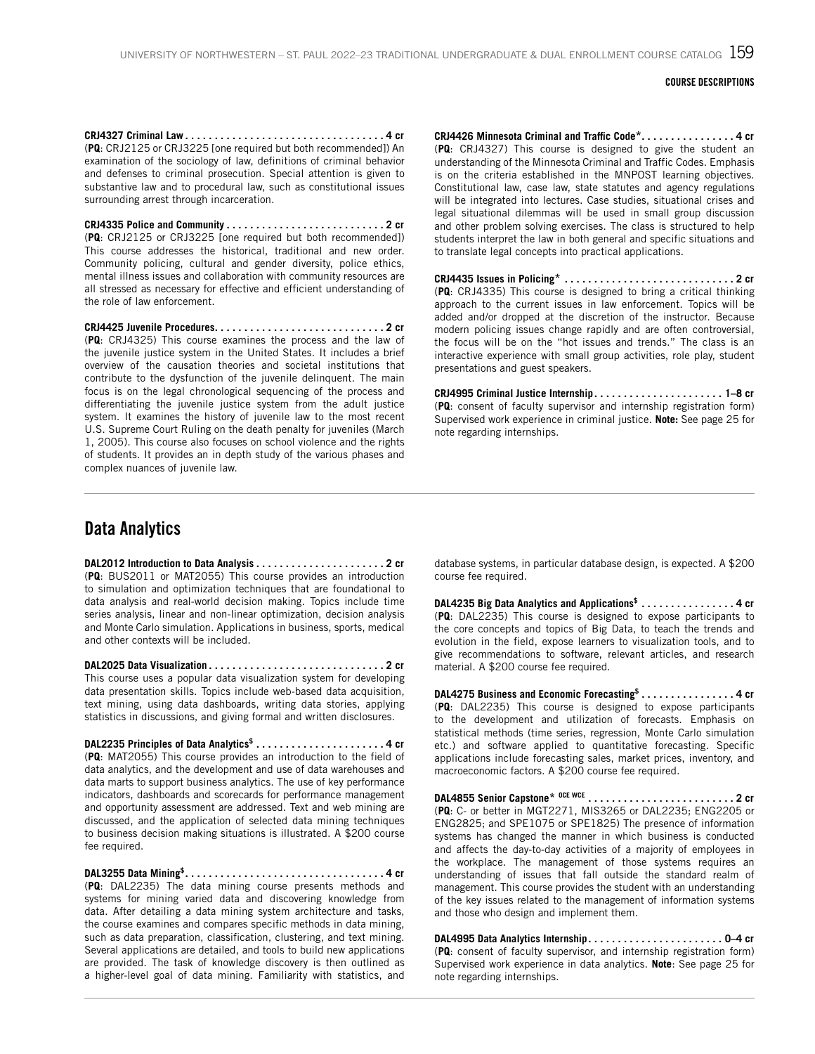**CRJ4327 Criminal Law . . . . . . . . . . . . . . . . . . . . . . . . . . . . . . . . . . 4 cr**
(**PQ**: CRJ2125 or CRJ3225 [one required but both recommended]) An examination of the sociology of law, definitions of criminal behavior and defenses to criminal prosecution. Special attention is given to substantive law and to procedural law, such as constitutional issues surrounding arrest through incarceration.

**CRJ4335 Police and Community . . . . . . . . . . . . . . . . . . . . . . . . . . . 2 cr**
(**PQ**: CRJ2125 or CRJ3225 [one required but both recommended]) This course addresses the historical, traditional and new order. Community policing, cultural and gender diversity, police ethics, mental illness issues and collaboration with community resources are all stressed as necessary for effective and efficient understanding of the role of law enforcement.

**CRJ4425 Juvenile Procedures. . . . . . . . . . . . . . . . . . . . . . . . . . . . 2 cr**
(**PQ**: CRJ4325) This course examines the process and the law of the juvenile justice system in the United States. It includes a brief overview of the causation theories and societal institutions that contribute to the dysfunction of the juvenile delinquent. The main focus is on the legal chronological sequencing of the process and differentiating the juvenile justice system from the adult justice system. It examines the history of juvenile law to the most recent U.S. Supreme Court Ruling on the death penalty for juveniles (March 1, 2005). This course also focuses on school violence and the rights of students. It provides an in depth study of the various phases and complex nuances of juvenile law.

**CRJ4426 Minnesota Criminal and Traffic Code*. . . . . . . . . . . . . . . . 4 cr**
(**PQ**: CRJ4327) This course is designed to give the student an understanding of the Minnesota Criminal and Traffic Codes. Emphasis is on the criteria established in the MNPOST learning objectives. Constitutional law, case law, state statutes and agency regulations will be integrated into lectures. Case studies, situational crises and legal situational dilemmas will be used in small group discussion and other problem solving exercises. The class is structured to help students interpret the law in both general and specific situations and to translate legal concepts into practical applications.

**CRJ4435 Issues in Policing* . . . . . . . . . . . . . . . . . . . . . . . . . . . . . 2 cr**
(**PQ**: CRJ4335) This course is designed to bring a critical thinking approach to the current issues in law enforcement. Topics will be added and/or dropped at the discretion of the instructor. Because modern policing issues change rapidly and are often controversial, the focus will be on the "hot issues and trends." The class is an interactive experience with small group activities, role play, student presentations and guest speakers.

**CRJ4995 Criminal Justice Internship. . . . . . . . . . . . . . . . . . . . . . 1–8 cr**
(**PQ**: consent of faculty supervisor and internship registration form) Supervised work experience in criminal justice. **Note:** See page 25 for note regarding internships.

## Data Analytics

**DAL2012 Introduction to Data Analysis . . . . . . . . . . . . . . . . . . . . . . 2 cr**
(**PQ**: BUS2011 or MAT2055) This course provides an introduction to simulation and optimization techniques that are foundational to data analysis and real-world decision making. Topics include time series analysis, linear and non-linear optimization, decision analysis and Monte Carlo simulation. Applications in business, sports, medical and other contexts will be included.

**DAL2025 Data Visualization . . . . . . . . . . . . . . . . . . . . . . . . . . . . . 2 cr**
This course uses a popular data visualization system for developing data presentation skills. Topics include web-based data acquisition, text mining, using data dashboards, writing data stories, applying statistics in discussions, and giving formal and written disclosures.

**DAL2235 Principles of Data Analytics$ . . . . . . . . . . . . . . . . . . . . . . 4 cr**
(**PQ**: MAT2055) This course provides an introduction to the field of data analytics, and the development and use of data warehouses and data marts to support business analytics. The use of key performance indicators, dashboards and scorecards for performance management and opportunity assessment are addressed. Text and web mining are discussed, and the application of selected data mining techniques to business decision making situations is illustrated. A $200 course fee required.

**DAL3255 Data Mining$. . . . . . . . . . . . . . . . . . . . . . . . . . . . . . . . . . 4 cr**
(**PQ**: DAL2235) The data mining course presents methods and systems for mining varied data and discovering knowledge from data. After detailing a data mining system architecture and tasks, the course examines and compares specific methods in data mining, such as data preparation, classification, clustering, and text mining. Several applications are detailed, and tools to build new applications are provided. The task of knowledge discovery is then outlined as a higher-level goal of data mining. Familiarity with statistics, and database systems, in particular database design, is expected. A $200 course fee required.

**DAL4235 Big Data Analytics and Applications$ . . . . . . . . . . . . . . . . 4 cr**
(**PQ**: DAL2235) This course is designed to expose participants to the core concepts and topics of Big Data, to teach the trends and evolution in the field, expose learners to visualization tools, and to give recommendations to software, relevant articles, and research material. A $200 course fee required.

**DAL4275 Business and Economic Forecasting$ . . . . . . . . . . . . . . . . 4 cr**
(**PQ**: DAL2235) This course is designed to expose participants to the development and utilization of forecasts. Emphasis on statistical methods (time series, regression, Monte Carlo simulation etc.) and software applied to quantitative forecasting. Specific applications include forecasting sales, market prices, inventory, and macroeconomic factors. A $200 course fee required.

**DAL4855 Senior Capstone* OCE WCE . . . . . . . . . . . . . . . . . . . . . . . . . 2 cr**
(**PQ**: C- or better in MGT2271, MIS3265 or DAL2235; ENG2205 or ENG2825; and SPE1075 or SPE1825) The presence of information systems has changed the manner in which business is conducted and affects the day-to-day activities of a majority of employees in the workplace. The management of those systems requires an understanding of issues that fall outside the standard realm of management. This course provides the student with an understanding of the key issues related to the management of information systems and those who design and implement them.

**DAL4995 Data Analytics Internship. . . . . . . . . . . . . . . . . . . . . . . 0–4 cr**
(**PQ**: consent of faculty supervisor, and internship registration form) Supervised work experience in data analytics. **Note**: See page 25 for note regarding internships.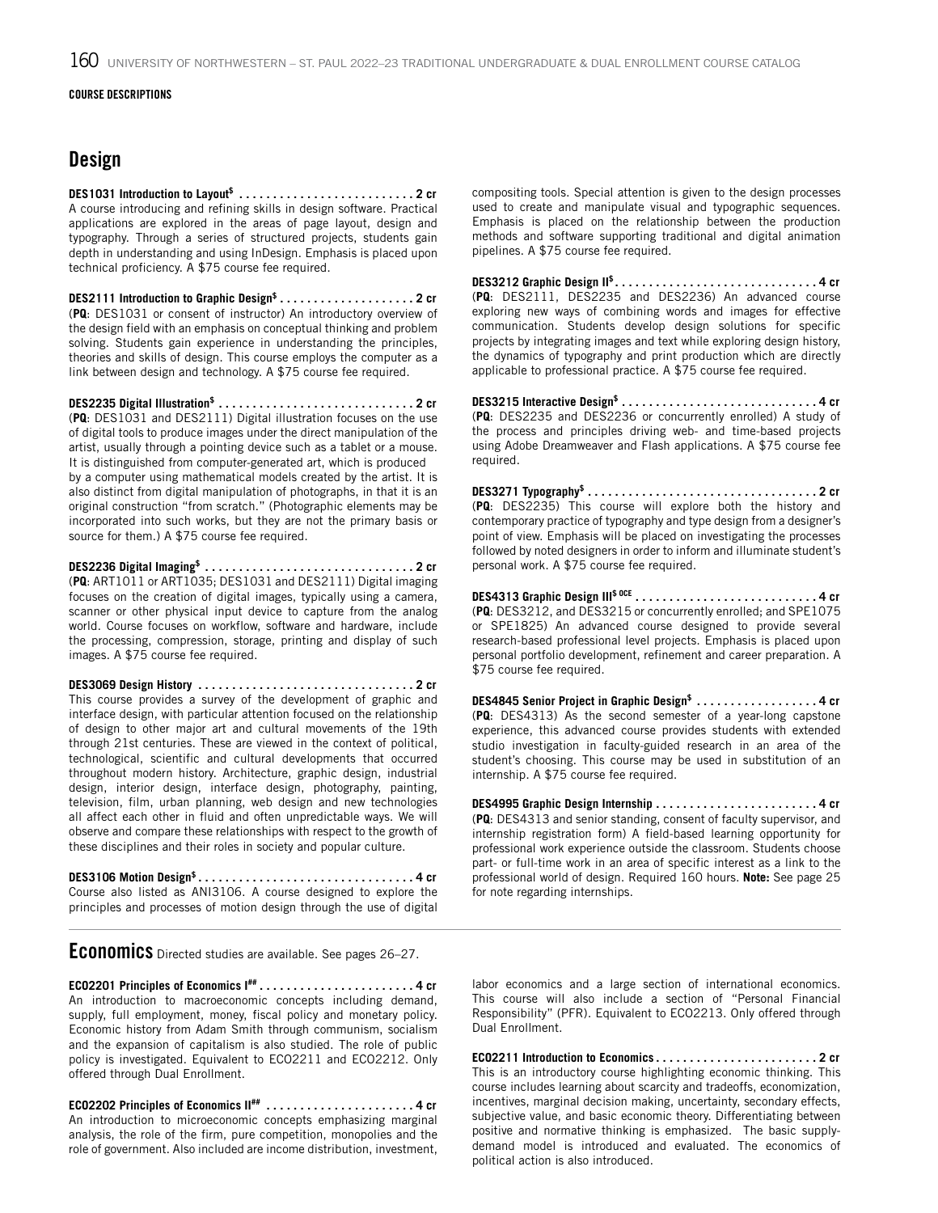COURSE DESCRIPTIONS

## Design

**DES1031 Introduction to Layout[$] . . . . . . . . . . . . . . . . . . . . . . . . . . 2 cr**
A course introducing and refining skills in design software. Practical applications are explored in the areas of page layout, design and typography. Through a series of structured projects, students gain depth in understanding and using InDesign. Emphasis is placed upon technical proficiency. A $75 course fee required.

**DES2111 Introduction to Graphic Design[$] . . . . . . . . . . . . . . . . . . . . 2 cr**
(**PQ**: DES1031 or consent of instructor) An introductory overview of the design field with an emphasis on conceptual thinking and problem solving. Students gain experience in understanding the principles, theories and skills of design. This course employs the computer as a link between design and technology. A $75 course fee required.

**DES2235 Digital Illustration[$] . . . . . . . . . . . . . . . . . . . . . . . . . . . . . 2 cr**
(**PQ**: DES1031 and DES2111) Digital illustration focuses on the use of digital tools to produce images under the direct manipulation of the artist, usually through a pointing device such as a tablet or a mouse. It is distinguished from computer-generated art, which is produced by a computer using mathematical models created by the artist. It is also distinct from digital manipulation of photographs, in that it is an original construction "from scratch." (Photographic elements may be incorporated into such works, but they are not the primary basis or source for them.) A $75 course fee required.

**DES2236 Digital Imaging[$] . . . . . . . . . . . . . . . . . . . . . . . . . . . . . . . 2 cr**
(**PQ**: ART1011 or ART1035; DES1031 and DES2111) Digital imaging focuses on the creation of digital images, typically using a camera, scanner or other physical input device to capture from the analog world. Course focuses on workflow, software and hardware, include the processing, compression, storage, printing and display of such images. A $75 course fee required.

**DES3069 Design History . . . . . . . . . . . . . . . . . . . . . . . . . . . . . . . . 2 cr**
This course provides a survey of the development of graphic and interface design, with particular attention focused on the relationship of design to other major art and cultural movements of the 19th through 21st centuries. These are viewed in the context of political, technological, scientific and cultural developments that occurred throughout modern history. Architecture, graphic design, industrial design, interior design, interface design, photography, painting, television, film, urban planning, web design and new technologies all affect each other in fluid and often unpredictable ways. We will observe and compare these relationships with respect to the growth of these disciplines and their roles in society and popular culture.

**DES3106 Motion Design[$] . . . . . . . . . . . . . . . . . . . . . . . . . . . . . . . . 4 cr**
Course also listed as ANI3106. A course designed to explore the principles and processes of motion design through the use of digital compositing tools. Special attention is given to the design processes used to create and manipulate visual and typographic sequences. Emphasis is placed on the relationship between the production methods and software supporting traditional and digital animation pipelines. A $75 course fee required.

**DES3212 Graphic Design II[$] . . . . . . . . . . . . . . . . . . . . . . . . . . . . . . 4 cr**
(**PQ**: DES2111, DES2235 and DES2236) An advanced course exploring new ways of combining words and images for effective communication. Students develop design solutions for specific projects by integrating images and text while exploring design history, the dynamics of typography and print production which are directly applicable to professional practice. A $75 course fee required.

**DES3215 Interactive Design[$] . . . . . . . . . . . . . . . . . . . . . . . . . . . . . 4 cr**
(**PQ**: DES2235 and DES2236 or concurrently enrolled) A study of the process and principles driving web- and time-based projects using Adobe Dreamweaver and Flash applications. A $75 course fee required.

**DES3271 Typography[$] . . . . . . . . . . . . . . . . . . . . . . . . . . . . . . . . . . 2 cr**
(**PQ**: DES2235) This course will explore both the history and contemporary practice of typography and type design from a designer's point of view. Emphasis will be placed on investigating the processes followed by noted designers in order to inform and illuminate student's personal work. A $75 course fee required.

**DES4313 Graphic Design III[$ OCE] . . . . . . . . . . . . . . . . . . . . . . . . . . . 4 cr**
(**PQ**: DES3212, and DES3215 or concurrently enrolled; and SPE1075 or SPE1825) An advanced course designed to provide several research-based professional level projects. Emphasis is placed upon personal portfolio development, refinement and career preparation. A $75 course fee required.

**DES4845 Senior Project in Graphic Design[$] . . . . . . . . . . . . . . . . . . 4 cr**
(**PQ**: DES4313) As the second semester of a year-long capstone experience, this advanced course provides students with extended studio investigation in faculty-guided research in an area of the student's choosing. This course may be used in substitution of an internship. A $75 course fee required.

**DES4995 Graphic Design Internship . . . . . . . . . . . . . . . . . . . . . . . . 4 cr**
(**PQ**: DES4313 and senior standing, consent of faculty supervisor, and internship registration form) A field-based learning opportunity for professional work experience outside the classroom. Students choose part- or full-time work in an area of specific interest as a link to the professional world of design. Required 160 hours. **Note:** See page 25 for note regarding internships.

## Economics

Directed studies are available. See pages 26–27.

**ECO2201 Principles of Economics I[##] . . . . . . . . . . . . . . . . . . . . . . . 4 cr**
An introduction to macroeconomic concepts including demand, supply, full employment, money, fiscal policy and monetary policy. Economic history from Adam Smith through communism, socialism and the expansion of capitalism is also studied. The role of public policy is investigated. Equivalent to ECO2211 and ECO2212. Only offered through Dual Enrollment.

**ECO2202 Principles of Economics II[##] . . . . . . . . . . . . . . . . . . . . . . 4 cr**
An introduction to microeconomic concepts emphasizing marginal analysis, the role of the firm, pure competition, monopolies and the role of government. Also included are income distribution, investment, labor economics and a large section of international economics. This course will also include a section of "Personal Financial Responsibility" (PFR). Equivalent to ECO2213. Only offered through Dual Enrollment.

**ECO2211 Introduction to Economics . . . . . . . . . . . . . . . . . . . . . . . . 2 cr**
This is an introductory course highlighting economic thinking. This course includes learning about scarcity and tradeoffs, economization, incentives, marginal decision making, uncertainty, secondary effects, subjective value, and basic economic theory. Differentiating between positive and normative thinking is emphasized. The basic supply-demand model is introduced and evaluated. The economics of political action is also introduced.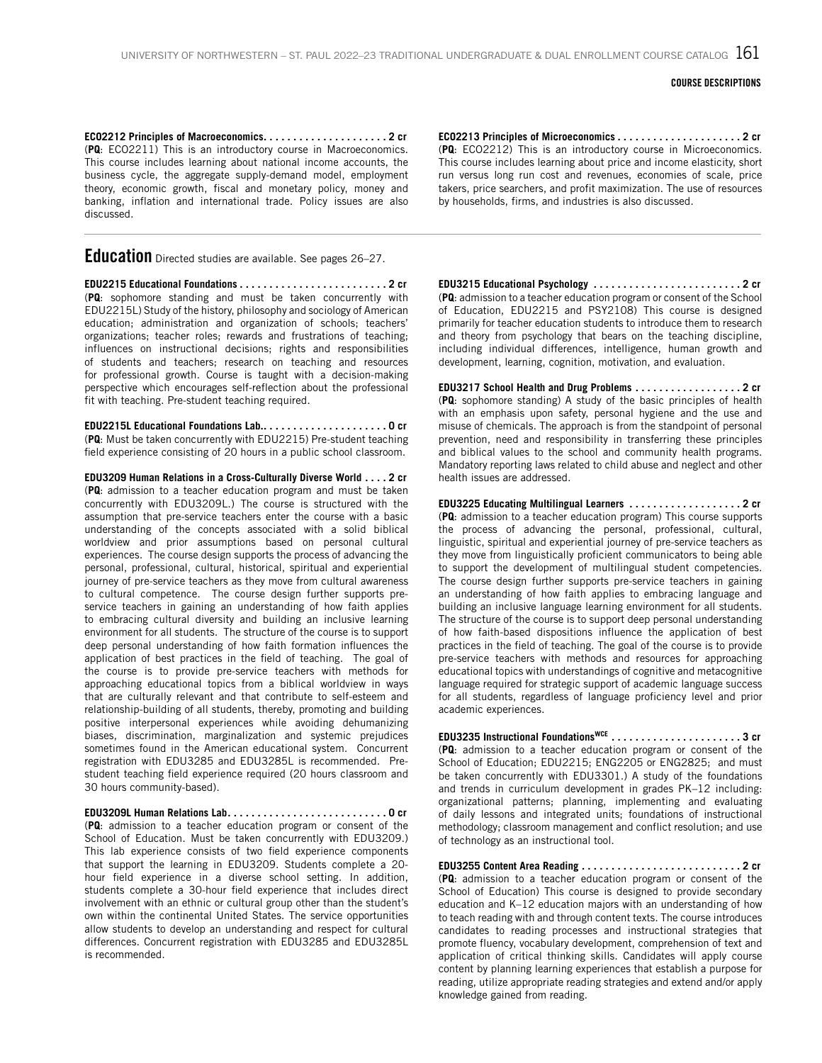**ECO2212 Principles of Macroeconomics. . . . . . . . . . . . . . . . . . . . . 2 cr**
(**PQ**: ECO2211) This is an introductory course in Macroeconomics. This course includes learning about national income accounts, the business cycle, the aggregate supply-demand model, employment theory, economic growth, fiscal and monetary policy, money and banking, inflation and international trade. Policy issues are also discussed.

**ECO2213 Principles of Microeconomics . . . . . . . . . . . . . . . . . . . . . 2 cr**
(**PQ**: ECO2212) This is an introductory course in Microeconomics. This course includes learning about price and income elasticity, short run versus long run cost and revenues, economies of scale, price takers, price searchers, and profit maximization. The use of resources by households, firms, and industries is also discussed.

## Education

Directed studies are available. See pages 26–27.

**EDU2215 Educational Foundations . . . . . . . . . . . . . . . . . . . . . . . . . 2 cr**
(**PQ**: sophomore standing and must be taken concurrently with EDU2215L) Study of the history, philosophy and sociology of American education; administration and organization of schools; teachers' organizations; teacher roles; rewards and frustrations of teaching; influences on instructional decisions; rights and responsibilities of students and teachers; research on teaching and resources for professional growth. Course is taught with a decision-making perspective which encourages self-reflection about the professional fit with teaching. Pre-student teaching required.

**EDU2215L Educational Foundations Lab.. . . . . . . . . . . . . . . . . . . . . 0 cr**
(**PQ**: Must be taken concurrently with EDU2215) Pre-student teaching field experience consisting of 20 hours in a public school classroom.

**EDU3209 Human Relations in a Cross-Culturally Diverse World . . . . 2 cr**
(**PQ**: admission to a teacher education program and must be taken concurrently with EDU3209L.) The course is structured with the assumption that pre-service teachers enter the course with a basic understanding of the concepts associated with a solid biblical worldview and prior assumptions based on personal cultural experiences. The course design supports the process of advancing the personal, professional, cultural, historical, spiritual and experiential journey of pre-service teachers as they move from cultural awareness to cultural competence. The course design further supports pre-service teachers in gaining an understanding of how faith applies to embracing cultural diversity and building an inclusive learning environment for all students. The structure of the course is to support deep personal understanding of how faith formation influences the application of best practices in the field of teaching. The goal of the course is to provide pre-service teachers with methods for approaching educational topics from a biblical worldview in ways that are culturally relevant and that contribute to self-esteem and relationship-building of all students, thereby, promoting and building positive interpersonal experiences while avoiding dehumanizing biases, discrimination, marginalization and systemic prejudices sometimes found in the American educational system. Concurrent registration with EDU3285 and EDU3285L is recommended. Pre-student teaching field experience required (20 hours classroom and 30 hours community-based).

**EDU3209L Human Relations Lab. . . . . . . . . . . . . . . . . . . . . . . . . . . 0 cr**
(**PQ**: admission to a teacher education program or consent of the School of Education. Must be taken concurrently with EDU3209.) This lab experience consists of two field experience components that support the learning in EDU3209. Students complete a 20-hour field experience in a diverse school setting. In addition, students complete a 30-hour field experience that includes direct involvement with an ethnic or cultural group other than the student's own within the continental United States. The service opportunities allow students to develop an understanding and respect for cultural differences. Concurrent registration with EDU3285 and EDU3285L is recommended.

**EDU3215 Educational Psychology . . . . . . . . . . . . . . . . . . . . . . . . . 2 cr**
(**PQ**: admission to a teacher education program or consent of the School of Education, EDU2215 and PSY2108) This course is designed primarily for teacher education students to introduce them to research and theory from psychology that bears on the teaching discipline, including individual differences, intelligence, human growth and development, learning, cognition, motivation, and evaluation.

**EDU3217 School Health and Drug Problems . . . . . . . . . . . . . . . . . . 2 cr**
(**PQ**: sophomore standing) A study of the basic principles of health with an emphasis upon safety, personal hygiene and the use and misuse of chemicals. The approach is from the standpoint of personal prevention, need and responsibility in transferring these principles and biblical values to the school and community health programs. Mandatory reporting laws related to child abuse and neglect and other health issues are addressed.

**EDU3225 Educating Multilingual Learners . . . . . . . . . . . . . . . . . . . 2 cr**
(**PQ**: admission to a teacher education program) This course supports the process of advancing the personal, professional, cultural, linguistic, spiritual and experiential journey of pre-service teachers as they move from linguistically proficient communicators to being able to support the development of multilingual student competencies. The course design further supports pre-service teachers in gaining an understanding of how faith applies to embracing language and building an inclusive language learning environment for all students. The structure of the course is to support deep personal understanding of how faith-based dispositions influence the application of best practices in the field of teaching. The goal of the course is to provide pre-service teachers with methods and resources for approaching educational topics with understandings of cognitive and metacognitive language required for strategic support of academic language success for all students, regardless of language proficiency level and prior academic experiences.

**EDU3235 Instructional Foundations[WCE] . . . . . . . . . . . . . . . . . . . . . . 3 cr**
(**PQ**: admission to a teacher education program or consent of the School of Education; EDU2215; ENG2205 or ENG2825; and must be taken concurrently with EDU3301.) A study of the foundations and trends in curriculum development in grades PK–12 including: organizational patterns; planning, implementing and evaluating of daily lessons and integrated units; foundations of instructional methodology; classroom management and conflict resolution; and use of technology as an instructional tool.

**EDU3255 Content Area Reading . . . . . . . . . . . . . . . . . . . . . . . . . . . 2 cr**
(**PQ**: admission to a teacher education program or consent of the School of Education) This course is designed to provide secondary education and K–12 education majors with an understanding of how to teach reading with and through content texts. The course introduces candidates to reading processes and instructional strategies that promote fluency, vocabulary development, comprehension of text and application of critical thinking skills. Candidates will apply course content by planning learning experiences that establish a purpose for reading, utilize appropriate reading strategies and extend and/or apply knowledge gained from reading.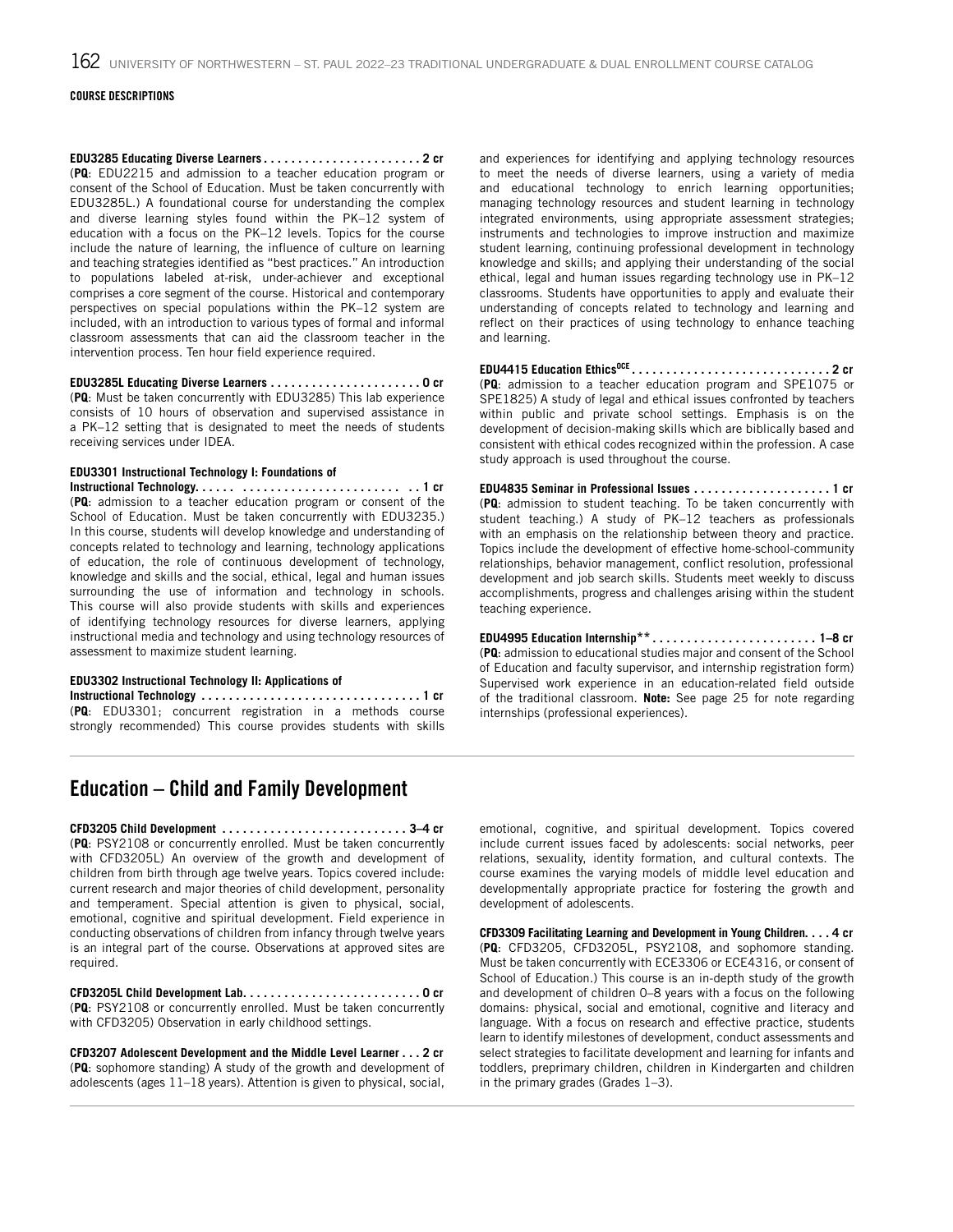**COURSE DESCRIPTIONS**

**EDU3285 Educating Diverse Learners . . . . . . . . . . . . . . . . . . . . . . . 2 cr**
(**PQ**: EDU2215 and admission to a teacher education program or consent of the School of Education. Must be taken concurrently with EDU3285L.) A foundational course for understanding the complex and diverse learning styles found within the PK–12 system of education with a focus on the PK–12 levels. Topics for the course include the nature of learning, the influence of culture on learning and teaching strategies identified as "best practices." An introduction to populations labeled at-risk, under-achiever and exceptional comprises a core segment of the course. Historical and contemporary perspectives on special populations within the PK–12 system are included, with an introduction to various types of formal and informal classroom assessments that can aid the classroom teacher in the intervention process. Ten hour field experience required.

**EDU3285L Educating Diverse Learners . . . . . . . . . . . . . . . . . . . . . . 0 cr**
(**PQ**: Must be taken concurrently with EDU3285) This lab experience consists of 10 hours of observation and supervised assistance in a PK–12 setting that is designated to meet the needs of students receiving services under IDEA.

**EDU3301 Instructional Technology I: Foundations of Instructional Technology. . . . . . . . . . . . . . . . . . . . . . . . . . . . . . 1 cr**
(**PQ**: admission to a teacher education program or consent of the School of Education. Must be taken concurrently with EDU3235.) In this course, students will develop knowledge and understanding of concepts related to technology and learning, technology applications of education, the role of continuous development of technology, knowledge and skills and the social, ethical, legal and human issues surrounding the use of information and technology in schools. This course will also provide students with skills and experiences of identifying technology resources for diverse learners, applying instructional media and technology and using technology resources of assessment to maximize student learning.

**EDU3302 Instructional Technology II: Applications of Instructional Technology . . . . . . . . . . . . . . . . . . . . . . . . . . . . . . . . 1 cr**
(**PQ**: EDU3301; concurrent registration in a methods course strongly recommended) This course provides students with skills and experiences for identifying and applying technology resources to meet the needs of diverse learners, using a variety of media and educational technology to enrich learning opportunities; managing technology resources and student learning in technology integrated environments, using appropriate assessment strategies; instruments and technologies to improve instruction and maximize student learning, continuing professional development in technology knowledge and skills; and applying their understanding of the social ethical, legal and human issues regarding technology use in PK–12 classrooms. Students have opportunities to apply and evaluate their understanding of concepts related to technology and learning and reflect on their practices of using technology to enhance teaching and learning.

**EDU4415 Education Ethics[OCE] . . . . . . . . . . . . . . . . . . . . . . . . . . . . 2 cr**
(**PQ**: admission to a teacher education program and SPE1075 or SPE1825) A study of legal and ethical issues confronted by teachers within public and private school settings. Emphasis is on the development of decision-making skills which are biblically based and consistent with ethical codes recognized within the profession. A case study approach is used throughout the course.

**EDU4835 Seminar in Professional Issues . . . . . . . . . . . . . . . . . . . . 1 cr**
(**PQ**: admission to student teaching. To be taken concurrently with student teaching.) A study of PK–12 teachers as professionals with an emphasis on the relationship between theory and practice. Topics include the development of effective home-school-community relationships, behavior management, conflict resolution, professional development and job search skills. Students meet weekly to discuss accomplishments, progress and challenges arising within the student teaching experience.

**EDU4995 Education Internship** . . . . . . . . . . . . . . . . . . . . . . . . 1–8 cr**
(**PQ**: admission to educational studies major and consent of the School of Education and faculty supervisor, and internship registration form) Supervised work experience in an education-related field outside of the traditional classroom. **Note:** See page 25 for note regarding internships (professional experiences).

## Education – Child and Family Development

**CFD3205 Child Development . . . . . . . . . . . . . . . . . . . . . . . . . . . 3–4 cr**
(**PQ**: PSY2108 or concurrently enrolled. Must be taken concurrently with CFD3205L) An overview of the growth and development of children from birth through age twelve years. Topics covered include: current research and major theories of child development, personality and temperament. Special attention is given to physical, social, emotional, cognitive and spiritual development. Field experience in conducting observations of children from infancy through twelve years is an integral part of the course. Observations at approved sites are required.

**CFD3205L Child Development Lab. . . . . . . . . . . . . . . . . . . . . . . . . . 0 cr**
(**PQ**: PSY2108 or concurrently enrolled. Must be taken concurrently with CFD3205) Observation in early childhood settings.

**CFD3207 Adolescent Development and the Middle Level Learner . . . 2 cr**
(**PQ**: sophomore standing) A study of the growth and development of adolescents (ages 11–18 years). Attention is given to physical, social, emotional, cognitive, and spiritual development. Topics covered include current issues faced by adolescents: social networks, peer relations, sexuality, identity formation, and cultural contexts. The course examines the varying models of middle level education and developmentally appropriate practice for fostering the growth and development of adolescents.

**CFD3309 Facilitating Learning and Development in Young Children. . . . 4 cr**
(**PQ**: CFD3205, CFD3205L, PSY2108, and sophomore standing. Must be taken concurrently with ECE3306 or ECE4316, or consent of School of Education.) This course is an in-depth study of the growth and development of children 0–8 years with a focus on the following domains: physical, social and emotional, cognitive and literacy and language. With a focus on research and effective practice, students learn to identify milestones of development, conduct assessments and select strategies to facilitate development and learning for infants and toddlers, preprimary children, children in Kindergarten and children in the primary grades (Grades 1–3).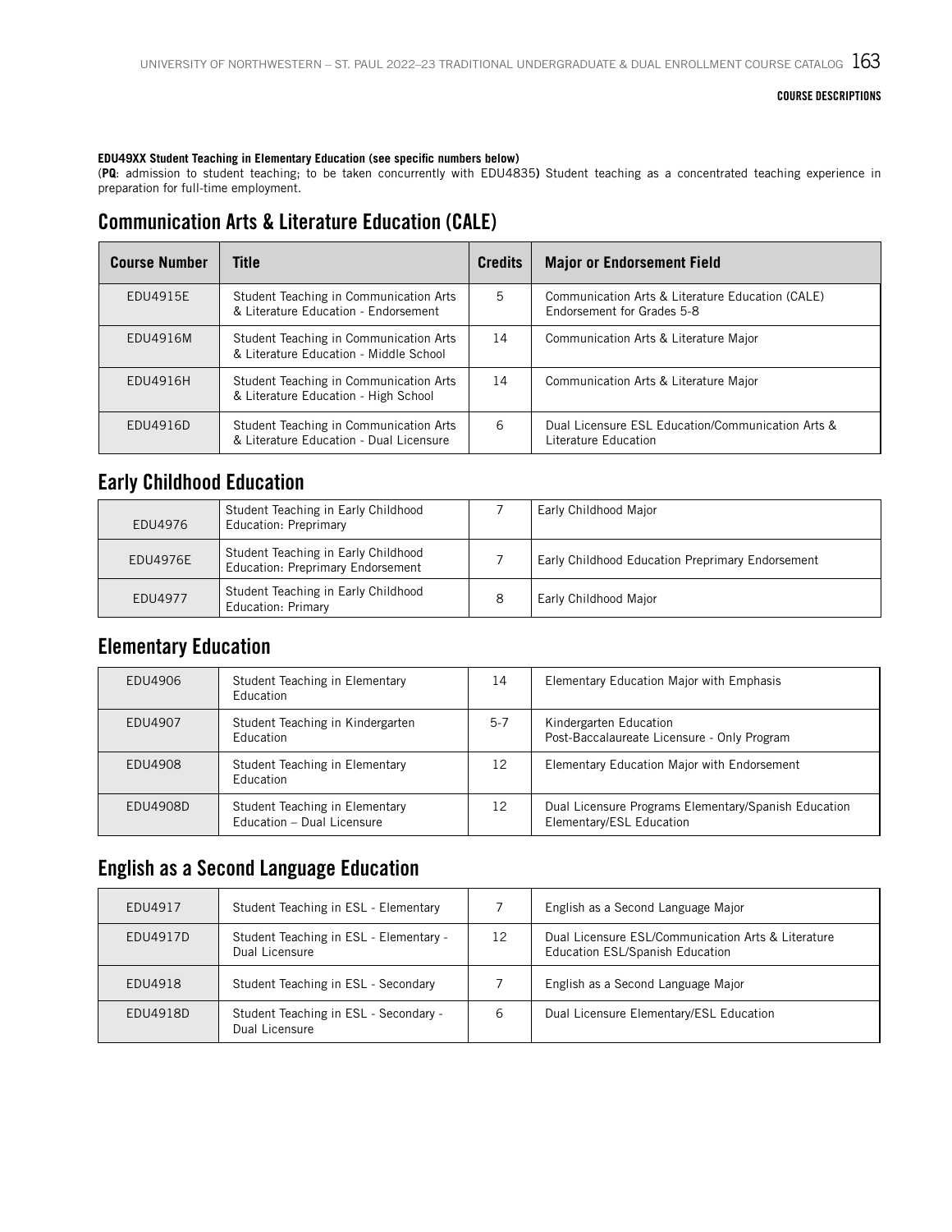**EDU49XX Student Teaching in Elementary Education (see specific numbers below)**
(**PQ**: admission to student teaching; to be taken concurrently with EDU4835**)** Student teaching as a concentrated teaching experience in preparation for full-time employment.

## Communication Arts & Literature Education (CALE)

| Course Number | Title | Credits | Major or Endorsement Field |
|---|---|---|---|
| EDU4915E | Student Teaching in Communication Arts & Literature Education - Endorsement | 5 | Communication Arts & Literature Education (CALE) Endorsement for Grades 5-8 |
| EDU4916M | Student Teaching in Communication Arts & Literature Education - Middle School | 14 | Communication Arts & Literature Major |
| EDU4916H | Student Teaching in Communication Arts & Literature Education - High School | 14 | Communication Arts & Literature Major |
| EDU4916D | Student Teaching in Communication Arts & Literature Education - Dual Licensure | 6 | Dual Licensure ESL Education/Communication Arts & Literature Education |

## Early Childhood Education

| Course Number | Title | Credits | Major or Endorsement Field |
|---|---|---|---|
| EDU4976 | Student Teaching in Early Childhood Education: Preprimary | 7 | Early Childhood Major |
| EDU4976E | Student Teaching in Early Childhood Education: Preprimary Endorsement | 7 | Early Childhood Education Preprimary Endorsement |
| EDU4977 | Student Teaching in Early Childhood Education: Primary | 8 | Early Childhood Major |

## Elementary Education

| Course Number | Title | Credits | Major or Endorsement Field |
|---|---|---|---|
| EDU4906 | Student Teaching in Elementary Education | 14 | Elementary Education Major with Emphasis |
| EDU4907 | Student Teaching in Kindergarten Education | 5-7 | Kindergarten Education Post-Baccalaureate Licensure - Only Program |
| EDU4908 | Student Teaching in Elementary Education | 12 | Elementary Education Major with Endorsement |
| EDU4908D | Student Teaching in Elementary Education – Dual Licensure | 12 | Dual Licensure Programs Elementary/Spanish Education Elementary/ESL Education |

## English as a Second Language Education

| Course Number | Title | Credits | Major or Endorsement Field |
|---|---|---|---|
| EDU4917 | Student Teaching in ESL - Elementary | 7 | English as a Second Language Major |
| EDU4917D | Student Teaching in ESL - Elementary - Dual Licensure | 12 | Dual Licensure ESL/Communication Arts & Literature Education ESL/Spanish Education |
| EDU4918 | Student Teaching in ESL - Secondary | 7 | English as a Second Language Major |
| EDU4918D | Student Teaching in ESL - Secondary - Dual Licensure | 6 | Dual Licensure Elementary/ESL Education |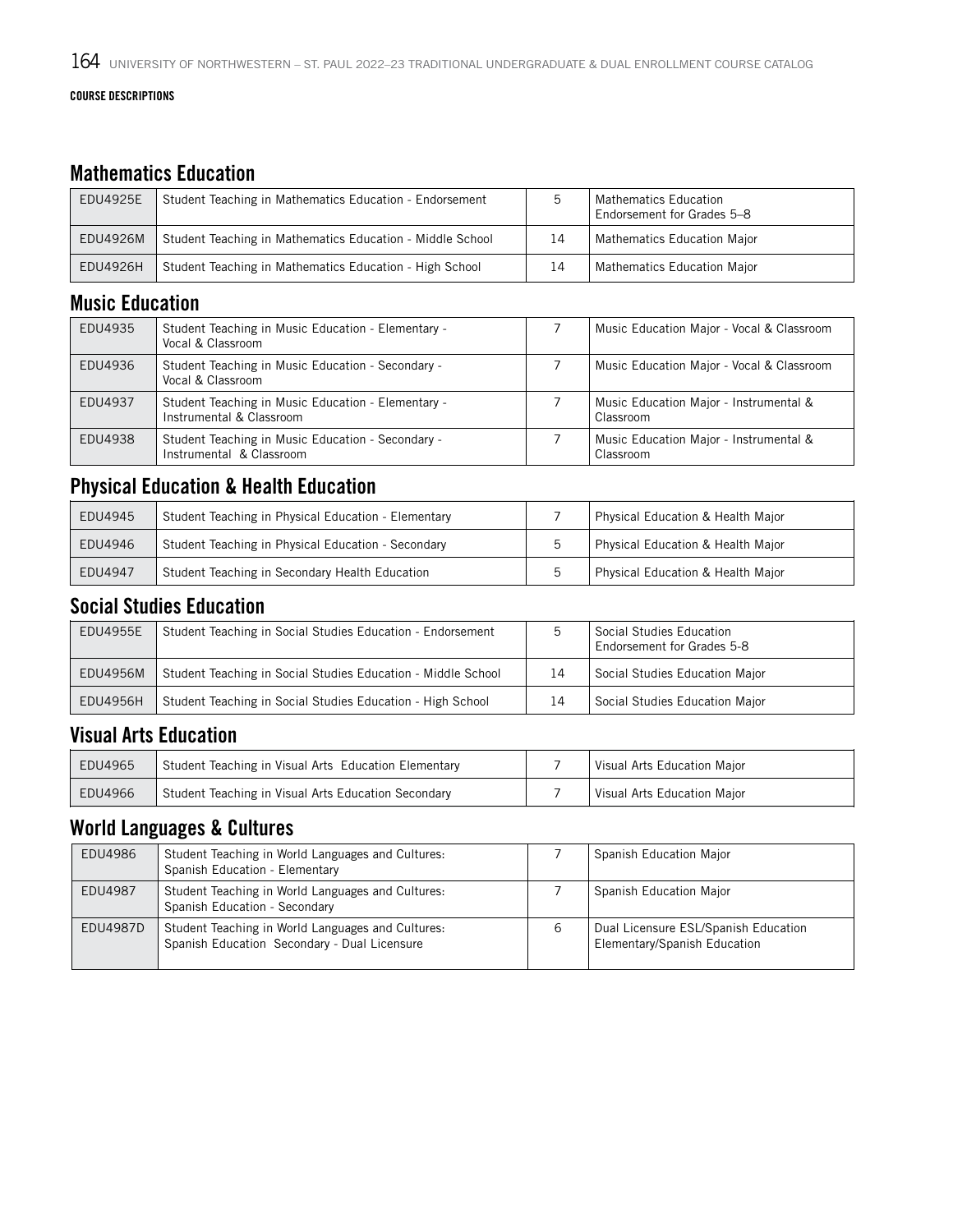COURSE DESCRIPTIONS

## Mathematics Education

| | | | |
|---|---|---|---|
| EDU4925E | Student Teaching in Mathematics Education - Endorsement | 5 | Mathematics Education Endorsement for Grades 5–8 |
| EDU4926M | Student Teaching in Mathematics Education - Middle School | 14 | Mathematics Education Major |
| EDU4926H | Student Teaching in Mathematics Education - High School | 14 | Mathematics Education Major |

## Music Education

| | | | |
|---|---|---|---|
| EDU4935 | Student Teaching in Music Education - Elementary - Vocal & Classroom | 7 | Music Education Major - Vocal & Classroom |
| EDU4936 | Student Teaching in Music Education - Secondary - Vocal & Classroom | 7 | Music Education Major - Vocal & Classroom |
| EDU4937 | Student Teaching in Music Education - Elementary - Instrumental & Classroom | 7 | Music Education Major - Instrumental & Classroom |
| EDU4938 | Student Teaching in Music Education - Secondary - Instrumental & Classroom | 7 | Music Education Major - Instrumental & Classroom |

## Physical Education & Health Education

| | | | |
|---|---|---|---|
| EDU4945 | Student Teaching in Physical Education - Elementary | 7 | Physical Education & Health Major |
| EDU4946 | Student Teaching in Physical Education - Secondary | 5 | Physical Education & Health Major |
| EDU4947 | Student Teaching in Secondary Health Education | 5 | Physical Education & Health Major |

## Social Studies Education

| | | | |
|---|---|---|---|
| EDU4955E | Student Teaching in Social Studies Education - Endorsement | 5 | Social Studies Education Endorsement for Grades 5-8 |
| EDU4956M | Student Teaching in Social Studies Education - Middle School | 14 | Social Studies Education Major |
| EDU4956H | Student Teaching in Social Studies Education - High School | 14 | Social Studies Education Major |

## Visual Arts Education

| | | | |
|---|---|---|---|
| EDU4965 | Student Teaching in Visual Arts Education Elementary | 7 | Visual Arts Education Major |
| EDU4966 | Student Teaching in Visual Arts Education Secondary | 7 | Visual Arts Education Major |

## World Languages & Cultures

| | | | |
|---|---|---|---|
| EDU4986 | Student Teaching in World Languages and Cultures: Spanish Education - Elementary | 7 | Spanish Education Major |
| EDU4987 | Student Teaching in World Languages and Cultures: Spanish Education - Secondary | 7 | Spanish Education Major |
| EDU4987D | Student Teaching in World Languages and Cultures: Spanish Education Secondary - Dual Licensure | 6 | Dual Licensure ESL/Spanish Education Elementary/Spanish Education |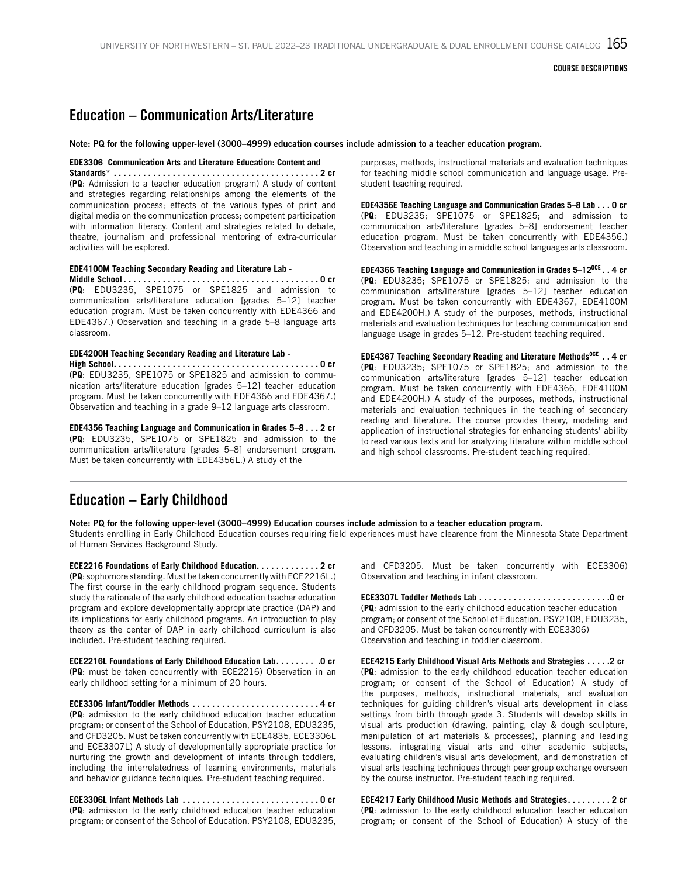## Education – Communication Arts/Literature

**Note: PQ for the following upper-level (3000–4999) education courses include admission to a teacher education program.**

**EDE3306 Communication Arts and Literature Education: Content and Standards* . . . . . . . . . . . . . . . . . . . . . . . . . . . . . . . . . . . . . . . . . . 2 cr**
(**PQ**: Admission to a teacher education program) A study of content and strategies regarding relationships among the elements of the communication process; effects of the various types of print and digital media on the communication process; competent participation with information literacy. Content and strategies related to debate, theatre, journalism and professional mentoring of extra-curricular activities will be explored.

**EDE4100M Teaching Secondary Reading and Literature Lab - Middle School . . . . . . . . . . . . . . . . . . . . . . . . . . . . . . . . . . . . . . . . 0 cr**
(**PQ**: EDU3235, SPE1075 or SPE1825 and admission to communication arts/literature education [grades 5–12] teacher education program. Must be taken concurrently with EDE4366 and EDE4367.) Observation and teaching in a grade 5–8 language arts classroom.

**EDE4200H Teaching Secondary Reading and Literature Lab - High School. . . . . . . . . . . . . . . . . . . . . . . . . . . . . . . . . . . . . . . . . . 0 cr**
(**PQ**: EDU3235, SPE1075 or SPE1825 and admission to communication arts/literature education [grades 5–12] teacher education program. Must be taken concurrently with EDE4366 and EDE4367.) Observation and teaching in a grade 9–12 language arts classroom.

**EDE4356 Teaching Language and Communication in Grades 5–8 . . . 2 cr**
(**PQ**: EDU3235, SPE1075 or SPE1825 and admission to the communication arts/literature [grades 5–8] endorsement program. Must be taken concurrently with EDE4356L.) A study of the purposes, methods, instructional materials and evaluation techniques for teaching middle school communication and language usage. Pre-student teaching required.

**EDE4356E Teaching Language and Communication Grades 5–8 Lab . . . 0 cr**
(**PQ**: EDU3235; SPE1075 or SPE1825; and admission to communication arts/literature [grades 5–8] endorsement teacher education program. Must be taken concurrently with EDE4356.) Observation and teaching in a middle school languages arts classroom.

**EDE4366 Teaching Language and Communication in Grades 5–12[OCE] . . 4 cr**
(**PQ**: EDU3235; SPE1075 or SPE1825; and admission to the communication arts/literature [grades 5–12] teacher education program. Must be taken concurrently with EDE4367, EDE4100M and EDE4200H.) A study of the purposes, methods, instructional materials and evaluation techniques for teaching communication and language usage in grades 5–12. Pre-student teaching required.

**EDE4367 Teaching Secondary Reading and Literature Methods[OCE] . . 4 cr**
(**PQ**: EDU3235; SPE1075 or SPE1825; and admission to the communication arts/literature [grades 5–12] teacher education program. Must be taken concurrently with EDE4366, EDE4100M and EDE4200H.) A study of the purposes, methods, instructional materials and evaluation techniques in the teaching of secondary reading and literature. The course provides theory, modeling and application of instructional strategies for enhancing students' ability to read various texts and for analyzing literature within middle school and high school classrooms. Pre-student teaching required.

## Education – Early Childhood

**Note: PQ for the following upper-level (3000–4999) Education courses include admission to a teacher education program.**
Students enrolling in Early Childhood Education courses requiring field experiences must have clearence from the Minnesota State Department of Human Services Background Study.

**ECE2216 Foundations of Early Childhood Education. . . . . . . . . . . . . 2 cr**
(**PQ**: sophomore standing. Must be taken concurrently with ECE2216L.) The first course in the early childhood program sequence. Students study the rationale of the early childhood education teacher education program and explore developmentally appropriate practice (DAP) and its implications for early childhood programs. An introduction to play theory as the center of DAP in early childhood curriculum is also included. Pre-student teaching required.

**ECE2216L Foundations of Early Childhood Education Lab. . . . . . . . .0 cr**
(**PQ**: must be taken concurrently with ECE2216) Observation in an early childhood setting for a minimum of 20 hours.

**ECE3306 Infant/Toddler Methods . . . . . . . . . . . . . . . . . . . . . . . . . . 4 cr**
(**PQ**: admission to the early childhood education teacher education program; or consent of the School of Education, PSY2108, EDU3235, and CFD3205. Must be taken concurrently with ECE4835, ECE3306L and ECE3307L) A study of developmentally appropriate practice for nurturing the growth and development of infants through toddlers, including the interrelatedness of learning environments, materials and behavior guidance techniques. Pre-student teaching required.

**ECE3306L Infant Methods Lab . . . . . . . . . . . . . . . . . . . . . . . . . . . . 0 cr**
(**PQ**: admission to the early childhood education teacher education program; or consent of the School of Education. PSY2108, EDU3235, and CFD3205. Must be taken concurrently with ECE3306) Observation and teaching in infant classroom.

**ECE3307L Toddler Methods Lab . . . . . . . . . . . . . . . . . . . . . . . . . . .0 cr**
(**PQ**: admission to the early childhood education teacher education program; or consent of the School of Education. PSY2108, EDU3235, and CFD3205. Must be taken concurrently with ECE3306) Observation and teaching in toddler classroom.

**ECE4215 Early Childhood Visual Arts Methods and Strategies . . . . .2 cr**
(**PQ**: admission to the early childhood education teacher education program; or consent of the School of Education) A study of the purposes, methods, instructional materials, and evaluation techniques for guiding children's visual arts development in class settings from birth through grade 3. Students will develop skills in visual arts production (drawing, painting, clay & dough sculpture, manipulation of art materials & processes), planning and leading lessons, integrating visual arts and other academic subjects, evaluating children's visual arts development, and demonstration of visual arts teaching techniques through peer group exchange overseen by the course instructor. Pre-student teaching required.

**ECE4217 Early Childhood Music Methods and Strategies. . . . . . . . . 2 cr**
(**PQ**: admission to the early childhood education teacher education program; or consent of the School of Education) A study of the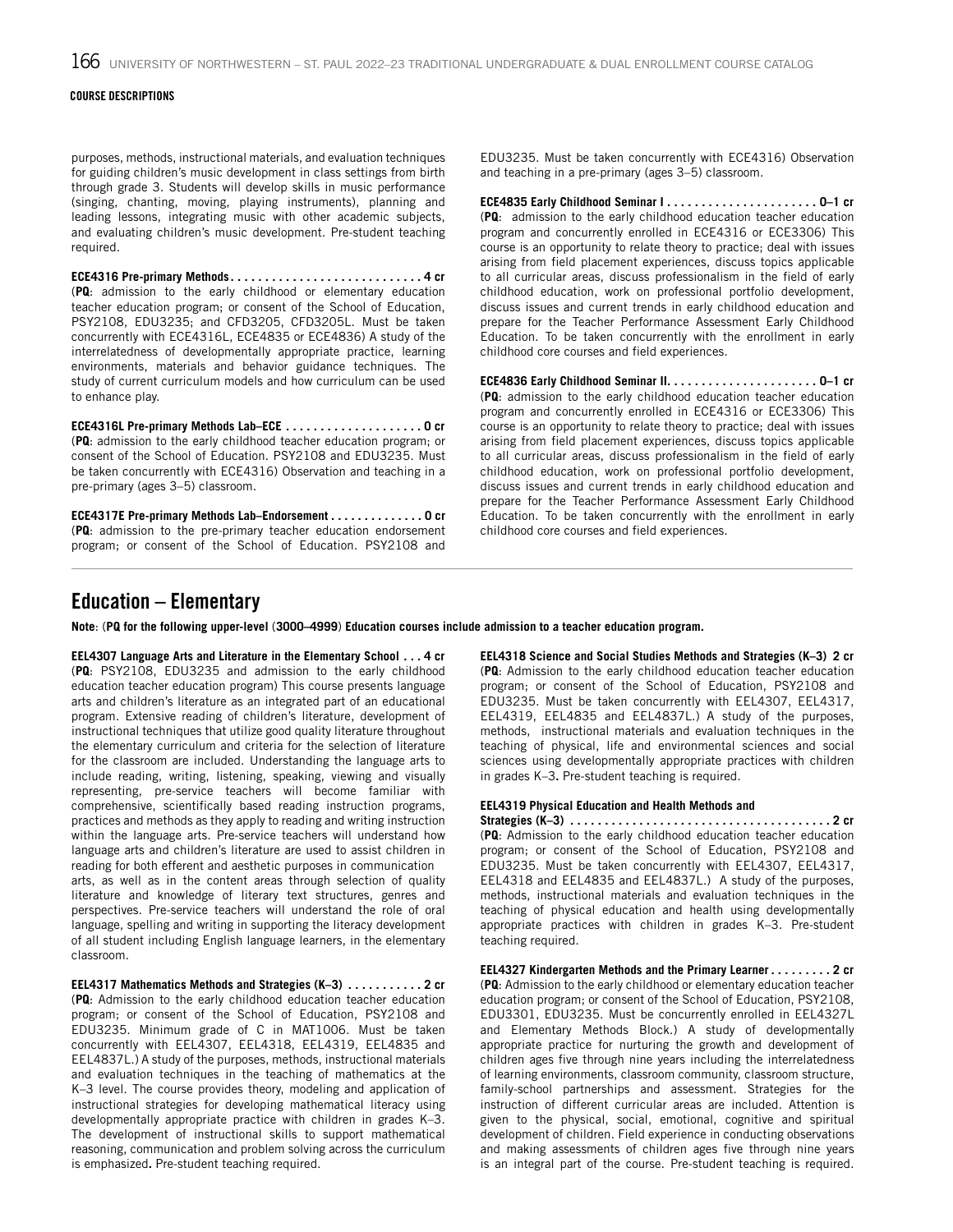purposes, methods, instructional materials, and evaluation techniques for guiding children's music development in class settings from birth through grade 3. Students will develop skills in music performance (singing, chanting, moving, playing instruments), planning and leading lessons, integrating music with other academic subjects, and evaluating children's music development. Pre-student teaching required.

**ECE4316 Pre-primary Methods . . . . . . . . . . . . . . . . . . . . . . . . . . . . 4 cr**
(**PQ**: admission to the early childhood or elementary education teacher education program; or consent of the School of Education, PSY2108, EDU3235; and CFD3205, CFD3205L. Must be taken concurrently with ECE4316L, ECE4835 or ECE4836) A study of the interrelatedness of developmentally appropriate practice, learning environments, materials and behavior guidance techniques. The study of current curriculum models and how curriculum can be used to enhance play.

**ECE4316L Pre-primary Methods Lab–ECE . . . . . . . . . . . . . . . . . . . . 0 cr**
(**PQ**: admission to the early childhood teacher education program; or consent of the School of Education. PSY2108 and EDU3235. Must be taken concurrently with ECE4316) Observation and teaching in a pre-primary (ages 3–5) classroom.

**ECE4317E Pre-primary Methods Lab–Endorsement . . . . . . . . . . . . . . 0 cr**
(**PQ**: admission to the pre-primary teacher education endorsement program; or consent of the School of Education. PSY2108 and EDU3235. Must be taken concurrently with ECE4316) Observation and teaching in a pre-primary (ages 3–5) classroom.

**ECE4835 Early Childhood Seminar I . . . . . . . . . . . . . . . . . . . . . . 0–1 cr**
(**PQ**: admission to the early childhood education teacher education program and concurrently enrolled in ECE4316 or ECE3306) This course is an opportunity to relate theory to practice; deal with issues arising from field placement experiences, discuss topics applicable to all curricular areas, discuss professionalism in the field of early childhood education, work on professional portfolio development, discuss issues and current trends in early childhood education and prepare for the Teacher Performance Assessment Early Childhood Education. To be taken concurrently with the enrollment in early childhood core courses and field experiences.

**ECE4836 Early Childhood Seminar II. . . . . . . . . . . . . . . . . . . . . . 0–1 cr**
(**PQ**: admission to the early childhood education teacher education program and concurrently enrolled in ECE4316 or ECE3306) This course is an opportunity to relate theory to practice; deal with issues arising from field placement experiences, discuss topics applicable to all curricular areas, discuss professionalism in the field of early childhood education, work on professional portfolio development, discuss issues and current trends in early childhood education and prepare for the Teacher Performance Assessment Early Childhood Education. To be taken concurrently with the enrollment in early childhood core courses and field experiences.

## Education – Elementary

**Note**: (**PQ for the following upper-level (3000–4999) Education courses include admission to a teacher education program.**

**EEL4307 Language Arts and Literature in the Elementary School . . . 4 cr**
(**PQ**: PSY2108, EDU3235 and admission to the early childhood education teacher education program) This course presents language arts and children's literature as an integrated part of an educational program. Extensive reading of children's literature, development of instructional techniques that utilize good quality literature throughout the elementary curriculum and criteria for the selection of literature for the classroom are included. Understanding the language arts to include reading, writing, listening, speaking, viewing and visually representing, pre-service teachers will become familiar with comprehensive, scientifically based reading instruction programs, practices and methods as they apply to reading and writing instruction within the language arts. Pre-service teachers will understand how language arts and children's literature are used to assist children in reading for both efferent and aesthetic purposes in communication arts, as well as in the content areas through selection of quality literature and knowledge of literary text structures, genres and perspectives. Pre-service teachers will understand the role of oral language, spelling and writing in supporting the literacy development of all student including English language learners, in the elementary classroom.

**EEL4317 Mathematics Methods and Strategies (K–3) . . . . . . . . . . . 2 cr**
(**PQ**: Admission to the early childhood education teacher education program; or consent of the School of Education, PSY2108 and EDU3235. Minimum grade of C in MAT1006. Must be taken concurrently with EEL4307, EEL4318, EEL4319, EEL4835 and EEL4837L.) A study of the purposes, methods, instructional materials and evaluation techniques in the teaching of mathematics at the K–3 level. The course provides theory, modeling and application of instructional strategies for developing mathematical literacy using developmentally appropriate practice with children in grades K–3. The development of instructional skills to support mathematical reasoning, communication and problem solving across the curriculum is emphasized**.** Pre-student teaching required.

**EEL4318 Science and Social Studies Methods and Strategies (K–3) 2 cr**
(**PQ**: Admission to the early childhood education teacher education program; or consent of the School of Education, PSY2108 and EDU3235. Must be taken concurrently with EEL4307, EEL4317, EEL4319, EEL4835 and EEL4837L.) A study of the purposes, methods, instructional materials and evaluation techniques in the teaching of physical, life and environmental sciences and social sciences using developmentally appropriate practices with children in grades K–3**.** Pre-student teaching is required.

**EEL4319 Physical Education and Health Methods and Strategies (K–3) . . . . . . . . . . . . . . . . . . . . . . . . . . . . . . . . . . . . . 2 cr**
(**PQ**: Admission to the early childhood education teacher education program; or consent of the School of Education, PSY2108 and EDU3235. Must be taken concurrently with EEL4307, EEL4317, EEL4318 and EEL4835 and EEL4837L.) A study of the purposes, methods, instructional materials and evaluation techniques in the teaching of physical education and health using developmentally appropriate practices with children in grades K–3. Pre-student teaching required.

**EEL4327 Kindergarten Methods and the Primary Learner . . . . . . . . . 2 cr**
(**PQ**: Admission to the early childhood or elementary education teacher education program; or consent of the School of Education, PSY2108, EDU3301, EDU3235. Must be concurrently enrolled in EEL4327L and Elementary Methods Block.) A study of developmentally appropriate practice for nurturing the growth and development of children ages five through nine years including the interrelatedness of learning environments, classroom community, classroom structure, family-school partnerships and assessment. Strategies for the instruction of different curricular areas are included. Attention is given to the physical, social, emotional, cognitive and spiritual development of children. Field experience in conducting observations and making assessments of children ages five through nine years is an integral part of the course. Pre-student teaching is required.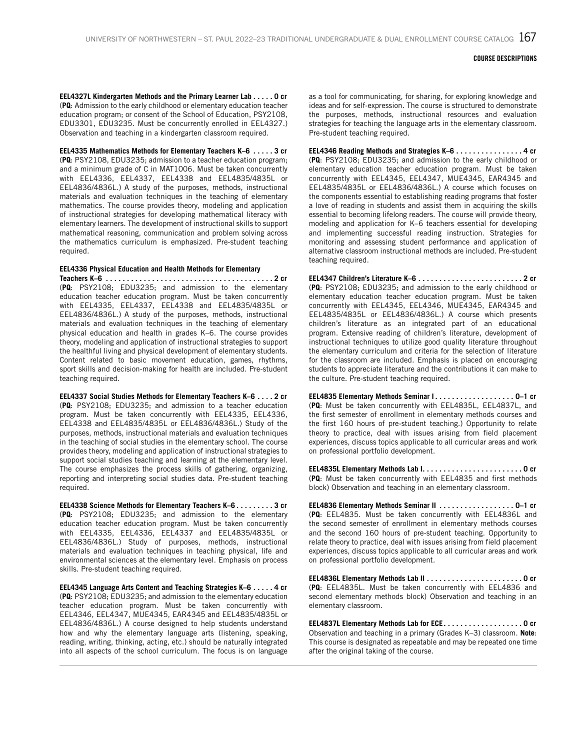**EEL4327L Kindergarten Methods and the Primary Learner Lab . . . . . 0 cr**
(**PQ**: Admission to the early childhood or elementary education teacher education program; or consent of the School of Education, PSY2108, EDU3301, EDU3235. Must be concurrently enrolled in EEL4327.) Observation and teaching in a kindergarten classroom required.

**EEL4335 Mathematics Methods for Elementary Teachers K–6 . . . . . 3 cr**
(**PQ**: PSY2108, EDU3235; admission to a teacher education program; and a minimum grade of C in MAT1006. Must be taken concurrently with EEL4336, EEL4337, EEL4338 and EEL4835/4835L or EEL4836/4836L.) A study of the purposes, methods, instructional materials and evaluation techniques in the teaching of elementary mathematics. The course provides theory, modeling and application of instructional strategies for developing mathematical literacy with elementary learners. The development of instructional skills to support mathematical reasoning, communication and problem solving across the mathematics curriculum is emphasized. Pre-student teaching required.

**EEL4336 Physical Education and Health Methods for Elementary Teachers K–6 . . . . . . . . . . . . . . . . . . . . . . . . . . . . . . . . . . . . . . . . 2 cr**
(**PQ**: PSY2108; EDU3235; and admission to the elementary education teacher education program. Must be taken concurrently with EEL4335, EEL4337, EEL4338 and EEL4835/4835L or EEL4836/4836L.) A study of the purposes, methods, instructional materials and evaluation techniques in the teaching of elementary physical education and health in grades K–6. The course provides theory, modeling and application of instructional strategies to support the healthful living and physical development of elementary students. Content related to basic movement education, games, rhythms, sport skills and decision-making for health are included. Pre-student teaching required.

**EEL4337 Social Studies Methods for Elementary Teachers K–6 . . . . 2 cr**
(**PQ**: PSY2108; EDU3235; and admission to a teacher education program. Must be taken concurrently with EEL4335, EEL4336, EEL4338 and EEL4835/4835L or EEL4836/4836L.) Study of the purposes, methods, instructional materials and evaluation techniques in the teaching of social studies in the elementary school. The course provides theory, modeling and application of instructional strategies to support social studies teaching and learning at the elementary level. The course emphasizes the process skills of gathering, organizing, reporting and interpreting social studies data. Pre-student teaching required.

**EEL4338 Science Methods for Elementary Teachers K–6 . . . . . . . . . 3 cr**
(**PQ**: PSY2108; EDU3235; and admission to the elementary education teacher education program. Must be taken concurrently with EEL4335, EEL4336, EEL4337 and EEL4835/4835L or EEL4836/4836L.) Study of purposes, methods, instructional materials and evaluation techniques in teaching physical, life and environmental sciences at the elementary level. Emphasis on process skills. Pre-student teaching required.

**EEL4345 Language Arts Content and Teaching Strategies K–6 . . . . . 4 cr**
(**PQ**: PSY2108; EDU3235; and admission to the elementary education teacher education program. Must be taken concurrently with EEL4346, EEL4347, MUE4345, EAR4345 and EEL4835/4835L or EEL4836/4836L.) A course designed to help students understand how and why the elementary language arts (listening, speaking, reading, writing, thinking, acting, etc.) should be naturally integrated into all aspects of the school curriculum. The focus is on language as a tool for communicating, for sharing, for exploring knowledge and ideas and for self-expression. The course is structured to demonstrate the purposes, methods, instructional resources and evaluation strategies for teaching the language arts in the elementary classroom. Pre-student teaching required.

**EEL4346 Reading Methods and Strategies K–6 . . . . . . . . . . . . . . . . 4 cr**
(**PQ**: PSY2108; EDU3235; and admission to the early childhood or elementary education teacher education program. Must be taken concurrently with EEL4345, EEL4347, MUE4345, EAR4345 and EEL4835/4835L or EEL4836/4836L.) A course which focuses on the components essential to establishing reading programs that foster a love of reading in students and assist them in acquiring the skills essential to becoming lifelong readers. The course will provide theory, modeling and application for K–6 teachers essential for developing and implementing successful reading instruction. Strategies for monitoring and assessing student performance and application of alternative classroom instructional methods are included. Pre-student teaching required.

**EEL4347 Children's Literature K–6 . . . . . . . . . . . . . . . . . . . . . . . . . 2 cr**
(**PQ**: PSY2108; EDU3235; and admission to the early childhood or elementary education teacher education program. Must be taken concurrently with EEL4345, EEL4346, MUE4345, EAR4345 and EEL4835/4835L or EEL4836/4836L.) A course which presents children's literature as an integrated part of an educational program. Extensive reading of children's literature, development of instructional techniques to utilize good quality literature throughout the elementary curriculum and criteria for the selection of literature for the classroom are included. Emphasis is placed on encouraging students to appreciate literature and the contributions it can make to the culture. Pre-student teaching required.

**EEL4835 Elementary Methods Seminar I . . . . . . . . . . . . . . . . . . . 0–1 cr**
(**PQ**: Must be taken concurrently with EEL4835L, EEL4837L, and the first semester of enrollment in elementary methods courses and the first 160 hours of pre-student teaching.) Opportunity to relate theory to practice, deal with issues arising from field placement experiences, discuss topics applicable to all curricular areas and work on professional portfolio development.

**EEL4835L Elementary Methods Lab I. . . . . . . . . . . . . . . . . . . . . . . . 0 cr**
(**PQ**: Must be taken concurrently with EEL4835 and first methods block) Observation and teaching in an elementary classroom.

**EEL4836 Elementary Methods Seminar II . . . . . . . . . . . . . . . . . . 0–1 cr**
(**PQ**: EEL4835. Must be taken concurrently with EEL4836L and the second semester of enrollment in elementary methods courses and the second 160 hours of pre-student teaching. Opportunity to relate theory to practice, deal with issues arising from field placement experiences, discuss topics applicable to all curricular areas and work on professional portfolio development.

**EEL4836L Elementary Methods Lab II . . . . . . . . . . . . . . . . . . . . . . . 0 cr**
(**PQ**: EEL4835L. Must be taken concurrently with EEL4836 and second elementary methods block) Observation and teaching in an elementary classroom.

**EEL4837L Elementary Methods Lab for ECE. . . . . . . . . . . . . . . . . . . 0 cr**
Observation and teaching in a primary (Grades K–3) classroom. **Note**: This course is designated as repeatable and may be repeated one time after the original taking of the course.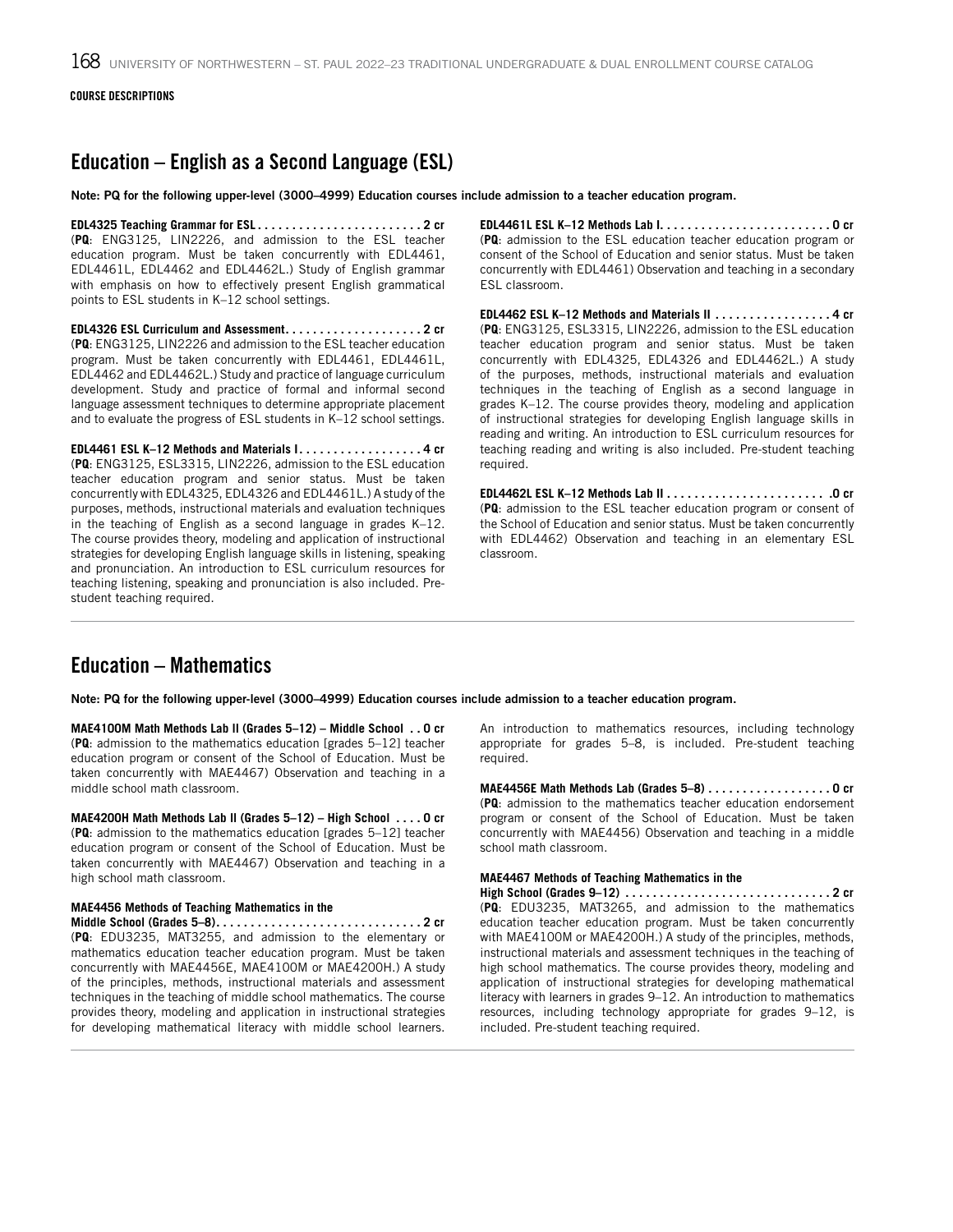**COURSE DESCRIPTIONS**

## Education – English as a Second Language (ESL)

**Note: PQ for the following upper-level (3000–4999) Education courses include admission to a teacher education program.**

**EDL4325 Teaching Grammar for ESL . . . . . . . . . . . . . . . . . . . . . . . . 2 cr**
(**PQ**: ENG3125, LIN2226, and admission to the ESL teacher education program. Must be taken concurrently with EDL4461, EDL4461L, EDL4462 and EDL4462L.) Study of English grammar with emphasis on how to effectively present English grammatical points to ESL students in K–12 school settings.

**EDL4326 ESL Curriculum and Assessment . . . . . . . . . . . . . . . . . . . . 2 cr**
(**PQ**: ENG3125, LIN2226 and admission to the ESL teacher education program. Must be taken concurrently with EDL4461, EDL4461L, EDL4462 and EDL4462L.) Study and practice of language curriculum development. Study and practice of formal and informal second language assessment techniques to determine appropriate placement and to evaluate the progress of ESL students in K–12 school settings.

**EDL4461 ESL K–12 Methods and Materials I . . . . . . . . . . . . . . . . . . 4 cr**
(**PQ**: ENG3125, ESL3315, LIN2226, admission to the ESL education teacher education program and senior status. Must be taken concurrently with EDL4325, EDL4326 and EDL4461L.) A study of the purposes, methods, instructional materials and evaluation techniques in the teaching of English as a second language in grades K–12. The course provides theory, modeling and application of instructional strategies for developing English language skills in listening, speaking and pronunciation. An introduction to ESL curriculum resources for teaching listening, speaking and pronunciation is also included. Pre-student teaching required.

**EDL4461L ESL K–12 Methods Lab I . . . . . . . . . . . . . . . . . . . . . . . . . 0 cr**
(**PQ**: admission to the ESL education teacher education program or consent of the School of Education and senior status. Must be taken concurrently with EDL4461) Observation and teaching in a secondary ESL classroom.

**EDL4462 ESL K–12 Methods and Materials II . . . . . . . . . . . . . . . . . 4 cr**
(**PQ**: ENG3125, ESL3315, LIN2226, admission to the ESL education teacher education program and senior status. Must be taken concurrently with EDL4325, EDL4326 and EDL4462L.) A study of the purposes, methods, instructional materials and evaluation techniques in the teaching of English as a second language in grades K–12. The course provides theory, modeling and application of instructional strategies for developing English language skills in reading and writing. An introduction to ESL curriculum resources for teaching reading and writing is also included. Pre-student teaching required.

**EDL4462L ESL K–12 Methods Lab II . . . . . . . . . . . . . . . . . . . . . . . .0 cr**
(**PQ**: admission to the ESL teacher education program or consent of the School of Education and senior status. Must be taken concurrently with EDL4462) Observation and teaching in an elementary ESL classroom.

## Education – Mathematics

**Note: PQ for the following upper-level (3000–4999) Education courses include admission to a teacher education program.**

**MAE4100M Math Methods Lab II (Grades 5–12) – Middle School . . 0 cr**
(**PQ**: admission to the mathematics education [grades 5–12] teacher education program or consent of the School of Education. Must be taken concurrently with MAE4467) Observation and teaching in a middle school math classroom.

**MAE4200H Math Methods Lab II (Grades 5–12) – High School . . . . 0 cr**
(**PQ**: admission to the mathematics education [grades 5–12] teacher education program or consent of the School of Education. Must be taken concurrently with MAE4467) Observation and teaching in a high school math classroom.

**MAE4456 Methods of Teaching Mathematics in the Middle School (Grades 5–8) . . . . . . . . . . . . . . . . . . . . . . . . . . . . . 2 cr**
(**PQ**: EDU3235, MAT3255, and admission to the elementary or mathematics education teacher education program. Must be taken concurrently with MAE4456E, MAE4100M or MAE4200H.) A study of the principles, methods, instructional materials and assessment techniques in the teaching of middle school mathematics. The course provides theory, modeling and application in instructional strategies for developing mathematical literacy with middle school learners. An introduction to mathematics resources, including technology appropriate for grades 5–8, is included. Pre-student teaching required.

**MAE4456E Math Methods Lab (Grades 5–8) . . . . . . . . . . . . . . . . . . 0 cr**
(**PQ**: admission to the mathematics teacher education endorsement program or consent of the School of Education. Must be taken concurrently with MAE4456) Observation and teaching in a middle school math classroom.

**MAE4467 Methods of Teaching Mathematics in the High School (Grades 9–12) . . . . . . . . . . . . . . . . . . . . . . . . . . . . . 2 cr**
(**PQ**: EDU3235, MAT3265, and admission to the mathematics education teacher education program. Must be taken concurrently with MAE4100M or MAE4200H.) A study of the principles, methods, instructional materials and assessment techniques in the teaching of high school mathematics. The course provides theory, modeling and application of instructional strategies for developing mathematical literacy with learners in grades 9–12. An introduction to mathematics resources, including technology appropriate for grades 9–12, is included. Pre-student teaching required.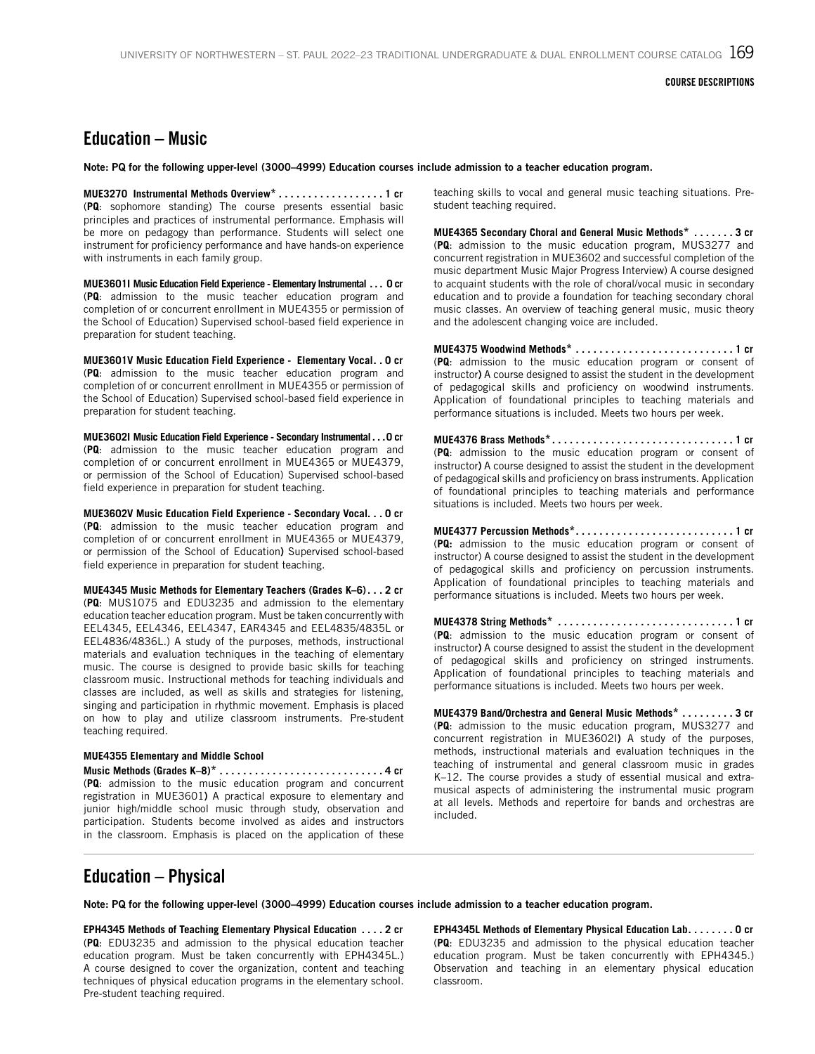## Education – Music

**Note: PQ for the following upper-level (3000–4999) Education courses include admission to a teacher education program.**

**MUE3270 Instrumental Methods Overview* . . . . . . . . . . . . . . . . . . 1 cr**
(**PQ**: sophomore standing) The course presents essential basic principles and practices of instrumental performance. Emphasis will be more on pedagogy than performance. Students will select one instrument for proficiency performance and have hands-on experience with instruments in each family group.

**MUE3601I Music Education Field Experience - Elementary Instrumental . . . 0 cr**
(**PQ**: admission to the music teacher education program and completion of or concurrent enrollment in MUE4355 or permission of the School of Education) Supervised school-based field experience in preparation for student teaching.

**MUE3601V Music Education Field Experience - Elementary Vocal. . 0 cr**
(**PQ**: admission to the music teacher education program and completion of or concurrent enrollment in MUE4355 or permission of the School of Education) Supervised school-based field experience in preparation for student teaching.

**MUE3602I Music Education Field Experience - Secondary Instrumental . . . 0 cr**
(**PQ**: admission to the music teacher education program and completion of or concurrent enrollment in MUE4365 or MUE4379, or permission of the School of Education) Supervised school-based field experience in preparation for student teaching.

**MUE3602V Music Education Field Experience - Secondary Vocal. . . 0 cr**
(**PQ**: admission to the music teacher education program and completion of or concurrent enrollment in MUE4365 or MUE4379, or permission of the School of Education) Supervised school-based field experience in preparation for student teaching.

**MUE4345 Music Methods for Elementary Teachers (Grades K–6) . . . 2 cr**
(**PQ**: MUS1075 and EDU3235 and admission to the elementary education teacher education program. Must be taken concurrently with EEL4345, EEL4346, EEL4347, EAR4345 and EEL4835/4835L or EEL4836/4836L.) A study of the purposes, methods, instructional materials and evaluation techniques in the teaching of elementary music. The course is designed to provide basic skills for teaching classroom music. Instructional methods for teaching individuals and classes are included, as well as skills and strategies for listening, singing and participation in rhythmic movement. Emphasis is placed on how to play and utilize classroom instruments. Pre-student teaching required.

**MUE4355 Elementary and Middle School Music Methods (Grades K–8)* . . . . . . . . . . . . . . . . . . . . . . . . . . . . 4 cr**
(**PQ**: admission to the music education program and concurrent registration in MUE3601) A practical exposure to elementary and junior high/middle school music through study, observation and participation. Students become involved as aides and instructors in the classroom. Emphasis is placed on the application of these teaching skills to vocal and general music teaching situations. Pre-student teaching required.

**MUE4365 Secondary Choral and General Music Methods* . . . . . . . 3 cr**
(**PQ**: admission to the music education program, MUS3277 and concurrent registration in MUE3602 and successful completion of the music department Music Major Progress Interview) A course designed to acquaint students with the role of choral/vocal music in secondary education and to provide a foundation for teaching secondary choral music classes. An overview of teaching general music, music theory and the adolescent changing voice are included.

**MUE4375 Woodwind Methods* . . . . . . . . . . . . . . . . . . . . . . . . . . . 1 cr**
(**PQ**: admission to the music education program or consent of instructor) A course designed to assist the student in the development of pedagogical skills and proficiency on woodwind instruments. Application of foundational principles to teaching materials and performance situations is included. Meets two hours per week.

**MUE4376 Brass Methods* . . . . . . . . . . . . . . . . . . . . . . . . . . . . . . . 1 cr**
(**PQ**: admission to the music education program or consent of instructor) A course designed to assist the student in the development of pedagogical skills and proficiency on brass instruments. Application of foundational principles to teaching materials and performance situations is included. Meets two hours per week.

**MUE4377 Percussion Methods* . . . . . . . . . . . . . . . . . . . . . . . . . . . 1 cr**
(**PQ:** admission to the music education program or consent of instructor) A course designed to assist the student in the development of pedagogical skills and proficiency on percussion instruments. Application of foundational principles to teaching materials and performance situations is included. Meets two hours per week.

**MUE4378 String Methods* . . . . . . . . . . . . . . . . . . . . . . . . . . . . . . 1 cr**
(**PQ**: admission to the music education program or consent of instructor) A course designed to assist the student in the development of pedagogical skills and proficiency on stringed instruments. Application of foundational principles to teaching materials and performance situations is included. Meets two hours per week.

**MUE4379 Band/Orchestra and General Music Methods* . . . . . . . . . 3 cr**
(**PQ**: admission to the music education program, MUS3277 and concurrent registration in MUE3602I) A study of the purposes, methods, instructional materials and evaluation techniques in the teaching of instrumental and general classroom music in grades K–12. The course provides a study of essential musical and extra-musical aspects of administering the instrumental music program at all levels. Methods and repertoire for bands and orchestras are included.

## Education – Physical

**Note: PQ for the following upper-level (3000–4999) Education courses include admission to a teacher education program.**

**EPH4345 Methods of Teaching Elementary Physical Education . . . . 2 cr**
(**PQ**: EDU3235 and admission to the physical education teacher education program. Must be taken concurrently with EPH4345L.) A course designed to cover the organization, content and teaching techniques of physical education programs in the elementary school. Pre-student teaching required.

**EPH4345L Methods of Elementary Physical Education Lab. . . . . . . . 0 cr**
(**PQ**: EDU3235 and admission to the physical education teacher education program. Must be taken concurrently with EPH4345.) Observation and teaching in an elementary physical education classroom.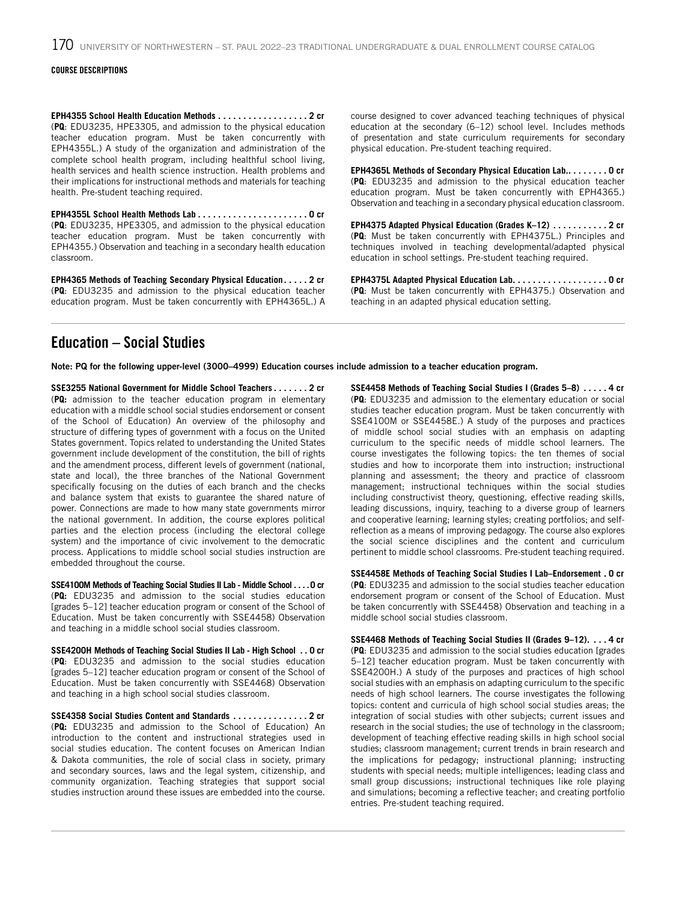COURSE DESCRIPTIONS

**EPH4355 School Health Education Methods . . . . . . . . . . . . . . . . . . 2 cr**
(**PQ**: EDU3235, HPE3305, and admission to the physical education teacher education program. Must be taken concurrently with EPH4355L.) A study of the organization and administration of the complete school health program, including healthful school living, health services and health science instruction. Health problems and their implications for instructional methods and materials for teaching health. Pre-student teaching required.

**EPH4355L School Health Methods Lab . . . . . . . . . . . . . . . . . . . . . . 0 cr**
(**PQ**: EDU3235, HPE3305, and admission to the physical education teacher education program. Must be taken concurrently with EPH4355.) Observation and teaching in a secondary health education classroom.

**EPH4365 Methods of Teaching Secondary Physical Education . . . . . 2 cr**
(**PQ**: EDU3235 and admission to the physical education teacher education program. Must be taken concurrently with EPH4365L.) A course designed to cover advanced teaching techniques of physical education at the secondary (6–12) school level. Includes methods of presentation and state curriculum requirements for secondary physical education. Pre-student teaching required.

**EPH4365L Methods of Secondary Physical Education Lab.. . . . . . . . 0 cr**
(**PQ**: EDU3235 and admission to the physical education teacher education program. Must be taken concurrently with EPH4365.) Observation and teaching in a secondary physical education classroom.

**EPH4375 Adapted Physical Education (Grades K–12) . . . . . . . . . . . 2 cr**
(**PQ**: Must be taken concurrently with EPH4375L.) Principles and techniques involved in teaching developmental/adapted physical education in school settings. Pre-student teaching required.

**EPH4375L Adapted Physical Education Lab. . . . . . . . . . . . . . . . . . . 0 cr**
(**PQ**: Must be taken concurrently with EPH4375.) Observation and teaching in an adapted physical education setting.

## Education – Social Studies

**Note: PQ for the following upper-level (3000–4999) Education courses include admission to a teacher education program.**

**SSE3255 National Government for Middle School Teachers . . . . . . . 2 cr**
(**PQ:** admission to the teacher education program in elementary education with a middle school social studies endorsement or consent of the School of Education) An overview of the philosophy and structure of differing types of government with a focus on the United States government. Topics related to understanding the United States government include development of the constitution, the bill of rights and the amendment process, different levels of government (national, state and local), the three branches of the National Government specifically focusing on the duties of each branch and the checks and balance system that exists to guarantee the shared nature of power. Connections are made to how many state governments mirror the national government. In addition, the course explores political parties and the election process (including the electoral college system) and the importance of civic involvement to the democratic process. Applications to middle school social studies instruction are embedded throughout the course.

**SSE4100M Methods of Teaching Social Studies II Lab - Middle School . . . . 0 cr**
(**PQ:** EDU3235 and admission to the social studies education [grades 5–12] teacher education program or consent of the School of Education. Must be taken concurrently with SSE4458) Observation and teaching in a middle school social studies classroom.

**SSE4200H Methods of Teaching Social Studies II Lab - High School . . 0 cr**
(**PQ**: EDU3235 and admission to the social studies education [grades 5–12] teacher education program or consent of the School of Education. Must be taken concurrently with SSE4468) Observation and teaching in a high school social studies classroom.

**SSE4358 Social Studies Content and Standards . . . . . . . . . . . . . . . 2 cr**
(**PQ:** EDU3235 and admission to the School of Education) An introduction to the content and instructional strategies used in social studies education. The content focuses on American Indian & Dakota communities, the role of social class in society, primary and secondary sources, laws and the legal system, citizenship, and community organization. Teaching strategies that support social studies instruction around these issues are embedded into the course.

**SSE4458 Methods of Teaching Social Studies I (Grades 5–8) . . . . . 4 cr**
(**PQ**: EDU3235 and admission to the elementary education or social studies teacher education program. Must be taken concurrently with SSE4100M or SSE4458E.) A study of the purposes and practices of middle school social studies with an emphasis on adapting curriculum to the specific needs of middle school learners. The course investigates the following topics: the ten themes of social studies and how to incorporate them into instruction; instructional planning and assessment; the theory and practice of classroom management; instructional techniques within the social studies including constructivist theory, questioning, effective reading skills, leading discussions, inquiry, teaching to a diverse group of learners and cooperative learning; learning styles; creating portfolios; and self-reflection as a means of improving pedagogy. The course also explores the social science disciplines and the content and curriculum pertinent to middle school classrooms. Pre-student teaching required.

**SSE4458E Methods of Teaching Social Studies I Lab–Endorsement . 0 cr**
(**PQ**: EDU3235 and admission to the social studies teacher education endorsement program or consent of the School of Education. Must be taken concurrently with SSE4458) Observation and teaching in a middle school social studies classroom.

**SSE4468 Methods of Teaching Social Studies II (Grades 9–12). . . . 4 cr**
(**PQ**: EDU3235 and admission to the social studies education [grades 5–12] teacher education program. Must be taken concurrently with SSE4200H.) A study of the purposes and practices of high school social studies with an emphasis on adapting curriculum to the specific needs of high school learners. The course investigates the following topics: content and curricula of high school social studies areas; the integration of social studies with other subjects; current issues and research in the social studies; the use of technology in the classroom; development of teaching effective reading skills in high school social studies; classroom management; current trends in brain research and the implications for pedagogy; instructional planning; instructing students with special needs; multiple intelligences; leading class and small group discussions; instructional techniques like role playing and simulations; becoming a reflective teacher; and creating portfolio entries. Pre-student teaching required.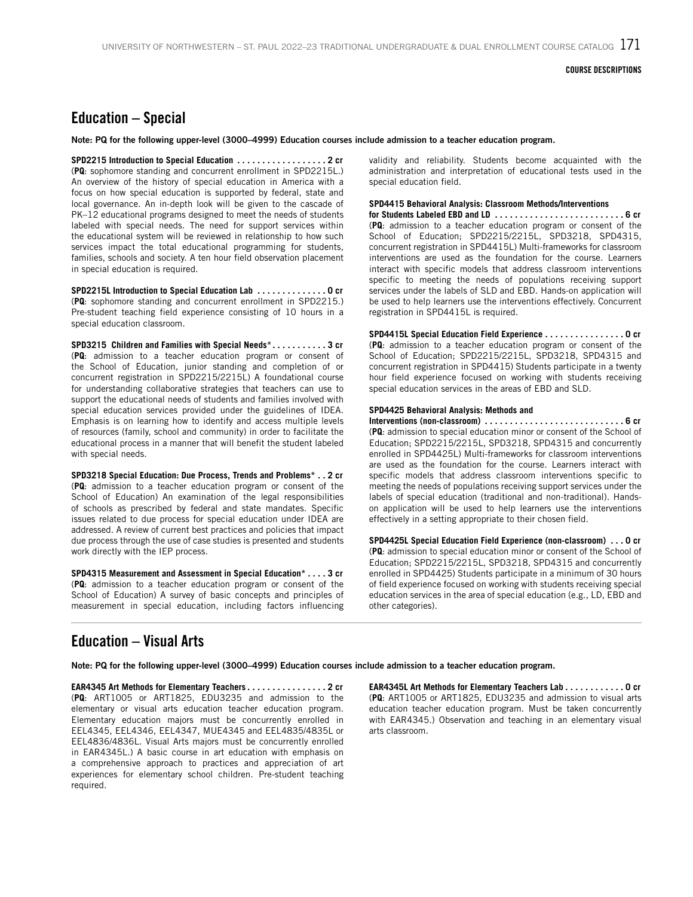## Education – Special

**Note: PQ for the following upper-level (3000–4999) Education courses include admission to a teacher education program.**

**SPD2215 Introduction to Special Education . . . . . . . . . . . . . . . . . . 2 cr**
(**PQ**: sophomore standing and concurrent enrollment in SPD2215L.) An overview of the history of special education in America with a focus on how special education is supported by federal, state and local governance. An in-depth look will be given to the cascade of PK–12 educational programs designed to meet the needs of students labeled with special needs. The need for support services within the educational system will be reviewed in relationship to how such services impact the total educational programming for students, families, schools and society. A ten hour field observation placement in special education is required.

**SPD2215L Introduction to Special Education Lab . . . . . . . . . . . . . . 0 cr**
(**PQ**: sophomore standing and concurrent enrollment in SPD2215.) Pre-student teaching field experience consisting of 10 hours in a special education classroom.

**SPD3215 Children and Families with Special Needs\* . . . . . . . . . . . 3 cr**
(**PQ**: admission to a teacher education program or consent of the School of Education, junior standing and completion of or concurrent registration in SPD2215/2215L) A foundational course for understanding collaborative strategies that teachers can use to support the educational needs of students and families involved with special education services provided under the guidelines of IDEA. Emphasis is on learning how to identify and access multiple levels of resources (family, school and community) in order to facilitate the educational process in a manner that will benefit the student labeled with special needs.

**SPD3218 Special Education: Due Process, Trends and Problems\* . . 2 cr**
(**PQ**: admission to a teacher education program or consent of the School of Education) An examination of the legal responsibilities of schools as prescribed by federal and state mandates. Specific issues related to due process for special education under IDEA are addressed. A review of current best practices and policies that impact due process through the use of case studies is presented and students work directly with the IEP process.

**SPD4315 Measurement and Assessment in Special Education\* . . . . 3 cr**
(**PQ**: admission to a teacher education program or consent of the School of Education) A survey of basic concepts and principles of measurement in special education, including factors influencing validity and reliability. Students become acquainted with the administration and interpretation of educational tests used in the special education field.

**SPD4415 Behavioral Analysis: Classroom Methods/Interventions for Students Labeled EBD and LD . . . . . . . . . . . . . . . . . . . . . . . . . 6 cr**
(**PQ**: admission to a teacher education program or consent of the School of Education; SPD2215/2215L, SPD3218, SPD4315, concurrent registration in SPD4415L) Multi-frameworks for classroom interventions are used as the foundation for the course. Learners interact with specific models that address classroom interventions specific to meeting the needs of populations receiving support services under the labels of SLD and EBD. Hands-on application will be used to help learners use the interventions effectively. Concurrent registration in SPD4415L is required.

**SPD4415L Special Education Field Experience . . . . . . . . . . . . . . . . 0 cr**
(**PQ**: admission to a teacher education program or consent of the School of Education; SPD2215/2215L, SPD3218, SPD4315 and concurrent registration in SPD4415) Students participate in a twenty hour field experience focused on working with students receiving special education services in the areas of EBD and SLD.

**SPD4425 Behavioral Analysis: Methods and Interventions (non-classroom) . . . . . . . . . . . . . . . . . . . . . . . . . . . 6 cr**
(**PQ**: admission to special education minor or consent of the School of Education; SPD2215/2215L, SPD3218, SPD4315 and concurrently enrolled in SPD4425L) Multi-frameworks for classroom interventions are used as the foundation for the course. Learners interact with specific models that address classroom interventions specific to meeting the needs of populations receiving support services under the labels of special education (traditional and non-traditional). Hands-on application will be used to help learners use the interventions effectively in a setting appropriate to their chosen field.

**SPD4425L Special Education Field Experience (non-classroom) . . . 0 cr**
(**PQ**: admission to special education minor or consent of the School of Education; SPD2215/2215L, SPD3218, SPD4315 and concurrently enrolled in SPD4425) Students participate in a minimum of 30 hours of field experience focused on working with students receiving special education services in the area of special education (e.g., LD, EBD and other categories).

## Education – Visual Arts

**Note: PQ for the following upper-level (3000–4999) Education courses include admission to a teacher education program.**

**EAR4345 Art Methods for Elementary Teachers . . . . . . . . . . . . . . . . 2 cr**
(**PQ**: ART1005 or ART1825, EDU3235 and admission to the elementary or visual arts education teacher education program. Elementary education majors must be concurrently enrolled in EEL4345, EEL4346, EEL4347, MUE4345 and EEL4835/4835L or EEL4836/4836L. Visual Arts majors must be concurrently enrolled in EAR4345L.) A basic course in art education with emphasis on a comprehensive approach to practices and appreciation of art experiences for elementary school children. Pre-student teaching required.

**EAR4345L Art Methods for Elementary Teachers Lab . . . . . . . . . . . . 0 cr**
(**PQ**: ART1005 or ART1825, EDU3235 and admission to visual arts education teacher education program. Must be taken concurrently with EAR4345.) Observation and teaching in an elementary visual arts classroom.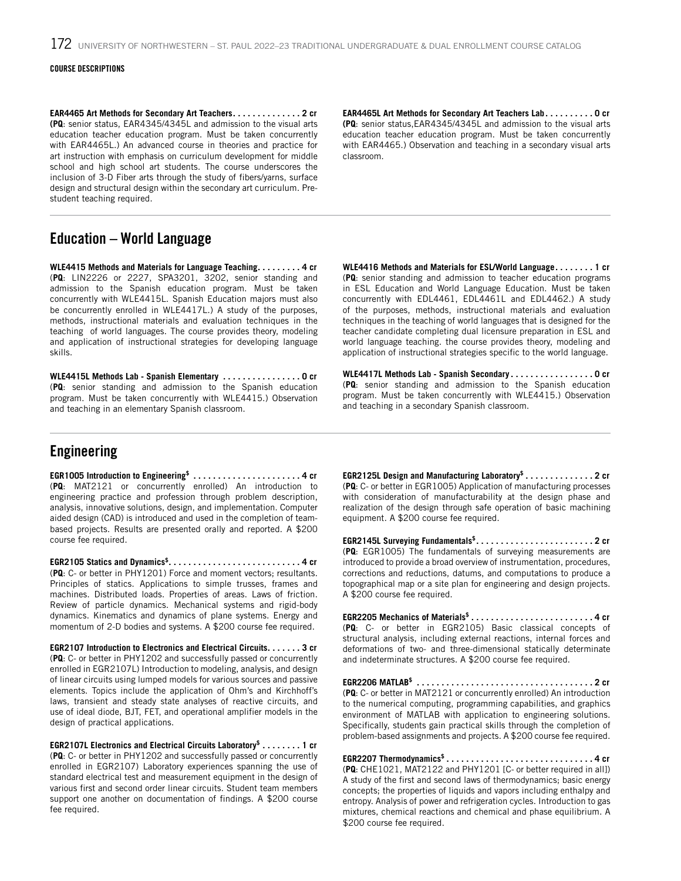COURSE DESCRIPTIONS

**EAR4465 Art Methods for Secondary Art Teachers. . . . . . . . . . . . . . 2 cr**
(**PQ**: senior status, EAR4345/4345L and admission to the visual arts education teacher education program. Must be taken concurrently with EAR4465L.) An advanced course in theories and practice for art instruction with emphasis on curriculum development for middle school and high school art students. The course underscores the inclusion of 3-D Fiber arts through the study of fibers/yarns, surface design and structural design within the secondary art curriculum. Pre-student teaching required.

**EAR4465L Art Methods for Secondary Art Teachers Lab . . . . . . . . . . 0 cr**
(**PQ**: senior status,EAR4345/4345L and admission to the visual arts education teacher education program. Must be taken concurrently with EAR4465.) Observation and teaching in a secondary visual arts classroom.

## Education – World Language

**WLE4415 Methods and Materials for Language Teaching. . . . . . . . . 4 cr**
(**PQ**: LIN2226 or 2227, SPA3201, 3202, senior standing and admission to the Spanish education program. Must be taken concurrently with WLE4415L. Spanish Education majors must also be concurrently enrolled in WLE4417L.) A study of the purposes, methods, instructional materials and evaluation techniques in the teaching of world languages. The course provides theory, modeling and application of instructional strategies for developing language skills.

**WLE4415L Methods Lab - Spanish Elementary . . . . . . . . . . . . . . . . 0 cr**
(**PQ**: senior standing and admission to the Spanish education program. Must be taken concurrently with WLE4415.) Observation and teaching in an elementary Spanish classroom.

**WLE4416 Methods and Materials for ESL/World Language . . . . . . . . 1 cr**
(**PQ**: senior standing and admission to teacher education programs in ESL Education and World Language Education. Must be taken concurrently with EDL4461, EDL4461L and EDL4462.) A study of the purposes, methods, instructional materials and evaluation techniques in the teaching of world languages that is designed for the teacher candidate completing dual licensure preparation in ESL and world language teaching. the course provides theory, modeling and application of instructional strategies specific to the world language.

**WLE4417L Methods Lab - Spanish Secondary . . . . . . . . . . . . . . . . . 0 cr**
(**PQ**: senior standing and admission to the Spanish education program. Must be taken concurrently with WLE4415.) Observation and teaching in a secondary Spanish classroom.

## Engineering

**EGR1005 Introduction to Engineering$ . . . . . . . . . . . . . . . . . . . . . . 4 cr**
(**PQ**: MAT2121 or concurrently enrolled) An introduction to engineering practice and profession through problem description, analysis, innovative solutions, design, and implementation. Computer aided design (CAD) is introduced and used in the completion of team-based projects. Results are presented orally and reported. A $200 course fee required.

**EGR2105 Statics and Dynamics$. . . . . . . . . . . . . . . . . . . . . . . . . . . 4 cr**
(**PQ**: C- or better in PHY1201) Force and moment vectors; resultants. Principles of statics. Applications to simple trusses, frames and machines. Distributed loads. Properties of areas. Laws of friction. Review of particle dynamics. Mechanical systems and rigid-body dynamics. Kinematics and dynamics of plane systems. Energy and momentum of 2-D bodies and systems. A $200 course fee required.

**EGR2107 Introduction to Electronics and Electrical Circuits. . . . . . . 3 cr**
(**PQ**: C- or better in PHY1202 and successfully passed or concurrently enrolled in EGR2107L) Introduction to modeling, analysis, and design of linear circuits using lumped models for various sources and passive elements. Topics include the application of Ohm's and Kirchhoff's laws, transient and steady state analyses of reactive circuits, and use of ideal diode, BJT, FET, and operational amplifier models in the design of practical applications.

**EGR2107L Electronics and Electrical Circuits Laboratory$ . . . . . . . . 1 cr**
(**PQ**: C- or better in PHY1202 and successfully passed or concurrently enrolled in EGR2107) Laboratory experiences spanning the use of standard electrical test and measurement equipment in the design of various first and second order linear circuits. Student team members support one another on documentation of findings. A $200 course fee required.

**EGR2125L Design and Manufacturing Laboratory$ . . . . . . . . . . . . . . 2 cr**
(**PQ**: C- or better in EGR1005) Application of manufacturing processes with consideration of manufacturability at the design phase and realization of the design through safe operation of basic machining equipment. A $200 course fee required.

**EGR2145L Surveying Fundamentals$. . . . . . . . . . . . . . . . . . . . . . . . 2 cr**
(**PQ**: EGR1005) The fundamentals of surveying measurements are introduced to provide a broad overview of instrumentation, procedures, corrections and reductions, datums, and computations to produce a topographical map or a site plan for engineering and design projects. A $200 course fee required.

**EGR2205 Mechanics of Materials$ . . . . . . . . . . . . . . . . . . . . . . . . . 4 cr**
(**PQ**: C- or better in EGR2105) Basic classical concepts of structural analysis, including external reactions, internal forces and deformations of two- and three-dimensional statically determinate and indeterminate structures. A $200 course fee required.

**EGR2206 MATLAB$ . . . . . . . . . . . . . . . . . . . . . . . . . . . . . . . . . . . . 2 cr**
(**PQ**: C- or better in MAT2121 or concurrently enrolled) An introduction to the numerical computing, programming capabilities, and graphics environment of MATLAB with application to engineering solutions. Specifically, students gain practical skills through the completion of problem-based assignments and projects. A $200 course fee required.

**EGR2207 Thermodynamics$ . . . . . . . . . . . . . . . . . . . . . . . . . . . . . . 4 cr**
(**PQ**: CHE1021, MAT2122 and PHY1201 [C- or better required in all]) A study of the first and second laws of thermodynamics; basic energy concepts; the properties of liquids and vapors including enthalpy and entropy. Analysis of power and refrigeration cycles. Introduction to gas mixtures, chemical reactions and chemical and phase equilibrium. A $200 course fee required.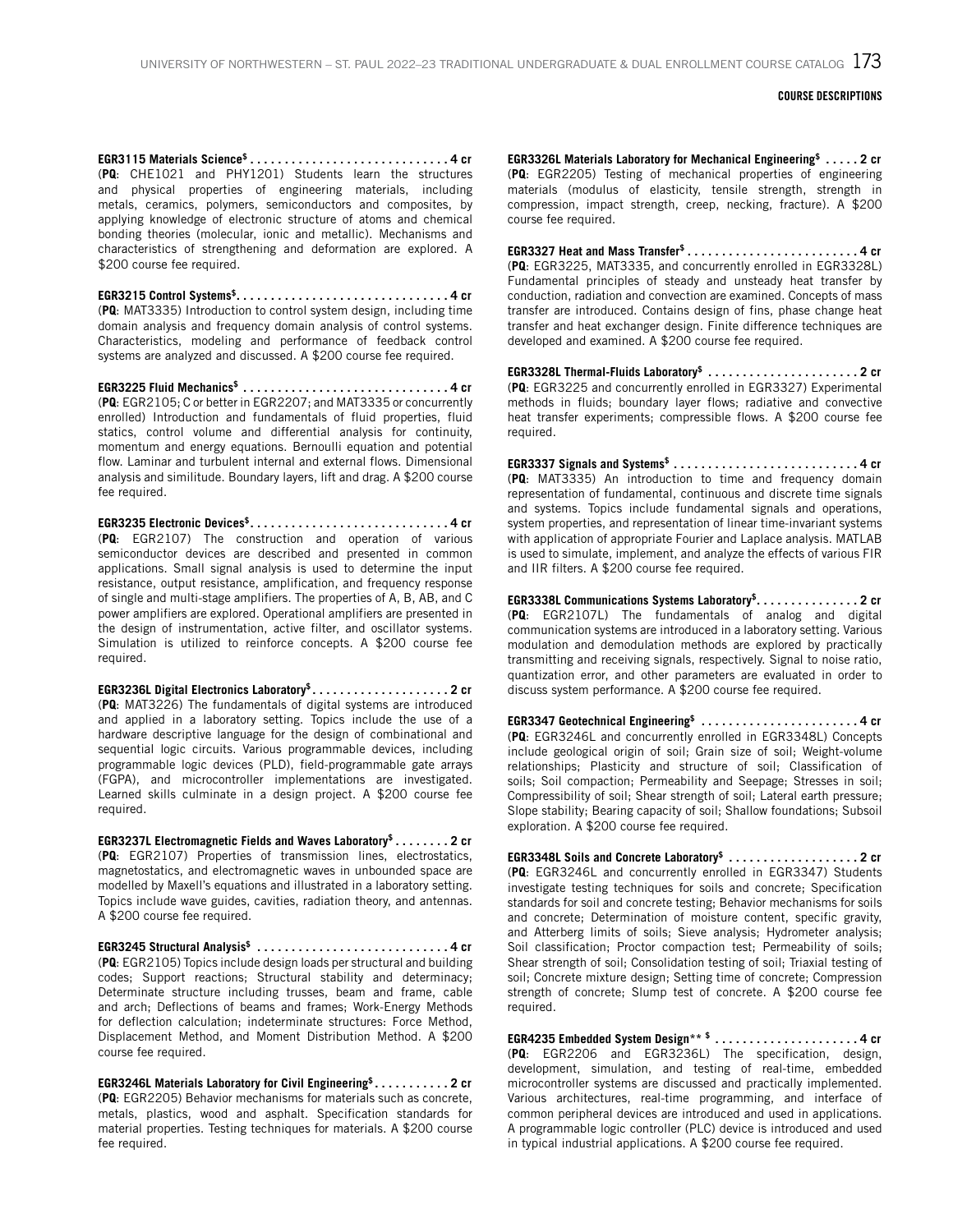**COURSE DESCRIPTIONS**

**EGR3115 Materials Science$ . . . . . . . . . . . . . . . . . . . . . . . . . . . . . 4 cr**
(**PQ**: CHE1021 and PHY1201) Students learn the structures and physical properties of engineering materials, including metals, ceramics, polymers, semiconductors and composites, by applying knowledge of electronic structure of atoms and chemical bonding theories (molecular, ionic and metallic). Mechanisms and characteristics of strengthening and deformation are explored. A $200 course fee required.

**EGR3215 Control Systems$. . . . . . . . . . . . . . . . . . . . . . . . . . . . . . . 4 cr**
(**PQ**: MAT3335) Introduction to control system design, including time domain analysis and frequency domain analysis of control systems. Characteristics, modeling and performance of feedback control systems are analyzed and discussed. A $200 course fee required.

**EGR3225 Fluid Mechanics$ . . . . . . . . . . . . . . . . . . . . . . . . . . . . . . 4 cr**
(**PQ**: EGR2105; C or better in EGR2207; and MAT3335 or concurrently enrolled) Introduction and fundamentals of fluid properties, fluid statics, control volume and differential analysis for continuity, momentum and energy equations. Bernoulli equation and potential flow. Laminar and turbulent internal and external flows. Dimensional analysis and similitude. Boundary layers, lift and drag. A $200 course fee required.

**EGR3235 Electronic Devices$. . . . . . . . . . . . . . . . . . . . . . . . . . . . . 4 cr**
(**PQ**: EGR2107) The construction and operation of various semiconductor devices are described and presented in common applications. Small signal analysis is used to determine the input resistance, output resistance, amplification, and frequency response of single and multi-stage amplifiers. The properties of A, B, AB, and C power amplifiers are explored. Operational amplifiers are presented in the design of instrumentation, active filter, and oscillator systems. Simulation is utilized to reinforce concepts. A $200 course fee required.

**EGR3236L Digital Electronics Laboratory$. . . . . . . . . . . . . . . . . . . . 2 cr**
(**PQ**: MAT3226) The fundamentals of digital systems are introduced and applied in a laboratory setting. Topics include the use of a hardware descriptive language for the design of combinational and sequential logic circuits. Various programmable devices, including programmable logic devices (PLD), field-programmable gate arrays (FGPA), and microcontroller implementations are investigated. Learned skills culminate in a design project. A $200 course fee required.

**EGR3237L Electromagnetic Fields and Waves Laboratory$ . . . . . . . . 2 cr**
(**PQ**: EGR2107) Properties of transmission lines, electrostatics, magnetostatics, and electromagnetic waves in unbounded space are modelled by Maxell's equations and illustrated in a laboratory setting. Topics include wave guides, cavities, radiation theory, and antennas. A $200 course fee required.

**EGR3245 Structural Analysis$ . . . . . . . . . . . . . . . . . . . . . . . . . . . . 4 cr**
(**PQ**: EGR2105) Topics include design loads per structural and building codes; Support reactions; Structural stability and determinacy; Determinate structure including trusses, beam and frame, cable and arch; Deflections of beams and frames; Work-Energy Methods for deflection calculation; indeterminate structures: Force Method, Displacement Method, and Moment Distribution Method. A $200 course fee required.

**EGR3246L Materials Laboratory for Civil Engineering$. . . . . . . . . . . 2 cr**
(**PQ**: EGR2205) Behavior mechanisms for materials such as concrete, metals, plastics, wood and asphalt. Specification standards for material properties. Testing techniques for materials. A $200 course fee required.

**EGR3326L Materials Laboratory for Mechanical Engineering$ . . . . . 2 cr**
(**PQ**: EGR2205) Testing of mechanical properties of engineering materials (modulus of elasticity, tensile strength, strength in compression, impact strength, creep, necking, fracture). A $200 course fee required.

**EGR3327 Heat and Mass Transfer$ . . . . . . . . . . . . . . . . . . . . . . . . . 4 cr**
(**PQ**: EGR3225, MAT3335, and concurrently enrolled in EGR3328L) Fundamental principles of steady and unsteady heat transfer by conduction, radiation and convection are examined. Concepts of mass transfer are introduced. Contains design of fins, phase change heat transfer and heat exchanger design. Finite difference techniques are developed and examined. A $200 course fee required.

**EGR3328L Thermal-Fluids Laboratory$ . . . . . . . . . . . . . . . . . . . . . . 2 cr**
(**PQ**: EGR3225 and concurrently enrolled in EGR3327) Experimental methods in fluids; boundary layer flows; radiative and convective heat transfer experiments; compressible flows. A $200 course fee required.

**EGR3337 Signals and Systems$ . . . . . . . . . . . . . . . . . . . . . . . . . . . 4 cr**
(**PQ**: MAT3335) An introduction to time and frequency domain representation of fundamental, continuous and discrete time signals and systems. Topics include fundamental signals and operations, system properties, and representation of linear time-invariant systems with application of appropriate Fourier and Laplace analysis. MATLAB is used to simulate, implement, and analyze the effects of various FIR and IIR filters. A $200 course fee required.

**EGR3338L Communications Systems Laboratory$. . . . . . . . . . . . . . . 2 cr**
(**PQ**: EGR2107L) The fundamentals of analog and digital communication systems are introduced in a laboratory setting. Various modulation and demodulation methods are explored by practically transmitting and receiving signals, respectively. Signal to noise ratio, quantization error, and other parameters are evaluated in order to discuss system performance. A $200 course fee required.

**EGR3347 Geotechnical Engineering$ . . . . . . . . . . . . . . . . . . . . . . . 4 cr**
(**PQ**: EGR3246L and concurrently enrolled in EGR3348L) Concepts include geological origin of soil; Grain size of soil; Weight-volume relationships; Plasticity and structure of soil; Classification of soils; Soil compaction; Permeability and Seepage; Stresses in soil; Compressibility of soil; Shear strength of soil; Lateral earth pressure; Slope stability; Bearing capacity of soil; Shallow foundations; Subsoil exploration. A $200 course fee required.

**EGR3348L Soils and Concrete Laboratory$ . . . . . . . . . . . . . . . . . . . 2 cr**
(**PQ**: EGR3246L and concurrently enrolled in EGR3347) Students investigate testing techniques for soils and concrete; Specification standards for soil and concrete testing; Behavior mechanisms for soils and concrete; Determination of moisture content, specific gravity, and Atterberg limits of soils; Sieve analysis; Hydrometer analysis; Soil classification; Proctor compaction test; Permeability of soils; Shear strength of soil; Consolidation testing of soil; Triaxial testing of soil; Concrete mixture design; Setting time of concrete; Compression strength of concrete; Slump test of concrete. A $200 course fee required.

**EGR4235 Embedded System Design** $ . . . . . . . . . . . . . . . . . . . . . 4 cr**
(**PQ**: EGR2206 and EGR3236L) The specification, design, development, simulation, and testing of real-time, embedded microcontroller systems are discussed and practically implemented. Various architectures, real-time programming, and interface of common peripheral devices are introduced and used in applications. A programmable logic controller (PLC) device is introduced and used in typical industrial applications. A $200 course fee required.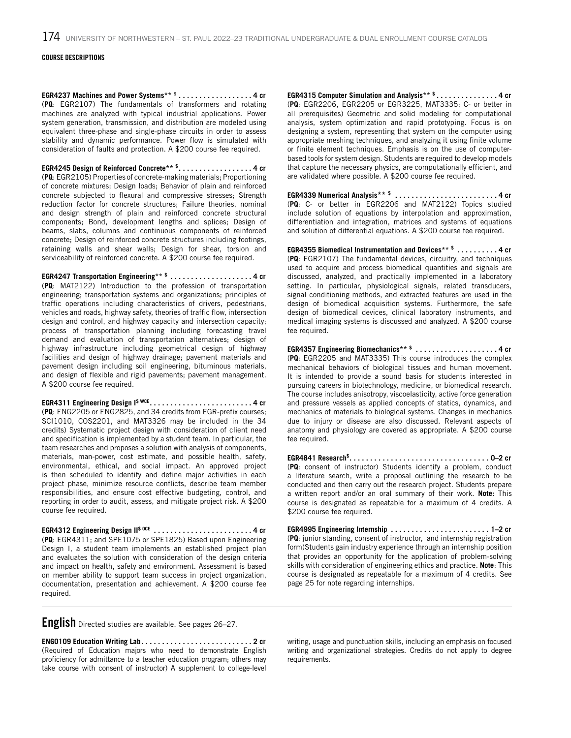**EGR4237 Machines and Power Systems** ** $ .................. 4 cr**
(**PQ**: EGR2107) The fundamentals of transformers and rotating machines are analyzed with typical industrial applications. Power system generation, transmission, and distribution are modeled using equivalent three-phase and single-phase circuits in order to assess stability and dynamic performance. Power flow is simulated with consideration of faults and protection. A $200 course fee required.

**EGR4245 Design of Reinforced Concrete** ** $ .................. 4 cr**
(**PQ**: EGR2105) Properties of concrete-making materials; Proportioning of concrete mixtures; Design loads; Behavior of plain and reinforced concrete subjected to flexural and compressive stresses; Strength reduction factor for concrete structures; Failure theories, nominal and design strength of plain and reinforced concrete structural components; Bond, development lengths and splices; Design of beams, slabs, columns and continuous components of reinforced concrete; Design of reinforced concrete structures including footings, retaining walls and shear walls; Design for shear, torsion and serviceability of reinforced concrete. A $200 course fee required.

**EGR4247 Transportation Engineering** ** $ .................... 4 cr**
(**PQ**: MAT2122) Introduction to the profession of transportation engineering; transportation systems and organizations; principles of traffic operations including characteristics of drivers, pedestrians, vehicles and roads, highway safety, theories of traffic flow, intersection design and control, and highway capacity and intersection capacity; process of transportation planning including forecasting travel demand and evaluation of transportation alternatives; design of highway infrastructure including geometrical design of highway facilities and design of highway drainage; pavement materials and pavement design including soil engineering, bituminous materials, and design of flexible and rigid pavements; pavement management. A $200 course fee required.

**EGR4311 Engineering Design I** $ WCE **......................... 4 cr**
(**PQ**: ENG2205 or ENG2825, and 34 credits from EGR-prefix courses; SCI1010, COS2201, and MAT3326 may be included in the 34 credits) Systematic project design with consideration of client need and specification is implemented by a student team. In particular, the team researches and proposes a solution with analysis of components, materials, man-power, cost estimate, and possible health, safety, environmental, ethical, and social impact. An approved project is then scheduled to identify and define major activities in each project phase, minimize resource conflicts, describe team member responsibilities, and ensure cost effective budgeting, control, and reporting in order to audit, assess, and mitigate project risk. A $200 course fee required.

**EGR4312 Engineering Design II** $ OCE **........................ 4 cr**
(**PQ**: EGR4311; and SPE1075 or SPE1825) Based upon Engineering Design I, a student team implements an established project plan and evaluates the solution with consideration of the design criteria and impact on health, safety and environment. Assessment is based on member ability to support team success in project organization, documentation, presentation and achievement. A $200 course fee required.

**EGR4315 Computer Simulation and Analysis** ** $ ............... 4 cr**
(**PQ**: EGR2206, EGR2205 or EGR3225, MAT3335; C- or better in all prerequisites) Geometric and solid modeling for computational analysis, system optimization and rapid prototyping. Focus is on designing a system, representing that system on the computer using appropriate meshing techniques, and analyzing it using finite volume or finite element techniques. Emphasis is on the use of computer-based tools for system design. Students are required to develop models that capture the necessary physics, are computationally efficient, and are validated where possible. A $200 course fee required.

**EGR4339 Numerical Analysis** ** $ ......................... 4 cr**
(**PQ**: C- or better in EGR2206 and MAT2122) Topics studied include solution of equations by interpolation and approximation, differentiation and integration, matrices and systems of equations and solution of differential equations. A $200 course fee required.

**EGR4355 Biomedical Instrumentation and Devices** ** $ .......... 4 cr**
(**PQ**: EGR2107) The fundamental devices, circuitry, and techniques used to acquire and process biomedical quantities and signals are discussed, analyzed, and practically implemented in a laboratory setting. In particular, physiological signals, related transducers, signal conditioning methods, and extracted features are used in the design of biomedical acquisition systems. Furthermore, the safe design of biomedical devices, clinical laboratory instruments, and medical imaging systems is discussed and analyzed. A $200 course fee required.

**EGR4357 Engineering Biomechanics** ** $ .................... 4 cr**
(**PQ**: EGR2205 and MAT3335) This course introduces the complex mechanical behaviors of biological tissues and human movement. It is intended to provide a sound basis for students interested in pursuing careers in biotechnology, medicine, or biomedical research. The course includes anisotropy, viscoelasticity, active force generation and pressure vessels as applied concepts of statics, dynamics, and mechanics of materials to biological systems. Changes in mechanics due to injury or disease are also discussed. Relevant aspects of anatomy and physiology are covered as appropriate. A $200 course fee required.

**EGR4841 Research** $ **.................................. 0–2 cr**
(**PQ**: consent of instructor) Students identify a problem, conduct a literature search, write a proposal outlining the research to be conducted and then carry out the research project. Students prepare a written report and/or an oral summary of their work. **Note:** This course is designated as repeatable for a maximum of 4 credits. A $200 course fee required.

**EGR4995 Engineering Internship ........................ 1–2 cr**
(**PQ**: junior standing, consent of instructor, and internship registration form)Students gain industry experience through an internship position that provides an opportunity for the application of problem-solving skills with consideration of engineering ethics and practice. **Note**: This course is designated as repeatable for a maximum of 4 credits. See page 25 for note regarding internships.

## English

Directed studies are available. See pages 26–27.

**ENG0109 Education Writing Lab ........................... 2 cr**
(Required of Education majors who need to demonstrate English proficiency for admittance to a teacher education program; others may take course with consent of instructor) A supplement to college-level writing, usage and punctuation skills, including an emphasis on focused writing and organizational strategies. Credits do not apply to degree requirements.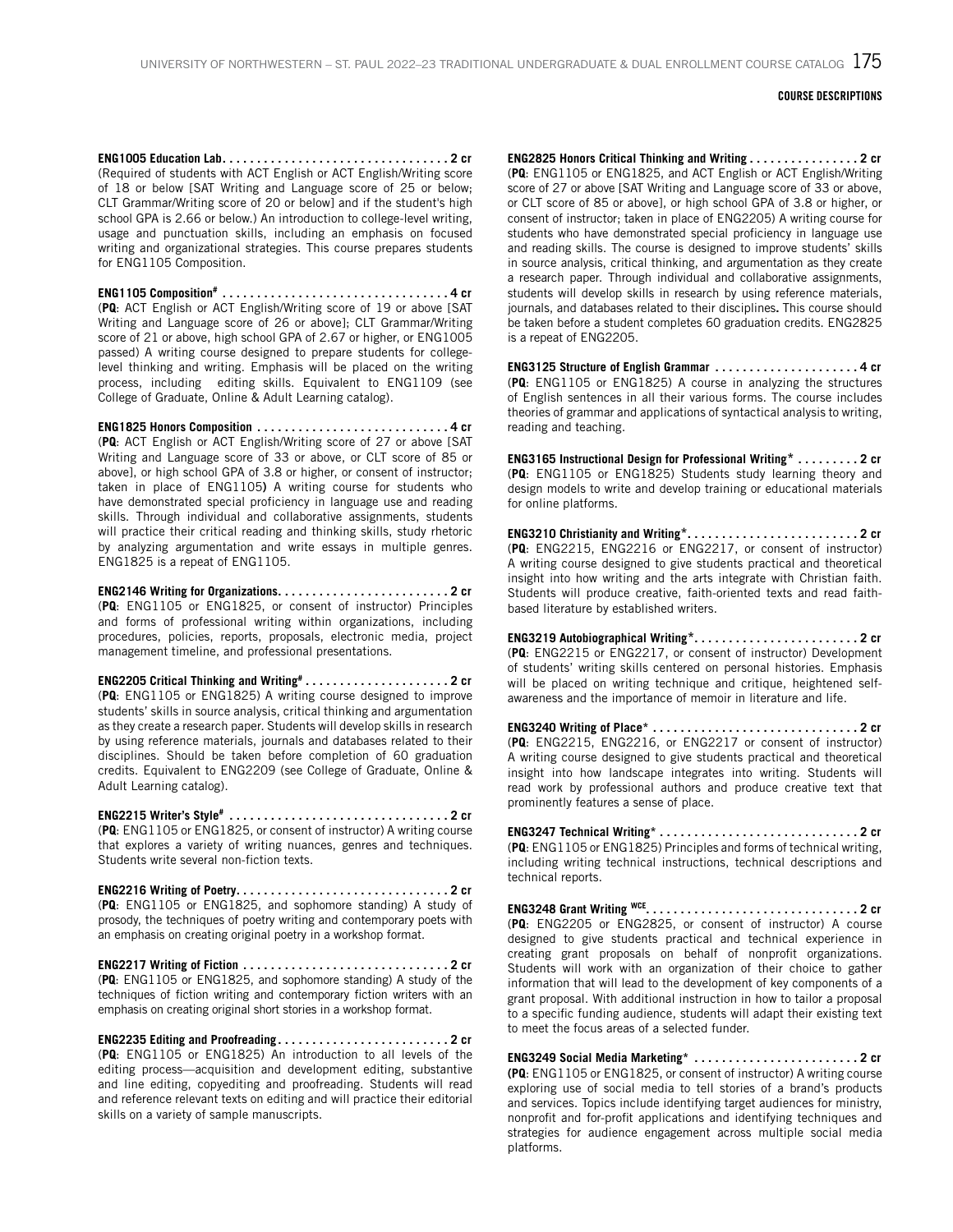**COURSE DESCRIPTIONS**

**ENG1005 Education Lab. . . . . . . . . . . . . . . . . . . . . . . . . . . . . . . . . 2 cr**
(Required of students with ACT English or ACT English/Writing score of 18 or below [SAT Writing and Language score of 25 or below; CLT Grammar/Writing score of 20 or below] and if the student's high school GPA is 2.66 or below.) An introduction to college-level writing, usage and punctuation skills, including an emphasis on focused writing and organizational strategies. This course prepares students for ENG1105 Composition.

**ENG1105 Composition# . . . . . . . . . . . . . . . . . . . . . . . . . . . . . . . . . 4 cr**
(**PQ**: ACT English or ACT English/Writing score of 19 or above [SAT Writing and Language score of 26 or above]; CLT Grammar/Writing score of 21 or above, high school GPA of 2.67 or higher, or ENG1005 passed) A writing course designed to prepare students for college-level thinking and writing. Emphasis will be placed on the writing process, including editing skills. Equivalent to ENG1109 (see College of Graduate, Online & Adult Learning catalog).

**ENG1825 Honors Composition . . . . . . . . . . . . . . . . . . . . . . . . . . . . 4 cr**
(**PQ**: ACT English or ACT English/Writing score of 27 or above [SAT Writing and Language score of 33 or above, or CLT score of 85 or above], or high school GPA of 3.8 or higher, or consent of instructor; taken in place of ENG1105**)** A writing course for students who have demonstrated special proficiency in language use and reading skills. Through individual and collaborative assignments, students will practice their critical reading and thinking skills, study rhetoric by analyzing argumentation and write essays in multiple genres. ENG1825 is a repeat of ENG1105.

**ENG2146 Writing for Organizations. . . . . . . . . . . . . . . . . . . . . . . . . 2 cr**
(**PQ**: ENG1105 or ENG1825, or consent of instructor) Principles and forms of professional writing within organizations, including procedures, policies, reports, proposals, electronic media, project management timeline, and professional presentations.

**ENG2205 Critical Thinking and Writing# . . . . . . . . . . . . . . . . . . . . . 2 cr**
(**PQ**: ENG1105 or ENG1825) A writing course designed to improve students' skills in source analysis, critical thinking and argumentation as they create a research paper. Students will develop skills in research by using reference materials, journals and databases related to their disciplines. Should be taken before completion of 60 graduation credits. Equivalent to ENG2209 (see College of Graduate, Online & Adult Learning catalog).

**ENG2215 Writer's Style# . . . . . . . . . . . . . . . . . . . . . . . . . . . . . . . . 2 cr**
(**PQ**: ENG1105 or ENG1825, or consent of instructor) A writing course that explores a variety of writing nuances, genres and techniques. Students write several non-fiction texts.

**ENG2216 Writing of Poetry. . . . . . . . . . . . . . . . . . . . . . . . . . . . . . . 2 cr**
(**PQ**: ENG1105 or ENG1825, and sophomore standing) A study of prosody, the techniques of poetry writing and contemporary poets with an emphasis on creating original poetry in a workshop format.

**ENG2217 Writing of Fiction . . . . . . . . . . . . . . . . . . . . . . . . . . . . . . 2 cr**
(**PQ**: ENG1105 or ENG1825, and sophomore standing) A study of the techniques of fiction writing and contemporary fiction writers with an emphasis on creating original short stories in a workshop format.

**ENG2235 Editing and Proofreading . . . . . . . . . . . . . . . . . . . . . . . . . 2 cr**
(**PQ**: ENG1105 or ENG1825) An introduction to all levels of the editing process—acquisition and development editing, substantive and line editing, copyediting and proofreading. Students will read and reference relevant texts on editing and will practice their editorial skills on a variety of sample manuscripts.

**ENG2825 Honors Critical Thinking and Writing . . . . . . . . . . . . . . . . 2 cr**
(**PQ**: ENG1105 or ENG1825, and ACT English or ACT English/Writing score of 27 or above [SAT Writing and Language score of 33 or above, or CLT score of 85 or above], or high school GPA of 3.8 or higher, or consent of instructor; taken in place of ENG2205) A writing course for students who have demonstrated special proficiency in language use and reading skills. The course is designed to improve students' skills in source analysis, critical thinking, and argumentation as they create a research paper. Through individual and collaborative assignments, students will develop skills in research by using reference materials, journals, and databases related to their disciplines**.** This course should be taken before a student completes 60 graduation credits. ENG2825 is a repeat of ENG2205.

**ENG3125 Structure of English Grammar . . . . . . . . . . . . . . . . . . . . . 4 cr**
(**PQ**: ENG1105 or ENG1825) A course in analyzing the structures of English sentences in all their various forms. The course includes theories of grammar and applications of syntactical analysis to writing, reading and teaching.

**ENG3165 Instructional Design for Professional Writing* . . . . . . . . . 2 cr**
(**PQ**: ENG1105 or ENG1825) Students study learning theory and design models to write and develop training or educational materials for online platforms.

**ENG3210 Christianity and Writing*. . . . . . . . . . . . . . . . . . . . . . . . . 2 cr**
(**PQ**: ENG2215, ENG2216 or ENG2217, or consent of instructor) A writing course designed to give students practical and theoretical insight into how writing and the arts integrate with Christian faith. Students will produce creative, faith-oriented texts and read faith-based literature by established writers.

**ENG3219 Autobiographical Writing*. . . . . . . . . . . . . . . . . . . . . . . . 2 cr**
(**PQ**: ENG2215 or ENG2217, or consent of instructor) Development of students' writing skills centered on personal histories. Emphasis will be placed on writing technique and critique, heightened self-awareness and the importance of memoir in literature and life.

**ENG3240 Writing of Place* . . . . . . . . . . . . . . . . . . . . . . . . . . . . . . 2 cr**
(**PQ**: ENG2215, ENG2216, or ENG2217 or consent of instructor) A writing course designed to give students practical and theoretical insight into how landscape integrates into writing. Students will read work by professional authors and produce creative text that prominently features a sense of place.

**ENG3247 Technical Writing* . . . . . . . . . . . . . . . . . . . . . . . . . . . . . 2 cr**
(**PQ**: ENG1105 or ENG1825) Principles and forms of technical writing, including writing technical instructions, technical descriptions and technical reports.

**ENG3248 Grant Writing WCE. . . . . . . . . . . . . . . . . . . . . . . . . . . . . . 2 cr**
(**PQ**: ENG2205 or ENG2825, or consent of instructor) A course designed to give students practical and technical experience in creating grant proposals on behalf of nonprofit organizations. Students will work with an organization of their choice to gather information that will lead to the development of key components of a grant proposal. With additional instruction in how to tailor a proposal to a specific funding audience, students will adapt their existing text to meet the focus areas of a selected funder.

**ENG3249 Social Media Marketing* . . . . . . . . . . . . . . . . . . . . . . . . 2 cr**
**(PQ**: ENG1105 or ENG1825, or consent of instructor) A writing course exploring use of social media to tell stories of a brand's products and services. Topics include identifying target audiences for ministry, nonprofit and for-profit applications and identifying techniques and strategies for audience engagement across multiple social media platforms.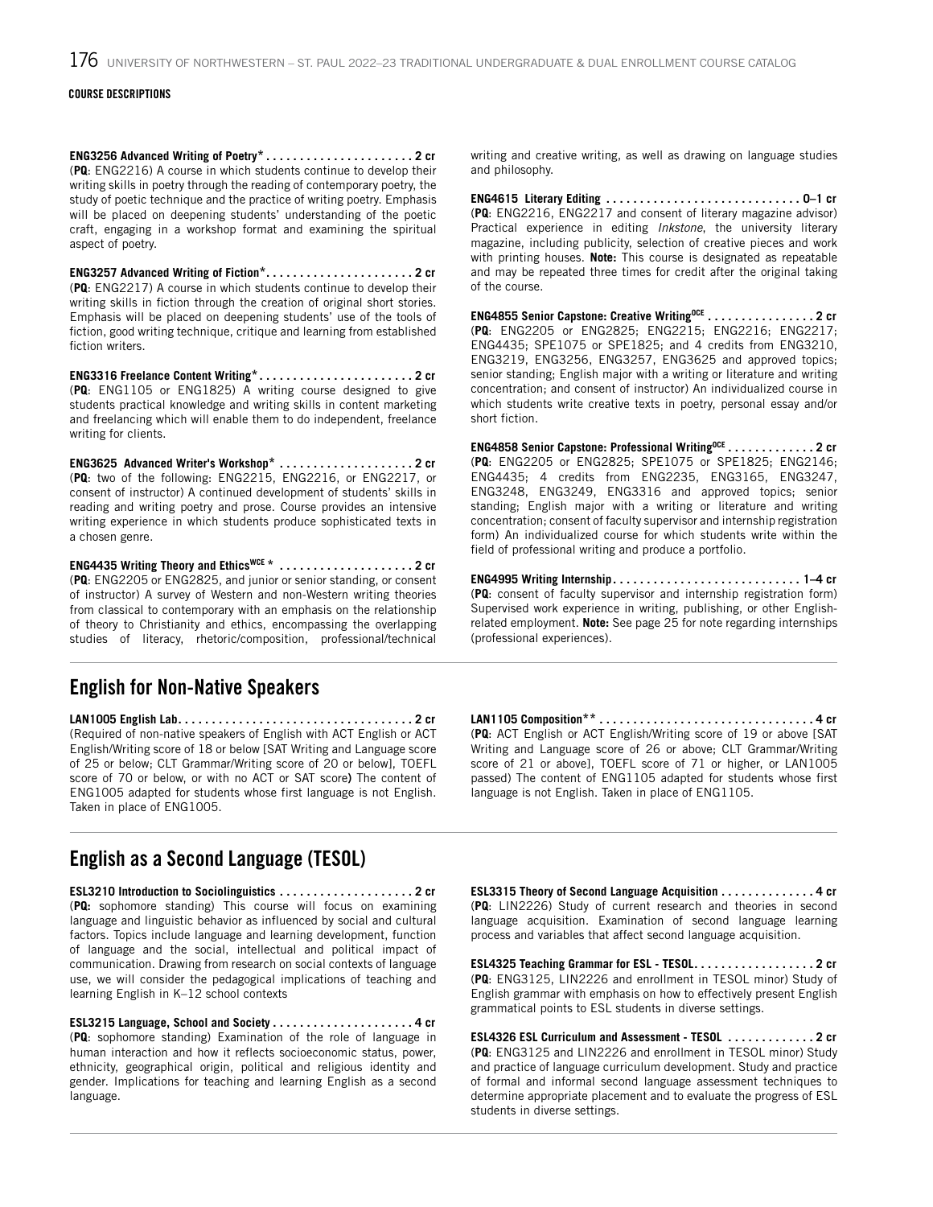**COURSE DESCRIPTIONS**

**ENG3256 Advanced Writing of Poetry* . . . . . . . . . . . . . . . . . . . . . . 2 cr**
(**PQ**: ENG2216) A course in which students continue to develop their writing skills in poetry through the reading of contemporary poetry, the study of poetic technique and the practice of writing poetry. Emphasis will be placed on deepening students' understanding of the poetic craft, engaging in a workshop format and examining the spiritual aspect of poetry.

**ENG3257 Advanced Writing of Fiction* . . . . . . . . . . . . . . . . . . . . . . 2 cr**
(**PQ**: ENG2217) A course in which students continue to develop their writing skills in fiction through the creation of original short stories. Emphasis will be placed on deepening students' use of the tools of fiction, good writing technique, critique and learning from established fiction writers.

**ENG3316 Freelance Content Writing* . . . . . . . . . . . . . . . . . . . . . . . 2 cr**
(**PQ**: ENG1105 or ENG1825) A writing course designed to give students practical knowledge and writing skills in content marketing and freelancing which will enable them to do independent, freelance writing for clients.

**ENG3625 Advanced Writer's Workshop* . . . . . . . . . . . . . . . . . . . . 2 cr**
(**PQ**: two of the following: ENG2215, ENG2216, or ENG2217, or consent of instructor) A continued development of students' skills in reading and writing poetry and prose. Course provides an intensive writing experience in which students produce sophisticated texts in a chosen genre.

**ENG4435 Writing Theory and Ethics[WCE] * . . . . . . . . . . . . . . . . . . . . 2 cr**
(**PQ**: ENG2205 or ENG2825, and junior or senior standing, or consent of instructor) A survey of Western and non-Western writing theories from classical to contemporary with an emphasis on the relationship of theory to Christianity and ethics, encompassing the overlapping studies of literacy, rhetoric/composition, professional/technical writing and creative writing, as well as drawing on language studies and philosophy.

**ENG4615 Literary Editing . . . . . . . . . . . . . . . . . . . . . . . . . . . . . 0–1 cr**
(**PQ**: ENG2216, ENG2217 and consent of literary magazine advisor) Practical experience in editing *Inkstone*, the university literary magazine, including publicity, selection of creative pieces and work with printing houses. **Note:** This course is designated as repeatable and may be repeated three times for credit after the original taking of the course.

**ENG4855 Senior Capstone: Creative Writing[OCE] . . . . . . . . . . . . . . . . 2 cr**
(**PQ**: ENG2205 or ENG2825; ENG2215; ENG2216; ENG2217; ENG4435; SPE1075 or SPE1825; and 4 credits from ENG3210, ENG3219, ENG3256, ENG3257, ENG3625 and approved topics; senior standing; English major with a writing or literature and writing concentration; and consent of instructor) An individualized course in which students write creative texts in poetry, personal essay and/or short fiction.

**ENG4858 Senior Capstone: Professional Writing[OCE] . . . . . . . . . . . . . 2 cr**
(**PQ**: ENG2205 or ENG2825; SPE1075 or SPE1825; ENG2146; ENG4435; 4 credits from ENG2235, ENG3165, ENG3247, ENG3248, ENG3249, ENG3316 and approved topics; senior standing; English major with a writing or literature and writing concentration; consent of faculty supervisor and internship registration form) An individualized course for which students write within the field of professional writing and produce a portfolio.

**ENG4995 Writing Internship . . . . . . . . . . . . . . . . . . . . . . . . . . . . 1–4 cr**
(**PQ**: consent of faculty supervisor and internship registration form) Supervised work experience in writing, publishing, or other English-related employment. **Note:** See page 25 for note regarding internships (professional experiences).

## English for Non-Native Speakers

**LAN1005 English Lab . . . . . . . . . . . . . . . . . . . . . . . . . . . . . . . . . . . 2 cr**
(Required of non-native speakers of English with ACT English or ACT English/Writing score of 18 or below [SAT Writing and Language score of 25 or below; CLT Grammar/Writing score of 20 or below], TOEFL score of 70 or below, or with no ACT or SAT score**)** The content of ENG1005 adapted for students whose first language is not English. Taken in place of ENG1005.

**LAN1105 Composition** . . . . . . . . . . . . . . . . . . . . . . . . . . . . . . . . 4 cr**
(**PQ**: ACT English or ACT English/Writing score of 19 or above [SAT Writing and Language score of 26 or above; CLT Grammar/Writing score of 21 or above], TOEFL score of 71 or higher, or LAN1005 passed) The content of ENG1105 adapted for students whose first language is not English. Taken in place of ENG1105.

## English as a Second Language (TESOL)

**ESL3210 Introduction to Sociolinguistics . . . . . . . . . . . . . . . . . . . . 2 cr**
(**PQ:** sophomore standing) This course will focus on examining language and linguistic behavior as influenced by social and cultural factors. Topics include language and learning development, function of language and the social, intellectual and political impact of communication. Drawing from research on social contexts of language use, we will consider the pedagogical implications of teaching and learning English in K–12 school contexts

**ESL3215 Language, School and Society . . . . . . . . . . . . . . . . . . . . . 4 cr**
(**PQ**: sophomore standing) Examination of the role of language in human interaction and how it reflects socioeconomic status, power, ethnicity, geographical origin, political and religious identity and gender. Implications for teaching and learning English as a second language.

**ESL3315 Theory of Second Language Acquisition . . . . . . . . . . . . . . 4 cr**
(**PQ**: LIN2226) Study of current research and theories in second language acquisition. Examination of second language learning process and variables that affect second language acquisition.

**ESL4325 Teaching Grammar for ESL - TESOL . . . . . . . . . . . . . . . . . . 2 cr**
(**PQ**: ENG3125, LIN2226 and enrollment in TESOL minor) Study of English grammar with emphasis on how to effectively present English grammatical points to ESL students in diverse settings.

**ESL4326 ESL Curriculum and Assessment - TESOL . . . . . . . . . . . . . 2 cr**
(**PQ**: ENG3125 and LIN2226 and enrollment in TESOL minor) Study and practice of language curriculum development. Study and practice of formal and informal second language assessment techniques to determine appropriate placement and to evaluate the progress of ESL students in diverse settings.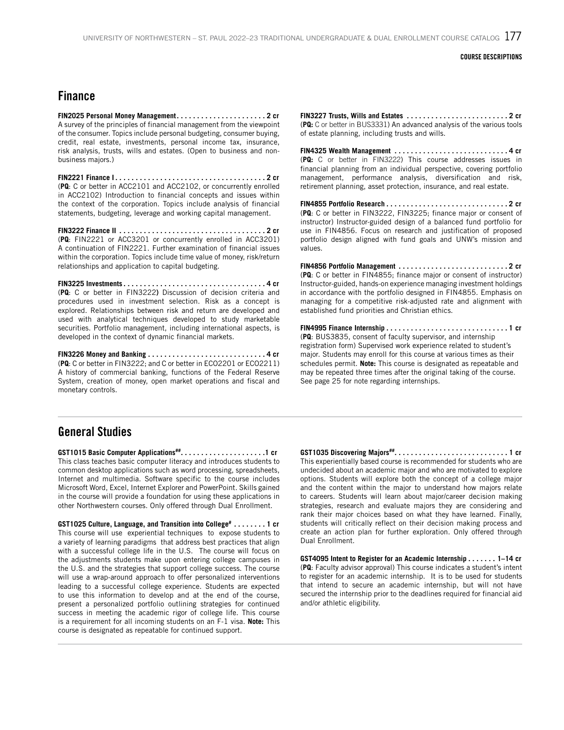## Finance

**FIN2025 Personal Money Management . . . . . . . . . . . . . . . . . . . . . . 2 cr**
A survey of the principles of financial management from the viewpoint of the consumer. Topics include personal budgeting, consumer buying, credit, real estate, investments, personal income tax, insurance, risk analysis, trusts, wills and estates. (Open to business and non-business majors.)

**FIN2221 Finance I . . . . . . . . . . . . . . . . . . . . . . . . . . . . . . . . . . . . . 2 cr**
(**PQ**: C or better in ACC2101 and ACC2102, or concurrently enrolled in ACC2102) Introduction to financial concepts and issues within the context of the corporation. Topics include analysis of financial statements, budgeting, leverage and working capital management.

**FIN3222 Finance II . . . . . . . . . . . . . . . . . . . . . . . . . . . . . . . . . . . . 2 cr**
(**PQ**: FIN2221 or ACC3201 or concurrently enrolled in ACC3201) A continuation of FIN2221. Further examination of financial issues within the corporation. Topics include time value of money, risk/return relationships and application to capital budgeting.

**FIN3225 Investments . . . . . . . . . . . . . . . . . . . . . . . . . . . . . . . . . . . 4 cr**
(**PQ**: C or better in FIN3222) Discussion of decision criteria and procedures used in investment selection. Risk as a concept is explored. Relationships between risk and return are developed and used with analytical techniques developed to study marketable securities. Portfolio management, including international aspects, is developed in the context of dynamic financial markets.

**FIN3226 Money and Banking . . . . . . . . . . . . . . . . . . . . . . . . . . . . . 4 cr**
(**PQ**: C or better in FIN3222; and C or better in ECO2201 or ECO2211) A history of commercial banking, functions of the Federal Reserve System, creation of money, open market operations and fiscal and monetary controls.

**FIN3227 Trusts, Wills and Estates . . . . . . . . . . . . . . . . . . . . . . . . . 2 cr**
(**PQ:** C or better in BUS3331) An advanced analysis of the various tools of estate planning, including trusts and wills.

**FIN4325 Wealth Management . . . . . . . . . . . . . . . . . . . . . . . . . . . . 4 cr**
(**PQ:** C or better in FIN3222) This course addresses issues in financial planning from an individual perspective, covering portfolio management, performance analysis, diversification and risk, retirement planning, asset protection, insurance, and real estate.

**FIN4855 Portfolio Research . . . . . . . . . . . . . . . . . . . . . . . . . . . . . . 2 cr**
(**PQ**: C or better in FIN3222, FIN3225; finance major or consent of instructor) Instructor-guided design of a balanced fund portfolio for use in FIN4856. Focus on research and justification of proposed portfolio design aligned with fund goals and UNW's mission and values.

**FIN4856 Portfolio Management . . . . . . . . . . . . . . . . . . . . . . . . . . . 2 cr**
(**PQ**: C or better in FIN4855; finance major or consent of instructor) Instructor-guided, hands-on experience managing investment holdings in accordance with the portfolio designed in FIN4855. Emphasis on managing for a competitive risk-adjusted rate and alignment with established fund priorities and Christian ethics.

**FIN4995 Finance Internship . . . . . . . . . . . . . . . . . . . . . . . . . . . . . 1 cr**
(**PQ**: BUS3835, consent of faculty supervisor, and internship registration form) Supervised work experience related to student's major. Students may enroll for this course at various times as their schedules permit. **Note:** This course is designated as repeatable and may be repeated three times after the original taking of the course. See page 25 for note regarding internships.

## General Studies

**GST1015 Basic Computer Applications[##] . . . . . . . . . . . . . . . . . . . . 1 cr**
This class teaches basic computer literacy and introduces students to common desktop applications such as word processing, spreadsheets, Internet and multimedia. Software specific to the course includes Microsoft Word, Excel, Internet Explorer and PowerPoint. Skills gained in the course will provide a foundation for using these applications in other Northwestern courses. Only offered through Dual Enrollment.

**GST1025 Culture, Language, and Transition into College[#] . . . . . . . . 1 cr**
This course will use experiential techniques to expose students to a variety of learning paradigms that address best practices that align with a successful college life in the U.S. The course will focus on the adjustments students make upon entering college campuses in the U.S. and the strategies that support college success. The course will use a wrap-around approach to offer personalized interventions leading to a successful college experience. Students are expected to use this information to develop and at the end of the course, present a personalized portfolio outlining strategies for continued success in meeting the academic rigor of college life. This course is a requirement for all incoming students on an F-1 visa. **Note:** This course is designated as repeatable for continued support.

**GST1035 Discovering Majors[##] . . . . . . . . . . . . . . . . . . . . . . . . . . . 1 cr**
This experientially based course is recommended for students who are undecided about an academic major and who are motivated to explore options. Students will explore both the concept of a college major and the content within the major to understand how majors relate to careers. Students will learn about major/career decision making strategies, research and evaluate majors they are considering and rank their major choices based on what they have learned. Finally, students will critically reflect on their decision making process and create an action plan for further exploration. Only offered through Dual Enrollment.

**GST4095 Intent to Register for an Academic Internship . . . . . . . 1–14 cr**
(**PQ**: Faculty advisor approval) This course indicates a student's intent to register for an academic internship. It is to be used for students that intend to secure an academic internship, but will not have secured the internship prior to the deadlines required for financial aid and/or athletic eligibility.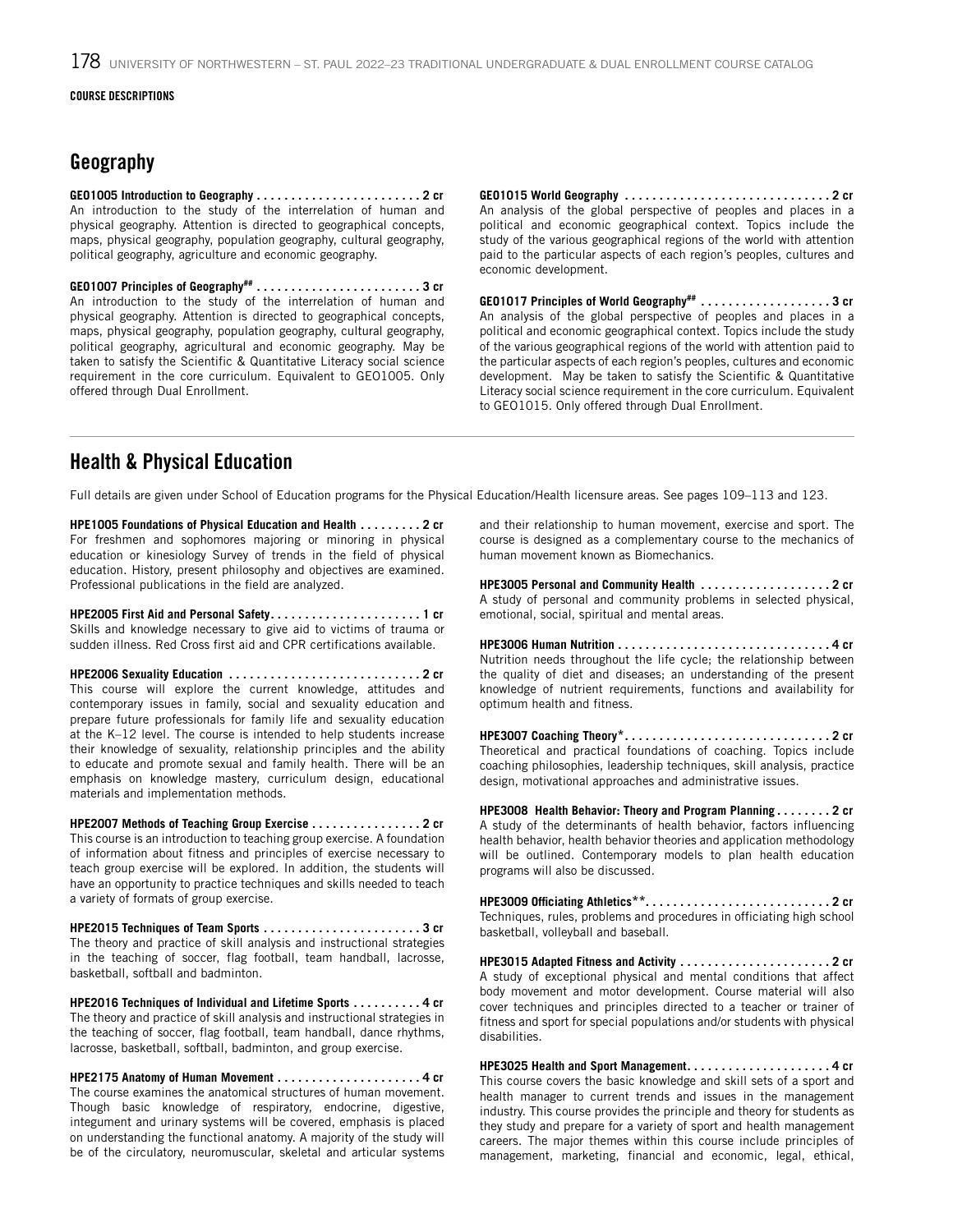COURSE DESCRIPTIONS

## Geography

**GEO1005 Introduction to Geography . . . . . . . . . . . . . . . . . . . . . . . . 2 cr**
An introduction to the study of the interrelation of human and physical geography. Attention is directed to geographical concepts, maps, physical geography, population geography, cultural geography, political geography, agriculture and economic geography.

**GEO1007 Principles of Geography## . . . . . . . . . . . . . . . . . . . . . . . . 3 cr**
An introduction to the study of the interrelation of human and physical geography. Attention is directed to geographical concepts, maps, physical geography, population geography, cultural geography, political geography, agricultural and economic geography. May be taken to satisfy the Scientific & Quantitative Literacy social science requirement in the core curriculum. Equivalent to GEO1005. Only offered through Dual Enrollment.

**GEO1015 World Geography . . . . . . . . . . . . . . . . . . . . . . . . . . . . . . 2 cr**
An analysis of the global perspective of peoples and places in a political and economic geographical context. Topics include the study of the various geographical regions of the world with attention paid to the particular aspects of each region's peoples, cultures and economic development.

**GEO1017 Principles of World Geography## . . . . . . . . . . . . . . . . . . . 3 cr**
An analysis of the global perspective of peoples and places in a political and economic geographical context. Topics include the study of the various geographical regions of the world with attention paid to the particular aspects of each region's peoples, cultures and economic development. May be taken to satisfy the Scientific & Quantitative Literacy social science requirement in the core curriculum. Equivalent to GEO1015. Only offered through Dual Enrollment.

## Health & Physical Education

Full details are given under School of Education programs for the Physical Education/Health licensure areas. See pages 109–113 and 123.

**HPE1005 Foundations of Physical Education and Health . . . . . . . . . 2 cr**
For freshmen and sophomores majoring or minoring in physical education or kinesiology Survey of trends in the field of physical education. History, present philosophy and objectives are examined. Professional publications in the field are analyzed.

**HPE2005 First Aid and Personal Safety. . . . . . . . . . . . . . . . . . . . . . 1 cr**
Skills and knowledge necessary to give aid to victims of trauma or sudden illness. Red Cross first aid and CPR certifications available.

**HPE2006 Sexuality Education . . . . . . . . . . . . . . . . . . . . . . . . . . . . 2 cr**
This course will explore the current knowledge, attitudes and contemporary issues in family, social and sexuality education and prepare future professionals for family life and sexuality education at the K–12 level. The course is intended to help students increase their knowledge of sexuality, relationship principles and the ability to educate and promote sexual and family health. There will be an emphasis on knowledge mastery, curriculum design, educational materials and implementation methods.

**HPE2007 Methods of Teaching Group Exercise . . . . . . . . . . . . . . . . 2 cr**
This course is an introduction to teaching group exercise. A foundation of information about fitness and principles of exercise necessary to teach group exercise will be explored. In addition, the students will have an opportunity to practice techniques and skills needed to teach a variety of formats of group exercise.

**HPE2015 Techniques of Team Sports . . . . . . . . . . . . . . . . . . . . . . . 3 cr**
The theory and practice of skill analysis and instructional strategies in the teaching of soccer, flag football, team handball, lacrosse, basketball, softball and badminton.

**HPE2016 Techniques of Individual and Lifetime Sports . . . . . . . . . . 4 cr**
The theory and practice of skill analysis and instructional strategies in the teaching of soccer, flag football, team handball, dance rhythms, lacrosse, basketball, softball, badminton, and group exercise.

**HPE2175 Anatomy of Human Movement . . . . . . . . . . . . . . . . . . . . . 4 cr**
The course examines the anatomical structures of human movement. Though basic knowledge of respiratory, endocrine, digestive, integument and urinary systems will be covered, emphasis is placed on understanding the functional anatomy. A majority of the study will be of the circulatory, neuromuscular, skeletal and articular systems and their relationship to human movement, exercise and sport. The course is designed as a complementary course to the mechanics of human movement known as Biomechanics.

**HPE3005 Personal and Community Health . . . . . . . . . . . . . . . . . . . 2 cr**
A study of personal and community problems in selected physical, emotional, social, spiritual and mental areas.

**HPE3006 Human Nutrition . . . . . . . . . . . . . . . . . . . . . . . . . . . . . . . 4 cr**
Nutrition needs throughout the life cycle; the relationship between the quality of diet and diseases; an understanding of the present knowledge of nutrient requirements, functions and availability for optimum health and fitness.

**HPE3007 Coaching Theory\*. . . . . . . . . . . . . . . . . . . . . . . . . . . . . . 2 cr**
Theoretical and practical foundations of coaching. Topics include coaching philosophies, leadership techniques, skill analysis, practice design, motivational approaches and administrative issues.

**HPE3008 Health Behavior: Theory and Program Planning . . . . . . . . 2 cr**
A study of the determinants of health behavior, factors influencing health behavior, health behavior theories and application methodology will be outlined. Contemporary models to plan health education programs will also be discussed.

**HPE3009 Officiating Athletics\*\*. . . . . . . . . . . . . . . . . . . . . . . . . . . 2 cr**
Techniques, rules, problems and procedures in officiating high school basketball, volleyball and baseball.

**HPE3015 Adapted Fitness and Activity . . . . . . . . . . . . . . . . . . . . . . 2 cr**
A study of exceptional physical and mental conditions that affect body movement and motor development. Course material will also cover techniques and principles directed to a teacher or trainer of fitness and sport for special populations and/or students with physical disabilities.

**HPE3025 Health and Sport Management. . . . . . . . . . . . . . . . . . . . . 4 cr**
This course covers the basic knowledge and skill sets of a sport and health manager to current trends and issues in the management industry. This course provides the principle and theory for students as they study and prepare for a variety of sport and health management careers. The major themes within this course include principles of management, marketing, financial and economic, legal, ethical,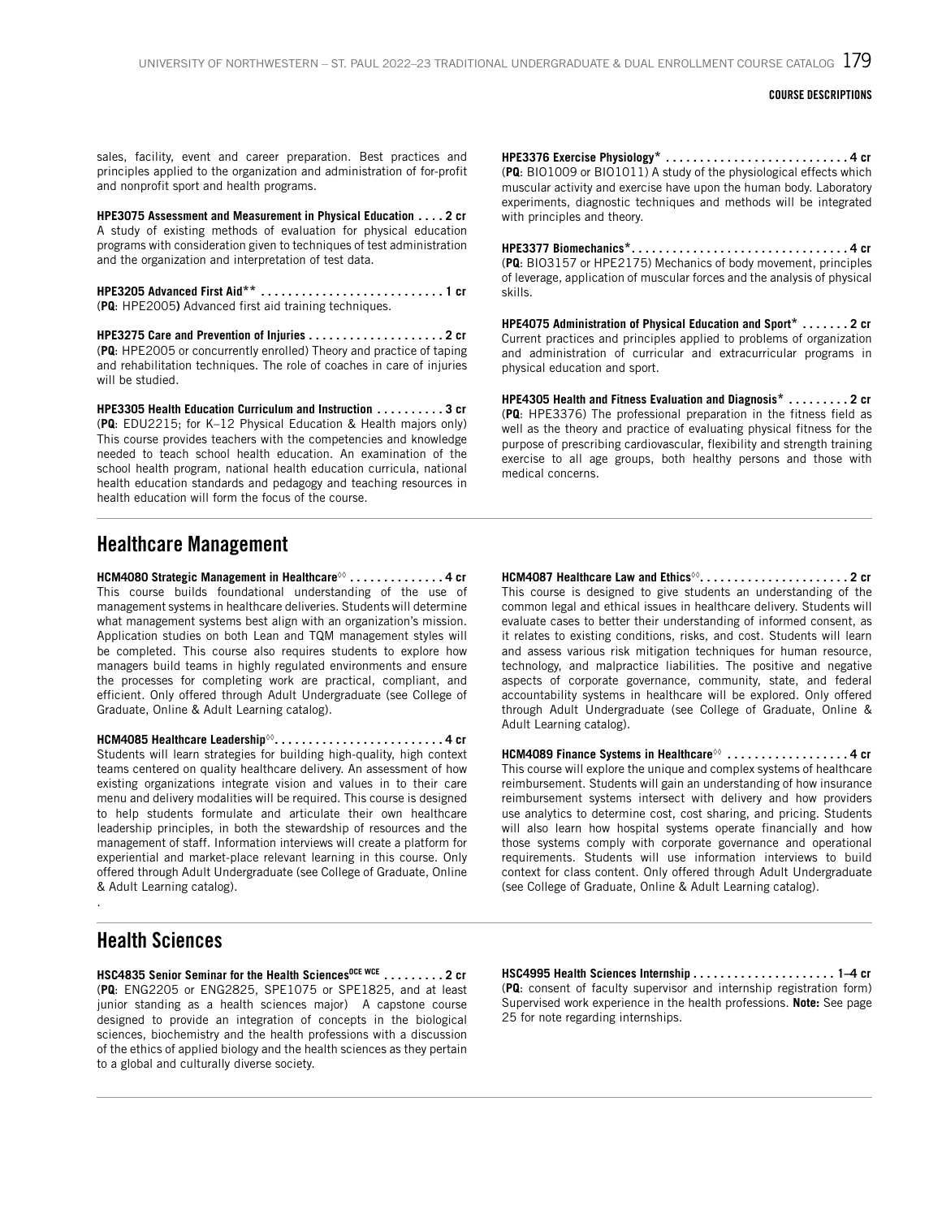sales, facility, event and career preparation. Best practices and principles applied to the organization and administration of for-profit and nonprofit sport and health programs.

**HPE3075 Assessment and Measurement in Physical Education . . . . 2 cr**
A study of existing methods of evaluation for physical education programs with consideration given to techniques of test administration and the organization and interpretation of test data.

**HPE3205 Advanced First Aid** . . . . . . . . . . . . . . . . . . . . . . . . . . . . 1 cr**
(**PQ**: HPE2005**)** Advanced first aid training techniques.

**HPE3275 Care and Prevention of Injuries . . . . . . . . . . . . . . . . . . . . 2 cr**
(**PQ**: HPE2005 or concurrently enrolled) Theory and practice of taping and rehabilitation techniques. The role of coaches in care of injuries will be studied.

**HPE3305 Health Education Curriculum and Instruction . . . . . . . . . . 3 cr**
(**PQ**: EDU2215; for K–12 Physical Education & Health majors only) This course provides teachers with the competencies and knowledge needed to teach school health education. An examination of the school health program, national health education curricula, national health education standards and pedagogy and teaching resources in health education will form the focus of the course.

**HPE3376 Exercise Physiology* . . . . . . . . . . . . . . . . . . . . . . . . . . . 4 cr**
(**PQ**: BIO1009 or BIO1011) A study of the physiological effects which muscular activity and exercise have upon the human body. Laboratory experiments, diagnostic techniques and methods will be integrated with principles and theory.

**HPE3377 Biomechanics*. . . . . . . . . . . . . . . . . . . . . . . . . . . . . . . . 4 cr**
(**PQ**: BIO3157 or HPE2175) Mechanics of body movement, principles of leverage, application of muscular forces and the analysis of physical skills.

**HPE4075 Administration of Physical Education and Sport* . . . . . . . 2 cr**
Current practices and principles applied to problems of organization and administration of curricular and extracurricular programs in physical education and sport.

**HPE4305 Health and Fitness Evaluation and Diagnosis* . . . . . . . . . 2 cr**
(**PQ**: HPE3376) The professional preparation in the fitness field as well as the theory and practice of evaluating physical fitness for the purpose of prescribing cardiovascular, flexibility and strength training exercise to all age groups, both healthy persons and those with medical concerns.

## Healthcare Management

**HCM4080 Strategic Management in Healthcare◊◊ . . . . . . . . . . . . . . 4 cr**
This course builds foundational understanding of the use of management systems in healthcare deliveries. Students will determine what management systems best align with an organization's mission. Application studies on both Lean and TQM management styles will be completed. This course also requires students to explore how managers build teams in highly regulated environments and ensure the processes for completing work are practical, compliant, and efficient. Only offered through Adult Undergraduate (see College of Graduate, Online & Adult Learning catalog).

**HCM4085 Healthcare Leadership◊◊. . . . . . . . . . . . . . . . . . . . . . . . . 4 cr**
Students will learn strategies for building high-quality, high context teams centered on quality healthcare delivery. An assessment of how existing organizations integrate vision and values in to their care menu and delivery modalities will be required. This course is designed to help students formulate and articulate their own healthcare leadership principles, in both the stewardship of resources and the management of staff. Information interviews will create a platform for experiential and market-place relevant learning in this course. Only offered through Adult Undergraduate (see College of Graduate, Online & Adult Learning catalog).

**HCM4087 Healthcare Law and Ethics◊◊. . . . . . . . . . . . . . . . . . . . . . 2 cr**
This course is designed to give students an understanding of the common legal and ethical issues in healthcare delivery. Students will evaluate cases to better their understanding of informed consent, as it relates to existing conditions, risks, and cost. Students will learn and assess various risk mitigation techniques for human resource, technology, and malpractice liabilities. The positive and negative aspects of corporate governance, community, state, and federal accountability systems in healthcare will be explored. Only offered through Adult Undergraduate (see College of Graduate, Online & Adult Learning catalog).

**HCM4089 Finance Systems in Healthcare◊◊ . . . . . . . . . . . . . . . . . . 4 cr**
This course will explore the unique and complex systems of healthcare reimbursement. Students will gain an understanding of how insurance reimbursement systems intersect with delivery and how providers use analytics to determine cost, cost sharing, and pricing. Students will also learn how hospital systems operate financially and how those systems comply with corporate governance and operational requirements. Students will use information interviews to build context for class content. Only offered through Adult Undergraduate (see College of Graduate, Online & Adult Learning catalog).

## Health Sciences

**HSC4835 Senior Seminar for the Health Sciences[OCE WCE] . . . . . . . . . 2 cr**
(**PQ**: ENG2205 or ENG2825, SPE1075 or SPE1825, and at least junior standing as a health sciences major) A capstone course designed to provide an integration of concepts in the biological sciences, biochemistry and the health professions with a discussion of the ethics of applied biology and the health sciences as they pertain to a global and culturally diverse society.

**HSC4995 Health Sciences Internship . . . . . . . . . . . . . . . . . . . . . 1–4 cr**
(**PQ**: consent of faculty supervisor and internship registration form) Supervised work experience in the health professions. **Note:** See page 25 for note regarding internships.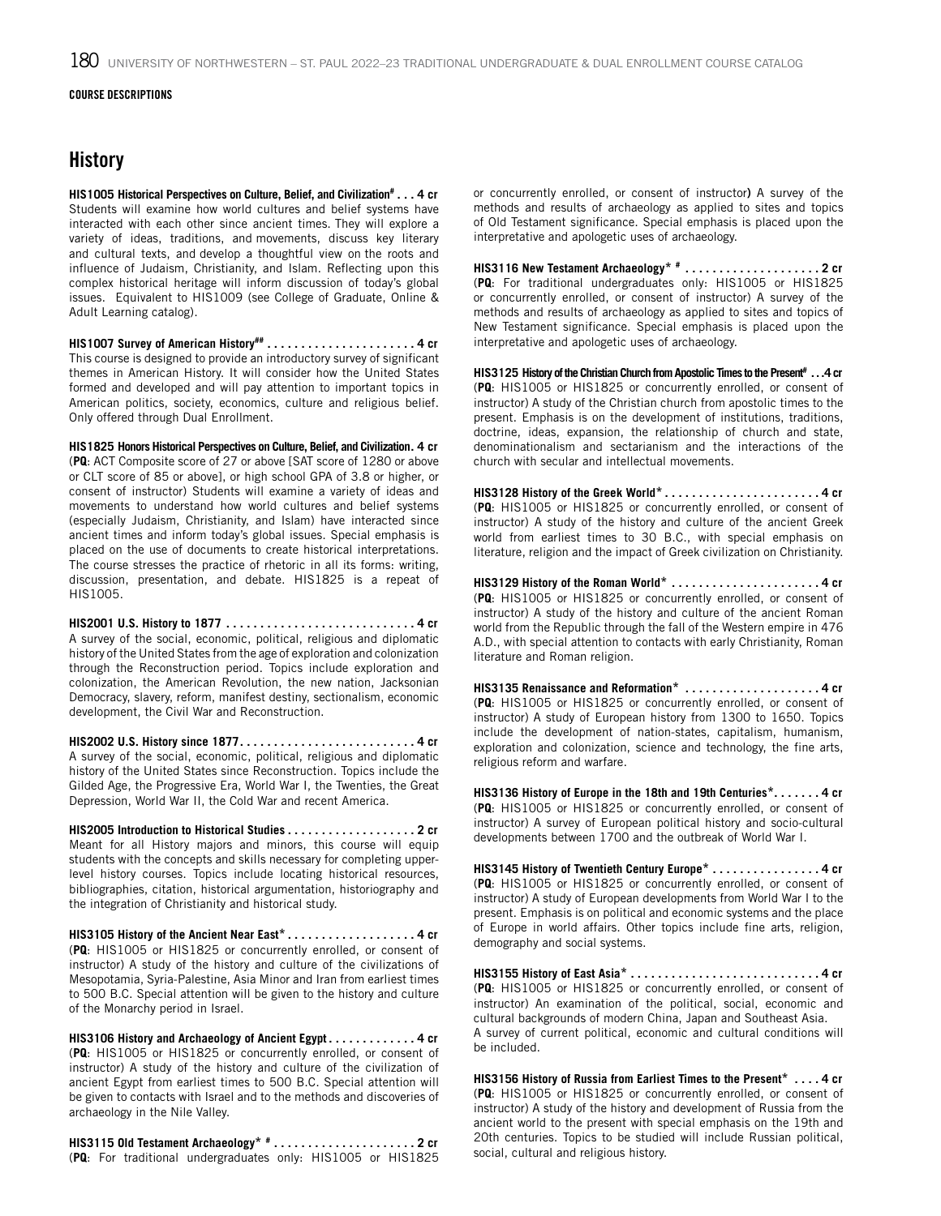COURSE DESCRIPTIONS

## History

**HIS1005 Historical Perspectives on Culture, Belief, and Civilization# . . . 4 cr**
Students will examine how world cultures and belief systems have interacted with each other since ancient times. They will explore a variety of ideas, traditions, and movements, discuss key literary and cultural texts, and develop a thoughtful view on the roots and influence of Judaism, Christianity, and Islam. Reflecting upon this complex historical heritage will inform discussion of today's global issues. Equivalent to HIS1009 (see College of Graduate, Online & Adult Learning catalog).

**HIS1007 Survey of American History## . . . . . . . . . . . . . . . . . . . . . . 4 cr**
This course is designed to provide an introductory survey of significant themes in American History. It will consider how the United States formed and developed and will pay attention to important topics in American politics, society, economics, culture and religious belief. Only offered through Dual Enrollment.

**HIS1825 Honors Historical Perspectives on Culture, Belief, and Civilization. 4 cr**
(**PQ**: ACT Composite score of 27 or above [SAT score of 1280 or above or CLT score of 85 or above], or high school GPA of 3.8 or higher, or consent of instructor) Students will examine a variety of ideas and movements to understand how world cultures and belief systems (especially Judaism, Christianity, and Islam) have interacted since ancient times and inform today's global issues. Special emphasis is placed on the use of documents to create historical interpretations. The course stresses the practice of rhetoric in all its forms: writing, discussion, presentation, and debate. HIS1825 is a repeat of HIS1005.

**HIS2001 U.S. History to 1877 . . . . . . . . . . . . . . . . . . . . . . . . . . . . 4 cr**
A survey of the social, economic, political, religious and diplomatic history of the United States from the age of exploration and colonization through the Reconstruction period. Topics include exploration and colonization, the American Revolution, the new nation, Jacksonian Democracy, slavery, reform, manifest destiny, sectionalism, economic development, the Civil War and Reconstruction.

**HIS2002 U.S. History since 1877. . . . . . . . . . . . . . . . . . . . . . . . . . 4 cr**
A survey of the social, economic, political, religious and diplomatic history of the United States since Reconstruction. Topics include the Gilded Age, the Progressive Era, World War I, the Twenties, the Great Depression, World War II, the Cold War and recent America.

**HIS2005 Introduction to Historical Studies . . . . . . . . . . . . . . . . . . . 2 cr**
Meant for all History majors and minors, this course will equip students with the concepts and skills necessary for completing upper-level history courses. Topics include locating historical resources, bibliographies, citation, historical argumentation, historiography and the integration of Christianity and historical study.

**HIS3105 History of the Ancient Near East* . . . . . . . . . . . . . . . . . . . 4 cr**
(**PQ**: HIS1005 or HIS1825 or concurrently enrolled, or consent of instructor) A study of the history and culture of the civilizations of Mesopotamia, Syria-Palestine, Asia Minor and Iran from earliest times to 500 B.C. Special attention will be given to the history and culture of the Monarchy period in Israel.

**HIS3106 History and Archaeology of Ancient Egypt . . . . . . . . . . . . . 4 cr**
(**PQ**: HIS1005 or HIS1825 or concurrently enrolled, or consent of instructor) A study of the history and culture of the civilization of ancient Egypt from earliest times to 500 B.C. Special attention will be given to contacts with Israel and to the methods and discoveries of archaeology in the Nile Valley.

**HIS3115 Old Testament Archaeology* # . . . . . . . . . . . . . . . . . . . . . 2 cr**
(**PQ**: For traditional undergraduates only: HIS1005 or HIS1825 or concurrently enrolled, or consent of instructor) A survey of the methods and results of archaeology as applied to sites and topics of Old Testament significance. Special emphasis is placed upon the interpretative and apologetic uses of archaeology.

**HIS3116 New Testament Archaeology* # . . . . . . . . . . . . . . . . . . . . 2 cr**
(**PQ**: For traditional undergraduates only: HIS1005 or HIS1825 or concurrently enrolled, or consent of instructor) A survey of the methods and results of archaeology as applied to sites and topics of New Testament significance. Special emphasis is placed upon the interpretative and apologetic uses of archaeology.

**HIS3125 History of the Christian Church from Apostolic Times to the Present# . . .4 cr**
(**PQ**: HIS1005 or HIS1825 or concurrently enrolled, or consent of instructor) A study of the Christian church from apostolic times to the present. Emphasis is on the development of institutions, traditions, doctrine, ideas, expansion, the relationship of church and state, denominationalism and sectarianism and the interactions of the church with secular and intellectual movements.

**HIS3128 History of the Greek World* . . . . . . . . . . . . . . . . . . . . . . . 4 cr**
(**PQ**: HIS1005 or HIS1825 or concurrently enrolled, or consent of instructor) A study of the history and culture of the ancient Greek world from earliest times to 30 B.C., with special emphasis on literature, religion and the impact of Greek civilization on Christianity.

**HIS3129 History of the Roman World* . . . . . . . . . . . . . . . . . . . . . . 4 cr**
(**PQ**: HIS1005 or HIS1825 or concurrently enrolled, or consent of instructor) A study of the history and culture of the ancient Roman world from the Republic through the fall of the Western empire in 476 A.D., with special attention to contacts with early Christianity, Roman literature and Roman religion.

**HIS3135 Renaissance and Reformation* . . . . . . . . . . . . . . . . . . . . 4 cr**
(**PQ**: HIS1005 or HIS1825 or concurrently enrolled, or consent of instructor) A study of European history from 1300 to 1650. Topics include the development of nation-states, capitalism, humanism, exploration and colonization, science and technology, the fine arts, religious reform and warfare.

**HIS3136 History of Europe in the 18th and 19th Centuries*. . . . . . . 4 cr**
(**PQ**: HIS1005 or HIS1825 or concurrently enrolled, or consent of instructor) A survey of European political history and socio-cultural developments between 1700 and the outbreak of World War I.

**HIS3145 History of Twentieth Century Europe* . . . . . . . . . . . . . . . . 4 cr**
(**PQ**: HIS1005 or HIS1825 or concurrently enrolled, or consent of instructor) A study of European developments from World War I to the present. Emphasis is on political and economic systems and the place of Europe in world affairs. Other topics include fine arts, religion, demography and social systems.

**HIS3155 History of East Asia* . . . . . . . . . . . . . . . . . . . . . . . . . . . . 4 cr**
(**PQ**: HIS1005 or HIS1825 or concurrently enrolled, or consent of instructor) An examination of the political, social, economic and cultural backgrounds of modern China, Japan and Southeast Asia.
A survey of current political, economic and cultural conditions will be included.

**HIS3156 History of Russia from Earliest Times to the Present* . . . . 4 cr**
(**PQ**: HIS1005 or HIS1825 or concurrently enrolled, or consent of instructor) A study of the history and development of Russia from the ancient world to the present with special emphasis on the 19th and 20th centuries. Topics to be studied will include Russian political, social, cultural and religious history.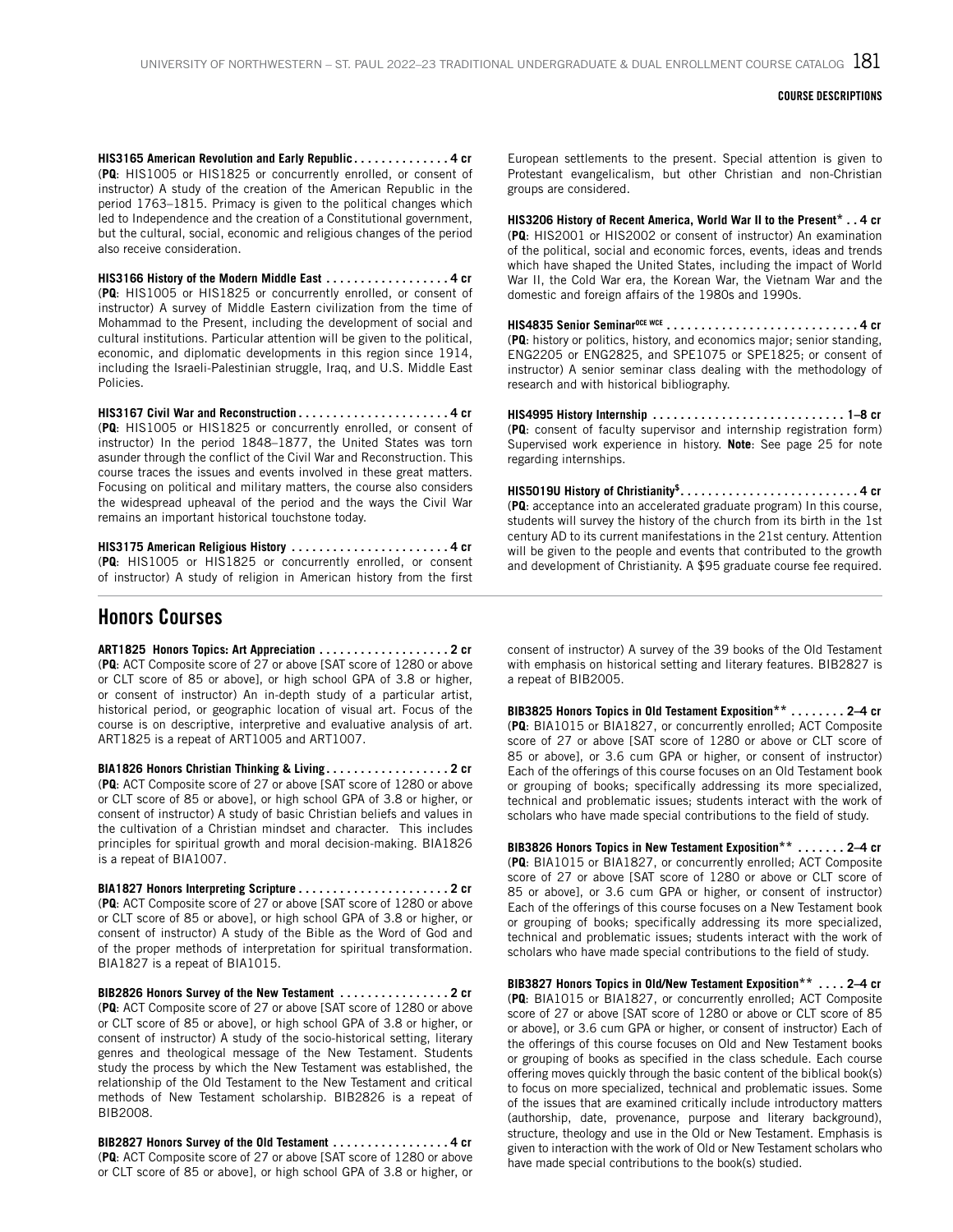**HIS3165 American Revolution and Early Republic . . . . . . . . . . . . . . 4 cr**
(**PQ**: HIS1005 or HIS1825 or concurrently enrolled, or consent of instructor) A study of the creation of the American Republic in the period 1763–1815. Primacy is given to the political changes which led to Independence and the creation of a Constitutional government, but the cultural, social, economic and religious changes of the period also receive consideration.

**HIS3166 History of the Modern Middle East . . . . . . . . . . . . . . . . . 4 cr**
(**PQ**: HIS1005 or HIS1825 or concurrently enrolled, or consent of instructor) A survey of Middle Eastern civilization from the time of Mohammad to the Present, including the development of social and cultural institutions. Particular attention will be given to the political, economic, and diplomatic developments in this region since 1914, including the Israeli-Palestinian struggle, Iraq, and U.S. Middle East Policies.

**HIS3167 Civil War and Reconstruction . . . . . . . . . . . . . . . . . . . . . . 4 cr**
(**PQ**: HIS1005 or HIS1825 or concurrently enrolled, or consent of instructor) In the period 1848–1877, the United States was torn asunder through the conflict of the Civil War and Reconstruction. This course traces the issues and events involved in these great matters. Focusing on political and military matters, the course also considers the widespread upheaval of the period and the ways the Civil War remains an important historical touchstone today.

**HIS3175 American Religious History . . . . . . . . . . . . . . . . . . . . . . . 4 cr**
(**PQ**: HIS1005 or HIS1825 or concurrently enrolled, or consent of instructor) A study of religion in American history from the first European settlements to the present. Special attention is given to Protestant evangelicalism, but other Christian and non-Christian groups are considered.

**HIS3206 History of Recent America, World War II to the Present* . . 4 cr**
(**PQ**: HIS2001 or HIS2002 or consent of instructor) An examination of the political, social and economic forces, events, ideas and trends which have shaped the United States, including the impact of World War II, the Cold War era, the Korean War, the Vietnam War and the domestic and foreign affairs of the 1980s and 1990s.

**HIS4835 Senior Seminar[OCE WCE] . . . . . . . . . . . . . . . . . . . . . . . . . . . . 4 cr**
(**PQ**: history or politics, history, and economics major; senior standing, ENG2205 or ENG2825, and SPE1075 or SPE1825; or consent of instructor) A senior seminar class dealing with the methodology of research and with historical bibliography.

**HIS4995 History Internship . . . . . . . . . . . . . . . . . . . . . . . . . . . . 1–8 cr**
(**PQ**: consent of faculty supervisor and internship registration form) Supervised work experience in history. **Note**: See page 25 for note regarding internships.

**HIS5019U History of Christianity[$] . . . . . . . . . . . . . . . . . . . . . . . . . . 4 cr**
(**PQ**: acceptance into an accelerated graduate program) In this course, students will survey the history of the church from its birth in the 1st century AD to its current manifestations in the 21st century. Attention will be given to the people and events that contributed to the growth and development of Christianity. A $95 graduate course fee required.

## Honors Courses

**ART1825 Honors Topics: Art Appreciation . . . . . . . . . . . . . . . . . . . 2 cr**
(**PQ**: ACT Composite score of 27 or above [SAT score of 1280 or above or CLT score of 85 or above], or high school GPA of 3.8 or higher, or consent of instructor) An in-depth study of a particular artist, historical period, or geographic location of visual art. Focus of the course is on descriptive, interpretive and evaluative analysis of art. ART1825 is a repeat of ART1005 and ART1007.

**BIA1826 Honors Christian Thinking & Living . . . . . . . . . . . . . . . . . . 2 cr**
(**PQ**: ACT Composite score of 27 or above [SAT score of 1280 or above or CLT score of 85 or above], or high school GPA of 3.8 or higher, or consent of instructor) A study of basic Christian beliefs and values in the cultivation of a Christian mindset and character. This includes principles for spiritual growth and moral decision-making. BIA1826 is a repeat of BIA1007.

**BIA1827 Honors Interpreting Scripture . . . . . . . . . . . . . . . . . . . . . . 2 cr**
(**PQ**: ACT Composite score of 27 or above [SAT score of 1280 or above or CLT score of 85 or above], or high school GPA of 3.8 or higher, or consent of instructor) A study of the Bible as the Word of God and of the proper methods of interpretation for spiritual transformation. BIA1827 is a repeat of BIA1015.

**BIB2826 Honors Survey of the New Testament . . . . . . . . . . . . . . . . 2 cr**
(**PQ**: ACT Composite score of 27 or above [SAT score of 1280 or above or CLT score of 85 or above], or high school GPA of 3.8 or higher, or consent of instructor) A study of the socio-historical setting, literary genres and theological message of the New Testament. Students study the process by which the New Testament was established, the relationship of the Old Testament to the New Testament and critical methods of New Testament scholarship. BIB2826 is a repeat of BIB2008.

**BIB2827 Honors Survey of the Old Testament . . . . . . . . . . . . . . . . . 4 cr**
(**PQ**: ACT Composite score of 27 or above [SAT score of 1280 or above or CLT score of 85 or above], or high school GPA of 3.8 or higher, or consent of instructor) A survey of the 39 books of the Old Testament with emphasis on historical setting and literary features. BIB2827 is a repeat of BIB2005.

**BIB3825 Honors Topics in Old Testament Exposition** . . . . . . . . 2–4 cr**
(**PQ**: BIA1015 or BIA1827, or concurrently enrolled; ACT Composite score of 27 or above [SAT score of 1280 or above or CLT score of 85 or above], or 3.6 cum GPA or higher, or consent of instructor) Each of the offerings of this course focuses on an Old Testament book or grouping of books; specifically addressing its more specialized, technical and problematic issues; students interact with the work of scholars who have made special contributions to the field of study.

**BIB3826 Honors Topics in New Testament Exposition** . . . . . . . 2–4 cr**
(**PQ**: BIA1015 or BIA1827, or concurrently enrolled; ACT Composite score of 27 or above [SAT score of 1280 or above or CLT score of 85 or above], or 3.6 cum GPA or higher, or consent of instructor) Each of the offerings of this course focuses on a New Testament book or grouping of books; specifically addressing its more specialized, technical and problematic issues; students interact with the work of scholars who have made special contributions to the field of study.

**BIB3827 Honors Topics in Old/New Testament Exposition** . . . . 2–4 cr**
(**PQ**: BIA1015 or BIA1827, or concurrently enrolled; ACT Composite score of 27 or above [SAT score of 1280 or above or CLT score of 85 or above], or 3.6 cum GPA or higher, or consent of instructor) Each of the offerings of this course focuses on Old and New Testament books or grouping of books as specified in the class schedule. Each course offering moves quickly through the basic content of the biblical book(s) to focus on more specialized, technical and problematic issues. Some of the issues that are examined critically include introductory matters (authorship, date, provenance, purpose and literary background), structure, theology and use in the Old or New Testament. Emphasis is given to interaction with the work of Old or New Testament scholars who have made special contributions to the book(s) studied.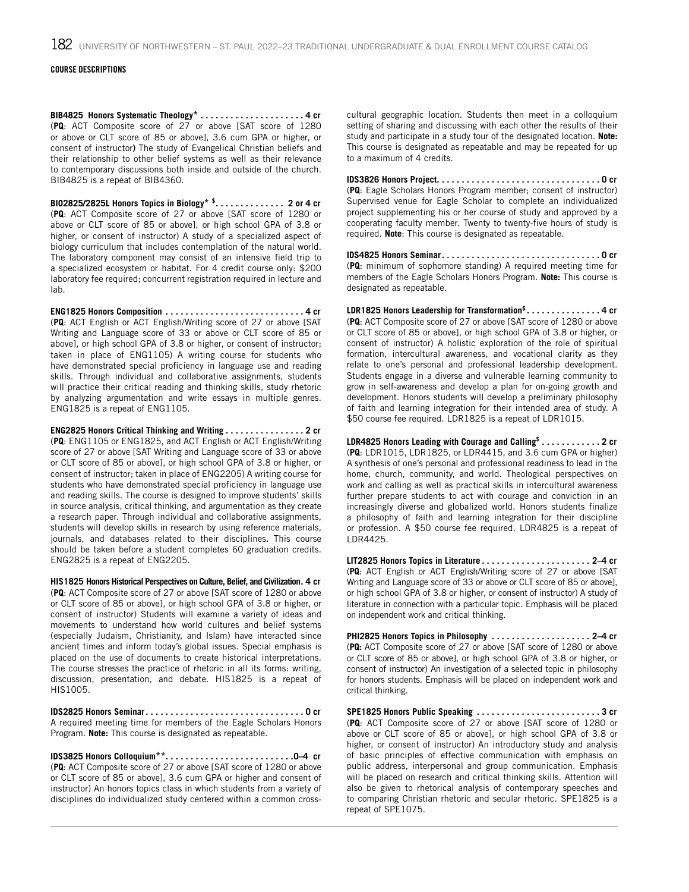## COURSE DESCRIPTIONS

**BIB4825 Honors Systematic Theology* . . . . . . . . . . . . . . . . . . . . . 4 cr**
(**PQ**: ACT Composite score of 27 or above [SAT score of 1280 or above or CLT score of 85 or above], 3.6 cum GPA or higher, or consent of instructor**)** The study of Evangelical Christian beliefs and their relationship to other belief systems as well as their relevance to contemporary discussions both inside and outside of the church. BIB4825 is a repeat of BIB4360.

**BIO2825/2825L Honors Topics in Biology* [$]. . . . . . . . . . . . . . 2 or 4 cr**
(**PQ**: ACT Composite score of 27 or above [SAT score of 1280 or above or CLT score of 85 or above], or high school GPA of 3.8 or higher, or consent of instructor) A study of a specialized aspect of biology curriculum that includes contemplation of the natural world. The laboratory component may consist of an intensive field trip to a specialized ecosystem or habitat. For 4 credit course only: $200 laboratory fee required; concurrent registration required in lecture and lab.

**ENG1825 Honors Composition . . . . . . . . . . . . . . . . . . . . . . . . . . . . 4 cr**
(**PQ**: ACT English or ACT English/Writing score of 27 or above [SAT Writing and Language score of 33 or above or CLT score of 85 or above], or high school GPA of 3.8 or higher, or consent of instructor; taken in place of ENG1105) A writing course for students who have demonstrated special proficiency in language use and reading skills. Through individual and collaborative assignments, students will practice their critical reading and thinking skills, study rhetoric by analyzing argumentation and write essays in multiple genres. ENG1825 is a repeat of ENG1105.

**ENG2825 Honors Critical Thinking and Writing . . . . . . . . . . . . . . . . 2 cr**
(**PQ**: ENG1105 or ENG1825, and ACT English or ACT English/Writing score of 27 or above [SAT Writing and Language score of 33 or above or CLT score of 85 or above], or high school GPA of 3.8 or higher, or consent of instructor; taken in place of ENG2205) A writing course for students who have demonstrated special proficiency in language use and reading skills. The course is designed to improve students' skills in source analysis, critical thinking, and argumentation as they create a research paper. Through individual and collaborative assignments, students will develop skills in research by using reference materials, journals, and databases related to their disciplines**.** This course should be taken before a student completes 60 graduation credits. ENG2825 is a repeat of ENG2205.

**HIS1825 Honors Historical Perspectives on Culture, Belief, and Civilization. 4 cr**
(**PQ**: ACT Composite score of 27 or above [SAT score of 1280 or above or CLT score of 85 or above], or high school GPA of 3.8 or higher, or consent of instructor) Students will examine a variety of ideas and movements to understand how world cultures and belief systems (especially Judaism, Christianity, and Islam) have interacted since ancient times and inform today's global issues. Special emphasis is placed on the use of documents to create historical interpretations. The course stresses the practice of rhetoric in all its forms: writing, discussion, presentation, and debate. HIS1825 is a repeat of HIS1005.

**IDS2825 Honors Seminar . . . . . . . . . . . . . . . . . . . . . . . . . . . . . . . . 0 cr**
A required meeting time for members of the Eagle Scholars Honors Program. **Note:** This course is designated as repeatable.

**IDS3825 Honors Colloquium**. . . . . . . . . . . . . . . . . . . . . . . . . .0–4 cr**
(**PQ**: ACT Composite score of 27 or above [SAT score of 1280 or above or CLT score of 85 or above], 3.6 cum GPA or higher and consent of instructor) An honors topics class in which students from a variety of disciplines do individualized study centered within a common cross-cultural geographic location. Students then meet in a colloquium setting of sharing and discussing with each other the results of their study and participate in a study tour of the designated location. **Note:** This course is designated as repeatable and may be repeated for up to a maximum of 4 credits.

**IDS3826 Honors Project. . . . . . . . . . . . . . . . . . . . . . . . . . . . . . . . . 0 cr**
(**PQ**: Eagle Scholars Honors Program member; consent of instructor) Supervised venue for Eagle Scholar to complete an individualized project supplementing his or her course of study and approved by a cooperating faculty member. Twenty to twenty-five hours of study is required. **Note**: This course is designated as repeatable.

**IDS4825 Honors Seminar . . . . . . . . . . . . . . . . . . . . . . . . . . . . . . . . 0 cr**
(**PQ**: minimum of sophomore standing) A required meeting time for members of the Eagle Scholars Honors Program. **Note:** This course is designated as repeatable.

**LDR1825 Honors Leadership for Transformation[$] . . . . . . . . . . . . . . . 4 cr**
(**PQ**: ACT Composite score of 27 or above [SAT score of 1280 or above or CLT score of 85 or above], or high school GPA of 3.8 or higher, or consent of instructor) A holistic exploration of the role of spiritual formation, intercultural awareness, and vocational clarity as they relate to one's personal and professional leadership development. Students engage in a diverse and vulnerable learning community to grow in self-awareness and develop a plan for on-going growth and development. Honors students will develop a preliminary philosophy of faith and learning integration for their intended area of study. A $50 course fee required. LDR1825 is a repeat of LDR1015.

**LDR4825 Honors Leading with Courage and Calling[$] . . . . . . . . . . . . 2 cr**
(**PQ**: LDR1015, LDR1825, or LDR4415, and 3.6 cum GPA or higher) A synthesis of one's personal and professional readiness to lead in the home, church, community, and world. Theological perspectives on work and calling as well as practical skills in intercultural awareness further prepare students to act with courage and conviction in an increasingly diverse and globalized world. Honors students finalize a philosophy of faith and learning integration for their discipline or profession. A $50 course fee required. LDR4825 is a repeat of LDR4425.

**LIT2825 Honors Topics in Literature . . . . . . . . . . . . . . . . . . . . . . 2–4 cr**
(**PQ**: ACT English or ACT English/Writing score of 27 or above [SAT Writing and Language score of 33 or above or CLT score of 85 or above], or high school GPA of 3.8 or higher, or consent of instructor) A study of literature in connection with a particular topic. Emphasis will be placed on independent work and critical thinking.

**PHI2825 Honors Topics in Philosophy . . . . . . . . . . . . . . . . . . . . 2–4 cr**
(**PQ:** ACT Composite score of 27 or above [SAT score of 1280 or above or CLT score of 85 or above], or high school GPA of 3.8 or higher, or consent of instructor) An investigation of a selected topic in philosophy for honors students. Emphasis will be placed on independent work and critical thinking.

**SPE1825 Honors Public Speaking . . . . . . . . . . . . . . . . . . . . . . . . . 3 cr**
(**PQ**: ACT Composite score of 27 or above [SAT score of 1280 or above or CLT score of 85 or above], or high school GPA of 3.8 or higher, or consent of instructor) An introductory study and analysis of basic principles of effective communication with emphasis on public address, interpersonal and group communication. Emphasis will be placed on research and critical thinking skills. Attention will also be given to rhetorical analysis of contemporary speeches and to comparing Christian rhetoric and secular rhetoric. SPE1825 is a repeat of SPE1075.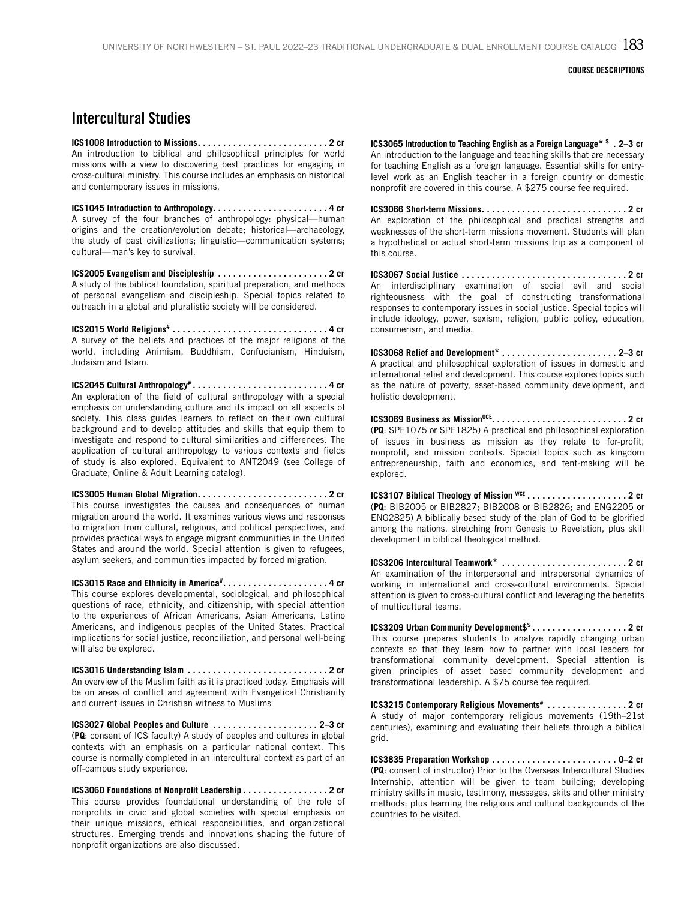## Intercultural Studies

**ICS1008 Introduction to Missions. . . . . . . . . . . . . . . . . . . . . . . . . . 2 cr**
An introduction to biblical and philosophical principles for world missions with a view to discovering best practices for engaging in cross-cultural ministry. This course includes an emphasis on historical and contemporary issues in missions.

**ICS1045 Introduction to Anthropology. . . . . . . . . . . . . . . . . . . . . . . 4 cr**
A survey of the four branches of anthropology: physical—human origins and the creation/evolution debate; historical—archaeology, the study of past civilizations; linguistic—communication systems; cultural—man's key to survival.

**ICS2005 Evangelism and Discipleship . . . . . . . . . . . . . . . . . . . . . . 2 cr**
A study of the biblical foundation, spiritual preparation, and methods of personal evangelism and discipleship. Special topics related to outreach in a global and pluralistic society will be considered.

**ICS2015 World Religions# . . . . . . . . . . . . . . . . . . . . . . . . . . . . . . . 4 cr**
A survey of the beliefs and practices of the major religions of the world, including Animism, Buddhism, Confucianism, Hinduism, Judaism and Islam.

**ICS2045 Cultural Anthropology# . . . . . . . . . . . . . . . . . . . . . . . . . . . 4 cr**
An exploration of the field of cultural anthropology with a special emphasis on understanding culture and its impact on all aspects of society. This class guides learners to reflect on their own cultural background and to develop attitudes and skills that equip them to investigate and respond to cultural similarities and differences. The application of cultural anthropology to various contexts and fields of study is also explored. Equivalent to ANT2049 (see College of Graduate, Online & Adult Learning catalog).

**ICS3005 Human Global Migration. . . . . . . . . . . . . . . . . . . . . . . . . . 2 cr**
This course investigates the causes and consequences of human migration around the world. It examines various views and responses to migration from cultural, religious, and political perspectives, and provides practical ways to engage migrant communities in the United States and around the world. Special attention is given to refugees, asylum seekers, and communities impacted by forced migration.

**ICS3015 Race and Ethnicity in America#. . . . . . . . . . . . . . . . . . . . . 4 cr**
This course explores developmental, sociological, and philosophical questions of race, ethnicity, and citizenship, with special attention to the experiences of African Americans, Asian Americans, Latino Americans, and indigenous peoples of the United States. Practical implications for social justice, reconciliation, and personal well-being will also be explored.

**ICS3016 Understanding Islam . . . . . . . . . . . . . . . . . . . . . . . . . . . . 2 cr**
An overview of the Muslim faith as it is practiced today. Emphasis will be on areas of conflict and agreement with Evangelical Christianity and current issues in Christian witness to Muslims

**ICS3027 Global Peoples and Culture . . . . . . . . . . . . . . . . . . . . . 2–3 cr**
(**PQ**: consent of ICS faculty) A study of peoples and cultures in global contexts with an emphasis on a particular national context. This course is normally completed in an intercultural context as part of an off-campus study experience.

**ICS3060 Foundations of Nonprofit Leadership . . . . . . . . . . . . . . . . . 2 cr**
This course provides foundational understanding of the role of nonprofits in civic and global societies with special emphasis on their unique missions, ethical responsibilities, and organizational structures. Emerging trends and innovations shaping the future of nonprofit organizations are also discussed.

**ICS3065 Introduction to Teaching English as a Foreign Language* $ . 2–3 cr**
An introduction to the language and teaching skills that are necessary for teaching English as a foreign language. Essential skills for entry-level work as an English teacher in a foreign country or domestic nonprofit are covered in this course. A $275 course fee required.

**ICS3066 Short-term Missions. . . . . . . . . . . . . . . . . . . . . . . . . . . . . 2 cr**
An exploration of the philosophical and practical strengths and weaknesses of the short-term missions movement. Students will plan a hypothetical or actual short-term missions trip as a component of this course.

**ICS3067 Social Justice . . . . . . . . . . . . . . . . . . . . . . . . . . . . . . . . . 2 cr**
An interdisciplinary examination of social evil and social righteousness with the goal of constructing transformational responses to contemporary issues in social justice. Special topics will include ideology, power, sexism, religion, public policy, education, consumerism, and media.

**ICS3068 Relief and Development* . . . . . . . . . . . . . . . . . . . . . . . 2–3 cr**
A practical and philosophical exploration of issues in domestic and international relief and development. This course explores topics such as the nature of poverty, asset-based community development, and holistic development.

**ICS3069 Business as Mission[OCE]. . . . . . . . . . . . . . . . . . . . . . . . . . . 2 cr**
(**PQ**: SPE1075 or SPE1825) A practical and philosophical exploration of issues in business as mission as they relate to for-profit, nonprofit, and mission contexts. Special topics such as kingdom entrepreneurship, faith and economics, and tent-making will be explored.

**ICS3107 Biblical Theology of Mission [WCE] . . . . . . . . . . . . . . . . . . . . 2 cr**
(**PQ**: BIB2005 or BIB2827; BIB2008 or BIB2826; and ENG2205 or ENG2825) A biblically based study of the plan of God to be glorified among the nations, stretching from Genesis to Revelation, plus skill development in biblical theological method.

**ICS3206 Intercultural Teamwork* . . . . . . . . . . . . . . . . . . . . . . . . . 2 cr**
An examination of the interpersonal and intrapersonal dynamics of working in international and cross-cultural environments. Special attention is given to cross-cultural conflict and leveraging the benefits of multicultural teams.

**ICS3209 Urban Community Development$$ . . . . . . . . . . . . . . . . . . . 2 cr**
This course prepares students to analyze rapidly changing urban contexts so that they learn how to partner with local leaders for transformational community development. Special attention is given principles of asset based community development and transformational leadership. A $75 course fee required.

**ICS3215 Contemporary Religious Movements# . . . . . . . . . . . . . . . . 2 cr**
A study of major contemporary religious movements (19th–21st centuries), examining and evaluating their beliefs through a biblical grid.

**ICS3835 Preparation Workshop . . . . . . . . . . . . . . . . . . . . . . . . . 0–2 cr**
(**PQ**: consent of instructor) Prior to the Overseas Intercultural Studies Internship, attention will be given to team building; developing ministry skills in music, testimony, messages, skits and other ministry methods; plus learning the religious and cultural backgrounds of the countries to be visited.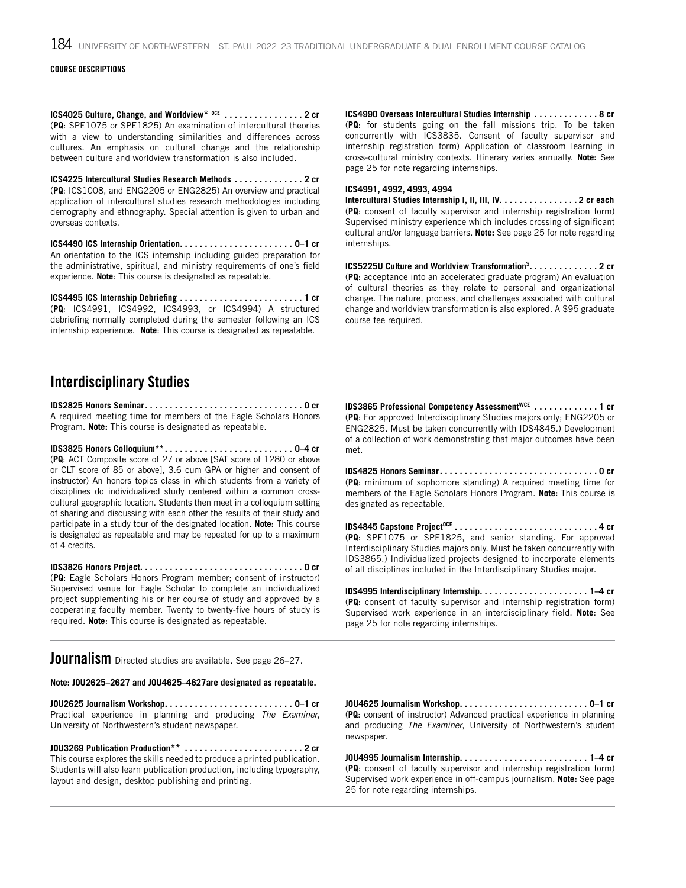COURSE DESCRIPTIONS

**ICS4025 Culture, Change, and Worldview* OCE . . . . . . . . . . . . . . . . 2 cr**
(**PQ**: SPE1075 or SPE1825) An examination of intercultural theories with a view to understanding similarities and differences across cultures. An emphasis on cultural change and the relationship between culture and worldview transformation is also included.

**ICS4225 Intercultural Studies Research Methods . . . . . . . . . . . . . 2 cr**
(**PQ**: ICS1008, and ENG2205 or ENG2825) An overview and practical application of intercultural studies research methodologies including demography and ethnography. Special attention is given to urban and overseas contexts.

**ICS4490 ICS Internship Orientation. . . . . . . . . . . . . . . . . . . . . . . 0–1 cr**
An orientation to the ICS internship including guided preparation for the administrative, spiritual, and ministry requirements of one's field experience. **Note**: This course is designated as repeatable.

**ICS4495 ICS Internship Debriefing . . . . . . . . . . . . . . . . . . . . . . . . . 1 cr**
(**PQ**: ICS4991, ICS4992, ICS4993, or ICS4994) A structured debriefing normally completed during the semester following an ICS internship experience. **Note**: This course is designated as repeatable.

**ICS4990 Overseas Intercultural Studies Internship . . . . . . . . . . . . . 8 cr**
(**PQ**: for students going on the fall missions trip. To be taken concurrently with ICS3835. Consent of faculty supervisor and internship registration form) Application of classroom learning in cross-cultural ministry contexts. Itinerary varies annually. **Note:** See page 25 for note regarding internships.

**ICS4991, 4992, 4993, 4994**
**Intercultural Studies Internship I, II, III, IV. . . . . . . . . . . . . . . . 2 cr each**
(**PQ**: consent of faculty supervisor and internship registration form) Supervised ministry experience which includes crossing of significant cultural and/or language barriers. **Note:** See page 25 for note regarding internships.

**ICS5225U Culture and Worldview Transformation$. . . . . . . . . . . . . . 2 cr**
(**PQ**: acceptance into an accelerated graduate program) An evaluation of cultural theories as they relate to personal and organizational change. The nature, process, and challenges associated with cultural change and worldview transformation is also explored. A $95 graduate course fee required.

## Interdisciplinary Studies

**IDS2825 Honors Seminar. . . . . . . . . . . . . . . . . . . . . . . . . . . . . . . . 0 cr**
A required meeting time for members of the Eagle Scholars Honors Program. **Note:** This course is designated as repeatable.

**IDS3825 Honors Colloquium**. . . . . . . . . . . . . . . . . . . . . . . . . . 0–4 cr**
(**PQ**: ACT Composite score of 27 or above [SAT score of 1280 or above or CLT score of 85 or above], 3.6 cum GPA or higher and consent of instructor) An honors topics class in which students from a variety of disciplines do individualized study centered within a common cross-cultural geographic location. Students then meet in a colloquium setting of sharing and discussing with each other the results of their study and participate in a study tour of the designated location. **Note:** This course is designated as repeatable and may be repeated for up to a maximum of 4 credits.

**IDS3826 Honors Project. . . . . . . . . . . . . . . . . . . . . . . . . . . . . . . . 0 cr**
(**PQ**: Eagle Scholars Honors Program member; consent of instructor) Supervised venue for Eagle Scholar to complete an individualized project supplementing his or her course of study and approved by a cooperating faculty member. Twenty to twenty-five hours of study is required. **Note**: This course is designated as repeatable.

**IDS3865 Professional Competency AssessmentWCE . . . . . . . . . . . . . 1 cr**
(**PQ**: For approved Interdisciplinary Studies majors only; ENG2205 or ENG2825. Must be taken concurrently with IDS4845.) Development of a collection of work demonstrating that major outcomes have been met.

**IDS4825 Honors Seminar. . . . . . . . . . . . . . . . . . . . . . . . . . . . . . . . 0 cr**
(**PQ**: minimum of sophomore standing) A required meeting time for members of the Eagle Scholars Honors Program. **Note:** This course is designated as repeatable.

**IDS4845 Capstone ProjectOCE . . . . . . . . . . . . . . . . . . . . . . . . . . . . . 4 cr**
(**PQ**: SPE1075 or SPE1825, and senior standing. For approved Interdisciplinary Studies majors only. Must be taken concurrently with IDS3865.) Individualized projects designed to incorporate elements of all disciplines included in the Interdisciplinary Studies major.

**IDS4995 Interdisciplinary Internship. . . . . . . . . . . . . . . . . . . . . . 1–4 cr**
(**PQ**: consent of faculty supervisor and internship registration form) Supervised work experience in an interdisciplinary field. **Note**: See page 25 for note regarding internships.

## Journalism

Directed studies are available. See page 26–27.

**Note: JOU2625–2627 and JOU4625–4627are designated as repeatable.**

**JOU2625 Journalism Workshop. . . . . . . . . . . . . . . . . . . . . . . . . . 0–1 cr**
Practical experience in planning and producing *The Examiner*, University of Northwestern's student newspaper.

**JOU3269 Publication Production** . . . . . . . . . . . . . . . . . . . . . . . . 2 cr**
This course explores the skills needed to produce a printed publication. Students will also learn publication production, including typography, layout and design, desktop publishing and printing.

**JOU4625 Journalism Workshop. . . . . . . . . . . . . . . . . . . . . . . . . . 0–1 cr**
(**PQ**: consent of instructor) Advanced practical experience in planning and producing *The Examiner*, University of Northwestern's student newspaper.

**JOU4995 Journalism Internship. . . . . . . . . . . . . . . . . . . . . . . . . . 1–4 cr**
(**PQ**: consent of faculty supervisor and internship registration form) Supervised work experience in off-campus journalism. **Note:** See page 25 for note regarding internships.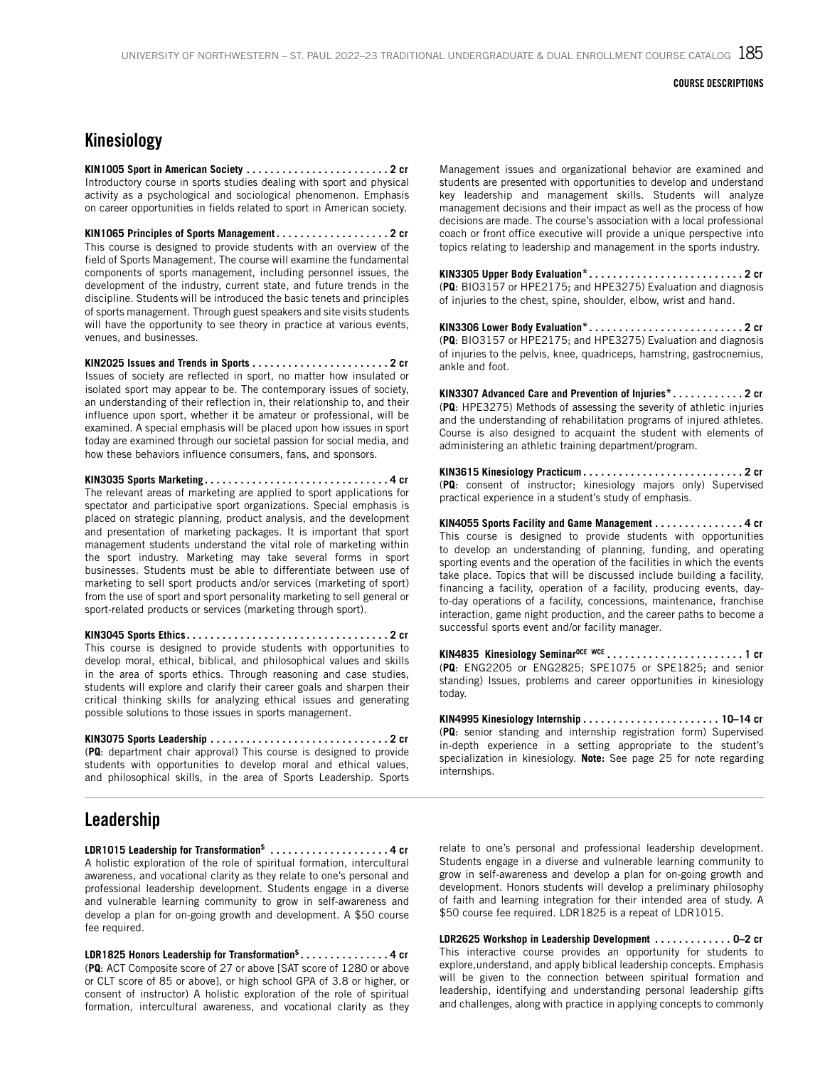## Kinesiology

**KIN1005 Sport in American Society . . . . . . . . . . . . . . . . . . . . . . . . 2 cr**
Introductory course in sports studies dealing with sport and physical activity as a psychological and sociological phenomenon. Emphasis on career opportunities in fields related to sport in American society.

**KIN1065 Principles of Sports Management . . . . . . . . . . . . . . . . . . . 2 cr**
This course is designed to provide students with an overview of the field of Sports Management. The course will examine the fundamental components of sports management, including personnel issues, the development of the industry, current state, and future trends in the discipline. Students will be introduced the basic tenets and principles of sports management. Through guest speakers and site visits students will have the opportunity to see theory in practice at various events, venues, and businesses.

**KIN2025 Issues and Trends in Sports . . . . . . . . . . . . . . . . . . . . . . . 2 cr**
Issues of society are reflected in sport, no matter how insulated or isolated sport may appear to be. The contemporary issues of society, an understanding of their reflection in, their relationship to, and their influence upon sport, whether it be amateur or professional, will be examined. A special emphasis will be placed upon how issues in sport today are examined through our societal passion for social media, and how these behaviors influence consumers, fans, and sponsors.

**KIN3035 Sports Marketing . . . . . . . . . . . . . . . . . . . . . . . . . . . . . . . 4 cr**
The relevant areas of marketing are applied to sport applications for spectator and participative sport organizations. Special emphasis is placed on strategic planning, product analysis, and the development and presentation of marketing packages. It is important that sport management students understand the vital role of marketing within the sport industry. Marketing may take several forms in sport businesses. Students must be able to differentiate between use of marketing to sell sport products and/or services (marketing of sport) from the use of sport and sport personality marketing to sell general or sport-related products or services (marketing through sport).

**KIN3045 Sports Ethics . . . . . . . . . . . . . . . . . . . . . . . . . . . . . . . . . . 2 cr**
This course is designed to provide students with opportunities to develop moral, ethical, biblical, and philosophical values and skills in the area of sports ethics. Through reasoning and case studies, students will explore and clarify their career goals and sharpen their critical thinking skills for analyzing ethical issues and generating possible solutions to those issues in sports management.

**KIN3075 Sports Leadership . . . . . . . . . . . . . . . . . . . . . . . . . . . . . . 2 cr**
(**PQ**: department chair approval) This course is designed to provide students with opportunities to develop moral and ethical values, and philosophical skills, in the area of Sports Leadership. Sports Management issues and organizational behavior are examined and students are presented with opportunities to develop and understand key leadership and management skills. Students will analyze management decisions and their impact as well as the process of how decisions are made. The course's association with a local professional coach or front office executive will provide a unique perspective into topics relating to leadership and management in the sports industry.

**KIN3305 Upper Body Evaluation* . . . . . . . . . . . . . . . . . . . . . . . . . . 2 cr**
(**PQ**: BIO3157 or HPE2175; and HPE3275) Evaluation and diagnosis of injuries to the chest, spine, shoulder, elbow, wrist and hand.

**KIN3306 Lower Body Evaluation* . . . . . . . . . . . . . . . . . . . . . . . . . . 2 cr**
(**PQ**: BIO3157 or HPE2175; and HPE3275) Evaluation and diagnosis of injuries to the pelvis, knee, quadriceps, hamstring, gastrocnemius, ankle and foot.

**KIN3307 Advanced Care and Prevention of Injuries* . . . . . . . . . . . . 2 cr**
(**PQ**: HPE3275) Methods of assessing the severity of athletic injuries and the understanding of rehabilitation programs of injured athletes. Course is also designed to acquaint the student with elements of administering an athletic training department/program.

**KIN3615 Kinesiology Practicum . . . . . . . . . . . . . . . . . . . . . . . . . . . 2 cr**
(**PQ**: consent of instructor; kinesiology majors only) Supervised practical experience in a student's study of emphasis.

**KIN4055 Sports Facility and Game Management . . . . . . . . . . . . . . . 4 cr**
This course is designed to provide students with opportunities to develop an understanding of planning, funding, and operating sporting events and the operation of the facilities in which the events take place. Topics that will be discussed include building a facility, financing a facility, operation of a facility, producing events, day-to-day operations of a facility, concessions, maintenance, franchise interaction, game night production, and the career paths to become a successful sports event and/or facility manager.

**KIN4835 Kinesiology Seminar[OCE WCE] . . . . . . . . . . . . . . . . . . . . . . . 1 cr**
(**PQ**: ENG2205 or ENG2825; SPE1075 or SPE1825; and senior standing) Issues, problems and career opportunities in kinesiology today.

**KIN4995 Kinesiology Internship . . . . . . . . . . . . . . . . . . . . . . . 10–14 cr**
(**PQ**: senior standing and internship registration form) Supervised in-depth experience in a setting appropriate to the student's specialization in kinesiology. **Note:** See page 25 for note regarding internships.

## Leadership

**LDR1015 Leadership for Transformation[$] . . . . . . . . . . . . . . . . . . . . 4 cr**
A holistic exploration of the role of spiritual formation, intercultural awareness, and vocational clarity as they relate to one's personal and professional leadership development. Students engage in a diverse and vulnerable learning community to grow in self-awareness and develop a plan for on-going growth and development. A $50 course fee required.

**LDR1825 Honors Leadership for Transformation[$] . . . . . . . . . . . . . . . 4 cr**
(**PQ**: ACT Composite score of 27 or above [SAT score of 1280 or above or CLT score of 85 or above], or high school GPA of 3.8 or higher, or consent of instructor) A holistic exploration of the role of spiritual formation, intercultural awareness, and vocational clarity as they relate to one's personal and professional leadership development. Students engage in a diverse and vulnerable learning community to grow in self-awareness and develop a plan for on-going growth and development. Honors students will develop a preliminary philosophy of faith and learning integration for their intended area of study. A $50 course fee required. LDR1825 is a repeat of LDR1015.

**LDR2625 Workshop in Leadership Development . . . . . . . . . . . . . 0–2 cr**
This interactive course provides an opportunity for students to explore,understand, and apply biblical leadership concepts. Emphasis will be given to the connection between spiritual formation and leadership, identifying and understanding personal leadership gifts and challenges, along with practice in applying concepts to commonly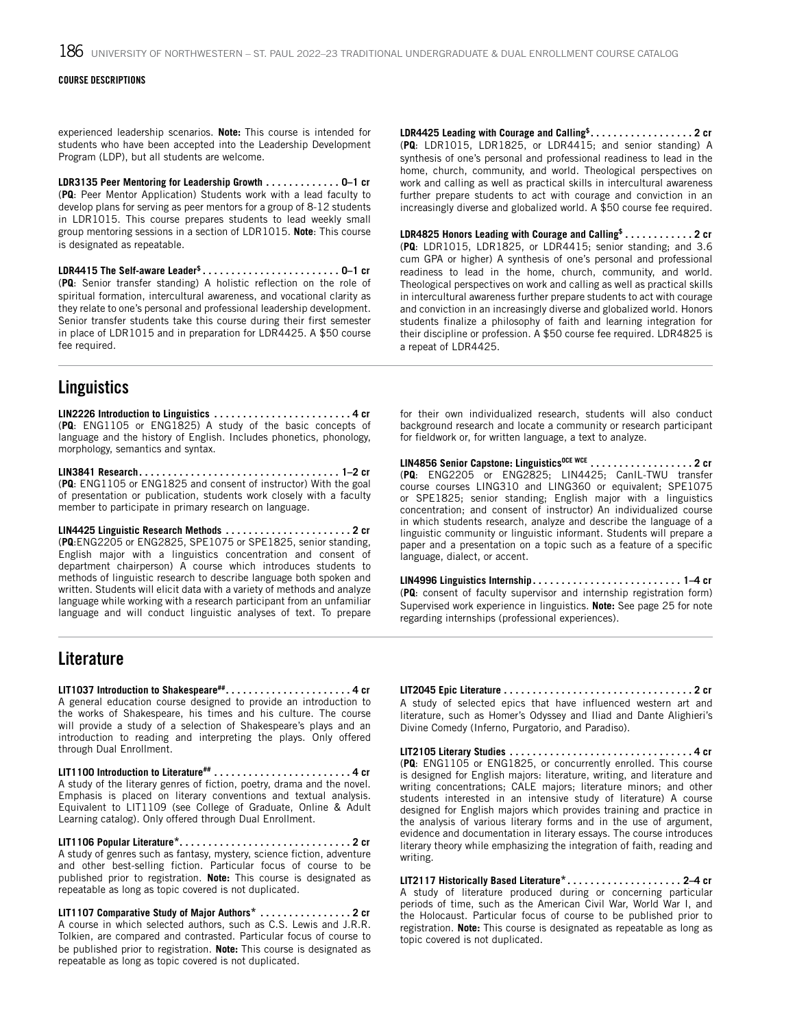experienced leadership scenarios. **Note:** This course is intended for students who have been accepted into the Leadership Development Program (LDP), but all students are welcome.

**LDR3135 Peer Mentoring for Leadership Growth . . . . . . . . . . . . . 0–1 cr**
(**PQ**: Peer Mentor Application) Students work with a lead faculty to develop plans for serving as peer mentors for a group of 8-12 students in LDR1015. This course prepares students to lead weekly small group mentoring sessions in a section of LDR1015. **Note**: This course is designated as repeatable.

**LDR4415 The Self-aware Leader$ . . . . . . . . . . . . . . . . . . . . . . . . 0–1 cr**
(**PQ**: Senior transfer standing) A holistic reflection on the role of spiritual formation, intercultural awareness, and vocational clarity as they relate to one's personal and professional leadership development. Senior transfer students take this course during their first semester in place of LDR1015 and in preparation for LDR4425. A $50 course fee required.

**LDR4425 Leading with Courage and Calling$ . . . . . . . . . . . . . . . . . . 2 cr**
(**PQ**: LDR1015, LDR1825, or LDR4415; and senior standing) A synthesis of one's personal and professional readiness to lead in the home, church, community, and world. Theological perspectives on work and calling as well as practical skills in intercultural awareness further prepare students to act with courage and conviction in an increasingly diverse and globalized world. A $50 course fee required.

**LDR4825 Honors Leading with Courage and Calling$ . . . . . . . . . . . . 2 cr**
(**PQ**: LDR1015, LDR1825, or LDR4415; senior standing; and 3.6 cum GPA or higher) A synthesis of one's personal and professional readiness to lead in the home, church, community, and world. Theological perspectives on work and calling as well as practical skills in intercultural awareness further prepare students to act with courage and conviction in an increasingly diverse and globalized world. Honors students finalize a philosophy of faith and learning integration for their discipline or profession. A $50 course fee required. LDR4825 is a repeat of LDR4425.

## Linguistics

**LIN2226 Introduction to Linguistics . . . . . . . . . . . . . . . . . . . . . . . . 4 cr**
(**PQ**: ENG1105 or ENG1825) A study of the basic concepts of language and the history of English. Includes phonetics, phonology, morphology, semantics and syntax.

**LIN3841 Research. . . . . . . . . . . . . . . . . . . . . . . . . . . . . . . . . . . 1–2 cr**
(**PQ**: ENG1105 or ENG1825 and consent of instructor) With the goal of presentation or publication, students work closely with a faculty member to participate in primary research on language.

**LIN4425 Linguistic Research Methods . . . . . . . . . . . . . . . . . . . . . . 2 cr**
(**PQ**:ENG2205 or ENG2825, SPE1075 or SPE1825, senior standing, English major with a linguistics concentration and consent of department chairperson) A course which introduces students to methods of linguistic research to describe language both spoken and written. Students will elicit data with a variety of methods and analyze language while working with a research participant from an unfamiliar language and will conduct linguistic analyses of text. To prepare for their own individualized research, students will also conduct background research and locate a community or research participant for fieldwork or, for written language, a text to analyze.

**LIN4856 Senior Capstone: Linguistics[OCE WCE] . . . . . . . . . . . . . . . . . 2 cr**
(**PQ**: ENG2205 or ENG2825; LIN4425; CanIL-TWU transfer course courses LING310 and LING360 or equivalent; SPE1075 or SPE1825; senior standing; English major with a linguistics concentration; and consent of instructor) An individualized course in which students research, analyze and describe the language of a linguistic community or linguistic informant. Students will prepare a paper and a presentation on a topic such as a feature of a specific language, dialect, or accent.

**LIN4996 Linguistics Internship . . . . . . . . . . . . . . . . . . . . . . . . . 1–4 cr**
(**PQ**: consent of faculty supervisor and internship registration form) Supervised work experience in linguistics. **Note:** See page 25 for note regarding internships (professional experiences).

## Literature

**LIT1037 Introduction to Shakespeare## . . . . . . . . . . . . . . . . . . . . . . 4 cr**
A general education course designed to provide an introduction to the works of Shakespeare, his times and his culture. The course will provide a study of a selection of Shakespeare's plays and an introduction to reading and interpreting the plays. Only offered through Dual Enrollment.

**LIT1100 Introduction to Literature## . . . . . . . . . . . . . . . . . . . . . . . 4 cr**
A study of the literary genres of fiction, poetry, drama and the novel. Emphasis is placed on literary conventions and textual analysis. Equivalent to LIT1109 (see College of Graduate, Online & Adult Learning catalog). Only offered through Dual Enrollment.

**LIT1106 Popular Literature\* . . . . . . . . . . . . . . . . . . . . . . . . . . . . . 2 cr**
A study of genres such as fantasy, mystery, science fiction, adventure and other best-selling fiction. Particular focus of course to be published prior to registration. **Note:** This course is designated as repeatable as long as topic covered is not duplicated.

**LIT1107 Comparative Study of Major Authors\* . . . . . . . . . . . . . . . . 2 cr**
A course in which selected authors, such as C.S. Lewis and J.R.R. Tolkien, are compared and contrasted. Particular focus of course to be published prior to registration. **Note:** This course is designated as repeatable as long as topic covered is not duplicated.

**LIT2045 Epic Literature . . . . . . . . . . . . . . . . . . . . . . . . . . . . . . . . 2 cr**
A study of selected epics that have influenced western art and literature, such as Homer's Odyssey and Iliad and Dante Alighieri's Divine Comedy (Inferno, Purgatorio, and Paradiso).

**LIT2105 Literary Studies . . . . . . . . . . . . . . . . . . . . . . . . . . . . . . . 4 cr**
(**PQ**: ENG1105 or ENG1825, or concurrently enrolled. This course is designed for English majors: literature, writing, and literature and writing concentrations; CALE majors; literature minors; and other students interested in an intensive study of literature) A course designed for English majors which provides training and practice in the analysis of various literary forms and in the use of argument, evidence and documentation in literary essays. The course introduces literary theory while emphasizing the integration of faith, reading and writing.

**LIT2117 Historically Based Literature\* . . . . . . . . . . . . . . . . . . . . 2–4 cr**
A study of literature produced during or concerning particular periods of time, such as the American Civil War, World War I, and the Holocaust. Particular focus of course to be published prior to registration. **Note:** This course is designated as repeatable as long as topic covered is not duplicated.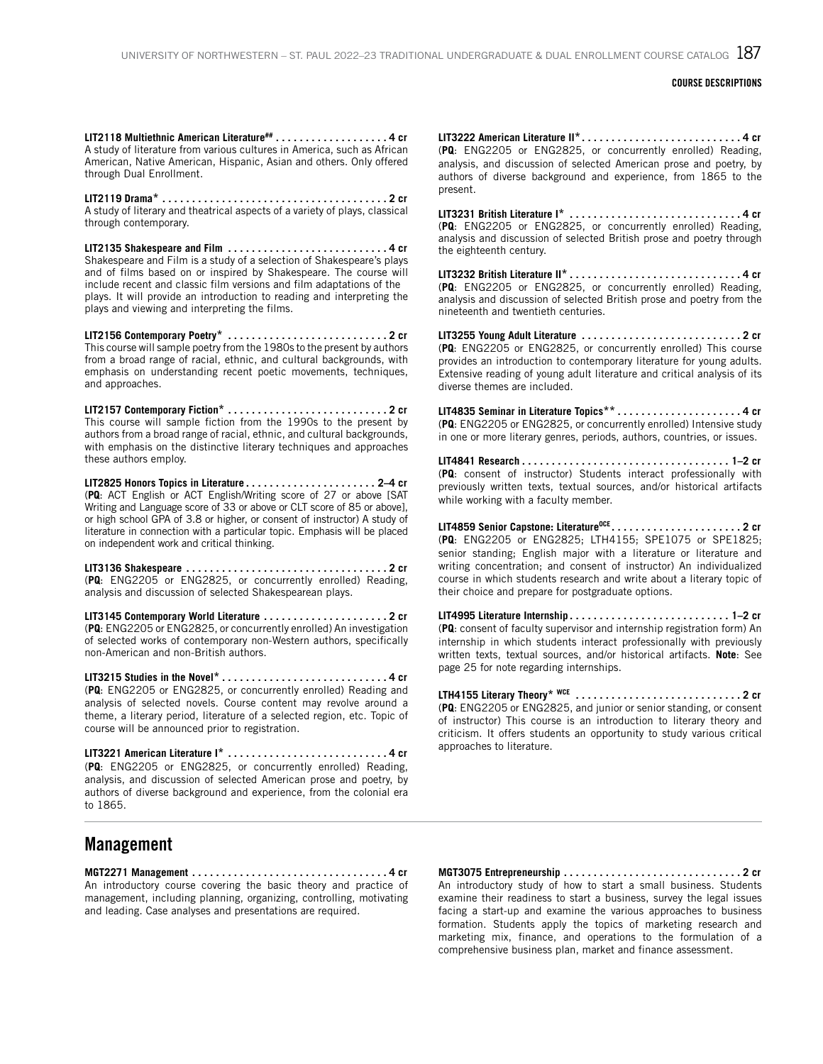**LIT2118 Multiethnic American Literature[##] . . . . . . . . . . . . . . . . . . . 4 cr**
A study of literature from various cultures in America, such as African American, Native American, Hispanic, Asian and others. Only offered through Dual Enrollment.

**LIT2119 Drama* . . . . . . . . . . . . . . . . . . . . . . . . . . . . . . . . . . . . . 2 cr**
A study of literary and theatrical aspects of a variety of plays, classical through contemporary.

**LIT2135 Shakespeare and Film . . . . . . . . . . . . . . . . . . . . . . . . . . 4 cr**
Shakespeare and Film is a study of a selection of Shakespeare's plays and of films based on or inspired by Shakespeare. The course will include recent and classic film versions and film adaptations of the plays. It will provide an introduction to reading and interpreting the plays and viewing and interpreting the films.

**LIT2156 Contemporary Poetry* . . . . . . . . . . . . . . . . . . . . . . . . . . 2 cr**
This course will sample poetry from the 1980s to the present by authors from a broad range of racial, ethnic, and cultural backgrounds, with emphasis on understanding recent poetic movements, techniques, and approaches.

**LIT2157 Contemporary Fiction* . . . . . . . . . . . . . . . . . . . . . . . . . . 2 cr**
This course will sample fiction from the 1990s to the present by authors from a broad range of racial, ethnic, and cultural backgrounds, with emphasis on the distinctive literary techniques and approaches these authors employ.

**LIT2825 Honors Topics in Literature . . . . . . . . . . . . . . . . . . . . . 2–4 cr**
(**PQ**: ACT English or ACT English/Writing score of 27 or above [SAT Writing and Language score of 33 or above or CLT score of 85 or above], or high school GPA of 3.8 or higher, or consent of instructor) A study of literature in connection with a particular topic. Emphasis will be placed on independent work and critical thinking.

**LIT3136 Shakespeare . . . . . . . . . . . . . . . . . . . . . . . . . . . . . . . . . 2 cr**
(**PQ**: ENG2205 or ENG2825, or concurrently enrolled) Reading, analysis and discussion of selected Shakespearean plays.

**LIT3145 Contemporary World Literature . . . . . . . . . . . . . . . . . . . . 2 cr**
(**PQ**: ENG2205 or ENG2825, or concurrently enrolled) An investigation of selected works of contemporary non-Western authors, specifically non-American and non-British authors.

**LIT3215 Studies in the Novel* . . . . . . . . . . . . . . . . . . . . . . . . . . . 4 cr**
(**PQ**: ENG2205 or ENG2825, or concurrently enrolled) Reading and analysis of selected novels. Course content may revolve around a theme, a literary period, literature of a selected region, etc. Topic of course will be announced prior to registration.

**LIT3221 American Literature I* . . . . . . . . . . . . . . . . . . . . . . . . . . 4 cr**
(**PQ**: ENG2205 or ENG2825, or concurrently enrolled) Reading, analysis, and discussion of selected American prose and poetry, by authors of diverse background and experience, from the colonial era to 1865.

**LIT3222 American Literature II* . . . . . . . . . . . . . . . . . . . . . . . . . . 4 cr**
(**PQ**: ENG2205 or ENG2825, or concurrently enrolled) Reading, analysis, and discussion of selected American prose and poetry, by authors of diverse background and experience, from 1865 to the present.

**LIT3231 British Literature I* . . . . . . . . . . . . . . . . . . . . . . . . . . . . 4 cr**
(**PQ**: ENG2205 or ENG2825, or concurrently enrolled) Reading, analysis and discussion of selected British prose and poetry through the eighteenth century.

**LIT3232 British Literature II* . . . . . . . . . . . . . . . . . . . . . . . . . . . . 4 cr**
(**PQ**: ENG2205 or ENG2825, or concurrently enrolled) Reading, analysis and discussion of selected British prose and poetry from the nineteenth and twentieth centuries.

**LIT3255 Young Adult Literature . . . . . . . . . . . . . . . . . . . . . . . . . . 2 cr**
(**PQ**: ENG2205 or ENG2825, or concurrently enrolled) This course provides an introduction to contemporary literature for young adults. Extensive reading of young adult literature and critical analysis of its diverse themes are included.

**LIT4835 Seminar in Literature Topics** . . . . . . . . . . . . . . . . . . . . 4 cr**
(**PQ**: ENG2205 or ENG2825, or concurrently enrolled) Intensive study in one or more literary genres, periods, authors, countries, or issues.

**LIT4841 Research . . . . . . . . . . . . . . . . . . . . . . . . . . . . . . . . . . 1–2 cr**
(**PQ**: consent of instructor) Students interact professionally with previously written texts, textual sources, and/or historical artifacts while working with a faculty member.

**LIT4859 Senior Capstone: Literature[OCE] . . . . . . . . . . . . . . . . . . . . . . 2 cr**
(**PQ**: ENG2205 or ENG2825; LTH4155; SPE1075 or SPE1825; senior standing; English major with a literature or literature and writing concentration; and consent of instructor) An individualized course in which students research and write about a literary topic of their choice and prepare for postgraduate options.

**LIT4995 Literature Internship . . . . . . . . . . . . . . . . . . . . . . . . . . 1–2 cr**
(**PQ**: consent of faculty supervisor and internship registration form) An internship in which students interact professionally with previously written texts, textual sources, and/or historical artifacts. **Note**: See page 25 for note regarding internships.

**LTH4155 Literary Theory* [WCE] . . . . . . . . . . . . . . . . . . . . . . . . . . . 2 cr**
(**PQ**: ENG2205 or ENG2825, and junior or senior standing, or consent of instructor) This course is an introduction to literary theory and criticism. It offers students an opportunity to study various critical approaches to literature.

## Management

**MGT2271 Management . . . . . . . . . . . . . . . . . . . . . . . . . . . . . . . . 4 cr**
An introductory course covering the basic theory and practice of management, including planning, organizing, controlling, motivating and leading. Case analyses and presentations are required.

**MGT3075 Entrepreneurship . . . . . . . . . . . . . . . . . . . . . . . . . . . . . 2 cr**
An introductory study of how to start a small business. Students examine their readiness to start a business, survey the legal issues facing a start-up and examine the various approaches to business formation. Students apply the topics of marketing research and marketing mix, finance, and operations to the formulation of a comprehensive business plan, market and finance assessment.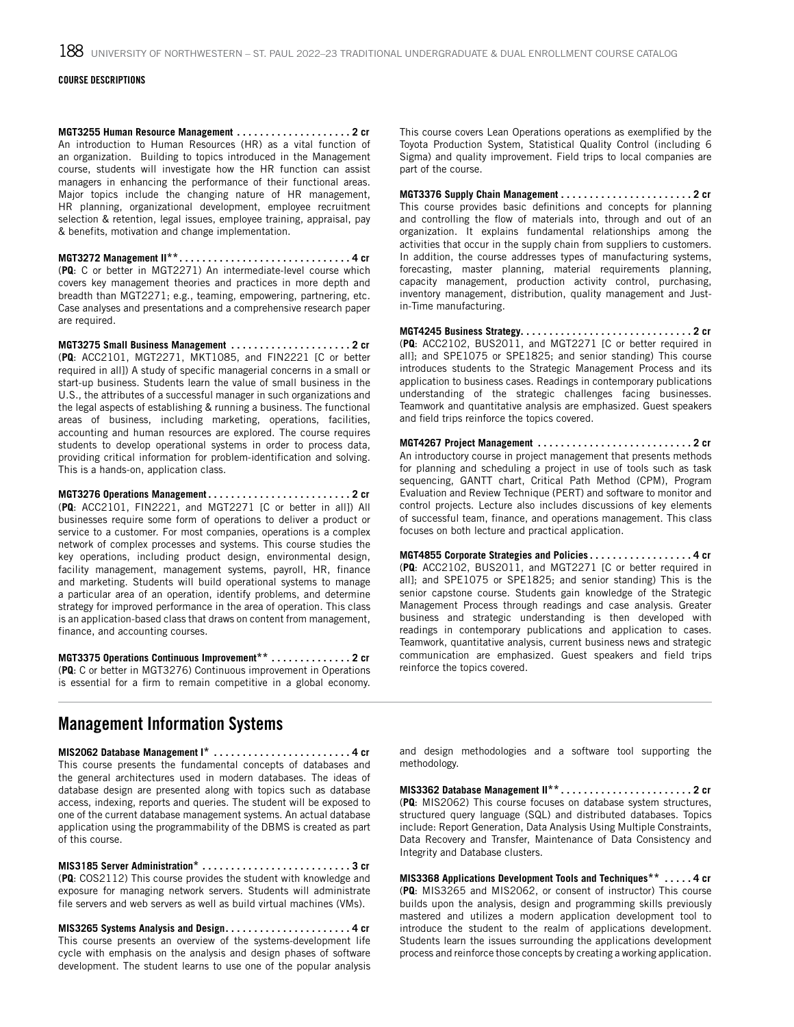COURSE DESCRIPTIONS

**MGT3255 Human Resource Management . . . . . . . . . . . . . . . . . . . . 2 cr**
An introduction to Human Resources (HR) as a vital function of an organization. Building to topics introduced in the Management course, students will investigate how the HR function can assist managers in enhancing the performance of their functional areas. Major topics include the changing nature of HR management, HR planning, organizational development, employee recruitment selection & retention, legal issues, employee training, appraisal, pay & benefits, motivation and change implementation.

**MGT3272 Management II\*\* . . . . . . . . . . . . . . . . . . . . . . . . . . . . . . 4 cr**
(**PQ**: C or better in MGT2271) An intermediate-level course which covers key management theories and practices in more depth and breadth than MGT2271; e.g., teaming, empowering, partnering, etc. Case analyses and presentations and a comprehensive research paper are required.

**MGT3275 Small Business Management . . . . . . . . . . . . . . . . . . . . . 2 cr**
(**PQ**: ACC2101, MGT2271, MKT1085, and FIN2221 [C or better required in all]) A study of specific managerial concerns in a small or start-up business. Students learn the value of small business in the U.S., the attributes of a successful manager in such organizations and the legal aspects of establishing & running a business. The functional areas of business, including marketing, operations, facilities, accounting and human resources are explored. The course requires students to develop operational systems in order to process data, providing critical information for problem-identification and solving. This is a hands-on, application class.

**MGT3276 Operations Management . . . . . . . . . . . . . . . . . . . . . . . . . 2 cr**
(**PQ**: ACC2101, FIN2221, and MGT2271 [C or better in all]) All businesses require some form of operations to deliver a product or service to a customer. For most companies, operations is a complex network of complex processes and systems. This course studies the key operations, including product design, environmental design, facility management, management systems, payroll, HR, finance and marketing. Students will build operational systems to manage a particular area of an operation, identify problems, and determine strategy for improved performance in the area of operation. This class is an application-based class that draws on content from management, finance, and accounting courses.

**MGT3375 Operations Continuous Improvement\*\* . . . . . . . . . . . . . . 2 cr**
(**PQ**: C or better in MGT3276) Continuous improvement in Operations is essential for a firm to remain competitive in a global economy. This course covers Lean Operations operations as exemplified by the Toyota Production System, Statistical Quality Control (including 6 Sigma) and quality improvement. Field trips to local companies are part of the course.

**MGT3376 Supply Chain Management . . . . . . . . . . . . . . . . . . . . . . . 2 cr**
This course provides basic definitions and concepts for planning and controlling the flow of materials into, through and out of an organization. It explains fundamental relationships among the activities that occur in the supply chain from suppliers to customers. In addition, the course addresses types of manufacturing systems, forecasting, master planning, material requirements planning, capacity management, production activity control, purchasing, inventory management, distribution, quality management and Just-in-Time manufacturing.

**MGT4245 Business Strategy. . . . . . . . . . . . . . . . . . . . . . . . . . . . . . 2 cr**
(**PQ**: ACC2102, BUS2011, and MGT2271 [C or better required in all]; and SPE1075 or SPE1825; and senior standing) This course introduces students to the Strategic Management Process and its application to business cases. Readings in contemporary publications understanding of the strategic challenges facing businesses. Teamwork and quantitative analysis are emphasized. Guest speakers and field trips reinforce the topics covered.

**MGT4267 Project Management . . . . . . . . . . . . . . . . . . . . . . . . . . . 2 cr**
An introductory course in project management that presents methods for planning and scheduling a project in use of tools such as task sequencing, GANTT chart, Critical Path Method (CPM), Program Evaluation and Review Technique (PERT) and software to monitor and control projects. Lecture also includes discussions of key elements of successful team, finance, and operations management. This class focuses on both lecture and practical application.

**MGT4855 Corporate Strategies and Policies . . . . . . . . . . . . . . . . . . 4 cr**
(**PQ**: ACC2102, BUS2011, and MGT2271 [C or better required in all]; and SPE1075 or SPE1825; and senior standing) This is the senior capstone course. Students gain knowledge of the Strategic Management Process through readings and case analysis. Greater business and strategic understanding is then developed with readings in contemporary publications and application to cases. Teamwork, quantitative analysis, current business news and strategic communication are emphasized. Guest speakers and field trips reinforce the topics covered.

## Management Information Systems

**MIS2062 Database Management I\* . . . . . . . . . . . . . . . . . . . . . . . . 4 cr**
This course presents the fundamental concepts of databases and the general architectures used in modern databases. The ideas of database design are presented along with topics such as database access, indexing, reports and queries. The student will be exposed to one of the current database management systems. An actual database application using the programmability of the DBMS is created as part of this course.

**MIS3185 Server Administration\* . . . . . . . . . . . . . . . . . . . . . . . . . . 3 cr**
(**PQ**: COS2112) This course provides the student with knowledge and exposure for managing network servers. Students will administrate file servers and web servers as well as build virtual machines (VMs).

**MIS3265 Systems Analysis and Design. . . . . . . . . . . . . . . . . . . . . . 4 cr**
This course presents an overview of the systems-development life cycle with emphasis on the analysis and design phases of software development. The student learns to use one of the popular analysis and design methodologies and a software tool supporting the methodology.

**MIS3362 Database Management II\*\* . . . . . . . . . . . . . . . . . . . . . . . 2 cr**
(**PQ**: MIS2062) This course focuses on database system structures, structured query language (SQL) and distributed databases. Topics include: Report Generation, Data Analysis Using Multiple Constraints, Data Recovery and Transfer, Maintenance of Data Consistency and Integrity and Database clusters.

**MIS3368 Applications Development Tools and Techniques\*\* . . . . . 4 cr**
(**PQ**: MIS3265 and MIS2062, or consent of instructor) This course builds upon the analysis, design and programming skills previously mastered and utilizes a modern application development tool to introduce the student to the realm of applications development. Students learn the issues surrounding the applications development process and reinforce those concepts by creating a working application.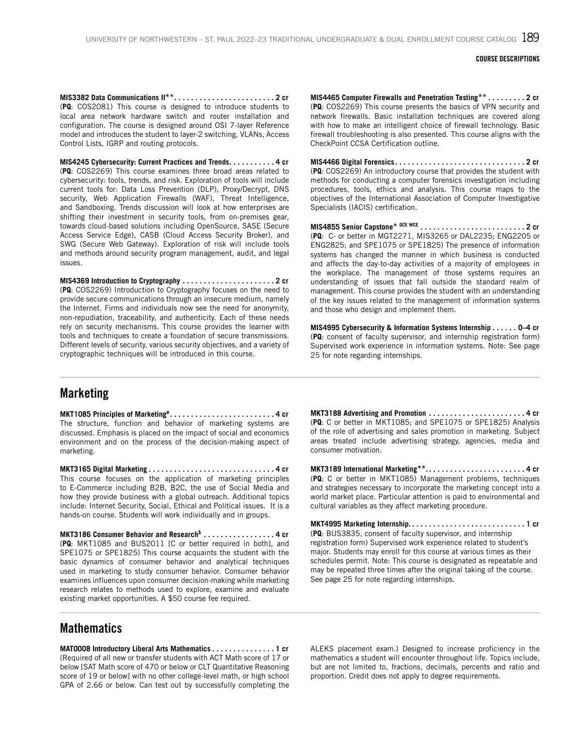**MIS3382 Data Communications II\*\* . . . . . . . . 2 cr**
(**PQ**: COS2081) This course is designed to introduce students to local area network hardware switch and router installation and configuration. The course is designed around OSI 7-layer Reference model and introduces the student to layer-2 switching, VLANs, Access Control Lists, IGRP and routing protocols.

**MIS4245 Cybersecurity: Current Practices and Trends. . . . . . . . 4 cr**
(**PQ**: COS2269) This course examines three broad areas related to cybersecurity: tools, trends, and risk. Exploration of tools will include current tools for: Data Loss Prevention (DLP), Proxy/Decrypt, DNS security, Web Application Firewalls (WAF), Threat Intelligence, and Sandboxing. Trends discussion will look at how enterprises are shifting their investment in security tools, from on-premises gear, towards cloud-based solutions including OpenSource, SASE (Secure Access Service Edge), CASB (Cloud Access Security Broker), and SWG (Secure Web Gateway). Exploration of risk will include tools and methods around security program management, audit, and legal issues.

**MIS4369 Introduction to Cryptography . . . . . . . . 2 cr**
(**PQ**: COS2269) Introduction to Cryptography focuses on the need to provide secure communications through an insecure medium, namely the Internet. Firms and individuals now see the need for anonymity, non-repudiation, traceability, and authenticity. Each of these needs rely on security mechanisms. This course provides the learner with tools and techniques to create a foundation of secure transmissions. Different levels of security, various security objectives, and a variety of cryptographic techniques will be introduced in this course.

**MIS4465 Computer Firewalls and Penetration Testing\*\* . . . . . . . . 2 cr**
(**PQ**: COS2269) This course presents the basics of VPN security and network firewalls. Basic installation techniques are covered along with how to make an intelligent choice of firewall technology. Basic firewall troubleshooting is also presented. This course aligns with the CheckPoint CCSA Certification outline.

**MIS4466 Digital Forensics. . . . . . . . 2 cr**
(**PQ**: COS2269) An introductory course that provides the student with methods for conducting a computer forensics investigation including procedures, tools, ethics and analysis. This course maps to the objectives of the International Association of Computer Investigative Specialists (IACIS) certification.

**MIS4855 Senior Capstone\* OCE WCE . . . . . . . . 2 cr**
(**PQ**: C- or better in MGT2271, MIS3265 or DAL2235; ENG2205 or ENG2825; and SPE1075 or SPE1825) The presence of information systems has changed the manner in which business is conducted and affects the day-to-day activities of a majority of employees in the workplace. The management of those systems requires an understanding of issues that fall outside the standard realm of management. This course provides the student with an understanding of the key issues related to the management of information systems and those who design and implement them.

**MIS4995 Cybersecurity & Information Systems Internship . . . . . . 0–4 cr**
(**PQ**: consent of faculty supervisor, and internship registration form) Supervised work experience in information systems. Note: See page 25 for note regarding internships.

## Marketing

**MKT1085 Principles of Marketing# . . . . . . . . 4 cr**
The structure, function and behavior of marketing systems are discussed. Emphasis is placed on the impact of social and economics environment and on the process of the decision-making aspect of marketing.

**MKT3165 Digital Marketing . . . . . . . . 4 cr**
This course focuses on the application of marketing principles to E-Commerce including B2B, B2C, the use of Social Media and how they provide business with a global outreach. Additional topics include: Internet Security, Social, Ethical and Political issues. It is a hands-on course. Students will work individually and in groups.

**MKT3186 Consumer Behavior and Research$ . . . . . . . . 4 cr**
(**PQ**: MKT1085 and BUS2011 [C or better required in both], and SPE1075 or SPE1825) This course acquaints the student with the basic dynamics of consumer behavior and analytical techniques used in marketing to study consumer behavior. Consumer behavior examines influences upon consumer decision-making while marketing research relates to methods used to explore, examine and evaluate existing market opportunities. A $50 course fee required.

**MKT3188 Advertising and Promotion . . . . . . . . 4 cr**
(**PQ**: C or better in MKT1085; and SPE1075 or SPE1825) Analysis of the role of advertising and sales promotion in marketing. Subject areas treated include advertising strategy, agencies, media and consumer motivation.

**MKT3189 International Marketing\*\* . . . . . . . . 4 cr**
(**PQ**: C or better in MKT1085) Management problems, techniques and strategies necessary to incorporate the marketing concept into a world market place. Particular attention is paid to environmental and cultural variables as they affect marketing procedure.

**MKT4995 Marketing Internship. . . . . . . . 1 cr**
(**PQ**: BUS3835, consent of faculty supervisor, and internship registration form) Supervised work experience related to student's major. Students may enroll for this course at various times as their schedules permit. Note: This course is designated as repeatable and may be repeated three times after the original taking of the course. See page 25 for note regarding internships.

## Mathematics

**MAT0008 Introductory Liberal Arts Mathematics . . . . . . . . 1 cr**
(Required of all new or transfer students with ACT Math score of 17 or below [SAT Math score of 470 or below or CLT Quantitative Reasoning score of 19 or below] with no other college-level math, or high school GPA of 2.66 or below. Can test out by successfully completing the ALEKS placement exam.) Designed to increase proficiency in the mathematics a student will encounter throughout life. Topics include, but are not limited to, fractions, decimals, percents and ratio and proportion. Credit does not apply to degree requirements.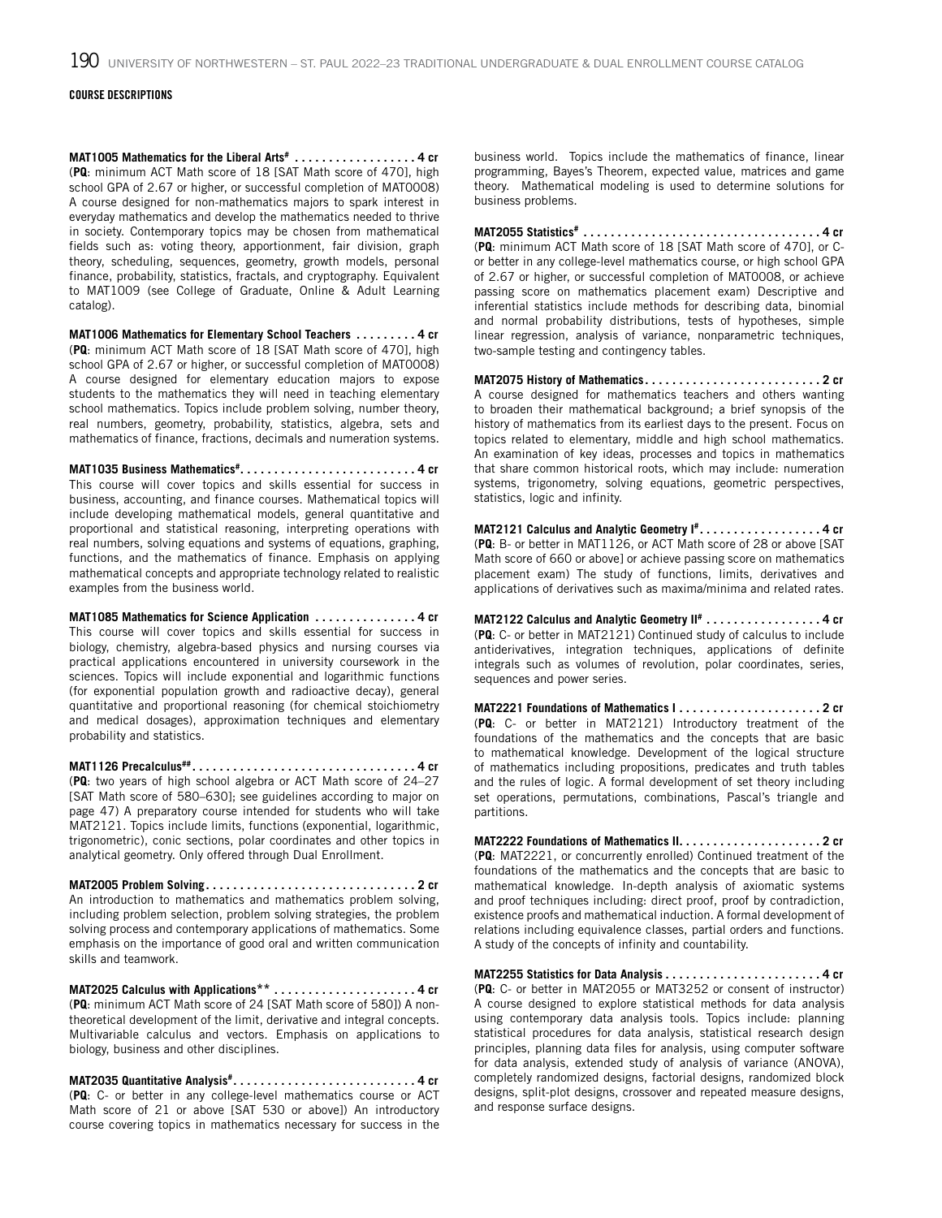**COURSE DESCRIPTIONS**

**MAT1005 Mathematics for the Liberal Arts# . . . . . . . . . . . . . . . . . . 4 cr**
(**PQ**: minimum ACT Math score of 18 [SAT Math score of 470], high school GPA of 2.67 or higher, or successful completion of MAT0008) A course designed for non-mathematics majors to spark interest in everyday mathematics and develop the mathematics needed to thrive in society. Contemporary topics may be chosen from mathematical fields such as: voting theory, apportionment, fair division, graph theory, scheduling, sequences, geometry, growth models, personal finance, probability, statistics, fractals, and cryptography. Equivalent to MAT1009 (see College of Graduate, Online & Adult Learning catalog).

**MAT1006 Mathematics for Elementary School Teachers . . . . . . . . . 4 cr**
(**PQ**: minimum ACT Math score of 18 [SAT Math score of 470], high school GPA of 2.67 or higher, or successful completion of MAT0008) A course designed for elementary education majors to expose students to the mathematics they will need in teaching elementary school mathematics. Topics include problem solving, number theory, real numbers, geometry, probability, statistics, algebra, sets and mathematics of finance, fractions, decimals and numeration systems.

**MAT1035 Business Mathematics#. . . . . . . . . . . . . . . . . . . . . . . . . . 4 cr**
This course will cover topics and skills essential for success in business, accounting, and finance courses. Mathematical topics will include developing mathematical models, general quantitative and proportional and statistical reasoning, interpreting operations with real numbers, solving equations and systems of equations, graphing, functions, and the mathematics of finance. Emphasis on applying mathematical concepts and appropriate technology related to realistic examples from the business world.

**MAT1085 Mathematics for Science Application . . . . . . . . . . . . . . . 4 cr**
This course will cover topics and skills essential for success in biology, chemistry, algebra-based physics and nursing courses via practical applications encountered in university coursework in the sciences. Topics will include exponential and logarithmic functions (for exponential population growth and radioactive decay), general quantitative and proportional reasoning (for chemical stoichiometry and medical dosages), approximation techniques and elementary probability and statistics.

**MAT1126 Precalculus##. . . . . . . . . . . . . . . . . . . . . . . . . . . . . . . . . 4 cr**
(**PQ**: two years of high school algebra or ACT Math score of 24–27 [SAT Math score of 580–630]; see guidelines according to major on page 47) A preparatory course intended for students who will take MAT2121. Topics include limits, functions (exponential, logarithmic, trigonometric), conic sections, polar coordinates and other topics in analytical geometry. Only offered through Dual Enrollment.

**MAT2005 Problem Solving. . . . . . . . . . . . . . . . . . . . . . . . . . . . . . . 2 cr**
An introduction to mathematics and mathematics problem solving, including problem selection, problem solving strategies, the problem solving process and contemporary applications of mathematics. Some emphasis on the importance of good oral and written communication skills and teamwork.

**MAT2025 Calculus with Applications\*\* . . . . . . . . . . . . . . . . . . . . . 4 cr**
(**PQ**: minimum ACT Math score of 24 [SAT Math score of 580]) A non-theoretical development of the limit, derivative and integral concepts. Multivariable calculus and vectors. Emphasis on applications to biology, business and other disciplines.

**MAT2035 Quantitative Analysis#. . . . . . . . . . . . . . . . . . . . . . . . . . . 4 cr**
(**PQ**: C- or better in any college-level mathematics course or ACT Math score of 21 or above [SAT 530 or above]) An introductory course covering topics in mathematics necessary for success in the business world. Topics include the mathematics of finance, linear programming, Bayes's Theorem, expected value, matrices and game theory. Mathematical modeling is used to determine solutions for business problems.

**MAT2055 Statistics# . . . . . . . . . . . . . . . . . . . . . . . . . . . . . . . . . . . 4 cr**
(**PQ**: minimum ACT Math score of 18 [SAT Math score of 470], or C- or better in any college-level mathematics course, or high school GPA of 2.67 or higher, or successful completion of MAT0008, or achieve passing score on mathematics placement exam) Descriptive and inferential statistics include methods for describing data, binomial and normal probability distributions, tests of hypotheses, simple linear regression, analysis of variance, nonparametric techniques, two-sample testing and contingency tables.

**MAT2075 History of Mathematics. . . . . . . . . . . . . . . . . . . . . . . . . . 2 cr**
A course designed for mathematics teachers and others wanting to broaden their mathematical background; a brief synopsis of the history of mathematics from its earliest days to the present. Focus on topics related to elementary, middle and high school mathematics. An examination of key ideas, processes and topics in mathematics that share common historical roots, which may include: numeration systems, trigonometry, solving equations, geometric perspectives, statistics, logic and infinity.

**MAT2121 Calculus and Analytic Geometry I#. . . . . . . . . . . . . . . . . . 4 cr**
(**PQ**: B- or better in MAT1126, or ACT Math score of 28 or above [SAT Math score of 660 or above] or achieve passing score on mathematics placement exam) The study of functions, limits, derivatives and applications of derivatives such as maxima/minima and related rates.

**MAT2122 Calculus and Analytic Geometry II# . . . . . . . . . . . . . . . . . 4 cr**
(**PQ**: C- or better in MAT2121) Continued study of calculus to include antiderivatives, integration techniques, applications of definite integrals such as volumes of revolution, polar coordinates, series, sequences and power series.

**MAT2221 Foundations of Mathematics I . . . . . . . . . . . . . . . . . . . . . 2 cr**
(**PQ**: C- or better in MAT2121) Introductory treatment of the foundations of the mathematics and the concepts that are basic to mathematical knowledge. Development of the logical structure of mathematics including propositions, predicates and truth tables and the rules of logic. A formal development of set theory including set operations, permutations, combinations, Pascal's triangle and partitions.

**MAT2222 Foundations of Mathematics II. . . . . . . . . . . . . . . . . . . . . 2 cr**
(**PQ**: MAT2221, or concurrently enrolled) Continued treatment of the foundations of the mathematics and the concepts that are basic to mathematical knowledge. In-depth analysis of axiomatic systems and proof techniques including: direct proof, proof by contradiction, existence proofs and mathematical induction. A formal development of relations including equivalence classes, partial orders and functions. A study of the concepts of infinity and countability.

**MAT2255 Statistics for Data Analysis . . . . . . . . . . . . . . . . . . . . . . . 4 cr**
(**PQ**: C- or better in MAT2055 or MAT3252 or consent of instructor) A course designed to explore statistical methods for data analysis using contemporary data analysis tools. Topics include: planning statistical procedures for data analysis, statistical research design principles, planning data files for analysis, using computer software for data analysis, extended study of analysis of variance (ANOVA), completely randomized designs, factorial designs, randomized block designs, split-plot designs, crossover and repeated measure designs, and response surface designs.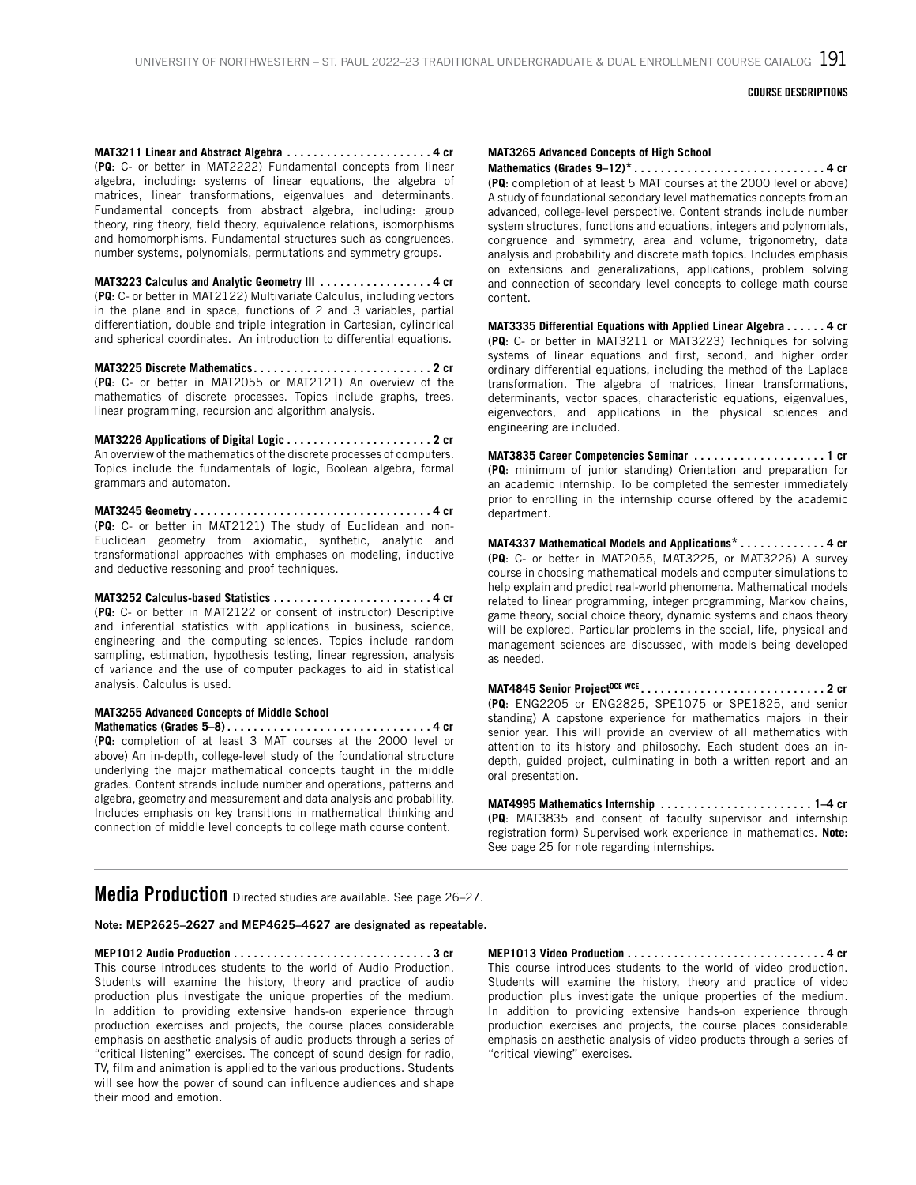**MAT3211 Linear and Abstract Algebra . . . . . . . . . . . . . . . . . . . . . . 4 cr**
(**PQ**: C- or better in MAT2222) Fundamental concepts from linear algebra, including: systems of linear equations, the algebra of matrices, linear transformations, eigenvalues and determinants. Fundamental concepts from abstract algebra, including: group theory, ring theory, field theory, equivalence relations, isomorphisms and homomorphisms. Fundamental structures such as congruences, number systems, polynomials, permutations and symmetry groups.

**MAT3223 Calculus and Analytic Geometry III . . . . . . . . . . . . . . . . . 4 cr**
(**PQ**: C- or better in MAT2122) Multivariate Calculus, including vectors in the plane and in space, functions of 2 and 3 variables, partial differentiation, double and triple integration in Cartesian, cylindrical and spherical coordinates. An introduction to differential equations.

**MAT3225 Discrete Mathematics . . . . . . . . . . . . . . . . . . . . . . . . . . . 2 cr**
(**PQ**: C- or better in MAT2055 or MAT2121) An overview of the mathematics of discrete processes. Topics include graphs, trees, linear programming, recursion and algorithm analysis.

**MAT3226 Applications of Digital Logic . . . . . . . . . . . . . . . . . . . . . . 2 cr**
An overview of the mathematics of the discrete processes of computers. Topics include the fundamentals of logic, Boolean algebra, formal grammars and automaton.

**MAT3245 Geometry . . . . . . . . . . . . . . . . . . . . . . . . . . . . . . . . . . . . 4 cr**
(**PQ**: C- or better in MAT2121) The study of Euclidean and non-Euclidean geometry from axiomatic, synthetic, analytic and transformational approaches with emphases on modeling, inductive and deductive reasoning and proof techniques.

**MAT3252 Calculus-based Statistics . . . . . . . . . . . . . . . . . . . . . . . . 4 cr**
(**PQ**: C- or better in MAT2122 or consent of instructor) Descriptive and inferential statistics with applications in business, science, engineering and the computing sciences. Topics include random sampling, estimation, hypothesis testing, linear regression, analysis of variance and the use of computer packages to aid in statistical analysis. Calculus is used.

**MAT3255 Advanced Concepts of Middle School Mathematics (Grades 5–8) . . . . . . . . . . . . . . . . . . . . . . . . . . . . . . . 4 cr**
(**PQ**: completion of at least 3 MAT courses at the 2000 level or above) An in-depth, college-level study of the foundational structure underlying the major mathematical concepts taught in the middle grades. Content strands include number and operations, patterns and algebra, geometry and measurement and data analysis and probability. Includes emphasis on key transitions in mathematical thinking and connection of middle level concepts to college math course content.

**MAT3265 Advanced Concepts of High School Mathematics (Grades 9–12)* . . . . . . . . . . . . . . . . . . . . . . . . . . . . 4 cr**
(**PQ**: completion of at least 5 MAT courses at the 2000 level or above) A study of foundational secondary level mathematics concepts from an advanced, college-level perspective. Content strands include number system structures, functions and equations, integers and polynomials, congruence and symmetry, area and volume, trigonometry, data analysis and probability and discrete math topics. Includes emphasis on extensions and generalizations, applications, problem solving and connection of secondary level concepts to college math course content.

**MAT3335 Differential Equations with Applied Linear Algebra . . . . . . 4 cr**
(**PQ**: C- or better in MAT3211 or MAT3223) Techniques for solving systems of linear equations and first, second, and higher order ordinary differential equations, including the method of the Laplace transformation. The algebra of matrices, linear transformations, determinants, vector spaces, characteristic equations, eigenvalues, eigenvectors, and applications in the physical sciences and engineering are included.

**MAT3835 Career Competencies Seminar . . . . . . . . . . . . . . . . . . . . 1 cr**
(**PQ**: minimum of junior standing) Orientation and preparation for an academic internship. To be completed the semester immediately prior to enrolling in the internship course offered by the academic department.

**MAT4337 Mathematical Models and Applications* . . . . . . . . . . . . . 4 cr**
(**PQ**: C- or better in MAT2055, MAT3225, or MAT3226) A survey course in choosing mathematical models and computer simulations to help explain and predict real-world phenomena. Mathematical models related to linear programming, integer programming, Markov chains, game theory, social choice theory, dynamic systems and chaos theory will be explored. Particular problems in the social, life, physical and management sciences are discussed, with models being developed as needed.

**MAT4845 Senior Project[OCE WCE] . . . . . . . . . . . . . . . . . . . . . . . . . . . 2 cr**
(**PQ**: ENG2205 or ENG2825, SPE1075 or SPE1825, and senior standing) A capstone experience for mathematics majors in their senior year. This will provide an overview of all mathematics with attention to its history and philosophy. Each student does an in-depth, guided project, culminating in both a written report and an oral presentation.

**MAT4995 Mathematics Internship . . . . . . . . . . . . . . . . . . . . . . . 1–4 cr**
(**PQ**: MAT3835 and consent of faculty supervisor and internship registration form) Supervised work experience in mathematics. **Note:** See page 25 for note regarding internships.

## Media Production

Directed studies are available. See page 26–27.

**Note: MEP2625–2627 and MEP4625–4627 are designated as repeatable.**

**MEP1012 Audio Production . . . . . . . . . . . . . . . . . . . . . . . . . . . . . . 3 cr**
This course introduces students to the world of Audio Production. Students will examine the history, theory and practice of audio production plus investigate the unique properties of the medium. In addition to providing extensive hands-on experience through production exercises and projects, the course places considerable emphasis on aesthetic analysis of audio products through a series of "critical listening" exercises. The concept of sound design for radio, TV, film and animation is applied to the various productions. Students will see how the power of sound can influence audiences and shape their mood and emotion.

**MEP1013 Video Production . . . . . . . . . . . . . . . . . . . . . . . . . . . . . . 4 cr**
This course introduces students to the world of video production. Students will examine the history, theory and practice of video production plus investigate the unique properties of the medium. In addition to providing extensive hands-on experience through production exercises and projects, the course places considerable emphasis on aesthetic analysis of video products through a series of "critical viewing" exercises.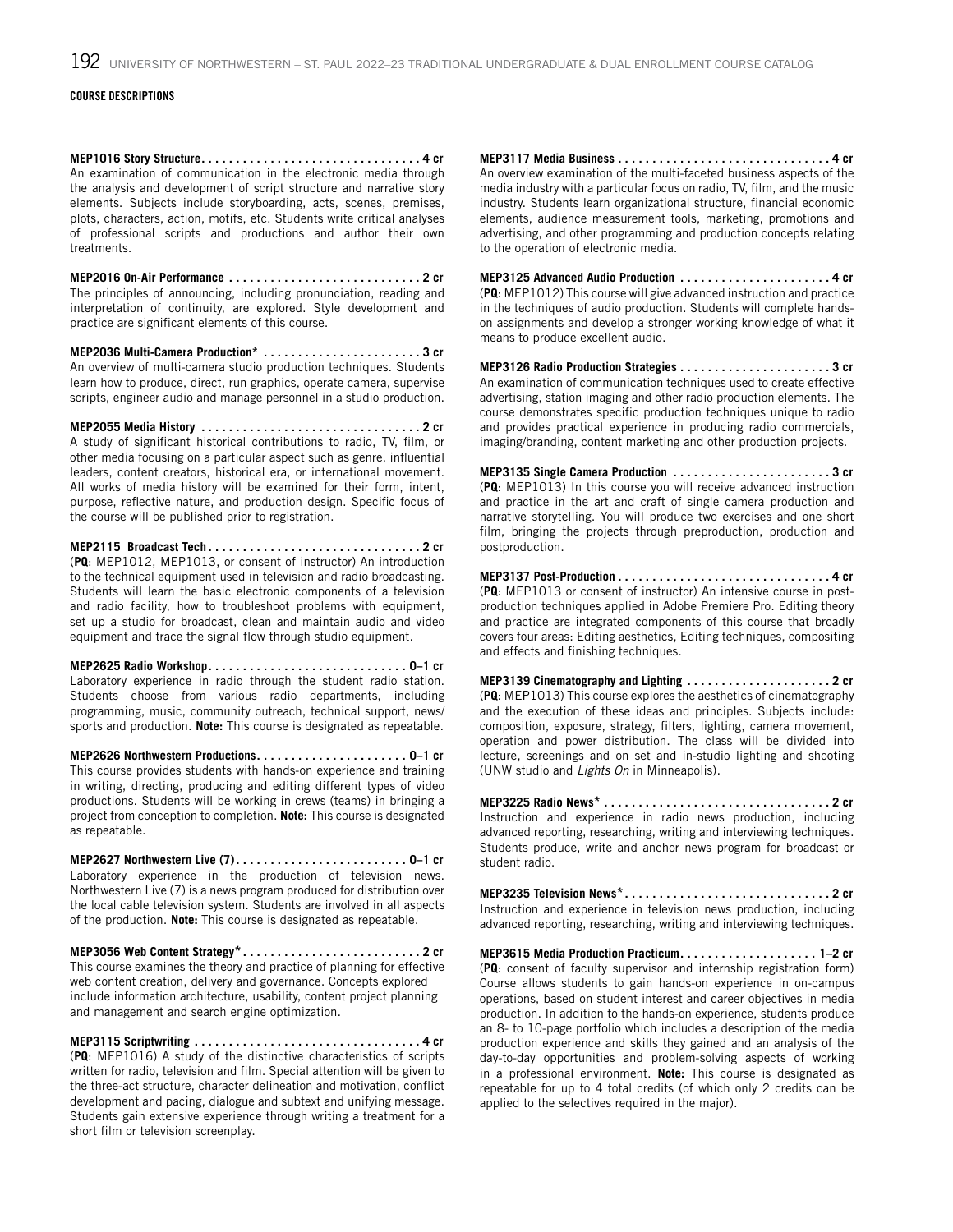## COURSE DESCRIPTIONS

**MEP1016 Story Structure. . . . . . . . . . . . . . . . . . . . . . . . . . . . . . . . 4 cr**
An examination of communication in the electronic media through the analysis and development of script structure and narrative story elements. Subjects include storyboarding, acts, scenes, premises, plots, characters, action, motifs, etc. Students write critical analyses of professional scripts and productions and author their own treatments.

**MEP2016 On-Air Performance . . . . . . . . . . . . . . . . . . . . . . . . . . . . 2 cr**
The principles of announcing, including pronunciation, reading and interpretation of continuity, are explored. Style development and practice are significant elements of this course.

**MEP2036 Multi-Camera Production* . . . . . . . . . . . . . . . . . . . . . . . 3 cr**
An overview of multi-camera studio production techniques. Students learn how to produce, direct, run graphics, operate camera, supervise scripts, engineer audio and manage personnel in a studio production.

**MEP2055 Media History . . . . . . . . . . . . . . . . . . . . . . . . . . . . . . . . 2 cr**
A study of significant historical contributions to radio, TV, film, or other media focusing on a particular aspect such as genre, influential leaders, content creators, historical era, or international movement. All works of media history will be examined for their form, intent, purpose, reflective nature, and production design. Specific focus of the course will be published prior to registration.

**MEP2115 Broadcast Tech . . . . . . . . . . . . . . . . . . . . . . . . . . . . . . . 2 cr**
(**PQ**: MEP1012, MEP1013, or consent of instructor) An introduction to the technical equipment used in television and radio broadcasting. Students will learn the basic electronic components of a television and radio facility, how to troubleshoot problems with equipment, set up a studio for broadcast, clean and maintain audio and video equipment and trace the signal flow through studio equipment.

**MEP2625 Radio Workshop. . . . . . . . . . . . . . . . . . . . . . . . . . . . . 0–1 cr**
Laboratory experience in radio through the student radio station. Students choose from various radio departments, including programming, music, community outreach, technical support, news/sports and production. **Note:** This course is designated as repeatable.

**MEP2626 Northwestern Productions. . . . . . . . . . . . . . . . . . . . . . 0–1 cr**
This course provides students with hands-on experience and training in writing, directing, producing and editing different types of video productions. Students will be working in crews (teams) in bringing a project from conception to completion. **Note:** This course is designated as repeatable.

**MEP2627 Northwestern Live (7). . . . . . . . . . . . . . . . . . . . . . . . . 0–1 cr**
Laboratory experience in the production of television news. Northwestern Live (7) is a news program produced for distribution over the local cable television system. Students are involved in all aspects of the production. **Note:** This course is designated as repeatable.

**MEP3056 Web Content Strategy*. . . . . . . . . . . . . . . . . . . . . . . . . . 2 cr**
This course examines the theory and practice of planning for effective web content creation, delivery and governance. Concepts explored include information architecture, usability, content project planning and management and search engine optimization.

**MEP3115 Scriptwriting . . . . . . . . . . . . . . . . . . . . . . . . . . . . . . . . . 4 cr**
(**PQ**: MEP1016) A study of the distinctive characteristics of scripts written for radio, television and film. Special attention will be given to the three-act structure, character delineation and motivation, conflict development and pacing, dialogue and subtext and unifying message. Students gain extensive experience through writing a treatment for a short film or television screenplay.

**MEP3117 Media Business . . . . . . . . . . . . . . . . . . . . . . . . . . . . . . . 4 cr**
An overview examination of the multi-faceted business aspects of the media industry with a particular focus on radio, TV, film, and the music industry. Students learn organizational structure, financial economic elements, audience measurement tools, marketing, promotions and advertising, and other programming and production concepts relating to the operation of electronic media.

**MEP3125 Advanced Audio Production . . . . . . . . . . . . . . . . . . . . . . 4 cr**
(**PQ**: MEP1012) This course will give advanced instruction and practice in the techniques of audio production. Students will complete hands-on assignments and develop a stronger working knowledge of what it means to produce excellent audio.

**MEP3126 Radio Production Strategies . . . . . . . . . . . . . . . . . . . . . . 3 cr**
An examination of communication techniques used to create effective advertising, station imaging and other radio production elements. The course demonstrates specific production techniques unique to radio and provides practical experience in producing radio commercials, imaging/branding, content marketing and other production projects.

**MEP3135 Single Camera Production . . . . . . . . . . . . . . . . . . . . . . . 3 cr**
(**PQ**: MEP1013) In this course you will receive advanced instruction and practice in the art and craft of single camera production and narrative storytelling. You will produce two exercises and one short film, bringing the projects through preproduction, production and postproduction.

**MEP3137 Post-Production . . . . . . . . . . . . . . . . . . . . . . . . . . . . . . . 4 cr**
(**PQ**: MEP1013 or consent of instructor) An intensive course in post-production techniques applied in Adobe Premiere Pro. Editing theory and practice are integrated components of this course that broadly covers four areas: Editing aesthetics, Editing techniques, compositing and effects and finishing techniques.

**MEP3139 Cinematography and Lighting . . . . . . . . . . . . . . . . . . . . . 2 cr**
(**PQ**: MEP1013) This course explores the aesthetics of cinematography and the execution of these ideas and principles. Subjects include: composition, exposure, strategy, filters, lighting, camera movement, operation and power distribution. The class will be divided into lecture, screenings and on set and in-studio lighting and shooting (UNW studio and *Lights On* in Minneapolis).

**MEP3225 Radio News* . . . . . . . . . . . . . . . . . . . . . . . . . . . . . . . . . 2 cr**
Instruction and experience in radio news production, including advanced reporting, researching, writing and interviewing techniques. Students produce, write and anchor news program for broadcast or student radio.

**MEP3235 Television News*. . . . . . . . . . . . . . . . . . . . . . . . . . . . . . 2 cr**
Instruction and experience in television news production, including advanced reporting, researching, writing and interviewing techniques.

**MEP3615 Media Production Practicum. . . . . . . . . . . . . . . . . . . . 1–2 cr**
(**PQ**: consent of faculty supervisor and internship registration form) Course allows students to gain hands-on experience in on-campus operations, based on student interest and career objectives in media production. In addition to the hands-on experience, students produce an 8- to 10-page portfolio which includes a description of the media production experience and skills they gained and an analysis of the day-to-day opportunities and problem-solving aspects of working in a professional environment. **Note:** This course is designated as repeatable for up to 4 total credits (of which only 2 credits can be applied to the selectives required in the major).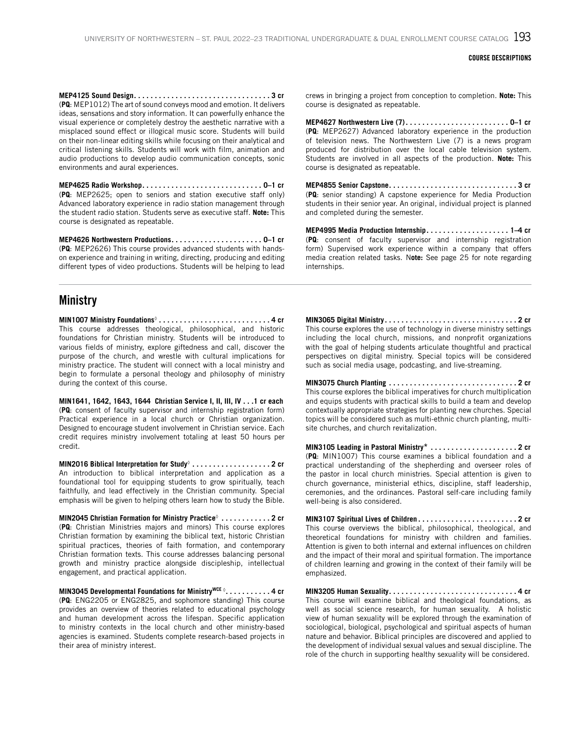**MEP4125 Sound Design. . . . . . . . . . . . . . . . . . . . . . . . . . . . . . . . . 3 cr**
(**PQ**: MEP1012) The art of sound conveys mood and emotion. It delivers ideas, sensations and story information. It can powerfully enhance the visual experience or completely destroy the aesthetic narrative with a misplaced sound effect or illogical music score. Students will build on their non-linear editing skills while focusing on their analytical and critical listening skills. Students will work with film, animation and audio productions to develop audio communication concepts, sonic environments and aural experiences.

**MEP4625 Radio Workshop. . . . . . . . . . . . . . . . . . . . . . . . . . . . . 0–1 cr**
(**PQ**: MEP2625; open to seniors and station executive staff only) Advanced laboratory experience in radio station management through the student radio station. Students serve as executive staff. **Note:** This course is designated as repeatable.

**MEP4626 Northwestern Productions. . . . . . . . . . . . . . . . . . . . . . 0–1 cr**
(**PQ**: MEP2626) This course provides advanced students with hands-on experience and training in writing, directing, producing and editing different types of video productions. Students will be helping to lead crews in bringing a project from conception to completion. **Note:** This course is designated as repeatable.

**MEP4627 Northwestern Live (7). . . . . . . . . . . . . . . . . . . . . . . . . 0–1 cr**
(**PQ**: MEP2627) Advanced laboratory experience in the production of television news. The Northwestern Live (7) is a news program produced for distribution over the local cable television system. Students are involved in all aspects of the production. **Note:** This course is designated as repeatable.

**MEP4855 Senior Capstone. . . . . . . . . . . . . . . . . . . . . . . . . . . . . . 3 cr**
(**PQ**: senior standing) A capstone experience for Media Production students in their senior year. An original, individual project is planned and completed during the semester.

**MEP4995 Media Production Internship. . . . . . . . . . . . . . . . . . . . 1–4 cr**
(**PQ**: consent of faculty supervisor and internship registration form) Supervised work experience within a company that offers media creation related tasks. N**ote:** See page 25 for note regarding internships.

## Ministry

**MIN1007 Ministry Foundations◊ . . . . . . . . . . . . . . . . . . . . . . . . . . 4 cr**
This course addresses theological, philosophical, and historic foundations for Christian ministry. Students will be introduced to various fields of ministry, explore giftedness and call, discover the purpose of the church, and wrestle with cultural implications for ministry practice. The student will connect with a local ministry and begin to formulate a personal theology and philosophy of ministry during the context of this course.

**MIN1641, 1642, 1643, 1644 Christian Service I, II, III, IV . . .1 cr each**
(**PQ**: consent of faculty supervisor and internship registration form) Practical experience in a local church or Christian organization. Designed to encourage student involvement in Christian service. Each credit requires ministry involvement totaling at least 50 hours per credit.

**MIN2016 Biblical Interpretation for Study◊ . . . . . . . . . . . . . . . . . . . 2 cr**
An introduction to biblical interpretation and application as a foundational tool for equipping students to grow spiritually, teach faithfully, and lead effectively in the Christian community. Special emphasis will be given to helping others learn how to study the Bible.

**MIN2045 Christian Formation for Ministry Practice◊ . . . . . . . . . . . . 2 cr**
(**PQ**: Christian Ministries majors and minors) This course explores Christian formation by examining the biblical text, historic Christian spiritual practices, theories of faith formation, and contemporary Christian formation texts. This course addresses balancing personal growth and ministry practice alongside discipleship, intellectual engagement, and practical application.

**MIN3045 Developmental Foundations for Ministry[WCE] ◊. . . . . . . . . . . 4 cr**
(**PQ**: ENG2205 or ENG2825, and sophomore standing) This course provides an overview of theories related to educational psychology and human development across the lifespan. Specific application to ministry contexts in the local church and other ministry-based agencies is examined. Students complete research-based projects in their area of ministry interest.

**MIN3065 Digital Ministry. . . . . . . . . . . . . . . . . . . . . . . . . . . . . . . . 2 cr**
This course explores the use of technology in diverse ministry settings including the local church, missions, and nonprofit organizations with the goal of helping students articulate thoughtful and practical perspectives on digital ministry. Special topics will be considered such as social media usage, podcasting, and live-streaming.

**MIN3075 Church Planting . . . . . . . . . . . . . . . . . . . . . . . . . . . . . . . 2 cr**
This course explores the biblical imperatives for church multiplication and equips students with practical skills to build a team and develop contextually appropriate strategies for planting new churches. Special topics will be considered such as multi-ethnic church planting, multi-site churches, and church revitalization.

**MIN3105 Leading in Pastoral Ministry* . . . . . . . . . . . . . . . . . . . . . 2 cr**
(**PQ**: MIN1007) This course examines a biblical foundation and a practical understanding of the shepherding and overseer roles of the pastor in local church ministries. Special attention is given to church governance, ministerial ethics, discipline, staff leadership, ceremonies, and the ordinances. Pastoral self-care including family well-being is also considered.

**MIN3107 Spiritual Lives of Children. . . . . . . . . . . . . . . . . . . . . . . . 2 cr**
This course overviews the biblical, philosophical, theological, and theoretical foundations for ministry with children and families. Attention is given to both internal and external influences on children and the impact of their moral and spiritual formation. The importance of children learning and growing in the context of their family will be emphasized.

**MIN3205 Human Sexuality. . . . . . . . . . . . . . . . . . . . . . . . . . . . . . . 4 cr**
This course will examine biblical and theological foundations, as well as social science research, for human sexuality. A holistic view of human sexuality will be explored through the examination of sociological, biological, psychological and spiritual aspects of human nature and behavior. Biblical principles are discovered and applied to the development of individual sexual values and sexual discipline. The role of the church in supporting healthy sexuality will be considered.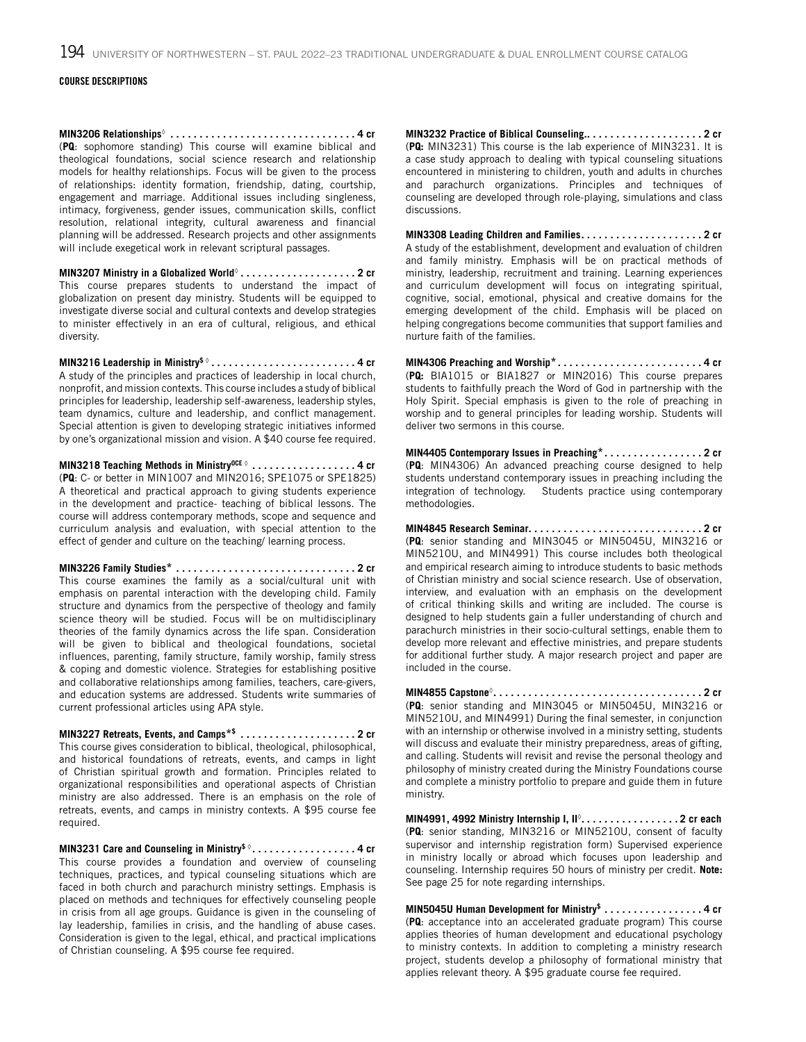## COURSE DESCRIPTIONS

**MIN3206 Relationships◊ . . . . . . . . . . . . . . . . . . . . . . . . . . . . . . . . 4 cr**
(**PQ**: sophomore standing) This course will examine biblical and theological foundations, social science research and relationship models for healthy relationships. Focus will be given to the process of relationships: identity formation, friendship, dating, courtship, engagement and marriage. Additional issues including singleness, intimacy, forgiveness, gender issues, communication skills, conflict resolution, relational integrity, cultural awareness and financial planning will be addressed. Research projects and other assignments will include exegetical work in relevant scriptural passages.

**MIN3207 Ministry in a Globalized World◊ . . . . . . . . . . . . . . . . . . . . 2 cr**
This course prepares students to understand the impact of globalization on present day ministry. Students will be equipped to investigate diverse social and cultural contexts and develop strategies to minister effectively in an era of cultural, religious, and ethical diversity.

**MIN3216 Leadership in Ministry$ ◊ . . . . . . . . . . . . . . . . . . . . . . . . . 4 cr**
A study of the principles and practices of leadership in local church, nonprofit, and mission contexts. This course includes a study of biblical principles for leadership, leadership self-awareness, leadership styles, team dynamics, culture and leadership, and conflict management. Special attention is given to developing strategic initiatives informed by one's organizational mission and vision. A $40 course fee required.

**MIN3218 Teaching Methods in MinistryOCE ◊ . . . . . . . . . . . . . . . . . . 4 cr**
(**PQ**: C- or better in MIN1007 and MIN2016; SPE1075 or SPE1825) A theoretical and practical approach to giving students experience in the development and practice- teaching of biblical lessons. The course will address contemporary methods, scope and sequence and curriculum analysis and evaluation, with special attention to the effect of gender and culture on the teaching/ learning process.

**MIN3226 Family Studies* . . . . . . . . . . . . . . . . . . . . . . . . . . . . . . . 2 cr**
This course examines the family as a social/cultural unit with emphasis on parental interaction with the developing child. Family structure and dynamics from the perspective of theology and family science theory will be studied. Focus will be on multidisciplinary theories of the family dynamics across the life span. Consideration will be given to biblical and theological foundations, societal influences, parenting, family structure, family worship, family stress & coping and domestic violence. Strategies for establishing positive and collaborative relationships among families, teachers, care-givers, and education systems are addressed. Students write summaries of current professional articles using APA style.

**MIN3227 Retreats, Events, and Camps*$ . . . . . . . . . . . . . . . . . . . . 2 cr**
This course gives consideration to biblical, theological, philosophical, and historical foundations of retreats, events, and camps in light of Christian spiritual growth and formation. Principles related to organizational responsibilities and operational aspects of Christian ministry are also addressed. There is an emphasis on the role of retreats, events, and camps in ministry contexts. A $95 course fee required.

**MIN3231 Care and Counseling in Ministry$ ◊. . . . . . . . . . . . . . . . . . 4 cr**
This course provides a foundation and overview of counseling techniques, practices, and typical counseling situations which are faced in both church and parachurch ministry settings. Emphasis is placed on methods and techniques for effectively counseling people in crisis from all age groups. Guidance is given in the counseling of lay leadership, families in crisis, and the handling of abuse cases. Consideration is given to the legal, ethical, and practical implications of Christian counseling. A $95 course fee required.

**MIN3232 Practice of Biblical Counseling.. . . . . . . . . . . . . . . . . . . 2 cr**
(**PQ:** MIN3231) This course is the lab experience of MIN3231. It is a case study approach to dealing with typical counseling situations encountered in ministering to children, youth and adults in churches and parachurch organizations. Principles and techniques of counseling are developed through role-playing, simulations and class discussions.

**MIN3308 Leading Children and Families. . . . . . . . . . . . . . . . . . . . . 2 cr**
A study of the establishment, development and evaluation of children and family ministry. Emphasis will be on practical methods of ministry, leadership, recruitment and training. Learning experiences and curriculum development will focus on integrating spiritual, cognitive, social, emotional, physical and creative domains for the emerging development of the child. Emphasis will be placed on helping congregations become communities that support families and nurture faith of the families.

**MIN4306 Preaching and Worship* . . . . . . . . . . . . . . . . . . . . . . . . . 4 cr**
(**PQ:** BIA1015 or BIA1827 or MIN2016) This course prepares students to faithfully preach the Word of God in partnership with the Holy Spirit. Special emphasis is given to the role of preaching in worship and to general principles for leading worship. Students will deliver two sermons in this course.

**MIN4405 Contemporary Issues in Preaching* . . . . . . . . . . . . . . . . . 2 cr**
(**PQ**: MIN4306) An advanced preaching course designed to help students understand contemporary issues in preaching including the integration of technology. Students practice using contemporary methodologies.

**MIN4845 Research Seminar. . . . . . . . . . . . . . . . . . . . . . . . . . . . . . 2 cr**
(**PQ**: senior standing and MIN3045 or MIN5045U, MIN3216 or MIN5210U, and MIN4991) This course includes both theological and empirical research aiming to introduce students to basic methods of Christian ministry and social science research. Use of observation, interview, and evaluation with an emphasis on the development of critical thinking skills and writing are included. The course is designed to help students gain a fuller understanding of church and parachurch ministries in their socio-cultural settings, enable them to develop more relevant and effective ministries, and prepare students for additional further study. A major research project and paper are included in the course.

**MIN4855 Capstone◊. . . . . . . . . . . . . . . . . . . . . . . . . . . . . . . . . . . . 2 cr**
(**PQ**: senior standing and MIN3045 or MIN5045U, MIN3216 or MIN5210U, and MIN4991) During the final semester, in conjunction with an internship or otherwise involved in a ministry setting, students will discuss and evaluate their ministry preparedness, areas of gifting, and calling. Students will revisit and revise the personal theology and philosophy of ministry created during the Ministry Foundations course and complete a ministry portfolio to prepare and guide them in future ministry.

**MIN4991, 4992 Ministry Internship I, II◊. . . . . . . . . . . . . . . . . 2 cr each**
(**PQ**: senior standing, MIN3216 or MIN5210U, consent of faculty supervisor and internship registration form) Supervised experience in ministry locally or abroad which focuses upon leadership and counseling. Internship requires 50 hours of ministry per credit. **Note:** See page 25 for note regarding internships.

**MIN5045U Human Development for Ministry$ . . . . . . . . . . . . . . . . . 4 cr**
(**PQ**: acceptance into an accelerated graduate program) This course applies theories of human development and educational psychology to ministry contexts. In addition to completing a ministry research project, students develop a philosophy of formational ministry that applies relevant theory. A $95 graduate course fee required.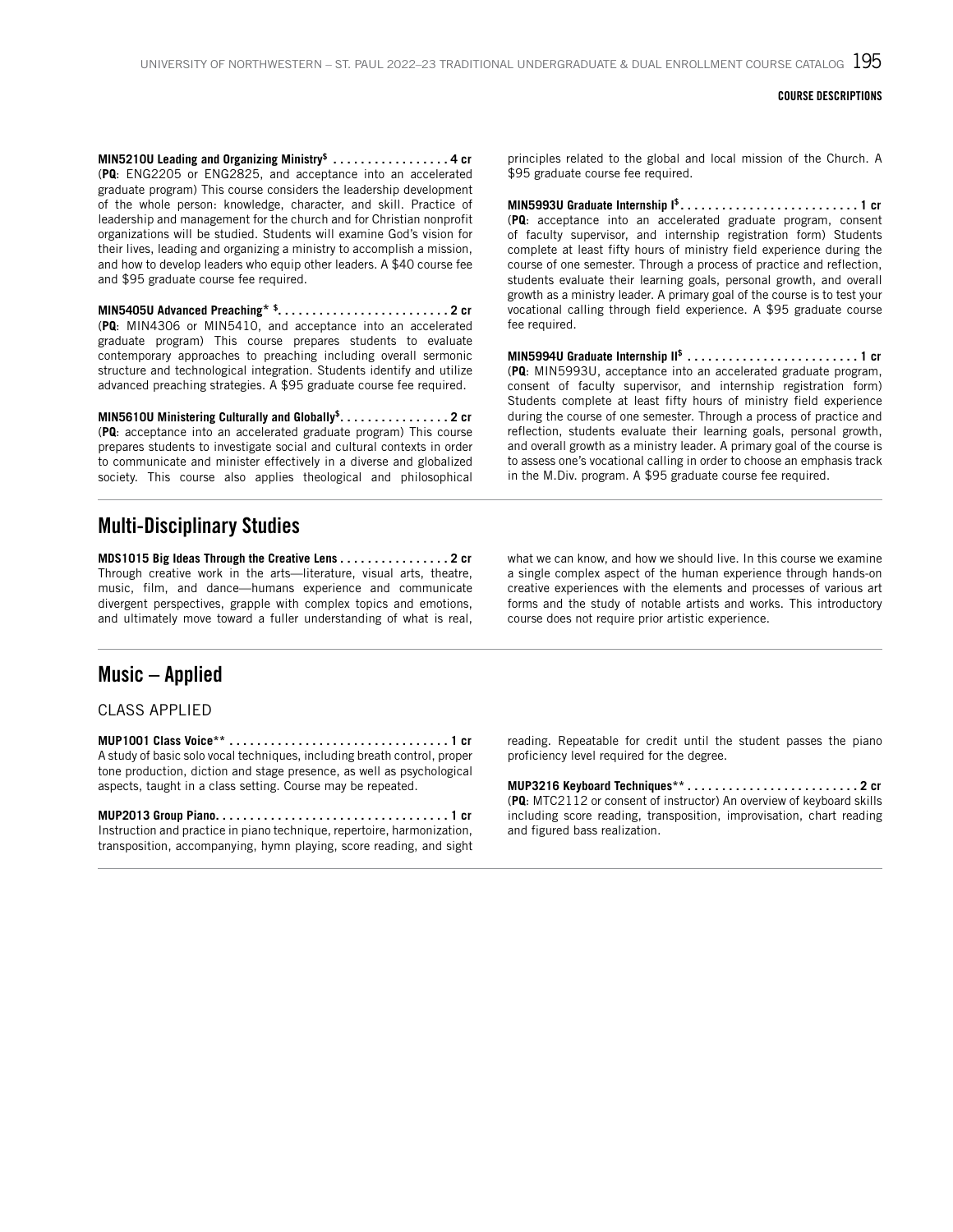**MIN5210U Leading and Organizing Ministry$ . . . . . . . . . . . . . . . . . 4 cr**
(**PQ**: ENG2205 or ENG2825, and acceptance into an accelerated graduate program) This course considers the leadership development of the whole person: knowledge, character, and skill. Practice of leadership and management for the church and for Christian nonprofit organizations will be studied. Students will examine God's vision for their lives, leading and organizing a ministry to accomplish a mission, and how to develop leaders who equip other leaders. A $40 course fee and $95 graduate course fee required.

**MIN5405U Advanced Preaching* $. . . . . . . . . . . . . . . . . . . . . . . . . 2 cr**
(**PQ**: MIN4306 or MIN5410, and acceptance into an accelerated graduate program) This course prepares students to evaluate contemporary approaches to preaching including overall sermonic structure and technological integration. Students identify and utilize advanced preaching strategies. A $95 graduate course fee required.

**MIN5610U Ministering Culturally and Globally$. . . . . . . . . . . . . . . . 2 cr**
(**PQ**: acceptance into an accelerated graduate program) This course prepares students to investigate social and cultural contexts in order to communicate and minister effectively in a diverse and globalized society. This course also applies theological and philosophical principles related to the global and local mission of the Church. A $95 graduate course fee required.

**MIN5993U Graduate Internship I$. . . . . . . . . . . . . . . . . . . . . . . . . . 1 cr**
(**PQ**: acceptance into an accelerated graduate program, consent of faculty supervisor, and internship registration form) Students complete at least fifty hours of ministry field experience during the course of one semester. Through a process of practice and reflection, students evaluate their learning goals, personal growth, and overall growth as a ministry leader. A primary goal of the course is to test your vocational calling through field experience. A $95 graduate course fee required.

**MIN5994U Graduate Internship II$ . . . . . . . . . . . . . . . . . . . . . . . . . 1 cr**
(**PQ**: MIN5993U, acceptance into an accelerated graduate program, consent of faculty supervisor, and internship registration form) Students complete at least fifty hours of ministry field experience during the course of one semester. Through a process of practice and reflection, students evaluate their learning goals, personal growth, and overall growth as a ministry leader. A primary goal of the course is to assess one's vocational calling in order to choose an emphasis track in the M.Div. program. A $95 graduate course fee required.

## Multi-Disciplinary Studies

**MDS1015 Big Ideas Through the Creative Lens . . . . . . . . . . . . . . . . 2 cr**
Through creative work in the arts—literature, visual arts, theatre, music, film, and dance—humans experience and communicate divergent perspectives, grapple with complex topics and emotions, and ultimately move toward a fuller understanding of what is real, what we can know, and how we should live. In this course we examine a single complex aspect of the human experience through hands-on creative experiences with the elements and processes of various art forms and the study of notable artists and works. This introductory course does not require prior artistic experience.

## Music – Applied

### CLASS APPLIED

**MUP1001 Class Voice** . . . . . . . . . . . . . . . . . . . . . . . . . . . . . . . . 1 cr**
A study of basic solo vocal techniques, including breath control, proper tone production, diction and stage presence, as well as psychological aspects, taught in a class setting. Course may be repeated.

**MUP2013 Group Piano. . . . . . . . . . . . . . . . . . . . . . . . . . . . . . . . . . 1 cr**
Instruction and practice in piano technique, repertoire, harmonization, transposition, accompanying, hymn playing, score reading, and sight reading. Repeatable for credit until the student passes the piano proficiency level required for the degree.

**MUP3216 Keyboard Techniques** . . . . . . . . . . . . . . . . . . . . . . . . . 2 cr**
(**PQ**: MTC2112 or consent of instructor) An overview of keyboard skills including score reading, transposition, improvisation, chart reading and figured bass realization.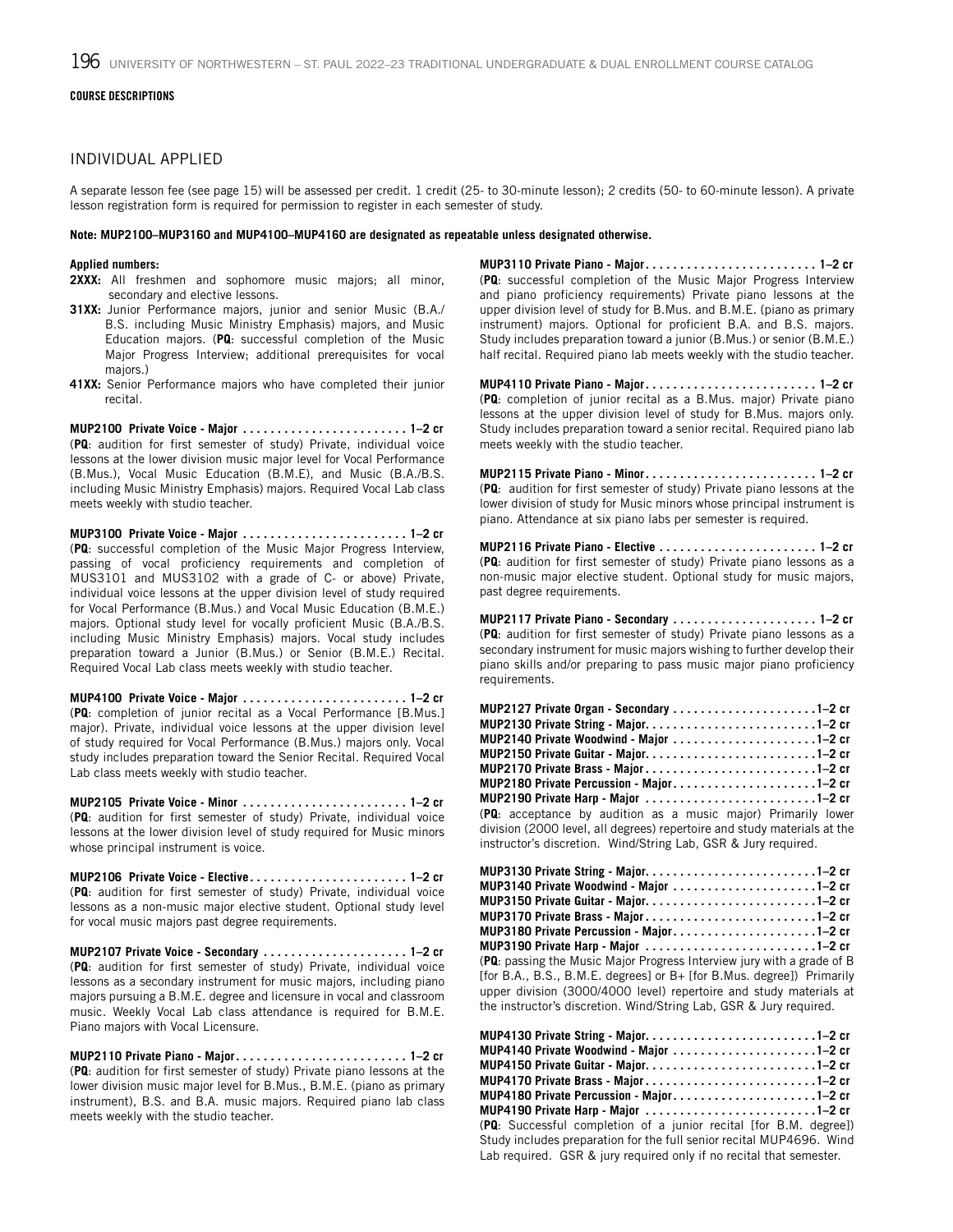**COURSE DESCRIPTIONS**

## INDIVIDUAL APPLIED

A separate lesson fee (see page 15) will be assessed per credit. 1 credit (25- to 30-minute lesson); 2 credits (50- to 60-minute lesson). A private lesson registration form is required for permission to register in each semester of study.

**Note: MUP2100–MUP3160 and MUP4100–MUP4160 are designated as repeatable unless designated otherwise.**

**Applied numbers:**

- **2XXX:** All freshmen and sophomore music majors; all minor, secondary and elective lessons.
- **31XX:** Junior Performance majors, junior and senior Music (B.A./B.S. including Music Ministry Emphasis) majors, and Music Education majors. (**PQ**: successful completion of the Music Major Progress Interview; additional prerequisites for vocal majors.)
- **41XX:** Senior Performance majors who have completed their junior recital.

**MUP2100 Private Voice - Major . . . . . . . . . . . . . . . . . . . . . . . . 1–2 cr**
(**PQ**: audition for first semester of study) Private, individual voice lessons at the lower division music major level for Vocal Performance (B.Mus.), Vocal Music Education (B.M.E) and Music (B.A./B.S. including Music Ministry Emphasis) majors. Required Vocal Lab class meets weekly with studio teacher.

**MUP3100 Private Voice - Major . . . . . . . . . . . . . . . . . . . . . . . . 1–2 cr**
(**PQ**: successful completion of the Music Major Progress Interview, passing of vocal proficiency requirements and completion of MUS3101 and MUS3102 with a grade of C- or above) Private, individual voice lessons at the upper division level of study required for Vocal Performance (B.Mus.) and Vocal Music Education (B.M.E.) majors. Optional study level for vocally proficient Music (B.A./B.S. including Music Ministry Emphasis) majors. Vocal study includes preparation toward a Junior (B.Mus.) or Senior (B.M.E.) Recital. Required Vocal Lab class meets weekly with studio teacher.

**MUP4100 Private Voice - Major . . . . . . . . . . . . . . . . . . . . . . . . 1–2 cr**
(**PQ**: completion of junior recital as a Vocal Performance [B.Mus.] major). Private, individual voice lessons at the upper division level of study required for Vocal Performance (B.Mus.) majors only. Vocal study includes preparation toward the Senior Recital. Required Vocal Lab class meets weekly with studio teacher.

**MUP2105 Private Voice - Minor . . . . . . . . . . . . . . . . . . . . . . . . 1–2 cr**
(**PQ**: audition for first semester of study) Private, individual voice lessons at the lower division level of study required for Music minors whose principal instrument is voice.

**MUP2106 Private Voice - Elective. . . . . . . . . . . . . . . . . . . . . . . 1–2 cr**
(**PQ**: audition for first semester of study) Private, individual voice lessons as a non-music major elective student. Optional study level for vocal music majors past degree requirements.

**MUP2107 Private Voice - Secondary . . . . . . . . . . . . . . . . . . . . . 1–2 cr**
(**PQ**: audition for first semester of study) Private, individual voice lessons as a secondary instrument for music majors, including piano majors pursuing a B.M.E. degree and licensure in vocal and classroom music. Weekly Vocal Lab class attendance is required for B.M.E. Piano majors with Vocal Licensure.

**MUP2110 Private Piano - Major. . . . . . . . . . . . . . . . . . . . . . . . . 1–2 cr**
(**PQ**: audition for first semester of study) Private piano lessons at the lower division music major level for B.Mus., B.M.E. (piano as primary instrument), B.S. and B.A. music majors. Required piano lab class meets weekly with the studio teacher.

**MUP3110 Private Piano - Major. . . . . . . . . . . . . . . . . . . . . . . . . 1–2 cr**
(**PQ**: successful completion of the Music Major Progress Interview and piano proficiency requirements) Private piano lessons at the upper division level of study for B.Mus. and B.M.E. (piano as primary instrument) majors. Optional for proficient B.A. and B.S. majors. Study includes preparation toward a junior (B.Mus.) or senior (B.M.E.) half recital. Required piano lab meets weekly with the studio teacher.

**MUP4110 Private Piano - Major. . . . . . . . . . . . . . . . . . . . . . . . . 1–2 cr**
(**PQ**: completion of junior recital as a B.Mus. major) Private piano lessons at the upper division level of study for B.Mus. majors only. Study includes preparation toward a senior recital. Required piano lab meets weekly with the studio teacher.

**MUP2115 Private Piano - Minor. . . . . . . . . . . . . . . . . . . . . . . . . 1–2 cr**
(**PQ**: audition for first semester of study) Private piano lessons at the lower division of study for Music minors whose principal instrument is piano. Attendance at six piano labs per semester is required.

**MUP2116 Private Piano - Elective . . . . . . . . . . . . . . . . . . . . . . . 1–2 cr**
(**PQ**: audition for first semester of study) Private piano lessons as a non-music major elective student. Optional study for music majors, past degree requirements.

**MUP2117 Private Piano - Secondary . . . . . . . . . . . . . . . . . . . . . 1–2 cr**
(**PQ**: audition for first semester of study) Private piano lessons as a secondary instrument for music majors wishing to further develop their piano skills and/or preparing to pass music major piano proficiency requirements.

**MUP2127 Private Organ - Secondary . . . . . . . . . . . . . . . . . . . . .1–2 cr**
**MUP2130 Private String - Major. . . . . . . . . . . . . . . . . . . . . . . . .1–2 cr**
**MUP2140 Private Woodwind - Major . . . . . . . . . . . . . . . . . . . . .1–2 cr**
**MUP2150 Private Guitar - Major. . . . . . . . . . . . . . . . . . . . . . . . .1–2 cr**
**MUP2170 Private Brass - Major . . . . . . . . . . . . . . . . . . . . . . . . .1–2 cr**
**MUP2180 Private Percussion - Major. . . . . . . . . . . . . . . . . . . . .1–2 cr**
**MUP2190 Private Harp - Major . . . . . . . . . . . . . . . . . . . . . . . . .1–2 cr**
(**PQ**: acceptance by audition as a music major) Primarily lower division (2000 level, all degrees) repertoire and study materials at the instructor's discretion. Wind/String Lab, GSR & Jury required.

**MUP3130 Private String - Major. . . . . . . . . . . . . . . . . . . . . . . . .1–2 cr**
**MUP3140 Private Woodwind - Major . . . . . . . . . . . . . . . . . . . . .1–2 cr**
**MUP3150 Private Guitar - Major. . . . . . . . . . . . . . . . . . . . . . . . .1–2 cr**
**MUP3170 Private Brass - Major . . . . . . . . . . . . . . . . . . . . . . . . .1–2 cr**
**MUP3180 Private Percussion - Major. . . . . . . . . . . . . . . . . . . . .1–2 cr**
**MUP3190 Private Harp - Major . . . . . . . . . . . . . . . . . . . . . . . . .1–2 cr**
(**PQ**: passing the Music Major Progress Interview jury with a grade of B [for B.A., B.S., B.M.E. degrees] or B+ [for B.Mus. degree]) Primarily upper division (3000/4000 level) repertoire and study materials at the instructor's discretion. Wind/String Lab, GSR & Jury required.

**MUP4130 Private String - Major. . . . . . . . . . . . . . . . . . . . . . . . .1–2 cr**
**MUP4140 Private Woodwind - Major . . . . . . . . . . . . . . . . . . . . .1–2 cr**
**MUP4150 Private Guitar - Major. . . . . . . . . . . . . . . . . . . . . . . . .1–2 cr**
**MUP4170 Private Brass - Major . . . . . . . . . . . . . . . . . . . . . . . . .1–2 cr**
**MUP4180 Private Percussion - Major. . . . . . . . . . . . . . . . . . . . .1–2 cr**
**MUP4190 Private Harp - Major . . . . . . . . . . . . . . . . . . . . . . . . .1–2 cr**
(**PQ**: Successful completion of a junior recital [for B.M. degree]) Study includes preparation for the full senior recital MUP4696. Wind Lab required. GSR & jury required only if no recital that semester.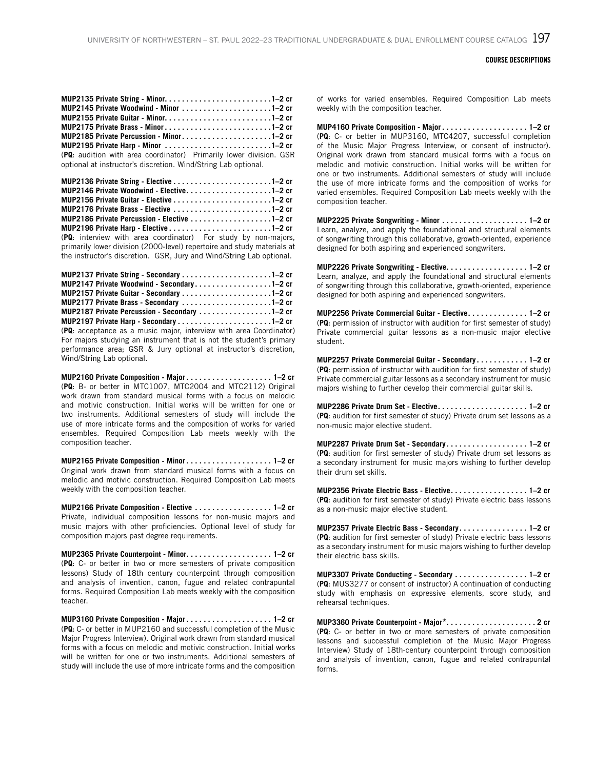**MUP2135 Private String - Minor. . . . . . . . . . . . . . . . . . . . . . . . . 1–2 cr**
**MUP2145 Private Woodwind - Minor . . . . . . . . . . . . . . . . . . . . . 1–2 cr**
**MUP2155 Private Guitar - Minor. . . . . . . . . . . . . . . . . . . . . . . . . 1–2 cr**
**MUP2175 Private Brass - Minor . . . . . . . . . . . . . . . . . . . . . . . . . 1–2 cr**
**MUP2185 Private Percussion - Minor. . . . . . . . . . . . . . . . . . . . . 1–2 cr**
**MUP2195 Private Harp - Minor . . . . . . . . . . . . . . . . . . . . . . . . . 1–2 cr**
(**PQ**: audition with area coordinator) Primarily lower division. GSR optional at instructor's discretion. Wind/String Lab optional.

**MUP2136 Private String - Elective . . . . . . . . . . . . . . . . . . . . . . . 1–2 cr**
**MUP2146 Private Woodwind - Elective. . . . . . . . . . . . . . . . . . . . 1–2 cr**
**MUP2156 Private Guitar - Elective . . . . . . . . . . . . . . . . . . . . . . . 1–2 cr**
**MUP2176 Private Brass - Elective . . . . . . . . . . . . . . . . . . . . . . . 1–2 cr**
**MUP2186 Private Percussion - Elective . . . . . . . . . . . . . . . . . . . 1–2 cr**
**MUP2196 Private Harp - Elective . . . . . . . . . . . . . . . . . . . . . . . . 1–2 cr**
(**PQ**: interview with area coordinator) For study by non-majors, primarily lower division (2000-level) repertoire and study materials at the instructor's discretion. GSR, Jury and Wind/String Lab optional.

**MUP2137 Private String - Secondary . . . . . . . . . . . . . . . . . . . . . 1–2 cr**
**MUP2147 Private Woodwind - Secondary. . . . . . . . . . . . . . . . . . 1–2 cr**
**MUP2157 Private Guitar - Secondary . . . . . . . . . . . . . . . . . . . . . 1–2 cr**
**MUP2177 Private Brass - Secondary . . . . . . . . . . . . . . . . . . . . . 1–2 cr**
**MUP2187 Private Percussion - Secondary . . . . . . . . . . . . . . . . . 1–2 cr**
**MUP2197 Private Harp - Secondary . . . . . . . . . . . . . . . . . . . . . . 1–2 cr**
(**PQ**: acceptance as a music major, interview with area Coordinator) For majors studying an instrument that is not the student's primary performance area; GSR & Jury optional at instructor's discretion, Wind/String Lab optional.

**MUP2160 Private Composition - Major . . . . . . . . . . . . . . . . . . . . 1–2 cr**
(**PQ**: B- or better in MTC1007, MTC2004 and MTC2112) Original work drawn from standard musical forms with a focus on melodic and motivic construction. Initial works will be written for one or two instruments. Additional semesters of study will include the use of more intricate forms and the composition of works for varied ensembles. Required Composition Lab meets weekly with the composition teacher.

**MUP2165 Private Composition - Minor . . . . . . . . . . . . . . . . . . . . 1–2 cr**
Original work drawn from standard musical forms with a focus on melodic and motivic construction. Required Composition Lab meets weekly with the composition teacher.

**MUP2166 Private Composition - Elective . . . . . . . . . . . . . . . . . . 1–2 cr**
Private, individual composition lessons for non-music majors and music majors with other proficiencies. Optional level of study for composition majors past degree requirements.

**MUP2365 Private Counterpoint - Minor. . . . . . . . . . . . . . . . . . . . 1–2 cr**
(**PQ**: C- or better in two or more semesters of private composition lessons) Study of 18th century counterpoint through composition and analysis of invention, canon, fugue and related contrapuntal forms. Required Composition Lab meets weekly with the composition teacher.

**MUP3160 Private Composition - Major . . . . . . . . . . . . . . . . . . . . 1–2 cr**
(**PQ**: C- or better in MUP2160 and successful completion of the Music Major Progress Interview). Original work drawn from standard musical forms with a focus on melodic and motivic construction. Initial works will be written for one or two instruments. Additional semesters of study will include the use of more intricate forms and the composition of works for varied ensembles. Required Composition Lab meets weekly with the composition teacher.

**MUP4160 Private Composition - Major . . . . . . . . . . . . . . . . . . . . 1–2 cr**
(**PQ**: C- or better in MUP3160, MTC4207, successful completion of the Music Major Progress Interview, or consent of instructor). Original work drawn from standard musical forms with a focus on melodic and motivic construction. Initial works will be written for one or two instruments. Additional semesters of study will include the use of more intricate forms and the composition of works for varied ensembles. Required Composition Lab meets weekly with the composition teacher.

**MUP2225 Private Songwriting - Minor . . . . . . . . . . . . . . . . . . . . 1–2 cr**
Learn, analyze, and apply the foundational and structural elements of songwriting through this collaborative, growth-oriented, experience designed for both aspiring and experienced songwriters.

**MUP2226 Private Songwriting - Elective. . . . . . . . . . . . . . . . . . . 1–2 cr**
Learn, analyze, and apply the foundational and structural elements of songwriting through this collaborative, growth-oriented, experience designed for both aspiring and experienced songwriters.

**MUP2256 Private Commercial Guitar - Elective. . . . . . . . . . . . . . 1–2 cr**
(**PQ**: permission of instructor with audition for first semester of study) Private commercial guitar lessons as a non-music major elective student.

**MUP2257 Private Commercial Guitar - Secondary. . . . . . . . . . . . 1–2 cr**
(**PQ**: permission of instructor with audition for first semester of study) Private commercial guitar lessons as a secondary instrument for music majors wishing to further develop their commercial guitar skills.

**MUP2286 Private Drum Set - Elective. . . . . . . . . . . . . . . . . . . . . 1–2 cr**
(**PQ**: audition for first semester of study) Private drum set lessons as a non-music major elective student.

**MUP2287 Private Drum Set - Secondary. . . . . . . . . . . . . . . . . . . 1–2 cr**
(**PQ**: audition for first semester of study) Private drum set lessons as a secondary instrument for music majors wishing to further develop their drum set skills.

**MUP2356 Private Electric Bass - Elective. . . . . . . . . . . . . . . . . . 1–2 cr**
(**PQ**: audition for first semester of study) Private electric bass lessons as a non-music major elective student.

**MUP2357 Private Electric Bass - Secondary. . . . . . . . . . . . . . . . 1–2 cr**
(**PQ**: audition for first semester of study) Private electric bass lessons as a secondary instrument for music majors wishing to further develop their electric bass skills.

**MUP3307 Private Conducting - Secondary . . . . . . . . . . . . . . . . . 1–2 cr**
(**PQ**: MUS3277 or consent of instructor) A continuation of conducting study with emphasis on expressive elements, score study, and rehearsal techniques.

**MUP3360 Private Counterpoint - Major*. . . . . . . . . . . . . . . . . . . . . 2 cr**
(**PQ**: C- or better in two or more semesters of private composition lessons and successful completion of the Music Major Progress Interview) Study of 18th-century counterpoint through composition and analysis of invention, canon, fugue and related contrapuntal forms.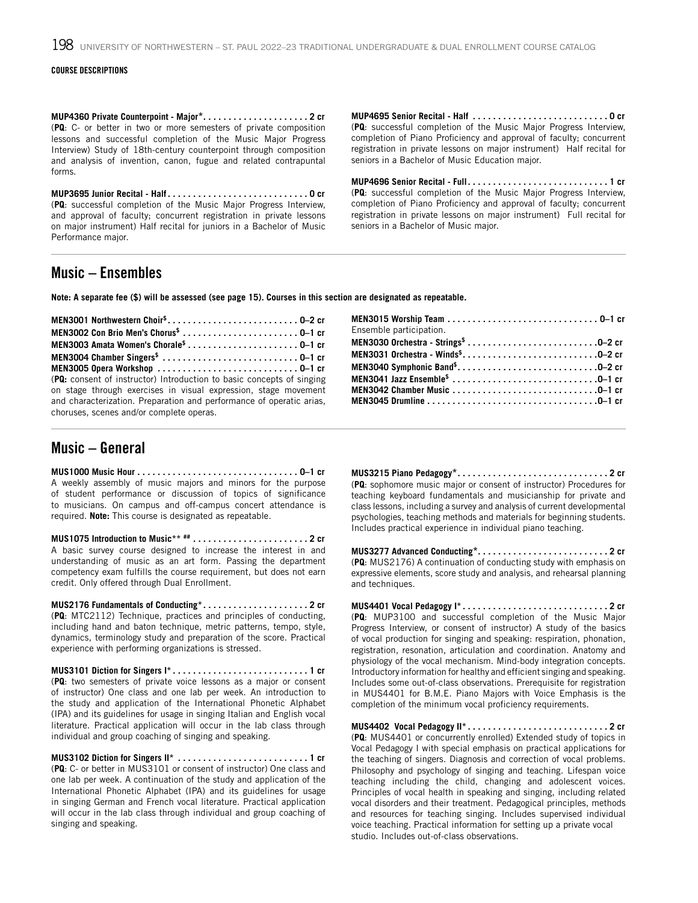COURSE DESCRIPTIONS

**MUP4360 Private Counterpoint - Major*. . . . . . . . . . . . . . . . . . . . . 2 cr**
(**PQ**: C- or better in two or more semesters of private composition lessons and successful completion of the Music Major Progress Interview) Study of 18th-century counterpoint through composition and analysis of invention, canon, fugue and related contrapuntal forms.

**MUP3695 Junior Recital - Half . . . . . . . . . . . . . . . . . . . . . . . . . . . . 0 cr**
(**PQ**: successful completion of the Music Major Progress Interview, and approval of faculty; concurrent registration in private lessons on major instrument) Half recital for juniors in a Bachelor of Music Performance major.

**MUP4695 Senior Recital - Half . . . . . . . . . . . . . . . . . . . . . . . . . . . 0 cr**
(**PQ**: successful completion of the Music Major Progress Interview, completion of Piano Proficiency and approval of faculty; concurrent registration in private lessons on major instrument) Half recital for seniors in a Bachelor of Music Education major.

**MUP4696 Senior Recital - Full . . . . . . . . . . . . . . . . . . . . . . . . . . . . 1 cr**
(**PQ**: successful completion of the Music Major Progress Interview, completion of Piano Proficiency and approval of faculty; concurrent registration in private lessons on major instrument) Full recital for seniors in a Bachelor of Music major.

## Music – Ensembles

**Note: A separate fee ($) will be assessed (see page 15). Courses in this section are designated as repeatable.**

**MEN3001 Northwestern Choir$ . . . . . . . . . . . . . . . . . . . . . . . . . . 0–2 cr**
**MEN3002 Con Brio Men's Chorus$ . . . . . . . . . . . . . . . . . . . . . . . 0–1 cr**
**MEN3003 Amata Women's Chorale$ . . . . . . . . . . . . . . . . . . . . . . 0–1 cr**
**MEN3004 Chamber Singers$ . . . . . . . . . . . . . . . . . . . . . . . . . . . 0–1 cr**
**MEN3005 Opera Workshop . . . . . . . . . . . . . . . . . . . . . . . . . . . . 0–1 cr**
(**PQ:** consent of instructor) Introduction to basic concepts of singing on stage through exercises in visual expression, stage movement and characterization. Preparation and performance of operatic arias, choruses, scenes and/or complete operas.

**MEN3015 Worship Team . . . . . . . . . . . . . . . . . . . . . . . . . . . . . . 0–1 cr**
Ensemble participation.
**MEN3030 Orchestra - Strings$ . . . . . . . . . . . . . . . . . . . . . . . . . .0–2 cr**
**MEN3031 Orchestra - Winds$. . . . . . . . . . . . . . . . . . . . . . . . . . .0–2 cr**
**MEN3040 Symphonic Band$. . . . . . . . . . . . . . . . . . . . . . . . . . . .0–2 cr**
**MEN3041 Jazz Ensemble$ . . . . . . . . . . . . . . . . . . . . . . . . . . . . .0–1 cr**
**MEN3042 Chamber Music . . . . . . . . . . . . . . . . . . . . . . . . . . . . .0–1 cr**
**MEN3045 Drumline . . . . . . . . . . . . . . . . . . . . . . . . . . . . . . . . . .0–1 cr**

## Music – General

**MUS1000 Music Hour . . . . . . . . . . . . . . . . . . . . . . . . . . . . . . . . 0–1 cr**
A weekly assembly of music majors and minors for the purpose of student performance or discussion of topics of significance to musicians. On campus and off-campus concert attendance is required. **Note:** This course is designated as repeatable.

**MUS1075 Introduction to Music** ## . . . . . . . . . . . . . . . . . . . . . . . 2 cr**
A basic survey course designed to increase the interest in and understanding of music as an art form. Passing the department competency exam fulfills the course requirement, but does not earn credit. Only offered through Dual Enrollment.

**MUS2176 Fundamentals of Conducting* . . . . . . . . . . . . . . . . . . . . . 2 cr**
(**PQ**: MTC2112) Technique, practices and principles of conducting, including hand and baton technique, metric patterns, tempo, style, dynamics, terminology study and preparation of the score. Practical experience with performing organizations is stressed.

**MUS3101 Diction for Singers I* . . . . . . . . . . . . . . . . . . . . . . . . . . . 1 cr**
(**PQ**: two semesters of private voice lessons as a major or consent of instructor) One class and one lab per week. An introduction to the study and application of the International Phonetic Alphabet (IPA) and its guidelines for usage in singing Italian and English vocal literature. Practical application will occur in the lab class through individual and group coaching of singing and speaking.

**MUS3102 Diction for Singers II* . . . . . . . . . . . . . . . . . . . . . . . . . . 1 cr**
(**PQ**: C- or better in MUS3101 or consent of instructor) One class and one lab per week. A continuation of the study and application of the International Phonetic Alphabet (IPA) and its guidelines for usage in singing German and French vocal literature. Practical application will occur in the lab class through individual and group coaching of singing and speaking.

**MUS3215 Piano Pedagogy* . . . . . . . . . . . . . . . . . . . . . . . . . . . . . . 2 cr**
(**PQ**: sophomore music major or consent of instructor) Procedures for teaching keyboard fundamentals and musicianship for private and class lessons, including a survey and analysis of current developmental psychologies, teaching methods and materials for beginning students. Includes practical experience in individual piano teaching.

**MUS3277 Advanced Conducting* . . . . . . . . . . . . . . . . . . . . . . . . . . 2 cr**
(**PQ**: MUS2176) A continuation of conducting study with emphasis on expressive elements, score study and analysis, and rehearsal planning and techniques.

**MUS4401 Vocal Pedagogy I* . . . . . . . . . . . . . . . . . . . . . . . . . . . . . 2 cr**
(**PQ**: MUP3100 and successful completion of the Music Major Progress Interview, or consent of instructor) A study of the basics of vocal production for singing and speaking: respiration, phonation, registration, resonation, articulation and coordination. Anatomy and physiology of the vocal mechanism. Mind-body integration concepts. Introductory information for healthy and efficient singing and speaking. Includes some out-of-class observations. Prerequisite for registration in MUS4401 for B.M.E. Piano Majors with Voice Emphasis is the completion of the minimum vocal proficiency requirements.

**MUS4402 Vocal Pedagogy II* . . . . . . . . . . . . . . . . . . . . . . . . . . . . 2 cr**
(**PQ**: MUS4401 or concurrently enrolled) Extended study of topics in Vocal Pedagogy I with special emphasis on practical applications for the teaching of singers. Diagnosis and correction of vocal problems. Philosophy and psychology of singing and teaching. Lifespan voice teaching including the child, changing and adolescent voices. Principles of vocal health in speaking and singing, including related vocal disorders and their treatment. Pedagogical principles, methods and resources for teaching singing. Includes supervised individual voice teaching. Practical information for setting up a private vocal studio. Includes out-of-class observations.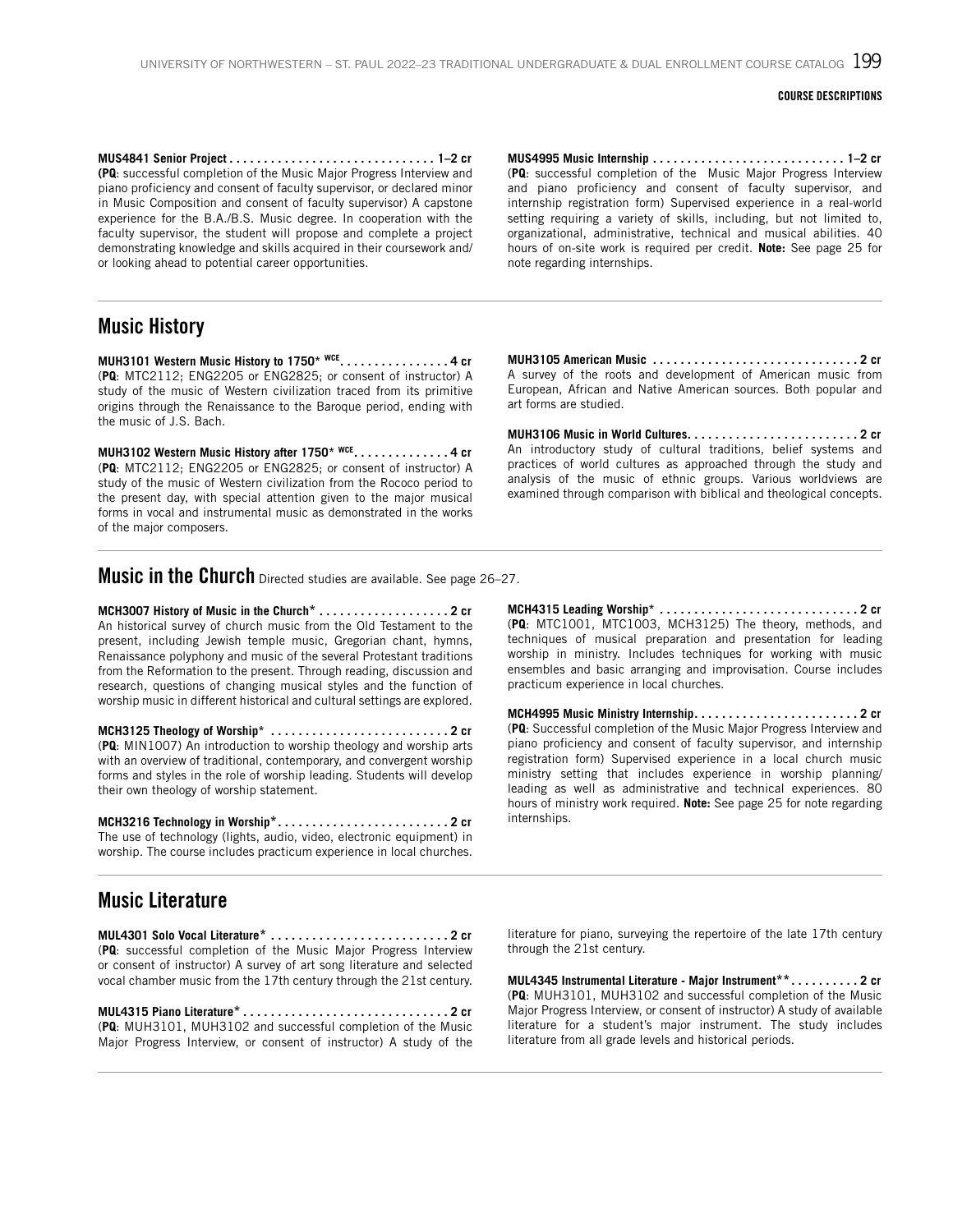**MUS4841 Senior Project . . . . . . . . . . . . . . . . . . . . . . . . . . . . . . 1–2 cr**
**(PQ**: successful completion of the Music Major Progress Interview and piano proficiency and consent of faculty supervisor, or declared minor in Music Composition and consent of faculty supervisor) A capstone experience for the B.A./B.S. Music degree. In cooperation with the faculty supervisor, the student will propose and complete a project demonstrating knowledge and skills acquired in their coursework and/or looking ahead to potential career opportunities.

**MUS4995 Music Internship . . . . . . . . . . . . . . . . . . . . . . . . . . . . 1–2 cr**
(**PQ**: successful completion of the Music Major Progress Interview and piano proficiency and consent of faculty supervisor, and internship registration form) Supervised experience in a real-world setting requiring a variety of skills, including, but not limited to, organizational, administrative, technical and musical abilities. 40 hours of on-site work is required per credit. **Note:** See page 25 for note regarding internships.

## Music History

**MUH3101 Western Music History to 1750\* WCE . . . . . . . . . . . . . . . . 4 cr**
(**PQ**: MTC2112; ENG2205 or ENG2825; or consent of instructor) A study of the music of Western civilization traced from its primitive origins through the Renaissance to the Baroque period, ending with the music of J.S. Bach.

**MUH3102 Western Music History after 1750\* WCE . . . . . . . . . . . . . 4 cr**
(**PQ**: MTC2112; ENG2205 or ENG2825; or consent of instructor) A study of the music of Western civilization from the Rococo period to the present day, with special attention given to the major musical forms in vocal and instrumental music as demonstrated in the works of the major composers.

**MUH3105 American Music . . . . . . . . . . . . . . . . . . . . . . . . . . . . . 2 cr**
A survey of the roots and development of American music from European, African and Native American sources. Both popular and art forms are studied.

**MUH3106 Music in World Cultures. . . . . . . . . . . . . . . . . . . . . . . . . 2 cr**
An introductory study of cultural traditions, belief systems and practices of world cultures as approached through the study and analysis of the music of ethnic groups. Various worldviews are examined through comparison with biblical and theological concepts.

## Music in the Church

Directed studies are available. See page 26–27.

**MCH3007 History of Music in the Church\* . . . . . . . . . . . . . . . . . . . 2 cr**
An historical survey of church music from the Old Testament to the present, including Jewish temple music, Gregorian chant, hymns, Renaissance polyphony and music of the several Protestant traditions from the Reformation to the present. Through reading, discussion and research, questions of changing musical styles and the function of worship music in different historical and cultural settings are explored.

**MCH3125 Theology of Worship\* . . . . . . . . . . . . . . . . . . . . . . . . . . 2 cr**
(**PQ**: MIN1007) An introduction to worship theology and worship arts with an overview of traditional, contemporary, and convergent worship forms and styles in the role of worship leading. Students will develop their own theology of worship statement.

**MCH3216 Technology in Worship\*. . . . . . . . . . . . . . . . . . . . . . . . . 2 cr**
The use of technology (lights, audio, video, electronic equipment) in worship. The course includes practicum experience in local churches.

**MCH4315 Leading Worship\* . . . . . . . . . . . . . . . . . . . . . . . . . . . . . 2 cr**
(**PQ**: MTC1001, MTC1003, MCH3125) The theory, methods, and techniques of musical preparation and presentation for leading worship in ministry. Includes techniques for working with music ensembles and basic arranging and improvisation. Course includes practicum experience in local churches.

**MCH4995 Music Ministry Internship. . . . . . . . . . . . . . . . . . . . . . . . 2 cr**
(**PQ**: Successful completion of the Music Major Progress Interview and piano proficiency and consent of faculty supervisor, and internship registration form) Supervised experience in a local church music ministry setting that includes experience in worship planning/leading as well as administrative and technical experiences. 80 hours of ministry work required. **Note:** See page 25 for note regarding internships.

## Music Literature

**MUL4301 Solo Vocal Literature\* . . . . . . . . . . . . . . . . . . . . . . . . . . 2 cr**
(**PQ**: successful completion of the Music Major Progress Interview or consent of instructor) A survey of art song literature and selected vocal chamber music from the 17th century through the 21st century.

**MUL4315 Piano Literature\* . . . . . . . . . . . . . . . . . . . . . . . . . . . . . . 2 cr**
(**PQ**: MUH3101, MUH3102 and successful completion of the Music Major Progress Interview, or consent of instructor) A study of the literature for piano, surveying the repertoire of the late 17th century through the 21st century.

**MUL4345 Instrumental Literature - Major Instrument\*\* . . . . . . . . . . 2 cr**
(**PQ**: MUH3101, MUH3102 and successful completion of the Music Major Progress Interview, or consent of instructor) A study of available literature for a student's major instrument. The study includes literature from all grade levels and historical periods.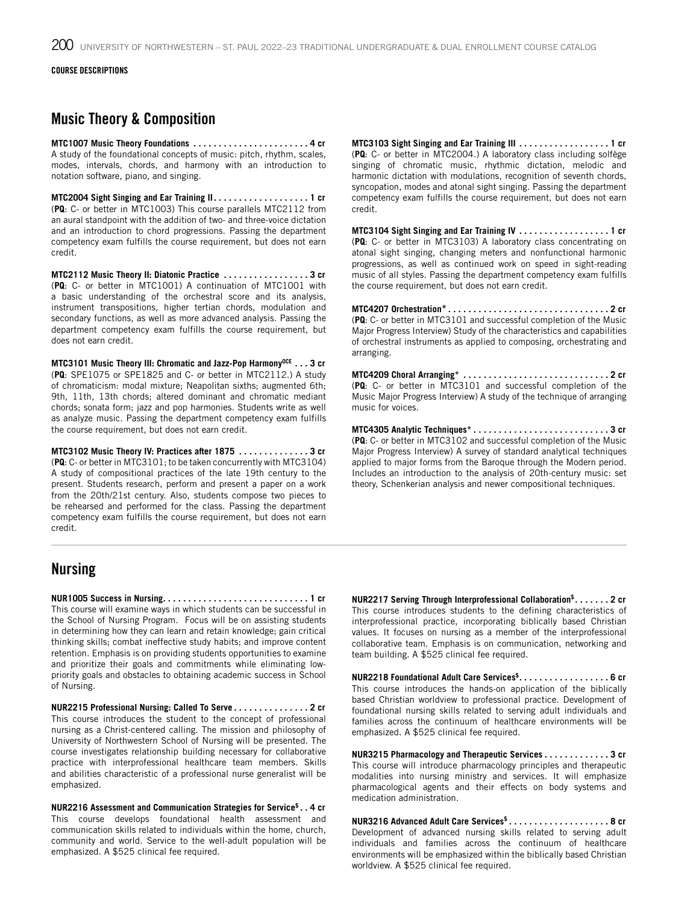COURSE DESCRIPTIONS

## Music Theory & Composition

**MTC1007 Music Theory Foundations . . . . . . . . . . . . . . . . . . . . . . . 4 cr**
A study of the foundational concepts of music: pitch, rhythm, scales, modes, intervals, chords, and harmony with an introduction to notation software, piano, and singing.

**MTC2004 Sight Singing and Ear Training II. . . . . . . . . . . . . . . . . . . 1 cr**
(**PQ**: C- or better in MTC1003) This course parallels MTC2112 from an aural standpoint with the addition of two- and three-voice dictation and an introduction to chord progressions. Passing the department competency exam fulfills the course requirement, but does not earn credit.

**MTC2112 Music Theory II: Diatonic Practice . . . . . . . . . . . . . . . . . 3 cr**
(**PQ**: C- or better in MTC1001) A continuation of MTC1001 with a basic understanding of the orchestral score and its analysis, instrument transpositions, higher tertian chords, modulation and secondary functions, as well as more advanced analysis. Passing the department competency exam fulfills the course requirement, but does not earn credit.

**MTC3101 Music Theory III: Chromatic and Jazz-Pop Harmony[DCE] . . . 3 cr**
(**PQ**: SPE1075 or SPE1825 and C- or better in MTC2112.) A study of chromaticism: modal mixture; Neapolitan sixths; augmented 6th; 9th, 11th, 13th chords; altered dominant and chromatic mediant chords; sonata form; jazz and pop harmonies. Students write as well as analyze music. Passing the department competency exam fulfills the course requirement, but does not earn credit.

**MTC3102 Music Theory IV: Practices after 1875 . . . . . . . . . . . . . . 3 cr**
(**PQ**: C- or better in MTC3101; to be taken concurrently with MTC3104) A study of compositional practices of the late 19th century to the present. Students research, perform and present a paper on a work from the 20th/21st century. Also, students compose two pieces to be rehearsed and performed for the class. Passing the department competency exam fulfills the course requirement, but does not earn credit.

**MTC3103 Sight Singing and Ear Training III . . . . . . . . . . . . . . . . . . 1 cr**
(**PQ**: C- or better in MTC2004.) A laboratory class including solfège singing of chromatic music, rhythmic dictation, melodic and harmonic dictation with modulations, recognition of seventh chords, syncopation, modes and atonal sight singing. Passing the department competency exam fulfills the course requirement, but does not earn credit.

**MTC3104 Sight Singing and Ear Training IV . . . . . . . . . . . . . . . . . . 1 cr**
(**PQ**: C- or better in MTC3103) A laboratory class concentrating on atonal sight singing, changing meters and nonfunctional harmonic progressions, as well as continued work on speed in sight-reading music of all styles. Passing the department competency exam fulfills the course requirement, but does not earn credit.

**MTC4207 Orchestration* . . . . . . . . . . . . . . . . . . . . . . . . . . . . . . . . 2 cr**
(**PQ**: C- or better in MTC3101 and successful completion of the Music Major Progress Interview) Study of the characteristics and capabilities of orchestral instruments as applied to composing, orchestrating and arranging.

**MTC4209 Choral Arranging* . . . . . . . . . . . . . . . . . . . . . . . . . . . . . 2 cr**
(**PQ**: C- or better in MTC3101 and successful completion of the Music Major Progress Interview) A study of the technique of arranging music for voices.

**MTC4305 Analytic Techniques* . . . . . . . . . . . . . . . . . . . . . . . . . . . 3 cr**
(**PQ**: C- or better in MTC3102 and successful completion of the Music Major Progress Interview) A survey of standard analytical techniques applied to major forms from the Baroque through the Modern period. Includes an introduction to the analysis of 20th-century music: set theory, Schenkerian analysis and newer compositional techniques.

## Nursing

**NUR1005 Success in Nursing. . . . . . . . . . . . . . . . . . . . . . . . . . . . . 1 cr**
This course will examine ways in which students can be successful in the School of Nursing Program. Focus will be on assisting students in determining how they can learn and retain knowledge; gain critical thinking skills; combat ineffective study habits; and improve content retention. Emphasis is on providing students opportunities to examine and prioritize their goals and commitments while eliminating low-priority goals and obstacles to obtaining academic success in School of Nursing.

**NUR2215 Professional Nursing: Called To Serve . . . . . . . . . . . . . . . 2 cr**
This course introduces the student to the concept of professional nursing as a Christ-centered calling. The mission and philosophy of University of Northwestern School of Nursing will be presented. The course investigates relationship building necessary for collaborative practice with interprofessional healthcare team members. Skills and abilities characteristic of a professional nurse generalist will be emphasized.

**NUR2216 Assessment and Communication Strategies for Service$ . . 4 cr**
This course develops foundational health assessment and communication skills related to individuals within the home, church, community and world. Service to the well-adult population will be emphasized. A $525 clinical fee required.

**NUR2217 Serving Through Interprofessional Collaboration$. . . . . . . 2 cr**
This course introduces students to the defining characteristics of interprofessional practice, incorporating biblically based Christian values. It focuses on nursing as a member of the interprofessional collaborative team. Emphasis is on communication, networking and team building. A $525 clinical fee required.

**NUR2218 Foundational Adult Care Services$. . . . . . . . . . . . . . . . . . 6 cr**
This course introduces the hands-on application of the biblically based Christian worldview to professional practice. Development of foundational nursing skills related to serving adult individuals and families across the continuum of healthcare environments will be emphasized. A $525 clinical fee required.

**NUR3215 Pharmacology and Therapeutic Services . . . . . . . . . . . . . 3 cr**
This course will introduce pharmacology principles and therapeutic modalities into nursing ministry and services. It will emphasize pharmacological agents and their effects on body systems and medication administration.

**NUR3216 Advanced Adult Care Services$ . . . . . . . . . . . . . . . . . . . . 8 cr**
Development of advanced nursing skills related to serving adult individuals and families across the continuum of healthcare environments will be emphasized within the biblically based Christian worldview. A $525 clinical fee required.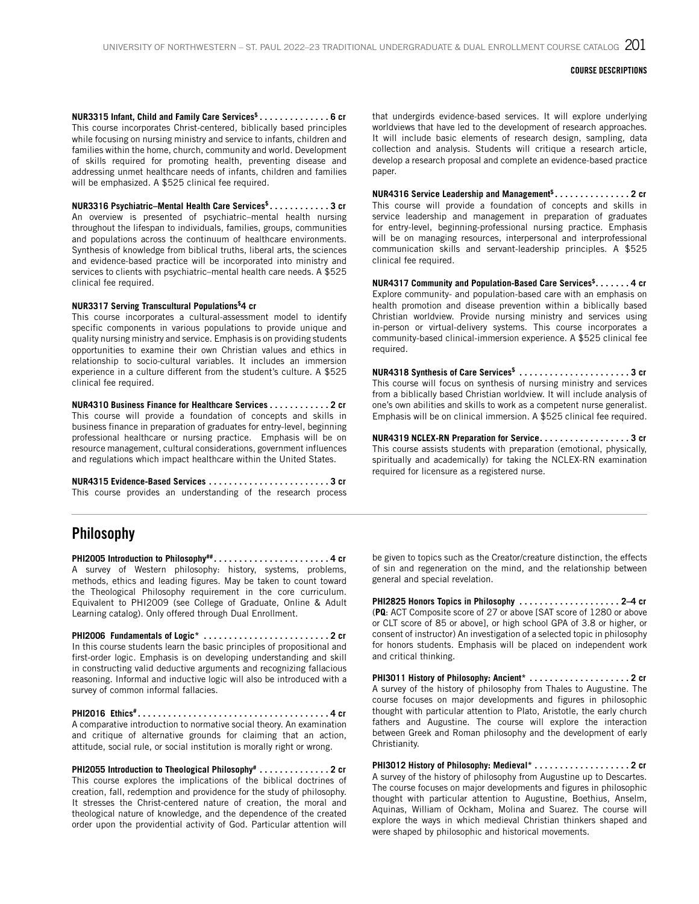**NUR3315 Infant, Child and Family Care Services$ . . . . . . . . . . . . . . 6 cr**
This course incorporates Christ-centered, biblically based principles while focusing on nursing ministry and service to infants, children and families within the home, church, community and world. Development of skills required for promoting health, preventing disease and addressing unmet healthcare needs of infants, children and families will be emphasized. A $525 clinical fee required.

**NUR3316 Psychiatric–Mental Health Care Services$ . . . . . . . . . . . . 3 cr**
An overview is presented of psychiatric–mental health nursing throughout the lifespan to individuals, families, groups, communities and populations across the continuum of healthcare environments. Synthesis of knowledge from biblical truths, liberal arts, the sciences and evidence-based practice will be incorporated into ministry and services to clients with psychiatric–mental health care needs. A $525 clinical fee required.

**NUR3317 Serving Transcultural Populations$ 4 cr**
This course incorporates a cultural-assessment model to identify specific components in various populations to provide unique and quality nursing ministry and service. Emphasis is on providing students opportunities to examine their own Christian values and ethics in relationship to socio-cultural variables. It includes an immersion experience in a culture different from the student's culture. A $525 clinical fee required.

**NUR4310 Business Finance for Healthcare Services . . . . . . . . . . . . 2 cr**
This course will provide a foundation of concepts and skills in business finance in preparation of graduates for entry-level, beginning professional healthcare or nursing practice. Emphasis will be on resource management, cultural considerations, government influences and regulations which impact healthcare within the United States.

**NUR4315 Evidence-Based Services . . . . . . . . . . . . . . . . . . . . . . . . 3 cr**
This course provides an understanding of the research process that undergirds evidence-based services. It will explore underlying worldviews that have led to the development of research approaches. It will include basic elements of research design, sampling, data collection and analysis. Students will critique a research article, develop a research proposal and complete an evidence-based practice paper.

**NUR4316 Service Leadership and Management$ . . . . . . . . . . . . . . . 2 cr**
This course will provide a foundation of concepts and skills in service leadership and management in preparation of graduates for entry-level, beginning-professional nursing practice. Emphasis will be on managing resources, interpersonal and interprofessional communication skills and servant-leadership principles. A $525 clinical fee required.

**NUR4317 Community and Population-Based Care Services$ . . . . . . . 4 cr**
Explore community- and population-based care with an emphasis on health promotion and disease prevention within a biblically based Christian worldview. Provide nursing ministry and services using in-person or virtual-delivery systems. This course incorporates a community-based clinical-immersion experience. A $525 clinical fee required.

**NUR4318 Synthesis of Care Services$ . . . . . . . . . . . . . . . . . . . . . . 3 cr**
This course will focus on synthesis of nursing ministry and services from a biblically based Christian worldview. It will include analysis of one's own abilities and skills to work as a competent nurse generalist. Emphasis will be on clinical immersion. A $525 clinical fee required.

**NUR4319 NCLEX-RN Preparation for Service. . . . . . . . . . . . . . . . . . 3 cr**
This course assists students with preparation (emotional, physically, spiritually and academically) for taking the NCLEX-RN examination required for licensure as a registered nurse.

## Philosophy

**PHI2005 Introduction to Philosophy## . . . . . . . . . . . . . . . . . . . . . . . 4 cr**
A survey of Western philosophy: history, systems, problems, methods, ethics and leading figures. May be taken to count toward the Theological Philosophy requirement in the core curriculum. Equivalent to PHI2009 (see College of Graduate, Online & Adult Learning catalog). Only offered through Dual Enrollment.

**PHI2006 Fundamentals of Logic* . . . . . . . . . . . . . . . . . . . . . . . . . 2 cr**
In this course students learn the basic principles of propositional and first-order logic. Emphasis is on developing understanding and skill in constructing valid deductive arguments and recognizing fallacious reasoning. Informal and inductive logic will also be introduced with a survey of common informal fallacies.

**PHI2016 Ethics# . . . . . . . . . . . . . . . . . . . . . . . . . . . . . . . . . . . . . 4 cr**
A comparative introduction to normative social theory. An examination and critique of alternative grounds for claiming that an action, attitude, social rule, or social institution is morally right or wrong.

**PHI2055 Introduction to Theological Philosophy# . . . . . . . . . . . . . 2 cr**
This course explores the implications of the biblical doctrines of creation, fall, redemption and providence for the study of philosophy. It stresses the Christ-centered nature of creation, the moral and theological nature of knowledge, and the dependence of the created order upon the providential activity of God. Particular attention will be given to topics such as the Creator/creature distinction, the effects of sin and regeneration on the mind, and the relationship between general and special revelation.

**PHI2825 Honors Topics in Philosophy . . . . . . . . . . . . . . . . . . . . 2–4 cr**
(**PQ**: ACT Composite score of 27 or above [SAT score of 1280 or above or CLT score of 85 or above], or high school GPA of 3.8 or higher, or consent of instructor) An investigation of a selected topic in philosophy for honors students. Emphasis will be placed on independent work and critical thinking.

**PHI3011 History of Philosophy: Ancient* . . . . . . . . . . . . . . . . . . . . 2 cr**
A survey of the history of philosophy from Thales to Augustine. The course focuses on major developments and figures in philosophic thought with particular attention to Plato, Aristotle, the early church fathers and Augustine. The course will explore the interaction between Greek and Roman philosophy and the development of early Christianity.

**PHI3012 History of Philosophy: Medieval* . . . . . . . . . . . . . . . . . . . 2 cr**
A survey of the history of philosophy from Augustine up to Descartes. The course focuses on major developments and figures in philosophic thought with particular attention to Augustine, Boethius, Anselm, Aquinas, William of Ockham, Molina and Suarez. The course will explore the ways in which medieval Christian thinkers shaped and were shaped by philosophic and historical movements.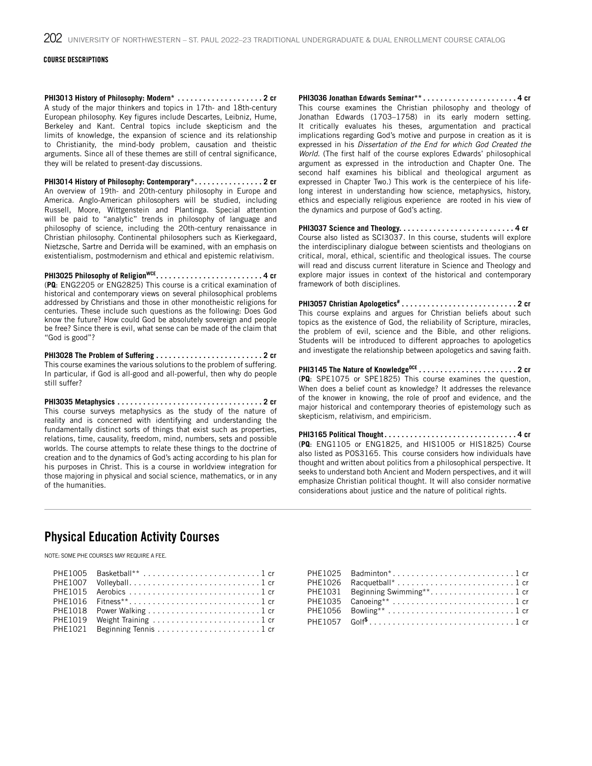**COURSE DESCRIPTIONS**

**PHI3013 History of Philosophy: Modern* . . . . . . . . . . . . . . . . . . . . 2 cr**
A study of the major thinkers and topics in 17th- and 18th-century European philosophy. Key figures include Descartes, Leibniz, Hume, Berkeley and Kant. Central topics include skepticism and the limits of knowledge, the expansion of science and its relationship to Christianity, the mind-body problem, causation and theistic arguments. Since all of these themes are still of central significance, they will be related to present-day discussions.

**PHI3014 History of Philosophy: Contemporary*. . . . . . . . . . . . . . . . 2 cr**
An overview of 19th- and 20th-century philosophy in Europe and America. Anglo-American philosophers will be studied, including Russell, Moore, Wittgenstein and Plantinga. Special attention will be paid to "analytic" trends in philosophy of language and philosophy of science, including the 20th-century renaissance in Christian philosophy. Continental philosophers such as Kierkegaard, Nietzsche, Sartre and Derrida will be examined, with an emphasis on existentialism, postmodernism and ethical and epistemic relativism.

**PHI3025 Philosophy of Religion[WCE]. . . . . . . . . . . . . . . . . . . . . . . . . 4 cr**
(**PQ**: ENG2205 or ENG2825) This course is a critical examination of historical and contemporary views on several philosophical problems addressed by Christians and those in other monotheistic religions for centuries. These include such questions as the following: Does God know the future? How could God be absolutely sovereign and people be free? Since there is evil, what sense can be made of the claim that "God is good"?

**PHI3028 The Problem of Suffering . . . . . . . . . . . . . . . . . . . . . . . . . 2 cr**
This course examines the various solutions to the problem of suffering. In particular, if God is all-good and all-powerful, then why do people still suffer?

**PHI3035 Metaphysics . . . . . . . . . . . . . . . . . . . . . . . . . . . . . . . . . . 2 cr**
This course surveys metaphysics as the study of the nature of reality and is concerned with identifying and understanding the fundamentally distinct sorts of things that exist such as properties, relations, time, causality, freedom, mind, numbers, sets and possible worlds. The course attempts to relate these things to the doctrine of creation and to the dynamics of God's acting according to his plan for his purposes in Christ. This is a course in worldview integration for those majoring in physical and social science, mathematics, or in any of the humanities.

**PHI3036 Jonathan Edwards Seminar** . . . . . . . . . . . . . . . . . . . . . . 4 cr**
This course examines the Christian philosophy and theology of Jonathan Edwards (1703–1758) in its early modern setting. It critically evaluates his theses, argumentation and practical implications regarding God's motive and purpose in creation as it is expressed in his *Dissertation of the End for which God Created the World*. (The first half of the course explores Edwards' philosophical argument as expressed in the introduction and Chapter One. The second half examines his biblical and theological argument as expressed in Chapter Two.) This work is the centerpiece of his life-long interest in understanding how science, metaphysics, history, ethics and especially religious experience are rooted in his view of the dynamics and purpose of God's acting.

**PHI3037 Science and Theology. . . . . . . . . . . . . . . . . . . . . . . . . . . 4 cr**
Course also listed as SCI3037. In this course, students will explore the interdisciplinary dialogue between scientists and theologians on critical, moral, ethical, scientific and theological issues. The course will read and discuss current literature in Science and Theology and explore major issues in context of the historical and contemporary framework of both disciplines.

**PHI3057 Christian Apologetics# . . . . . . . . . . . . . . . . . . . . . . . . . . . 2 cr**
This course explains and argues for Christian beliefs about such topics as the existence of God, the reliability of Scripture, miracles, the problem of evil, science and the Bible, and other religions. Students will be introduced to different approaches to apologetics and investigate the relationship between apologetics and saving faith.

**PHI3145 The Nature of Knowledge[OCE] . . . . . . . . . . . . . . . . . . . . . . . 2 cr**
(**PQ**: SPE1075 or SPE1825) This course examines the question, When does a belief count as knowledge? It addresses the relevance of the knower in knowing, the role of proof and evidence, and the major historical and contemporary theories of epistemology such as skepticism, relativism, and empiricism.

**PHI3165 Political Thought . . . . . . . . . . . . . . . . . . . . . . . . . . . . . . . 4 cr**
(**PQ**: ENG1105 or ENG1825, and HIS1005 or HIS1825) Course also listed as POS3165. This course considers how individuals have thought and written about politics from a philosophical perspective. It seeks to understand both Ancient and Modern perspectives, and it will emphasize Christian political thought. It will also consider normative considerations about justice and the nature of political rights.

## Physical Education Activity Courses

NOTE: SOME PHE COURSES MAY REQUIRE A FEE.

PHE1005 Basketball** . . . . . . . . . . . . . . . . . . . . . . . . . 1 cr
PHE1007 Volleyball. . . . . . . . . . . . . . . . . . . . . . . . . . . . 1 cr
PHE1015 Aerobics . . . . . . . . . . . . . . . . . . . . . . . . . . . . 1 cr
PHE1016 Fitness**. . . . . . . . . . . . . . . . . . . . . . . . . . . . 1 cr
PHE1018 Power Walking . . . . . . . . . . . . . . . . . . . . . . . . 1 cr
PHE1019 Weight Training . . . . . . . . . . . . . . . . . . . . . . . 1 cr
PHE1021 Beginning Tennis . . . . . . . . . . . . . . . . . . . . . . 1 cr
PHE1025 Badminton*. . . . . . . . . . . . . . . . . . . . . . . . . . 1 cr
PHE1026 Racquetball* . . . . . . . . . . . . . . . . . . . . . . . . . 1 cr
PHE1031 Beginning Swimming**. . . . . . . . . . . . . . . . . . 1 cr
PHE1035 Canoeing** . . . . . . . . . . . . . . . . . . . . . . . . . . 1 cr
PHE1056 Bowling** . . . . . . . . . . . . . . . . . . . . . . . . . . . 1 cr
PHE1057 Golf$ . . . . . . . . . . . . . . . . . . . . . . . . . . . . . . 1 cr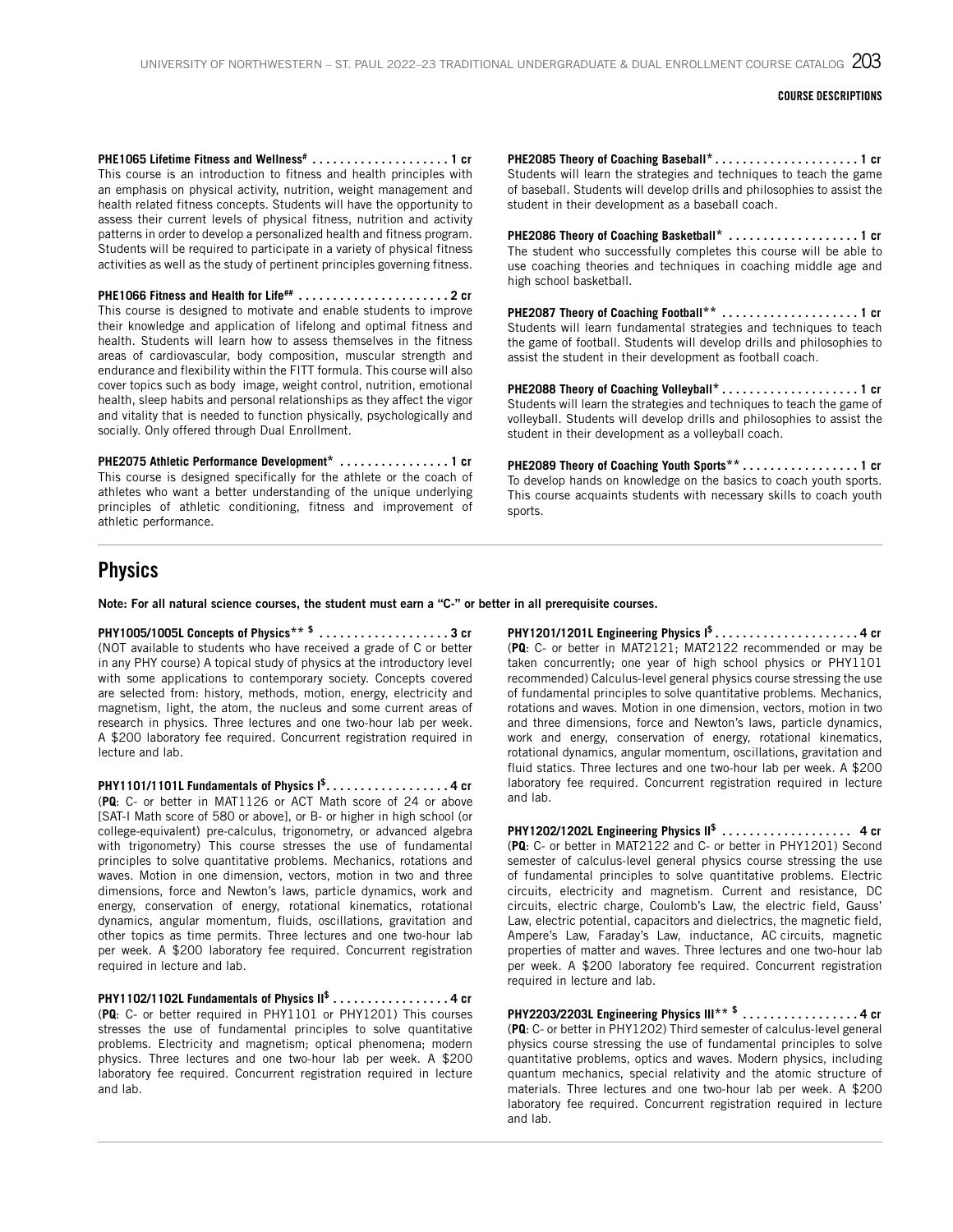**PHE1065 Lifetime Fitness and Wellness# . . . . . . . . . . . . . . . . . . . . 1 cr**
This course is an introduction to fitness and health principles with an emphasis on physical activity, nutrition, weight management and health related fitness concepts. Students will have the opportunity to assess their current levels of physical fitness, nutrition and activity patterns in order to develop a personalized health and fitness program. Students will be required to participate in a variety of physical fitness activities as well as the study of pertinent principles governing fitness.

**PHE1066 Fitness and Health for Life## . . . . . . . . . . . . . . . . . . . . . . 2 cr**
This course is designed to motivate and enable students to improve their knowledge and application of lifelong and optimal fitness and health. Students will learn how to assess themselves in the fitness areas of cardiovascular, body composition, muscular strength and endurance and flexibility within the FITT formula. This course will also cover topics such as body image, weight control, nutrition, emotional health, sleep habits and personal relationships as they affect the vigor and vitality that is needed to function physically, psychologically and socially. Only offered through Dual Enrollment.

**PHE2075 Athletic Performance Development* . . . . . . . . . . . . . . . . 1 cr**
This course is designed specifically for the athlete or the coach of athletes who want a better understanding of the unique underlying principles of athletic conditioning, fitness and improvement of athletic performance.

**PHE2085 Theory of Coaching Baseball* . . . . . . . . . . . . . . . . . . . . . 1 cr**
Students will learn the strategies and techniques to teach the game of baseball. Students will develop drills and philosophies to assist the student in their development as a baseball coach.

**PHE2086 Theory of Coaching Basketball* . . . . . . . . . . . . . . . . . . . 1 cr**
The student who successfully completes this course will be able to use coaching theories and techniques in coaching middle age and high school basketball.

**PHE2087 Theory of Coaching Football** . . . . . . . . . . . . . . . . . . . . 1 cr**
Students will learn fundamental strategies and techniques to teach the game of football. Students will develop drills and philosophies to assist the student in their development as football coach.

**PHE2088 Theory of Coaching Volleyball* . . . . . . . . . . . . . . . . . . . . 1 cr**
Students will learn the strategies and techniques to teach the game of volleyball. Students will develop drills and philosophies to assist the student in their development as a volleyball coach.

**PHE2089 Theory of Coaching Youth Sports** . . . . . . . . . . . . . . . . . 1 cr**
To develop hands on knowledge on the basics to coach youth sports. This course acquaints students with necessary skills to coach youth sports.

## Physics

**Note: For all natural science courses, the student must earn a "C-" or better in all prerequisite courses.**

**PHY1005/1005L Concepts of Physics** $ . . . . . . . . . . . . . . . . . . . 3 cr**
(NOT available to students who have received a grade of C or better in any PHY course) A topical study of physics at the introductory level with some applications to contemporary society. Concepts covered are selected from: history, methods, motion, energy, electricity and magnetism, light, the atom, the nucleus and some current areas of research in physics. Three lectures and one two-hour lab per week. A $200 laboratory fee required. Concurrent registration required in lecture and lab.

**PHY1101/1101L Fundamentals of Physics I$ . . . . . . . . . . . . . . . . . . 4 cr**
(**PQ**: C- or better in MAT1126 or ACT Math score of 24 or above [SAT-I Math score of 580 or above], or B- or higher in high school (or college-equivalent) pre-calculus, trigonometry, or advanced algebra with trigonometry) This course stresses the use of fundamental principles to solve quantitative problems. Mechanics, rotations and waves. Motion in one dimension, vectors, motion in two and three dimensions, force and Newton's laws, particle dynamics, work and energy, conservation of energy, rotational kinematics, rotational dynamics, angular momentum, fluids, oscillations, gravitation and other topics as time permits. Three lectures and one two-hour lab per week. A $200 laboratory fee required. Concurrent registration required in lecture and lab.

**PHY1102/1102L Fundamentals of Physics II$ . . . . . . . . . . . . . . . . . 4 cr**
(**PQ**: C- or better required in PHY1101 or PHY1201) This courses stresses the use of fundamental principles to solve quantitative problems. Electricity and magnetism; optical phenomena; modern physics. Three lectures and one two-hour lab per week. A $200 laboratory fee required. Concurrent registration required in lecture and lab.

**PHY1201/1201L Engineering Physics I$ . . . . . . . . . . . . . . . . . . . . . 4 cr**
(**PQ**: C- or better in MAT2121; MAT2122 recommended or may be taken concurrently; one year of high school physics or PHY1101 recommended) Calculus-level general physics course stressing the use of fundamental principles to solve quantitative problems. Mechanics, rotations and waves. Motion in one dimension, vectors, motion in two and three dimensions, force and Newton's laws, particle dynamics, work and energy, conservation of energy, rotational kinematics, rotational dynamics, angular momentum, oscillations, gravitation and fluid statics. Three lectures and one two-hour lab per week. A $200 laboratory fee required. Concurrent registration required in lecture and lab.

**PHY1202/1202L Engineering Physics II$ . . . . . . . . . . . . . . . . . . . 4 cr**
(**PQ**: C- or better in MAT2122 and C- or better in PHY1201) Second semester of calculus-level general physics course stressing the use of fundamental principles to solve quantitative problems. Electric circuits, electricity and magnetism. Current and resistance, DC circuits, electric charge, Coulomb's Law, the electric field, Gauss' Law, electric potential, capacitors and dielectrics, the magnetic field, Ampere's Law, Faraday's Law, inductance, AC circuits, magnetic properties of matter and waves. Three lectures and one two-hour lab per week. A $200 laboratory fee required. Concurrent registration required in lecture and lab.

**PHY2203/2203L Engineering Physics III** $ . . . . . . . . . . . . . . . . . 4 cr**
(**PQ**: C- or better in PHY1202) Third semester of calculus-level general physics course stressing the use of fundamental principles to solve quantitative problems, optics and waves. Modern physics, including quantum mechanics, special relativity and the atomic structure of materials. Three lectures and one two-hour lab per week. A $200 laboratory fee required. Concurrent registration required in lecture and lab.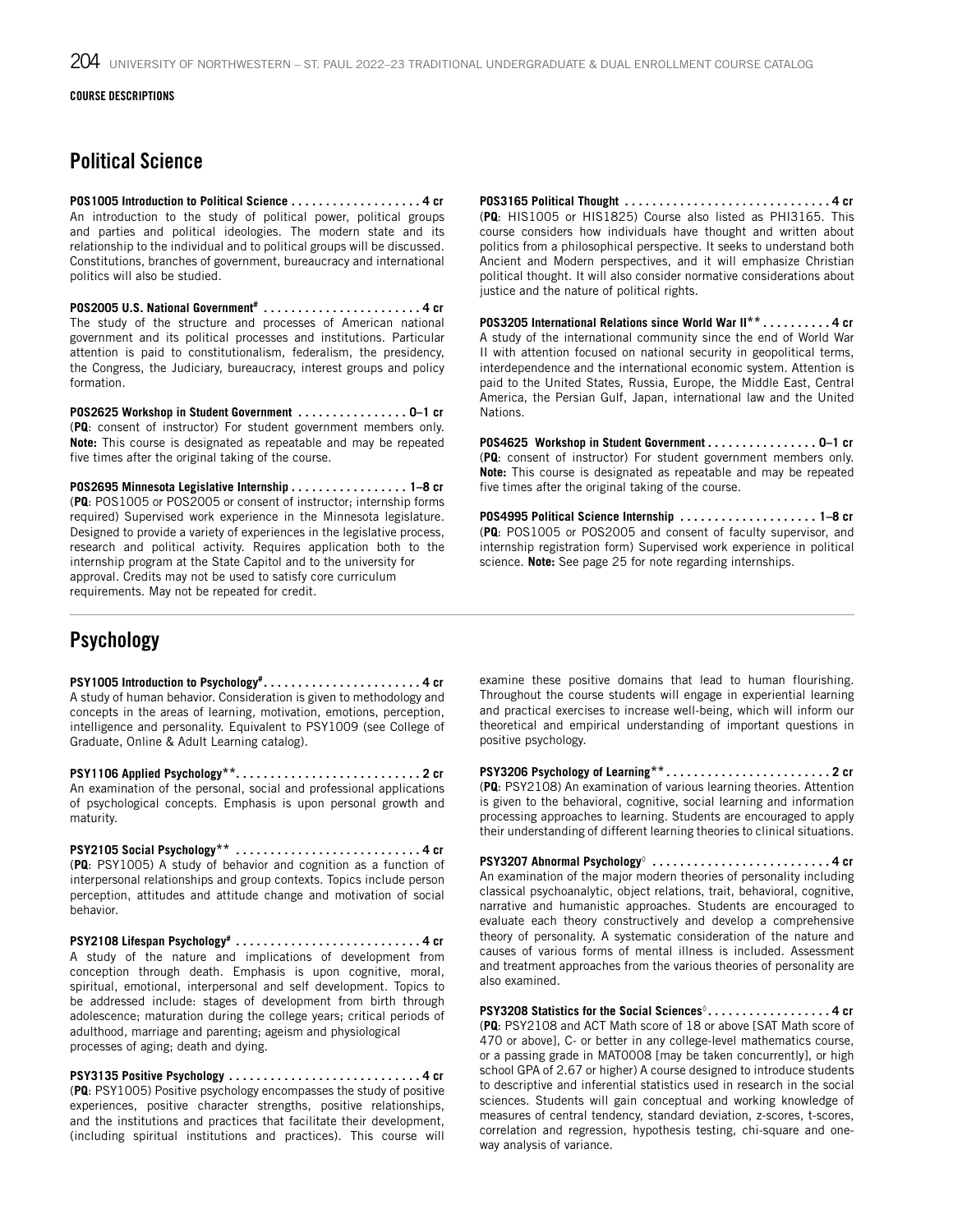COURSE DESCRIPTIONS

## Political Science

**POS1005 Introduction to Political Science . . . . . . . . . . . . . . . . . . . 4 cr**
An introduction to the study of political power, political groups and parties and political ideologies. The modern state and its relationship to the individual and to political groups will be discussed. Constitutions, branches of government, bureaucracy and international politics will also be studied.

**POS2005 U.S. National Government# . . . . . . . . . . . . . . . . . . . . . . . 4 cr**
The study of the structure and processes of American national government and its political processes and institutions. Particular attention is paid to constitutionalism, federalism, the presidency, the Congress, the Judiciary, bureaucracy, interest groups and policy formation.

**POS2625 Workshop in Student Government . . . . . . . . . . . . . . . . 0–1 cr**
(**PQ**: consent of instructor) For student government members only. **Note:** This course is designated as repeatable and may be repeated five times after the original taking of the course.

**POS2695 Minnesota Legislative Internship . . . . . . . . . . . . . . . . . 1–8 cr**
(**PQ**: POS1005 or POS2005 or consent of instructor; internship forms required) Supervised work experience in the Minnesota legislature. Designed to provide a variety of experiences in the legislative process, research and political activity. Requires application both to the internship program at the State Capitol and to the university for approval. Credits may not be used to satisfy core curriculum requirements. May not be repeated for credit.

**POS3165 Political Thought . . . . . . . . . . . . . . . . . . . . . . . . . . . . . . 4 cr**
(**PQ**: HIS1005 or HIS1825) Course also listed as PHI3165. This course considers how individuals have thought and written about politics from a philosophical perspective. It seeks to understand both Ancient and Modern perspectives, and it will emphasize Christian political thought. It will also consider normative considerations about justice and the nature of political rights.

**POS3205 International Relations since World War II** . . . . . . . . . . 4 cr**
A study of the international community since the end of World War II with attention focused on national security in geopolitical terms, interdependence and the international economic system. Attention is paid to the United States, Russia, Europe, the Middle East, Central America, the Persian Gulf, Japan, international law and the United Nations.

**POS4625 Workshop in Student Government . . . . . . . . . . . . . . . . 0–1 cr**
(**PQ**: consent of instructor) For student government members only. **Note:** This course is designated as repeatable and may be repeated five times after the original taking of the course.

**POS4995 Political Science Internship . . . . . . . . . . . . . . . . . . . . 1–8 cr**
(**PQ**: POS1005 or POS2005 and consent of faculty supervisor, and internship registration form) Supervised work experience in political science. **Note:** See page 25 for note regarding internships.

## Psychology

**PSY1005 Introduction to Psychology# . . . . . . . . . . . . . . . . . . . . . . . 4 cr**
A study of human behavior. Consideration is given to methodology and concepts in the areas of learning, motivation, emotions, perception, intelligence and personality. Equivalent to PSY1009 (see College of Graduate, Online & Adult Learning catalog).

**PSY1106 Applied Psychology** . . . . . . . . . . . . . . . . . . . . . . . . . . . 2 cr**
An examination of the personal, social and professional applications of psychological concepts. Emphasis is upon personal growth and maturity.

**PSY2105 Social Psychology** . . . . . . . . . . . . . . . . . . . . . . . . . . . 4 cr**
(**PQ**: PSY1005) A study of behavior and cognition as a function of interpersonal relationships and group contexts. Topics include person perception, attitudes and attitude change and motivation of social behavior.

**PSY2108 Lifespan Psychology# . . . . . . . . . . . . . . . . . . . . . . . . . . . 4 cr**
A study of the nature and implications of development from conception through death. Emphasis is upon cognitive, moral, spiritual, emotional, interpersonal and self development. Topics to be addressed include: stages of development from birth through adolescence; maturation during the college years; critical periods of adulthood, marriage and parenting; ageism and physiological processes of aging; death and dying.

**PSY3135 Positive Psychology . . . . . . . . . . . . . . . . . . . . . . . . . . . . 4 cr**
(**PQ**: PSY1005) Positive psychology encompasses the study of positive experiences, positive character strengths, positive relationships, and the institutions and practices that facilitate their development, (including spiritual institutions and practices). This course will examine these positive domains that lead to human flourishing. Throughout the course students will engage in experiential learning and practical exercises to increase well-being, which will inform our theoretical and empirical understanding of important questions in positive psychology.

**PSY3206 Psychology of Learning** . . . . . . . . . . . . . . . . . . . . . . . . 2 cr**
(**PQ**: PSY2108) An examination of various learning theories. Attention is given to the behavioral, cognitive, social learning and information processing approaches to learning. Students are encouraged to apply their understanding of different learning theories to clinical situations.

**PSY3207 Abnormal Psychology◊ . . . . . . . . . . . . . . . . . . . . . . . . . . 4 cr**
An examination of the major modern theories of personality including classical psychoanalytic, object relations, trait, behavioral, cognitive, narrative and humanistic approaches. Students are encouraged to evaluate each theory constructively and develop a comprehensive theory of personality. A systematic consideration of the nature and causes of various forms of mental illness is included. Assessment and treatment approaches from the various theories of personality are also examined.

**PSY3208 Statistics for the Social Sciences◊ . . . . . . . . . . . . . . . . . . 4 cr**
(**PQ**: PSY2108 and ACT Math score of 18 or above [SAT Math score of 470 or above], C- or better in any college-level mathematics course, or a passing grade in MAT0008 [may be taken concurrently], or high school GPA of 2.67 or higher) A course designed to introduce students to descriptive and inferential statistics used in research in the social sciences. Students will gain conceptual and working knowledge of measures of central tendency, standard deviation, z-scores, t-scores, correlation and regression, hypothesis testing, chi-square and one-way analysis of variance.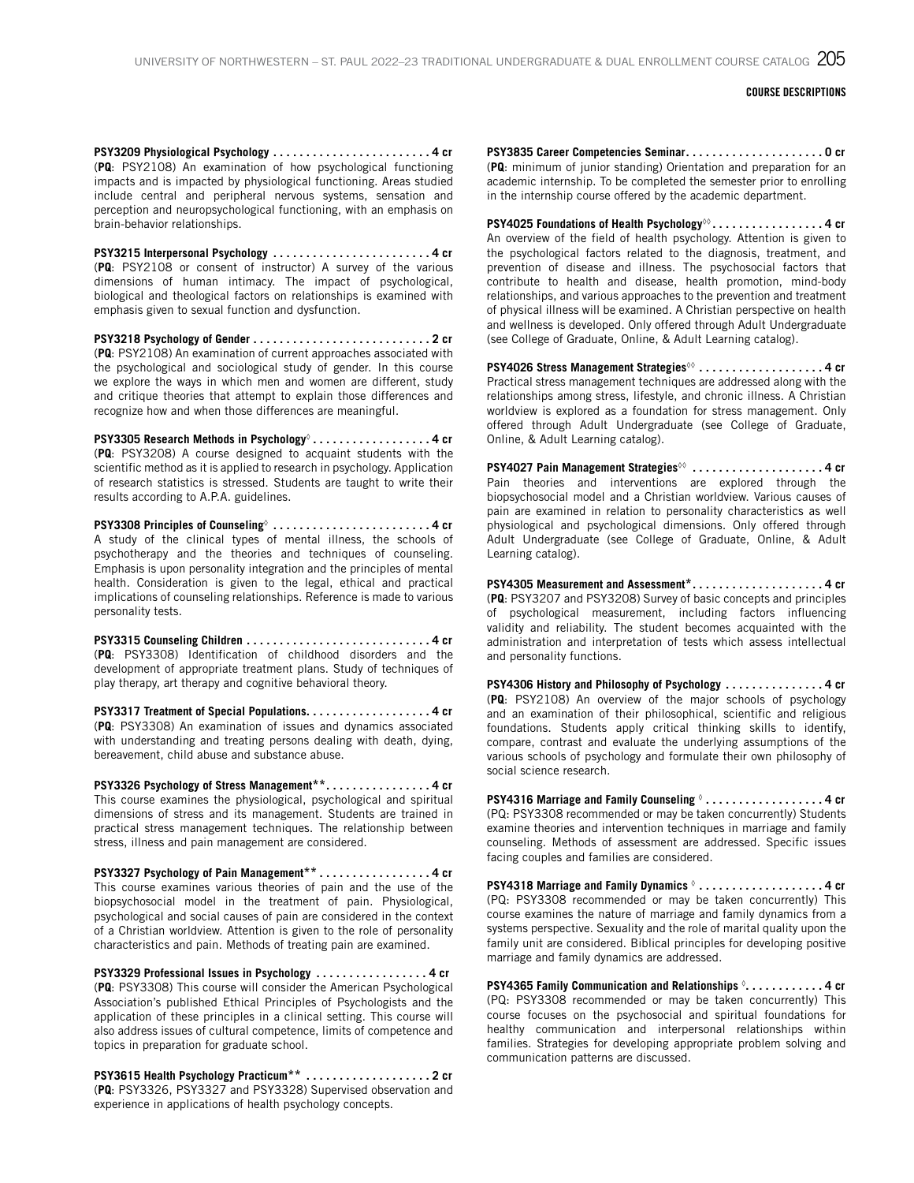COURSE DESCRIPTIONS

**PSY3209 Physiological Psychology . . . . . . . . . . . . . . . . . . . . . . . . 4 cr**
(**PQ**: PSY2108) An examination of how psychological functioning impacts and is impacted by physiological functioning. Areas studied include central and peripheral nervous systems, sensation and perception and neuropsychological functioning, with an emphasis on brain-behavior relationships.

**PSY3215 Interpersonal Psychology . . . . . . . . . . . . . . . . . . . . . . . . 4 cr**
(**PQ**: PSY2108 or consent of instructor) A survey of the various dimensions of human intimacy. The impact of psychological, biological and theological factors on relationships is examined with emphasis given to sexual function and dysfunction.

**PSY3218 Psychology of Gender . . . . . . . . . . . . . . . . . . . . . . . . . . . 2 cr**
(**PQ**: PSY2108) An examination of current approaches associated with the psychological and sociological study of gender. In this course we explore the ways in which men and women are different, study and critique theories that attempt to explain those differences and recognize how and when those differences are meaningful.

**PSY3305 Research Methods in Psychology◊ . . . . . . . . . . . . . . . . . . 4 cr**
(**PQ**: PSY3208) A course designed to acquaint students with the scientific method as it is applied to research in psychology. Application of research statistics is stressed. Students are taught to write their results according to A.P.A. guidelines.

**PSY3308 Principles of Counseling◊ . . . . . . . . . . . . . . . . . . . . . . . . 4 cr**
A study of the clinical types of mental illness, the schools of psychotherapy and the theories and techniques of counseling. Emphasis is upon personality integration and the principles of mental health. Consideration is given to the legal, ethical and practical implications of counseling relationships. Reference is made to various personality tests.

**PSY3315 Counseling Children . . . . . . . . . . . . . . . . . . . . . . . . . . . 4 cr**
(**PQ**: PSY3308) Identification of childhood disorders and the development of appropriate treatment plans. Study of techniques of play therapy, art therapy and cognitive behavioral theory.

**PSY3317 Treatment of Special Populations. . . . . . . . . . . . . . . . . . . 4 cr**
(**PQ**: PSY3308) An examination of issues and dynamics associated with understanding and treating persons dealing with death, dying, bereavement, child abuse and substance abuse.

**PSY3326 Psychology of Stress Management\*\*. . . . . . . . . . . . . . . . 4 cr**
This course examines the physiological, psychological and spiritual dimensions of stress and its management. Students are trained in practical stress management techniques. The relationship between stress, illness and pain management are considered.

**PSY3327 Psychology of Pain Management\*\* . . . . . . . . . . . . . . . . . 4 cr**
This course examines various theories of pain and the use of the biopsychosocial model in the treatment of pain. Physiological, psychological and social causes of pain are considered in the context of a Christian worldview. Attention is given to the role of personality characteristics and pain. Methods of treating pain are examined.

**PSY3329 Professional Issues in Psychology . . . . . . . . . . . . . . . . . 4 cr**
(**PQ**: PSY3308) This course will consider the American Psychological Association's published Ethical Principles of Psychologists and the application of these principles in a clinical setting. This course will also address issues of cultural competence, limits of competence and topics in preparation for graduate school.

**PSY3615 Health Psychology Practicum\*\* . . . . . . . . . . . . . . . . . . . 2 cr**
(**PQ**: PSY3326, PSY3327 and PSY3328) Supervised observation and experience in applications of health psychology concepts.

**PSY3835 Career Competencies Seminar. . . . . . . . . . . . . . . . . . . . . 0 cr**
(**PQ**: minimum of junior standing) Orientation and preparation for an academic internship. To be completed the semester prior to enrolling in the internship course offered by the academic department.

**PSY4025 Foundations of Health Psychology◊◊ . . . . . . . . . . . . . . . . 4 cr**
An overview of the field of health psychology. Attention is given to the psychological factors related to the diagnosis, treatment, and prevention of disease and illness. The psychosocial factors that contribute to health and disease, health promotion, mind-body relationships, and various approaches to the prevention and treatment of physical illness will be examined. A Christian perspective on health and wellness is developed. Only offered through Adult Undergraduate (see College of Graduate, Online, & Adult Learning catalog).

**PSY4026 Stress Management Strategies◊◊ . . . . . . . . . . . . . . . . . . 4 cr**
Practical stress management techniques are addressed along with the relationships among stress, lifestyle, and chronic illness. A Christian worldview is explored as a foundation for stress management. Only offered through Adult Undergraduate (see College of Graduate, Online, & Adult Learning catalog).

**PSY4027 Pain Management Strategies◊◊ . . . . . . . . . . . . . . . . . . . 4 cr**
Pain theories and interventions are explored through the biopsychosocial model and a Christian worldview. Various causes of pain are examined in relation to personality characteristics as well physiological and psychological dimensions. Only offered through Adult Undergraduate (see College of Graduate, Online, & Adult Learning catalog).

**PSY4305 Measurement and Assessment\*. . . . . . . . . . . . . . . . . . . . 4 cr**
(**PQ**: PSY3207 and PSY3208) Survey of basic concepts and principles of psychological measurement, including factors influencing validity and reliability. The student becomes acquainted with the administration and interpretation of tests which assess intellectual and personality functions.

**PSY4306 History and Philosophy of Psychology . . . . . . . . . . . . . . . 4 cr**
(**PQ**: PSY2108) An overview of the major schools of psychology and an examination of their philosophical, scientific and religious foundations. Students apply critical thinking skills to identify, compare, contrast and evaluate the underlying assumptions of the various schools of psychology and formulate their own philosophy of social science research.

**PSY4316 Marriage and Family Counseling ◊ . . . . . . . . . . . . . . . . . . 4 cr**
(PQ: PSY3308 recommended or may be taken concurrently) Students examine theories and intervention techniques in marriage and family counseling. Methods of assessment are addressed. Specific issues facing couples and families are considered.

**PSY4318 Marriage and Family Dynamics ◊ . . . . . . . . . . . . . . . . . . . 4 cr**
(PQ: PSY3308 recommended or may be taken concurrently) This course examines the nature of marriage and family dynamics from a systems perspective. Sexuality and the role of marital quality upon the family unit are considered. Biblical principles for developing positive marriage and family dynamics are addressed.

**PSY4365 Family Communication and Relationships ◊. . . . . . . . . . . 4 cr**
(PQ: PSY3308 recommended or may be taken concurrently) This course focuses on the psychosocial and spiritual foundations for healthy communication and interpersonal relationships within families. Strategies for developing appropriate problem solving and communication patterns are discussed.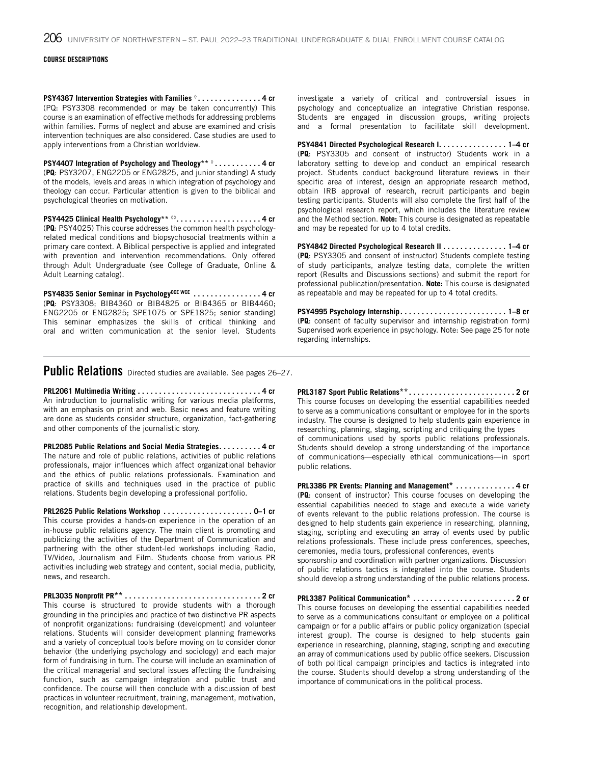**COURSE DESCRIPTIONS**

**PSY4367 Intervention Strategies with Families ◊ . . . . . . . . . . . . . . . 4 cr**
(PQ: PSY3308 recommended or may be taken concurrently) This course is an examination of effective methods for addressing problems within families. Forms of neglect and abuse are examined and crisis intervention techniques are also considered. Case studies are used to apply interventions from a Christian worldview.

**PSY4407 Integration of Psychology and Theology** ◊ . . . . . . . . . . . 4 cr**
(**PQ**: PSY3207, ENG2205 or ENG2825, and junior standing) A study of the models, levels and areas in which integration of psychology and theology can occur. Particular attention is given to the biblical and psychological theories on motivation.

**PSY4425 Clinical Health Psychology** ◊◊ . . . . . . . . . . . . . . . . . . . 4 cr**
(**PQ**: PSY4025) This course addresses the common health psychology-related medical conditions and biopsychosocial treatments within a primary care context. A Biblical perspective is applied and integrated with prevention and intervention recommendations. Only offered through Adult Undergraduate (see College of Graduate, Online & Adult Learning catalog).

**PSY4835 Senior Seminar in Psychology[OCE WCE] . . . . . . . . . . . . . . . . 4 cr**
(**PQ**: PSY3308; BIB4360 or BIB4825 or BIB4365 or BIB4460; ENG2205 or ENG2825; SPE1075 or SPE1825; senior standing) This seminar emphasizes the skills of critical thinking and oral and written communication at the senior level. Students investigate a variety of critical and controversial issues in psychology and conceptualize an integrative Christian response. Students are engaged in discussion groups, writing projects and a formal presentation to facilitate skill development.

**PSY4841 Directed Psychological Research I. . . . . . . . . . . . . . . . 1–4 cr**
(**PQ**: PSY3305 and consent of instructor) Students work in a laboratory setting to develop and conduct an empirical research project. Students conduct background literature reviews in their specific area of interest, design an appropriate research method, obtain IRB approval of research, recruit participants and begin testing participants. Students will also complete the first half of the psychological research report, which includes the literature review and the Method section. **Note:** This course is designated as repeatable and may be repeated for up to 4 total credits.

**PSY4842 Directed Psychological Research II . . . . . . . . . . . . . . . 1–4 cr**
(**PQ**: PSY3305 and consent of instructor) Students complete testing of study participants, analyze testing data, complete the written report (Results and Discussions sections) and submit the report for professional publication/presentation. **Note:** This course is designated as repeatable and may be repeated for up to 4 total credits.

**PSY4995 Psychology Internship. . . . . . . . . . . . . . . . . . . . . . . . . 1–8 cr**
(**PQ**: consent of faculty supervisor and internship registration form) Supervised work experience in psychology. Note: See page 25 for note regarding internships.

## Public Relations

Directed studies are available. See pages 26–27.

**PRL2061 Multimedia Writing . . . . . . . . . . . . . . . . . . . . . . . . . . . . 4 cr**
An introduction to journalistic writing for various media platforms, with an emphasis on print and web. Basic news and feature writing are done as students consider structure, organization, fact-gathering and other components of the journalistic story.

**PRL2085 Public Relations and Social Media Strategies. . . . . . . . . . 4 cr**
The nature and role of public relations, activities of public relations professionals, major influences which affect organizational behavior and the ethics of public relations professionals. Examination and practice of skills and techniques used in the practice of public relations. Students begin developing a professional portfolio.

**PRL2625 Public Relations Workshop . . . . . . . . . . . . . . . . . . . . . 0–1 cr**
This course provides a hands-on experience in the operation of an in-house public relations agency. The main client is promoting and publicizing the activities of the Department of Communication and partnering with the other student-led workshops including Radio, TV/Video, Journalism and Film. Students choose from various PR activities including web strategy and content, social media, publicity, news, and research.

**PRL3035 Nonprofit PR** . . . . . . . . . . . . . . . . . . . . . . . . . . . . . . . 2 cr**
This course is structured to provide students with a thorough grounding in the principles and practice of two distinctive PR aspects of nonprofit organizations: fundraising (development) and volunteer relations. Students will consider development planning frameworks and a variety of conceptual tools before moving on to consider donor behavior (the underlying psychology and sociology) and each major form of fundraising in turn. The course will include an examination of the critical managerial and sectoral issues affecting the fundraising function, such as campaign integration and public trust and confidence. The course will then conclude with a discussion of best practices in volunteer recruitment, training, management, motivation, recognition, and relationship development.

**PRL3187 Sport Public Relations**. . . . . . . . . . . . . . . . . . . . . . . . . 2 cr**
This course focuses on developing the essential capabilities needed to serve as a communications consultant or employee for in the sports industry. The course is designed to help students gain experience in researching, planning, staging, scripting and critiquing the types of communications used by sports public relations professionals. Students should develop a strong understanding of the importance of communications—especially ethical communications—in sport public relations.

**PRL3386 PR Events: Planning and Management* . . . . . . . . . . . . . 4 cr**
(**PQ**: consent of instructor) This course focuses on developing the essential capabilities needed to stage and execute a wide variety of events relevant to the public relations profession. The course is designed to help students gain experience in researching, planning, staging, scripting and executing an array of events used by public relations professionals. These include press conferences, speeches, ceremonies, media tours, professional conferences, events sponsorship and coordination with partner organizations. Discussion of public relations tactics is integrated into the course. Students should develop a strong understanding of the public relations process.

**PRL3387 Political Communication* . . . . . . . . . . . . . . . . . . . . . . . 2 cr**
This course focuses on developing the essential capabilities needed to serve as a communications consultant or employee on a political campaign or for a public affairs or public policy organization (special interest group). The course is designed to help students gain experience in researching, planning, staging, scripting and executing an array of communications used by public office seekers. Discussion of both political campaign principles and tactics is integrated into the course. Students should develop a strong understanding of the importance of communications in the political process.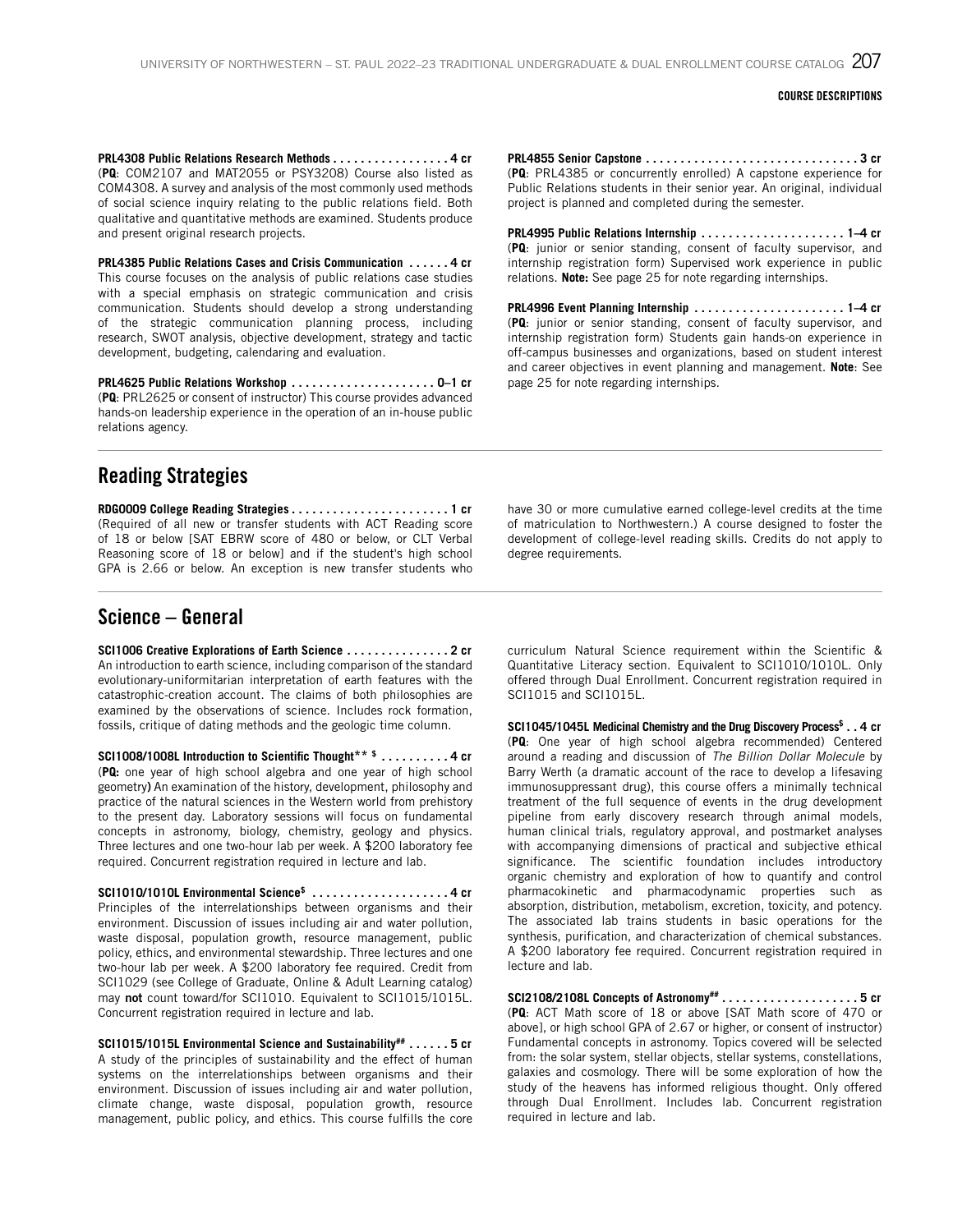**PRL4308 Public Relations Research Methods . . . . . . . . . . . . . . . . . 4 cr**
(**PQ**: COM2107 and MAT2055 or PSY3208) Course also listed as COM4308. A survey and analysis of the most commonly used methods of social science inquiry relating to the public relations field. Both qualitative and quantitative methods are examined. Students produce and present original research projects.

**PRL4385 Public Relations Cases and Crisis Communication . . . . . . 4 cr**
This course focuses on the analysis of public relations case studies with a special emphasis on strategic communication and crisis communication. Students should develop a strong understanding of the strategic communication planning process, including research, SWOT analysis, objective development, strategy and tactic development, budgeting, calendaring and evaluation.

**PRL4625 Public Relations Workshop . . . . . . . . . . . . . . . . . . . . . 0–1 cr**
(**PQ**: PRL2625 or consent of instructor) This course provides advanced hands-on leadership experience in the operation of an in-house public relations agency.

**PRL4855 Senior Capstone . . . . . . . . . . . . . . . . . . . . . . . . . . . . . . . 3 cr**
(**PQ**: PRL4385 or concurrently enrolled) A capstone experience for Public Relations students in their senior year. An original, individual project is planned and completed during the semester.

**PRL4995 Public Relations Internship . . . . . . . . . . . . . . . . . . . . . 1–4 cr**
(**PQ**: junior or senior standing, consent of faculty supervisor, and internship registration form) Supervised work experience in public relations. **Note:** See page 25 for note regarding internships.

**PRL4996 Event Planning Internship . . . . . . . . . . . . . . . . . . . . . . 1–4 cr**
(**PQ**: junior or senior standing, consent of faculty supervisor, and internship registration form) Students gain hands-on experience in off-campus businesses and organizations, based on student interest and career objectives in event planning and management. **Note**: See page 25 for note regarding internships.

## Reading Strategies

**RDG0009 College Reading Strategies . . . . . . . . . . . . . . . . . . . . . . . 1 cr**
(Required of all new or transfer students with ACT Reading score of 18 or below [SAT EBRW score of 480 or below, or CLT Verbal Reasoning score of 18 or below] and if the student's high school GPA is 2.66 or below. An exception is new transfer students who have 30 or more cumulative earned college-level credits at the time of matriculation to Northwestern.) A course designed to foster the development of college-level reading skills. Credits do not apply to degree requirements.

## Science – General

**SCI1006 Creative Explorations of Earth Science . . . . . . . . . . . . . . . 2 cr**
An introduction to earth science, including comparison of the standard evolutionary-uniformitarian interpretation of earth features with the catastrophic-creation account. The claims of both philosophies are examined by the observations of science. Includes rock formation, fossils, critique of dating methods and the geologic time column.

**SCI1008/1008L Introduction to Scientific Thought** \*\* $ . . . . . . . . . . 4 cr**
(**PQ:** one year of high school algebra and one year of high school geometry**)** An examination of the history, development, philosophy and practice of the natural sciences in the Western world from prehistory to the present day. Laboratory sessions will focus on fundamental concepts in astronomy, biology, chemistry, geology and physics. Three lectures and one two-hour lab per week. A $200 laboratory fee required. Concurrent registration required in lecture and lab.

**SCI1010/1010L Environmental Science$ . . . . . . . . . . . . . . . . . . . . 4 cr**
Principles of the interrelationships between organisms and their environment. Discussion of issues including air and water pollution, waste disposal, population growth, resource management, public policy, ethics, and environmental stewardship. Three lectures and one two-hour lab per week. A $200 laboratory fee required. Credit from SCI1029 (see College of Graduate, Online & Adult Learning catalog) may **not** count toward/for SCI1010. Equivalent to SCI1015/1015L. Concurrent registration required in lecture and lab.

**SCI1015/1015L Environmental Science and Sustainability## . . . . . . 5 cr**
A study of the principles of sustainability and the effect of human systems on the interrelationships between organisms and their environment. Discussion of issues including air and water pollution, climate change, waste disposal, population growth, resource management, public policy, and ethics. This course fulfills the core curriculum Natural Science requirement within the Scientific & Quantitative Literacy section. Equivalent to SCI1010/1010L. Only offered through Dual Enrollment. Concurrent registration required in SCI1015 and SCI1015L.

**SCI1045/1045L Medicinal Chemistry and the Drug Discovery Process$ . . 4 cr**
(**PQ**: One year of high school algebra recommended) Centered around a reading and discussion of *The Billion Dollar Molecule* by Barry Werth (a dramatic account of the race to develop a lifesaving immunosuppressant drug), this course offers a minimally technical treatment of the full sequence of events in the drug development pipeline from early discovery research through animal models, human clinical trials, regulatory approval, and postmarket analyses with accompanying dimensions of practical and subjective ethical significance. The scientific foundation includes introductory organic chemistry and exploration of how to quantify and control pharmacokinetic and pharmacodynamic properties such as absorption, distribution, metabolism, excretion, toxicity, and potency. The associated lab trains students in basic operations for the synthesis, purification, and characterization of chemical substances. A $200 laboratory fee required. Concurrent registration required in lecture and lab.

**SCI2108/2108L Concepts of Astronomy## . . . . . . . . . . . . . . . . . . . . 5 cr**
(**PQ**: ACT Math score of 18 or above [SAT Math score of 470 or above], or high school GPA of 2.67 or higher, or consent of instructor) Fundamental concepts in astronomy. Topics covered will be selected from: the solar system, stellar objects, stellar systems, constellations, galaxies and cosmology. There will be some exploration of how the study of the heavens has informed religious thought. Only offered through Dual Enrollment. Includes lab. Concurrent registration required in lecture and lab.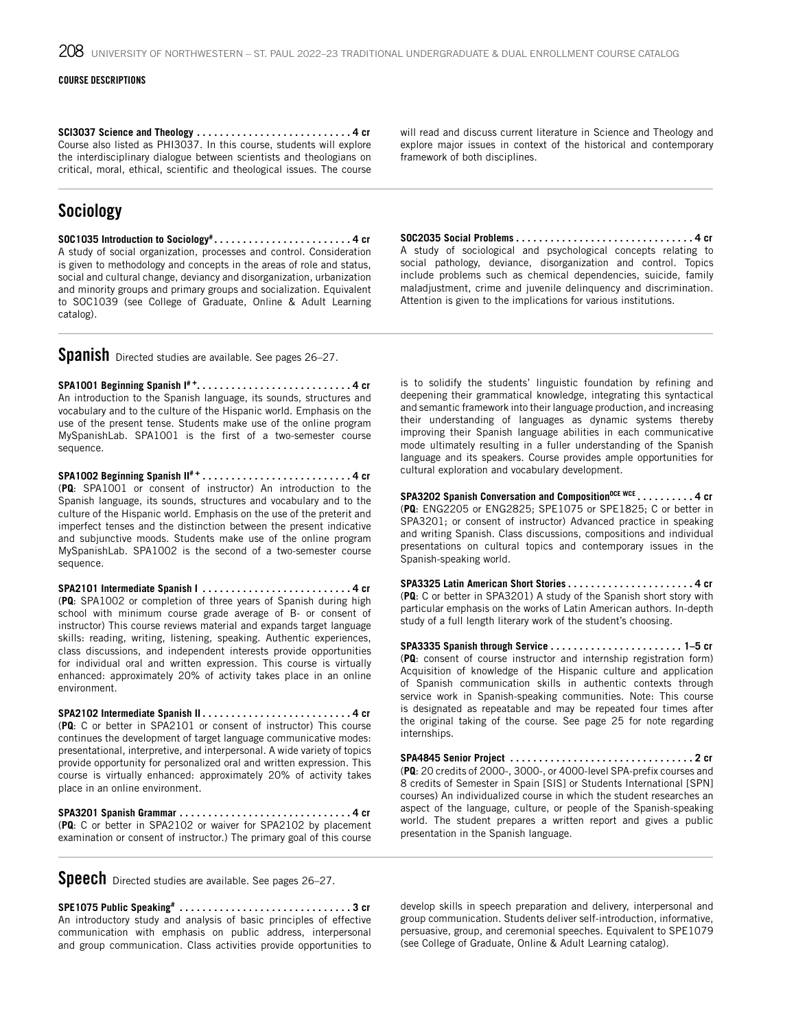COURSE DESCRIPTIONS

**SCI3037 Science and Theology . . . . . . . . . . . . . . . . . . . . . . . . . . . 4 cr**
Course also listed as PHI3037. In this course, students will explore the interdisciplinary dialogue between scientists and theologians on critical, moral, ethical, scientific and theological issues. The course will read and discuss current literature in Science and Theology and explore major issues in context of the historical and contemporary framework of both disciplines.

## Sociology

**SOC1035 Introduction to Sociology# . . . . . . . . . . . . . . . . . . . . . . . . 4 cr**
A study of social organization, processes and control. Consideration is given to methodology and concepts in the areas of role and status, social and cultural change, deviancy and disorganization, urbanization and minority groups and primary groups and socialization. Equivalent to SOC1039 (see College of Graduate, Online & Adult Learning catalog).

**SOC2035 Social Problems . . . . . . . . . . . . . . . . . . . . . . . . . . . . . . . 4 cr**
A study of sociological and psychological concepts relating to social pathology, deviance, disorganization and control. Topics include problems such as chemical dependencies, suicide, family maladjustment, crime and juvenile delinquency and discrimination. Attention is given to the implications for various institutions.

## Spanish

Directed studies are available. See pages 26–27.

**SPA1001 Beginning Spanish I# + . . . . . . . . . . . . . . . . . . . . . . . . . . 4 cr**
An introduction to the Spanish language, its sounds, structures and vocabulary and to the culture of the Hispanic world. Emphasis on the use of the present tense. Students make use of the online program MySpanishLab. SPA1001 is the first of a two-semester course sequence.

**SPA1002 Beginning Spanish II# + . . . . . . . . . . . . . . . . . . . . . . . . . . 4 cr**
(**PQ**: SPA1001 or consent of instructor) An introduction to the Spanish language, its sounds, structures and vocabulary and to the culture of the Hispanic world. Emphasis on the use of the preterit and imperfect tenses and the distinction between the present indicative and subjunctive moods. Students make use of the online program MySpanishLab. SPA1002 is the second of a two-semester course sequence.

**SPA2101 Intermediate Spanish I . . . . . . . . . . . . . . . . . . . . . . . . . . 4 cr**
(**PQ**: SPA1002 or completion of three years of Spanish during high school with minimum course grade average of B- or consent of instructor) This course reviews material and expands target language skills: reading, writing, listening, speaking. Authentic experiences, class discussions, and independent interests provide opportunities for individual oral and written expression. This course is virtually enhanced: approximately 20% of activity takes place in an online environment.

**SPA2102 Intermediate Spanish II . . . . . . . . . . . . . . . . . . . . . . . . . . 4 cr**
(**PQ**: C or better in SPA2101 or consent of instructor) This course continues the development of target language communicative modes: presentational, interpretive, and interpersonal. A wide variety of topics provide opportunity for personalized oral and written expression. This course is virtually enhanced: approximately 20% of activity takes place in an online environment.

**SPA3201 Spanish Grammar . . . . . . . . . . . . . . . . . . . . . . . . . . . . . 4 cr**
(**PQ**: C or better in SPA2102 or waiver for SPA2102 by placement examination or consent of instructor.) The primary goal of this course is to solidify the students' linguistic foundation by refining and deepening their grammatical knowledge, integrating this syntactical and semantic framework into their language production, and increasing their understanding of languages as dynamic systems thereby improving their Spanish language abilities in each communicative mode ultimately resulting in a fuller understanding of the Spanish language and its speakers. Course provides ample opportunities for cultural exploration and vocabulary development.

**SPA3202 Spanish Conversation and Composition[OCE WCE] . . . . . . . . . . 4 cr**
(**PQ**: ENG2205 or ENG2825; SPE1075 or SPE1825; C or better in SPA3201; or consent of instructor) Advanced practice in speaking and writing Spanish. Class discussions, compositions and individual presentations on cultural topics and contemporary issues in the Spanish-speaking world.

**SPA3325 Latin American Short Stories . . . . . . . . . . . . . . . . . . . . . . 4 cr**
(**PQ**: C or better in SPA3201) A study of the Spanish short story with particular emphasis on the works of Latin American authors. In-depth study of a full length literary work of the student's choosing.

**SPA3335 Spanish through Service . . . . . . . . . . . . . . . . . . . . . . . 1–5 cr**
(**PQ**: consent of course instructor and internship registration form) Acquisition of knowledge of the Hispanic culture and application of Spanish communication skills in authentic contexts through service work in Spanish-speaking communities. Note: This course is designated as repeatable and may be repeated four times after the original taking of the course. See page 25 for note regarding internships.

**SPA4845 Senior Project . . . . . . . . . . . . . . . . . . . . . . . . . . . . . . . 2 cr**
(**PQ**: 20 credits of 2000-, 3000-, or 4000-level SPA-prefix courses and 8 credits of Semester in Spain [SIS] or Students International [SPN] courses) An individualized course in which the student researches an aspect of the language, culture, or people of the Spanish-speaking world. The student prepares a written report and gives a public presentation in the Spanish language.

## Speech

Directed studies are available. See pages 26–27.

**SPE1075 Public Speaking# . . . . . . . . . . . . . . . . . . . . . . . . . . . . . 3 cr**
An introductory study and analysis of basic principles of effective communication with emphasis on public address, interpersonal and group communication. Class activities provide opportunities to develop skills in speech preparation and delivery, interpersonal and group communication. Students deliver self-introduction, informative, persuasive, group, and ceremonial speeches. Equivalent to SPE1079 (see College of Graduate, Online & Adult Learning catalog).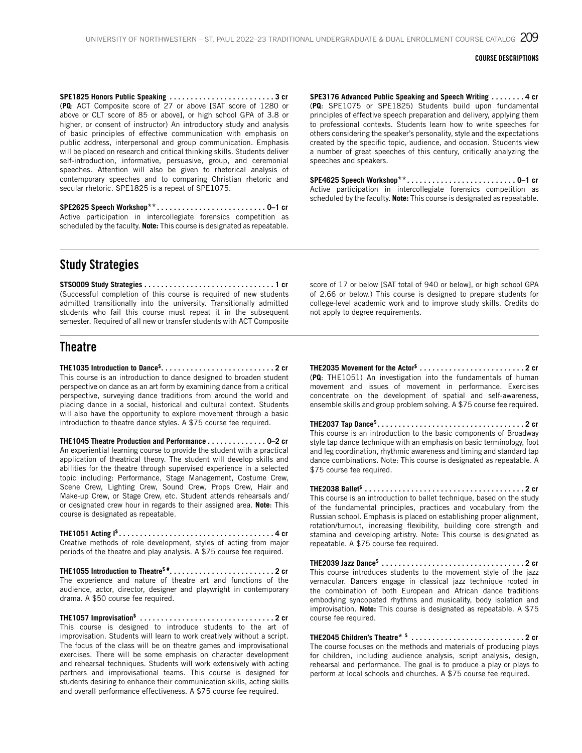**SPE1825 Honors Public Speaking . . . . . . . . . . . . . . . . . . . . . . . . . 3 cr**
(**PQ**: ACT Composite score of 27 or above [SAT score of 1280 or above or CLT score of 85 or above], or high school GPA of 3.8 or higher, or consent of instructor) An introductory study and analysis of basic principles of effective communication with emphasis on public address, interpersonal and group communication. Emphasis will be placed on research and critical thinking skills. Students deliver self-introduction, informative, persuasive, group, and ceremonial speeches. Attention will also be given to rhetorical analysis of contemporary speeches and to comparing Christian rhetoric and secular rhetoric. SPE1825 is a repeat of SPE1075.

**SPE2625 Speech Workshop** ** . . . . . . . . . . . . . . . . . . . . . . . . . **0–1 cr**
Active participation in intercollegiate forensics competition as scheduled by the faculty. **Note:** This course is designated as repeatable.

**SPE3176 Advanced Public Speaking and Speech Writing . . . . . . . . 4 cr**
(**PQ**: SPE1075 or SPE1825) Students build upon fundamental principles of effective speech preparation and delivery, applying them to professional contexts. Students learn how to write speeches for others considering the speaker's personality, style and the expectations created by the specific topic, audience, and occasion. Students view a number of great speeches of this century, critically analyzing the speeches and speakers.

**SPE4625 Speech Workshop** ** . . . . . . . . . . . . . . . . . . . . . . . . . **0–1 cr**
Active participation in intercollegiate forensics competition as scheduled by the faculty. **Note:** This course is designated as repeatable.

## Study Strategies

**STS0009 Study Strategies . . . . . . . . . . . . . . . . . . . . . . . . . . . . . . . 1 cr**
(Successful completion of this course is required of new students admitted transitionally into the university. Transitionally admitted students who fail this course must repeat it in the subsequent semester. Required of all new or transfer students with ACT Composite score of 17 or below [SAT total of 940 or below], or high school GPA of 2.66 or below.) This course is designed to prepare students for college-level academic work and to improve study skills. Credits do not apply to degree requirements.

## Theatre

**THE1035 Introduction to Dance$ . . . . . . . . . . . . . . . . . . . . . . . . . . . 2 cr**
This course is an introduction to dance designed to broaden student perspective on dance as an art form by examining dance from a critical perspective, surveying dance traditions from around the world and placing dance in a social, historical and cultural context. Students will also have the opportunity to explore movement through a basic introduction to theatre dance styles. A $75 course fee required.

**THE1045 Theatre Production and Performance . . . . . . . . . . . . . . 0–2 cr**
An experiential learning course to provide the student with a practical application of theatrical theory. The student will develop skills and abilities for the theatre through supervised experience in a selected topic including: Performance, Stage Management, Costume Crew, Scene Crew, Lighting Crew, Sound Crew, Props Crew, Hair and Make-up Crew, or Stage Crew, etc. Student attends rehearsals and/or designated crew hour in regards to their assigned area. **Note**: This course is designated as repeatable.

**THE1051 Acting I$ . . . . . . . . . . . . . . . . . . . . . . . . . . . . . . . . . . . . . 4 cr**
Creative methods of role development, styles of acting from major periods of the theatre and play analysis. A $75 course fee required.

**THE1055 Introduction to Theatre$ # . . . . . . . . . . . . . . . . . . . . . . . . . 2 cr**
The experience and nature of theatre art and functions of the audience, actor, director, designer and playwright in contemporary drama. A $50 course fee required.

**THE1057 Improvisation$ . . . . . . . . . . . . . . . . . . . . . . . . . . . . . . . . 2 cr**
This course is designed to introduce students to the art of improvisation. Students will learn to work creatively without a script. The focus of the class will be on theatre games and improvisational exercises. There will be some emphasis on character development and rehearsal techniques. Students will work extensively with acting partners and improvisational teams. This course is designed for students desiring to enhance their communication skills, acting skills and overall performance effectiveness. A $75 course fee required.

**THE2035 Movement for the Actor$ . . . . . . . . . . . . . . . . . . . . . . . . . 2 cr**
(**PQ**: THE1051) An investigation into the fundamentals of human movement and issues of movement in performance. Exercises concentrate on the development of spatial and self-awareness, ensemble skills and group problem solving. A $75 course fee required.

**THE2037 Tap Dance$ . . . . . . . . . . . . . . . . . . . . . . . . . . . . . . . . . . . 2 cr**
This course is an introduction to the basic components of Broadway style tap dance technique with an emphasis on basic terminology, foot and leg coordination, rhythmic awareness and timing and standard tap dance combinations. Note: This course is designated as repeatable. A $75 course fee required.

**THE2038 Ballet$ . . . . . . . . . . . . . . . . . . . . . . . . . . . . . . . . . . . . . . 2 cr**
This course is an introduction to ballet technique, based on the study of the fundamental principles, practices and vocabulary from the Russian school. Emphasis is placed on establishing proper alignment, rotation/turnout, increasing flexibility, building core strength and stamina and developing artistry. Note: This course is designated as repeatable. A $75 course fee required.

**THE2039 Jazz Dance$ . . . . . . . . . . . . . . . . . . . . . . . . . . . . . . . . . 2 cr**
This course introduces students to the movement style of the jazz vernacular. Dancers engage in classical jazz technique rooted in the combination of both European and African dance traditions embodying syncopated rhythms and musicality, body isolation and improvisation. **Note:** This course is designated as repeatable. A $75 course fee required.

**THE2045 Children's Theatre* $ . . . . . . . . . . . . . . . . . . . . . . . . . . . 2 cr**
The course focuses on the methods and materials of producing plays for children, including audience analysis, script analysis, design, rehearsal and performance. The goal is to produce a play or plays to perform at local schools and churches. A $75 course fee required.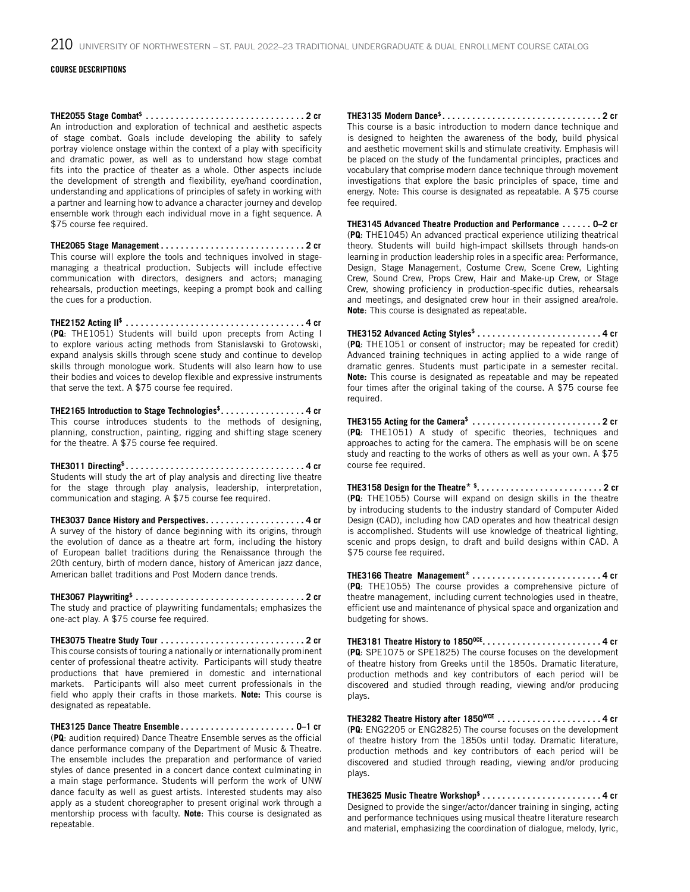## COURSE DESCRIPTIONS

**THE2055 Stage Combat$ . . . . . . . . . . . . . . . . . . . . . . . . . . . . . . . . 2 cr**
An introduction and exploration of technical and aesthetic aspects of stage combat. Goals include developing the ability to safely portray violence onstage within the context of a play with specificity and dramatic power, as well as to understand how stage combat fits into the practice of theater as a whole. Other aspects include the development of strength and flexibility, eye/hand coordination, understanding and applications of principles of safety in working with a partner and learning how to advance a character journey and develop ensemble work through each individual move in a fight sequence. A $75 course fee required.

**THE2065 Stage Management . . . . . . . . . . . . . . . . . . . . . . . . . . . . 2 cr**
This course will explore the tools and techniques involved in stage-managing a theatrical production. Subjects will include effective communication with directors, designers and actors; managing rehearsals, production meetings, keeping a prompt book and calling the cues for a production.

**THE2152 Acting II$ . . . . . . . . . . . . . . . . . . . . . . . . . . . . . . . . . . . 4 cr**
(**PQ**: THE1051) Students will build upon precepts from Acting I to explore various acting methods from Stanislavski to Grotowski, expand analysis skills through scene study and continue to develop skills through monologue work. Students will also learn how to use their bodies and voices to develop flexible and expressive instruments that serve the text. A $75 course fee required.

**THE2165 Introduction to Stage Technologies$. . . . . . . . . . . . . . . . . 4 cr**
This course introduces students to the methods of designing, planning, construction, painting, rigging and shifting stage scenery for the theatre. A $75 course fee required.

**THE3011 Directing$. . . . . . . . . . . . . . . . . . . . . . . . . . . . . . . . . . . . 4 cr**
Students will study the art of play analysis and directing live theatre for the stage through play analysis, leadership, interpretation, communication and staging. A $75 course fee required.

**THE3037 Dance History and Perspectives. . . . . . . . . . . . . . . . . . . 4 cr**
A survey of the history of dance beginning with its origins, through the evolution of dance as a theatre art form, including the history of European ballet traditions during the Renaissance through the 20th century, birth of modern dance, history of American jazz dance, American ballet traditions and Post Modern dance trends.

**THE3067 Playwriting$ . . . . . . . . . . . . . . . . . . . . . . . . . . . . . . . . . 2 cr**
The study and practice of playwriting fundamentals; emphasizes the one-act play. A $75 course fee required.

**THE3075 Theatre Study Tour . . . . . . . . . . . . . . . . . . . . . . . . . . . . 2 cr**
This course consists of touring a nationally or internationally prominent center of professional theatre activity. Participants will study theatre productions that have premiered in domestic and international markets. Participants will also meet current professionals in the field who apply their crafts in those markets. **Note:** This course is designated as repeatable.

**THE3125 Dance Theatre Ensemble . . . . . . . . . . . . . . . . . . . . . . . 0–1 cr**
(**PQ**: audition required) Dance Theatre Ensemble serves as the official dance performance company of the Department of Music & Theatre. The ensemble includes the preparation and performance of varied styles of dance presented in a concert dance context culminating in a main stage performance. Students will perform the work of UNW dance faculty as well as guest artists. Interested students may also apply as a student choreographer to present original work through a mentorship process with faculty. **Note**: This course is designated as repeatable.

**THE3135 Modern Dance$. . . . . . . . . . . . . . . . . . . . . . . . . . . . . . . . 2 cr**
This course is a basic introduction to modern dance technique and is designed to heighten the awareness of the body, build physical and aesthetic movement skills and stimulate creativity. Emphasis will be placed on the study of the fundamental principles, practices and vocabulary that comprise modern dance technique through movement investigations that explore the basic principles of space, time and energy. Note: This course is designated as repeatable. A $75 course fee required.

**THE3145 Advanced Theatre Production and Performance . . . . . . 0–2 cr**
(**PQ**: THE1045) An advanced practical experience utilizing theatrical theory. Students will build high-impact skillsets through hands-on learning in production leadership roles in a specific area: Performance, Design, Stage Management, Costume Crew, Scene Crew, Lighting Crew, Sound Crew, Props Crew, Hair and Make-up Crew, or Stage Crew, showing proficiency in production-specific duties, rehearsals and meetings, and designated crew hour in their assigned area/role. **Note**: This course is designated as repeatable.

**THE3152 Advanced Acting Styles$ . . . . . . . . . . . . . . . . . . . . . . . . . 4 cr**
(**PQ**: THE1051 or consent of instructor; may be repeated for credit) Advanced training techniques in acting applied to a wide range of dramatic genres. Students must participate in a semester recital. **Note:** This course is designated as repeatable and may be repeated four times after the original taking of the course. A $75 course fee required.

**THE3155 Acting for the Camera$ . . . . . . . . . . . . . . . . . . . . . . . . . 2 cr**
(**PQ**: THE1051) A study of specific theories, techniques and approaches to acting for the camera. The emphasis will be on scene study and reacting to the works of others as well as your own. A $75 course fee required.

**THE3158 Design for the Theatre* $. . . . . . . . . . . . . . . . . . . . . . . . . 2 cr**
(**PQ**: THE1055) Course will expand on design skills in the theatre by introducing students to the industry standard of Computer Aided Design (CAD), including how CAD operates and how theatrical design is accomplished. Students will use knowledge of theatrical lighting, scenic and props design, to draft and build designs within CAD. A $75 course fee required.

**THE3166 Theatre Management* . . . . . . . . . . . . . . . . . . . . . . . . . . 4 cr**
(**PQ**: THE1055) The course provides a comprehensive picture of theatre management, including current technologies used in theatre, efficient use and maintenance of physical space and organization and budgeting for shows.

**THE3181 Theatre History to 1850OCE. . . . . . . . . . . . . . . . . . . . . . . . 4 cr**
(**PQ**: SPE1075 or SPE1825) The course focuses on the development of theatre history from Greeks until the 1850s. Dramatic literature, production methods and key contributors of each period will be discovered and studied through reading, viewing and/or producing plays.

**THE3282 Theatre History after 1850WCE . . . . . . . . . . . . . . . . . . . . 4 cr**
(**PQ**: ENG2205 or ENG2825) The course focuses on the development of theatre history from the 1850s until today. Dramatic literature, production methods and key contributors of each period will be discovered and studied through reading, viewing and/or producing plays.

**THE3625 Music Theatre Workshop$ . . . . . . . . . . . . . . . . . . . . . . . . 4 cr**
Designed to provide the singer/actor/dancer training in singing, acting and performance techniques using musical theatre literature research and material, emphasizing the coordination of dialogue, melody, lyric,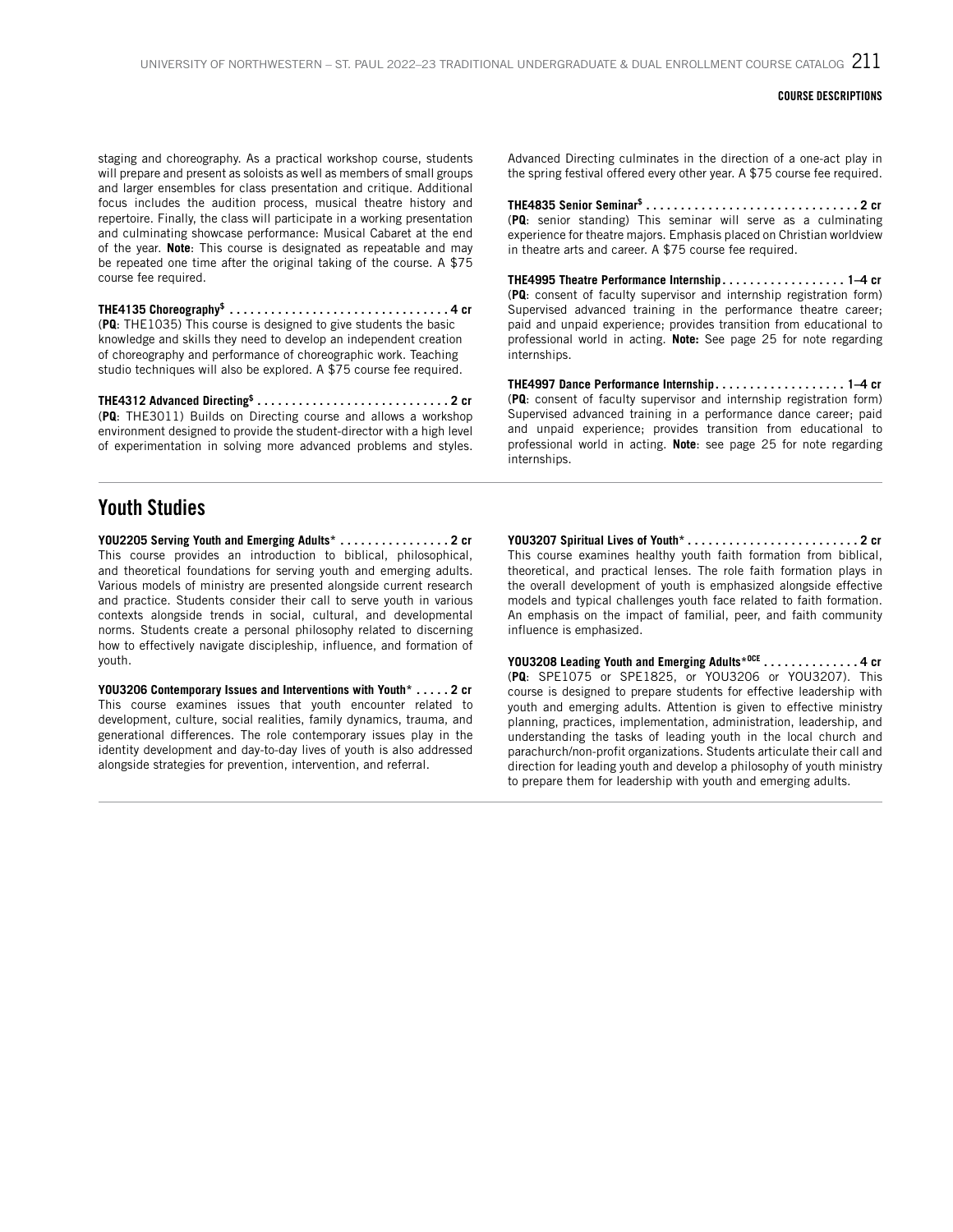staging and choreography. As a practical workshop course, students will prepare and present as soloists as well as members of small groups and larger ensembles for class presentation and critique. Additional focus includes the audition process, musical theatre history and repertoire. Finally, the class will participate in a working presentation and culminating showcase performance: Musical Cabaret at the end of the year. **Note**: This course is designated as repeatable and may be repeated one time after the original taking of the course. A $75 course fee required.

**THE4135 Choreography$ . . . . . . . . . . . . . . . . . . . . . . . . . . . . . . . . 4 cr**
(**PQ**: THE1035) This course is designed to give students the basic knowledge and skills they need to develop an independent creation of choreography and performance of choreographic work. Teaching studio techniques will also be explored. A $75 course fee required.

**THE4312 Advanced Directing$ . . . . . . . . . . . . . . . . . . . . . . . . . . . . 2 cr**
(**PQ**: THE3011) Builds on Directing course and allows a workshop environment designed to provide the student-director with a high level of experimentation in solving more advanced problems and styles. Advanced Directing culminates in the direction of a one-act play in the spring festival offered every other year. A $75 course fee required.

**THE4835 Senior Seminar$ . . . . . . . . . . . . . . . . . . . . . . . . . . . . . . . 2 cr**
(**PQ**: senior standing) This seminar will serve as a culminating experience for theatre majors. Emphasis placed on Christian worldview in theatre arts and career. A $75 course fee required.

**THE4995 Theatre Performance Internship . . . . . . . . . . . . . . . . . . 1–4 cr**
(**PQ**: consent of faculty supervisor and internship registration form) Supervised advanced training in the performance theatre career; paid and unpaid experience; provides transition from educational to professional world in acting. **Note:** See page 25 for note regarding internships.

**THE4997 Dance Performance Internship . . . . . . . . . . . . . . . . . . . 1–4 cr**
(**PQ**: consent of faculty supervisor and internship registration form) Supervised advanced training in a performance dance career; paid and unpaid experience; provides transition from educational to professional world in acting. **Note**: see page 25 for note regarding internships.

## Youth Studies

**YOU2205 Serving Youth and Emerging Adults* . . . . . . . . . . . . . . . . 2 cr**
This course provides an introduction to biblical, philosophical, and theoretical foundations for serving youth and emerging adults. Various models of ministry are presented alongside current research and practice. Students consider their call to serve youth in various contexts alongside trends in social, cultural, and developmental norms. Students create a personal philosophy related to discerning how to effectively navigate discipleship, influence, and formation of youth.

**YOU3206 Contemporary Issues and Interventions with Youth* . . . . . 2 cr**
This course examines issues that youth encounter related to development, culture, social realities, family dynamics, trauma, and generational differences. The role contemporary issues play in the identity development and day-to-day lives of youth is also addressed alongside strategies for prevention, intervention, and referral.

**YOU3207 Spiritual Lives of Youth* . . . . . . . . . . . . . . . . . . . . . . . . . 2 cr**
This course examines healthy youth faith formation from biblical, theoretical, and practical lenses. The role faith formation plays in the overall development of youth is emphasized alongside effective models and typical challenges youth face related to faith formation. An emphasis on the impact of familial, peer, and faith community influence is emphasized.

**YOU3208 Leading Youth and Emerging Adults*OCE . . . . . . . . . . . . . . 4 cr**
(**PQ**: SPE1075 or SPE1825, or YOU3206 or YOU3207). This course is designed to prepare students for effective leadership with youth and emerging adults. Attention is given to effective ministry planning, practices, implementation, administration, leadership, and understanding the tasks of leading youth in the local church and parachurch/non-profit organizations. Students articulate their call and direction for leading youth and develop a philosophy of youth ministry to prepare them for leadership with youth and emerging adults.